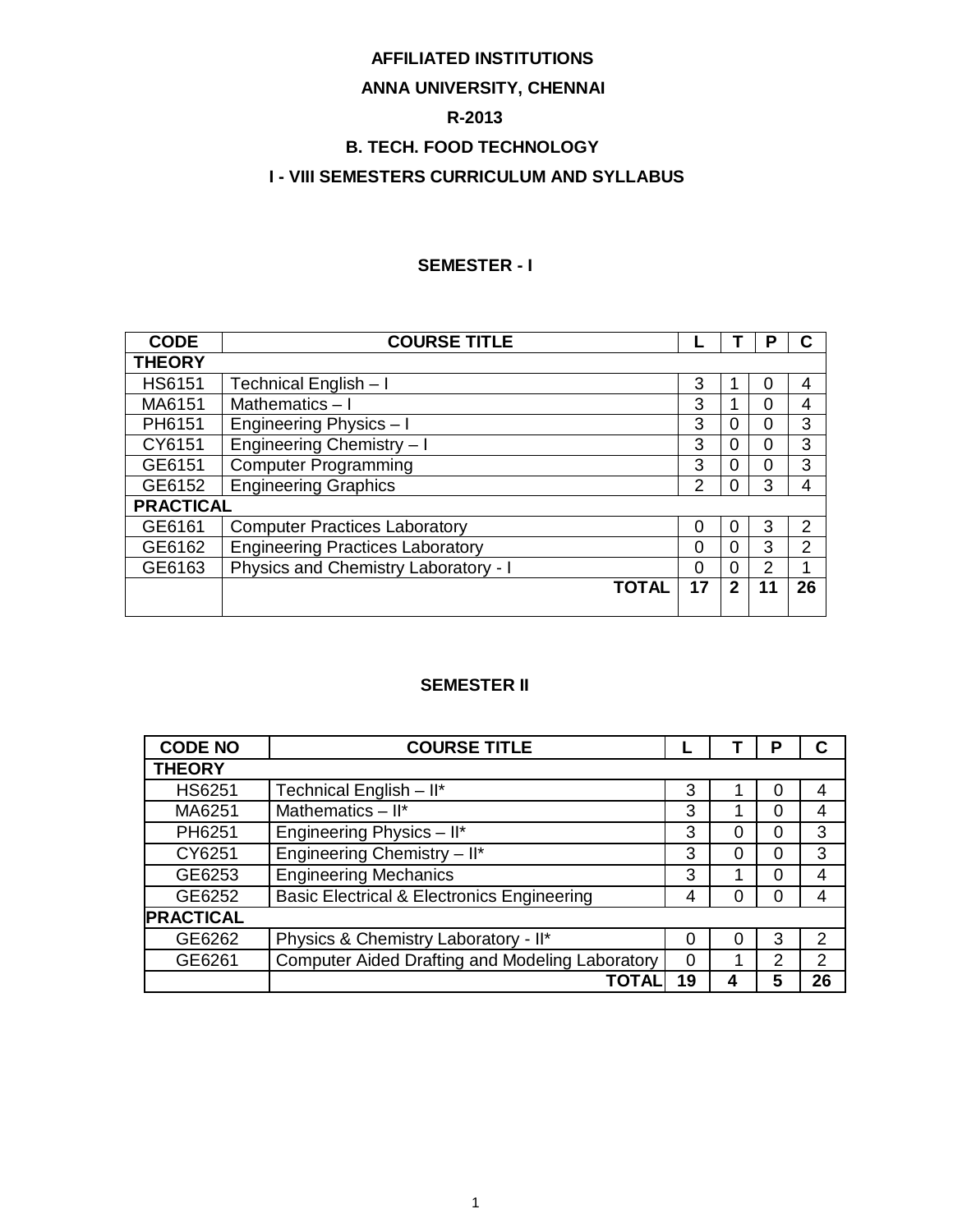**AFFILIATED INSTITUTIONS**

**ANNA UNIVERSITY, CHENNAI**

**R-2013**

**B. TECH. FOOD TECHNOLOGY**

**I - VIII SEMESTERS CURRICULUM AND SYLLABUS**

## SEMESTER - I

| CODE | COURSE TITLE | L | T | P | C |
|---|---|---|---|---|---|
| **THEORY** | | | | | |
| HS6151 | Technical English – I | 3 | 1 | 0 | 4 |
| MA6151 | Mathematics – I | 3 | 1 | 0 | 4 |
| PH6151 | Engineering Physics – I | 3 | 0 | 0 | 3 |
| CY6151 | Engineering Chemistry – I | 3 | 0 | 0 | 3 |
| GE6151 | Computer Programming | 3 | 0 | 0 | 3 |
| GE6152 | Engineering Graphics | 2 | 0 | 3 | 4 |
| **PRACTICAL** | | | | | |
| GE6161 | Computer Practices Laboratory | 0 | 0 | 3 | 2 |
| GE6162 | Engineering Practices Laboratory | 0 | 0 | 3 | 2 |
| GE6163 | Physics and Chemistry Laboratory - I | 0 | 0 | 2 | 1 |
| | **TOTAL** | **17** | **2** | **11** | **26** |

## SEMESTER II

| CODE NO | COURSE TITLE | L | T | P | C |
|---|---|---|---|---|---|
| **THEORY** | | | | | |
| HS6251 | Technical English – II* | 3 | 1 | 0 | 4 |
| MA6251 | Mathematics – II* | 3 | 1 | 0 | 4 |
| PH6251 | Engineering Physics – II* | 3 | 0 | 0 | 3 |
| CY6251 | Engineering Chemistry – II* | 3 | 0 | 0 | 3 |
| GE6253 | Engineering Mechanics | 3 | 1 | 0 | 4 |
| GE6252 | Basic Electrical & Electronics Engineering | 4 | 0 | 0 | 4 |
| **PRACTICAL** | | | | | |
| GE6262 | Physics & Chemistry Laboratory - II* | 0 | 0 | 3 | 2 |
| GE6261 | Computer Aided Drafting and Modeling Laboratory | 0 | 1 | 2 | 2 |
| | **TOTAL** | **19** | **4** | **5** | **26** |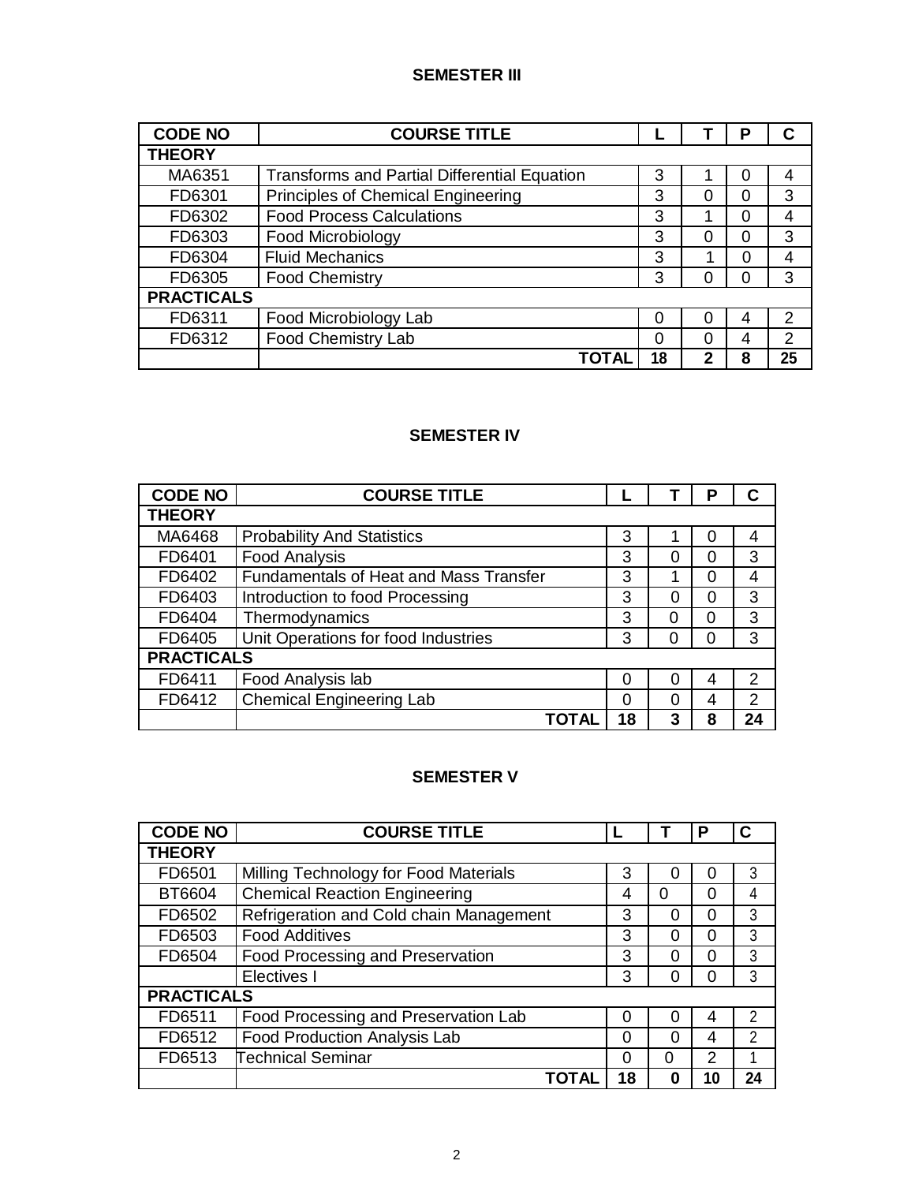## SEMESTER III

| CODE NO | COURSE TITLE | L | T | P | C |
|---|---|---|---|---|---|
| **THEORY** | | | | | |
| MA6351 | Transforms and Partial Differential Equation | 3 | 1 | 0 | 4 |
| FD6301 | Principles of Chemical Engineering | 3 | 0 | 0 | 3 |
| FD6302 | Food Process Calculations | 3 | 1 | 0 | 4 |
| FD6303 | Food Microbiology | 3 | 0 | 0 | 3 |
| FD6304 | Fluid Mechanics | 3 | 1 | 0 | 4 |
| FD6305 | Food Chemistry | 3 | 0 | 0 | 3 |
| **PRACTICALS** | | | | | |
| FD6311 | Food Microbiology Lab | 0 | 0 | 4 | 2 |
| FD6312 | Food Chemistry Lab | 0 | 0 | 4 | 2 |
| | **TOTAL** | **18** | **2** | **8** | **25** |

## SEMESTER IV

| CODE NO | COURSE TITLE | L | T | P | C |
|---|---|---|---|---|---|
| **THEORY** | | | | | |
| MA6468 | Probability And Statistics | 3 | 1 | 0 | 4 |
| FD6401 | Food Analysis | 3 | 0 | 0 | 3 |
| FD6402 | Fundamentals of Heat and Mass Transfer | 3 | 1 | 0 | 4 |
| FD6403 | Introduction to food Processing | 3 | 0 | 0 | 3 |
| FD6404 | Thermodynamics | 3 | 0 | 0 | 3 |
| FD6405 | Unit Operations for food Industries | 3 | 0 | 0 | 3 |
| **PRACTICALS** | | | | | |
| FD6411 | Food Analysis lab | 0 | 0 | 4 | 2 |
| FD6412 | Chemical Engineering Lab | 0 | 0 | 4 | 2 |
| | **TOTAL** | **18** | **3** | **8** | **24** |

## SEMESTER V

| CODE NO | COURSE TITLE | L | T | P | C |
|---|---|---|---|---|---|
| **THEORY** | | | | | |
| FD6501 | Milling Technology for Food Materials | 3 | 0 | 0 | 3 |
| BT6604 | Chemical Reaction Engineering | 4 | 0 | 0 | 4 |
| FD6502 | Refrigeration and Cold chain Management | 3 | 0 | 0 | 3 |
| FD6503 | Food Additives | 3 | 0 | 0 | 3 |
| FD6504 | Food Processing and Preservation | 3 | 0 | 0 | 3 |
| | Electives I | 3 | 0 | 0 | 3 |
| **PRACTICALS** | | | | | |
| FD6511 | Food Processing and Preservation Lab | 0 | 0 | 4 | 2 |
| FD6512 | Food Production Analysis Lab | 0 | 0 | 4 | 2 |
| FD6513 | Technical Seminar | 0 | 0 | 2 | 1 |
| | **TOTAL** | **18** | **0** | **10** | **24** |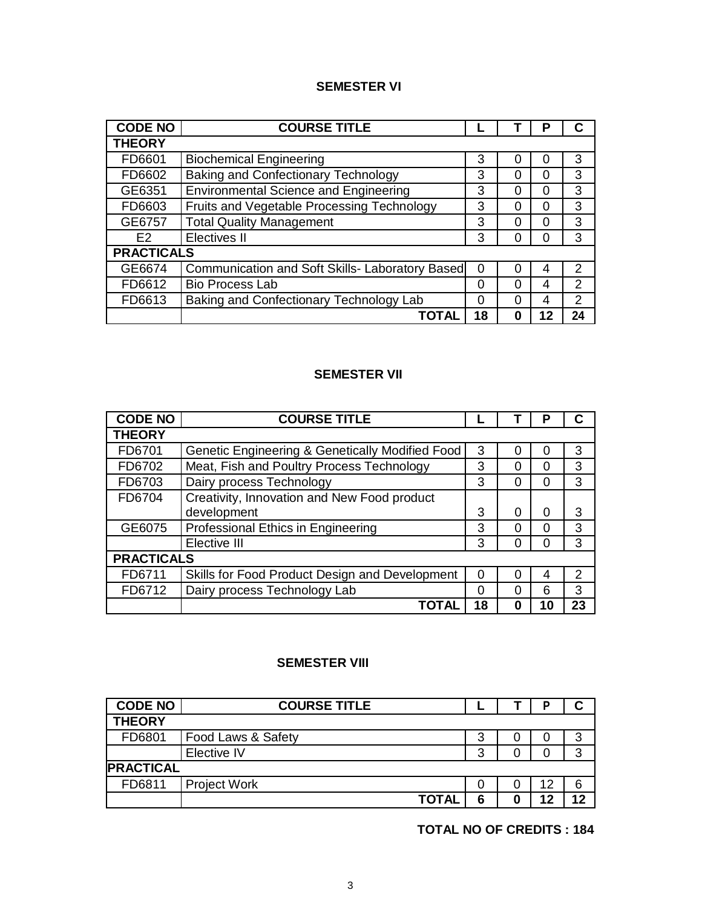## SEMESTER VI

| CODE NO | COURSE TITLE | L | T | P | C |
|---|---|---|---|---|---|
| **THEORY** | | | | | |
| FD6601 | Biochemical Engineering | 3 | 0 | 0 | 3 |
| FD6602 | Baking and Confectionary Technology | 3 | 0 | 0 | 3 |
| GE6351 | Environmental Science and Engineering | 3 | 0 | 0 | 3 |
| FD6603 | Fruits and Vegetable Processing Technology | 3 | 0 | 0 | 3 |
| GE6757 | Total Quality Management | 3 | 0 | 0 | 3 |
| E2 | Electives II | 3 | 0 | 0 | 3 |
| **PRACTICALS** | | | | | |
| GE6674 | Communication and Soft Skills- Laboratory Based | 0 | 0 | 4 | 2 |
| FD6612 | Bio Process Lab | 0 | 0 | 4 | 2 |
| FD6613 | Baking and Confectionary Technology Lab | 0 | 0 | 4 | 2 |
| | **TOTAL** | **18** | **0** | **12** | **24** |

## SEMESTER VII

| CODE NO | COURSE TITLE | L | T | P | C |
|---|---|---|---|---|---|
| **THEORY** | | | | | |
| FD6701 | Genetic Engineering & Genetically Modified Food | 3 | 0 | 0 | 3 |
| FD6702 | Meat, Fish and Poultry Process Technology | 3 | 0 | 0 | 3 |
| FD6703 | Dairy process Technology | 3 | 0 | 0 | 3 |
| FD6704 | Creativity, Innovation and New Food product development | 3 | 0 | 0 | 3 |
| GE6075 | Professional Ethics in Engineering | 3 | 0 | 0 | 3 |
| | Elective III | 3 | 0 | 0 | 3 |
| **PRACTICALS** | | | | | |
| FD6711 | Skills for Food Product Design and Development | 0 | 0 | 4 | 2 |
| FD6712 | Dairy process Technology Lab | 0 | 0 | 6 | 3 |
| | **TOTAL** | **18** | **0** | **10** | **23** |

## SEMESTER VIII

| CODE NO | COURSE TITLE | L | T | P | C |
|---|---|---|---|---|---|
| **THEORY** | | | | | |
| FD6801 | Food Laws & Safety | 3 | 0 | 0 | 3 |
| | Elective IV | 3 | 0 | 0 | 3 |
| **PRACTICAL** | | | | | |
| FD6811 | Project Work | 0 | 0 | 12 | 6 |
| | **TOTAL** | **6** | **0** | **12** | **12** |

**TOTAL NO OF CREDITS : 184**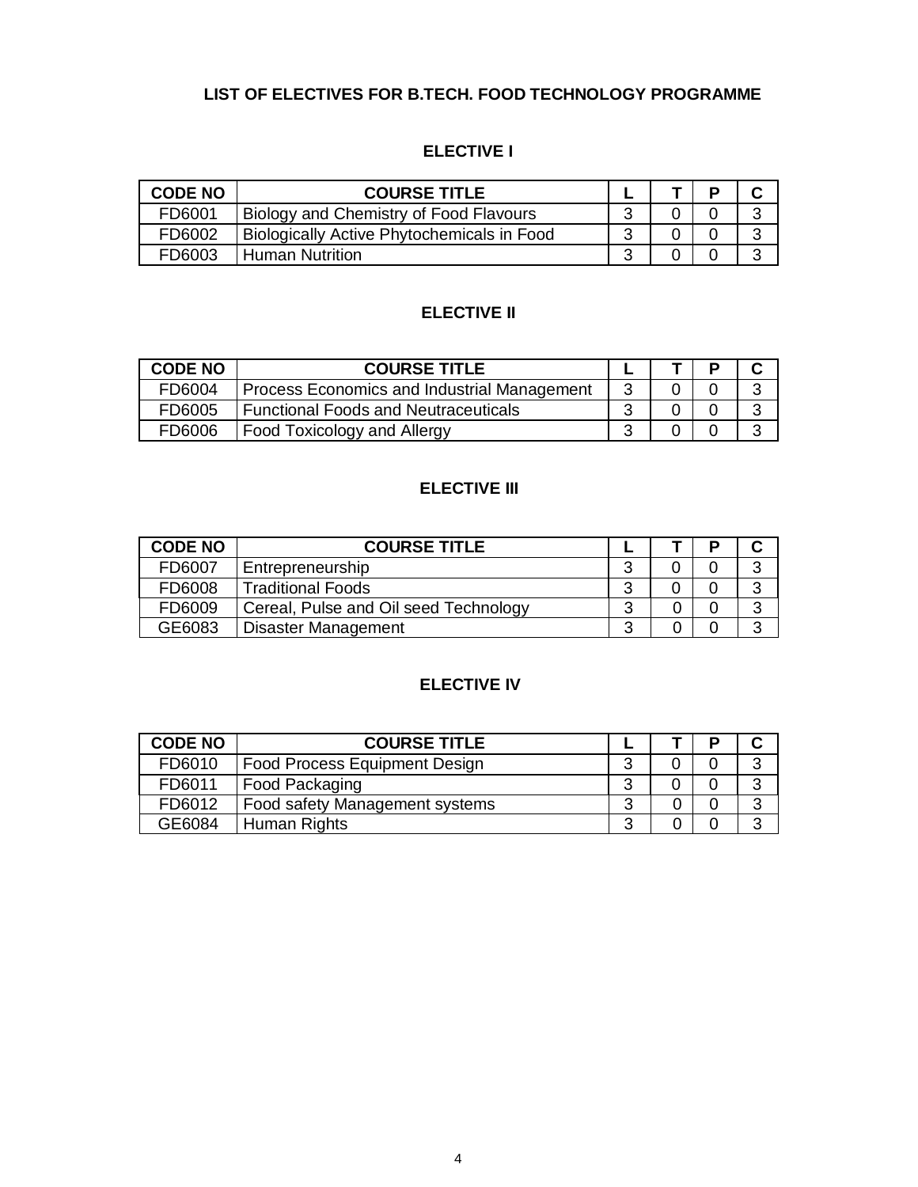# LIST OF ELECTIVES FOR B.TECH. FOOD TECHNOLOGY PROGRAMME

## ELECTIVE I

| CODE NO | COURSE TITLE | L | T | P | C |
|---|---|---|---|---|---|
| FD6001 | Biology and Chemistry of Food Flavours | 3 | 0 | 0 | 3 |
| FD6002 | Biologically Active Phytochemicals in Food | 3 | 0 | 0 | 3 |
| FD6003 | Human Nutrition | 3 | 0 | 0 | 3 |

## ELECTIVE II

| CODE NO | COURSE TITLE | L | T | P | C |
|---|---|---|---|---|---|
| FD6004 | Process Economics and Industrial Management | 3 | 0 | 0 | 3 |
| FD6005 | Functional Foods and Neutraceuticals | 3 | 0 | 0 | 3 |
| FD6006 | Food Toxicology and Allergy | 3 | 0 | 0 | 3 |

## ELECTIVE III

| CODE NO | COURSE TITLE | L | T | P | C |
|---|---|---|---|---|---|
| FD6007 | Entrepreneurship | 3 | 0 | 0 | 3 |
| FD6008 | Traditional Foods | 3 | 0 | 0 | 3 |
| FD6009 | Cereal, Pulse and Oil seed Technology | 3 | 0 | 0 | 3 |
| GE6083 | Disaster Management | 3 | 0 | 0 | 3 |

## ELECTIVE IV

| CODE NO | COURSE TITLE | L | T | P | C |
|---|---|---|---|---|---|
| FD6010 | Food Process Equipment Design | 3 | 0 | 0 | 3 |
| FD6011 | Food Packaging | 3 | 0 | 0 | 3 |
| FD6012 | Food safety Management systems | 3 | 0 | 0 | 3 |
| GE6084 | Human Rights | 3 | 0 | 0 | 3 |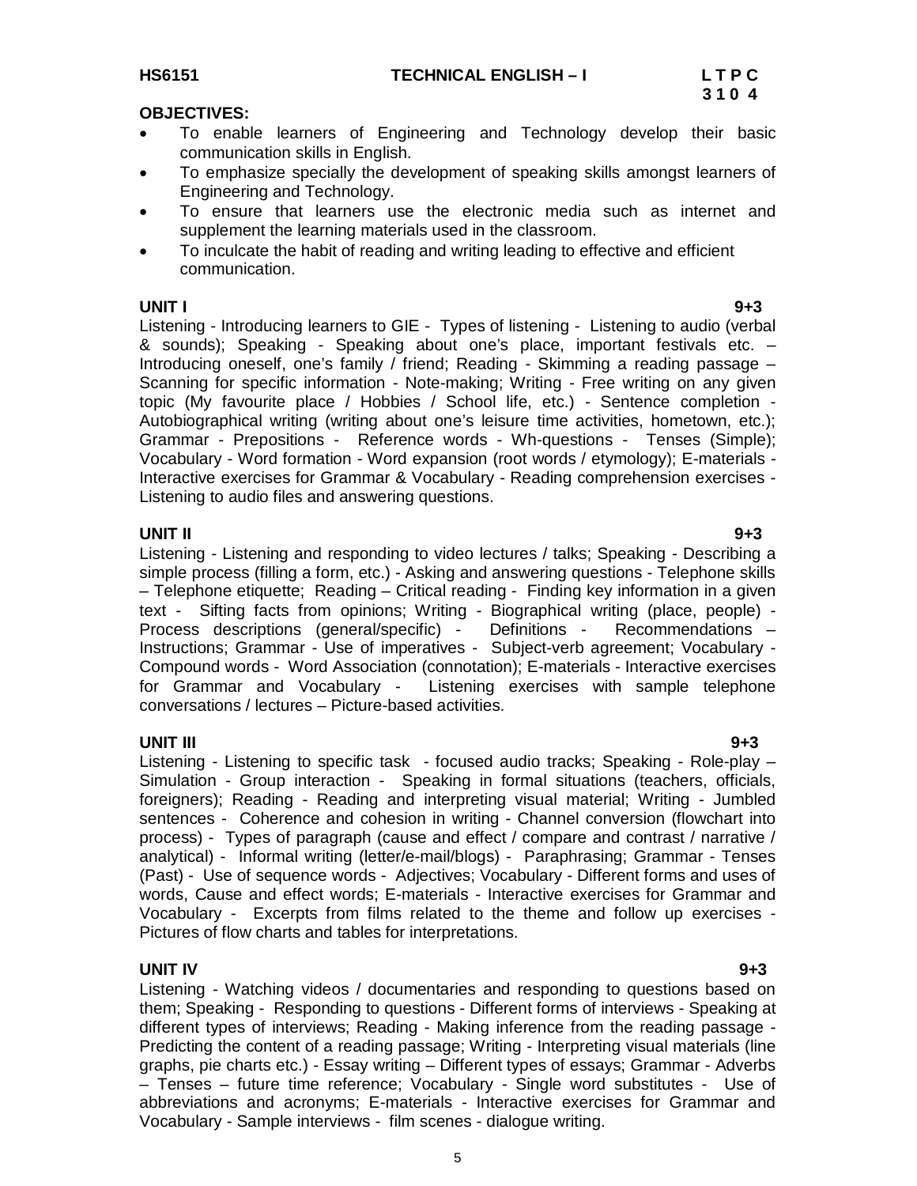**HS6151　　　　　　TECHNICAL ENGLISH – I　　　　　　L T P C**
**3 1 0 4**

**OBJECTIVES:**

- To enable learners of Engineering and Technology develop their basic communication skills in English.
- To emphasize specially the development of speaking skills amongst learners of Engineering and Technology.
- To ensure that learners use the electronic media such as internet and supplement the learning materials used in the classroom.
- To inculcate the habit of reading and writing leading to effective and efficient communication.

**UNIT I　　　　　　　　　　　　　　　　　　　　　　　　　　　　　9+3**

Listening - Introducing learners to GIE - Types of listening - Listening to audio (verbal & sounds); Speaking - Speaking about one's place, important festivals etc. – Introducing oneself, one's family / friend; Reading - Skimming a reading passage – Scanning for specific information - Note-making; Writing - Free writing on any given topic (My favourite place / Hobbies / School life, etc.) - Sentence completion - Autobiographical writing (writing about one's leisure time activities, hometown, etc.); Grammar - Prepositions - Reference words - Wh-questions - Tenses (Simple); Vocabulary - Word formation - Word expansion (root words / etymology); E-materials - Interactive exercises for Grammar & Vocabulary - Reading comprehension exercises - Listening to audio files and answering questions.

**UNIT II　　　　　　　　　　　　　　　　　　　　　　　　　　　　　9+3**

Listening - Listening and responding to video lectures / talks; Speaking - Describing a simple process (filling a form, etc.) - Asking and answering questions - Telephone skills – Telephone etiquette; Reading – Critical reading - Finding key information in a given text - Sifting facts from opinions; Writing - Biographical writing (place, people) - Process descriptions (general/specific) - Definitions - Recommendations – Instructions; Grammar - Use of imperatives - Subject-verb agreement; Vocabulary - Compound words - Word Association (connotation); E-materials - Interactive exercises for Grammar and Vocabulary - Listening exercises with sample telephone conversations / lectures – Picture-based activities.

**UNIT III　　　　　　　　　　　　　　　　　　　　　　　　　　　　　9+3**

Listening - Listening to specific task - focused audio tracks; Speaking - Role-play – Simulation - Group interaction - Speaking in formal situations (teachers, officials, foreigners); Reading - Reading and interpreting visual material; Writing - Jumbled sentences - Coherence and cohesion in writing - Channel conversion (flowchart into process) - Types of paragraph (cause and effect / compare and contrast / narrative / analytical) - Informal writing (letter/e-mail/blogs) - Paraphrasing; Grammar - Tenses (Past) - Use of sequence words - Adjectives; Vocabulary - Different forms and uses of words, Cause and effect words; E-materials - Interactive exercises for Grammar and Vocabulary - Excerpts from films related to the theme and follow up exercises - Pictures of flow charts and tables for interpretations.

**UNIT IV　　　　　　　　　　　　　　　　　　　　　　　　　　　　　9+3**

Listening - Watching videos / documentaries and responding to questions based on them; Speaking - Responding to questions - Different forms of interviews - Speaking at different types of interviews; Reading - Making inference from the reading passage - Predicting the content of a reading passage; Writing - Interpreting visual materials (line graphs, pie charts etc.) - Essay writing – Different types of essays; Grammar - Adverbs – Tenses – future time reference; Vocabulary - Single word substitutes - Use of abbreviations and acronyms; E-materials - Interactive exercises for Grammar and Vocabulary - Sample interviews - film scenes - dialogue writing.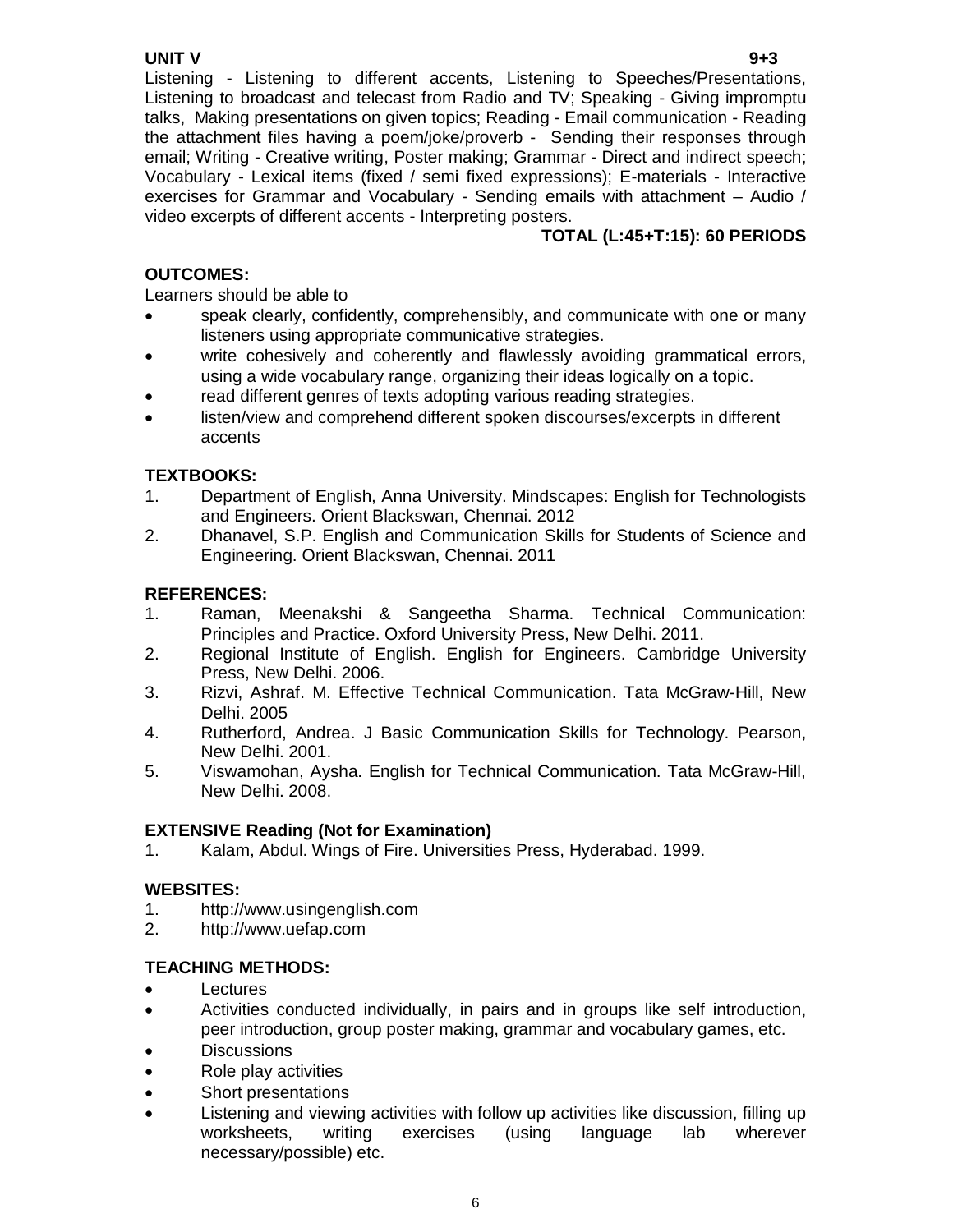**UNIT V** **9+3**

Listening - Listening to different accents, Listening to Speeches/Presentations, Listening to broadcast and telecast from Radio and TV; Speaking - Giving impromptu talks, Making presentations on given topics; Reading - Email communication - Reading the attachment files having a poem/joke/proverb - Sending their responses through email; Writing - Creative writing, Poster making; Grammar - Direct and indirect speech; Vocabulary - Lexical items (fixed / semi fixed expressions); E-materials - Interactive exercises for Grammar and Vocabulary - Sending emails with attachment – Audio / video excerpts of different accents - Interpreting posters.

**TOTAL (L:45+T:15): 60 PERIODS**

**OUTCOMES:**

Learners should be able to

- speak clearly, confidently, comprehensibly, and communicate with one or many listeners using appropriate communicative strategies.
- write cohesively and coherently and flawlessly avoiding grammatical errors, using a wide vocabulary range, organizing their ideas logically on a topic.
- read different genres of texts adopting various reading strategies.
- listen/view and comprehend different spoken discourses/excerpts in different accents

**TEXTBOOKS:**

1. Department of English, Anna University. Mindscapes: English for Technologists and Engineers. Orient Blackswan, Chennai. 2012
2. Dhanavel, S.P. English and Communication Skills for Students of Science and Engineering. Orient Blackswan, Chennai. 2011

**REFERENCES:**

1. Raman, Meenakshi & Sangeetha Sharma. Technical Communication: Principles and Practice. Oxford University Press, New Delhi. 2011.
2. Regional Institute of English. English for Engineers. Cambridge University Press, New Delhi. 2006.
3. Rizvi, Ashraf. M. Effective Technical Communication. Tata McGraw-Hill, New Delhi. 2005
4. Rutherford, Andrea. J Basic Communication Skills for Technology. Pearson, New Delhi. 2001.
5. Viswamohan, Aysha. English for Technical Communication. Tata McGraw-Hill, New Delhi. 2008.

**EXTENSIVE Reading (Not for Examination)**

1. Kalam, Abdul. Wings of Fire. Universities Press, Hyderabad. 1999.

**WEBSITES:**

1. http://www.usingenglish.com
2. http://www.uefap.com

**TEACHING METHODS:**

- Lectures
- Activities conducted individually, in pairs and in groups like self introduction, peer introduction, group poster making, grammar and vocabulary games, etc.
- Discussions
- Role play activities
- Short presentations
- Listening and viewing activities with follow up activities like discussion, filling up worksheets, writing exercises (using language lab wherever necessary/possible) etc.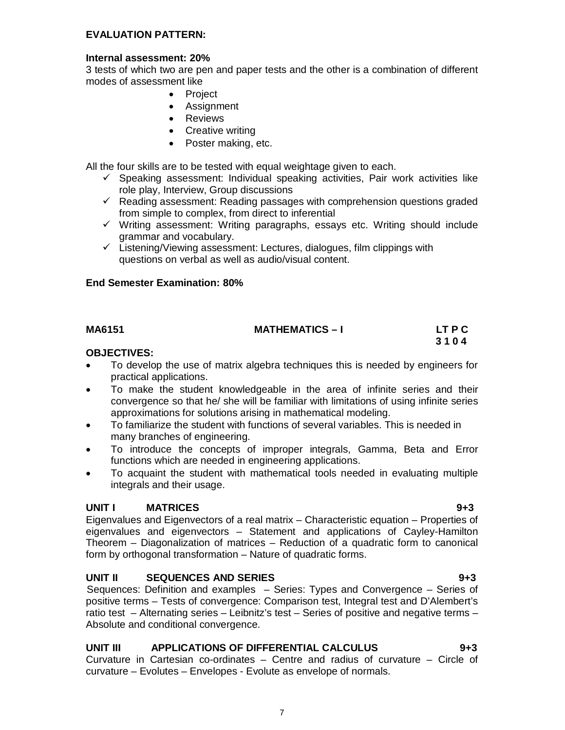**EVALUATION PATTERN:**

**Internal assessment: 20%**
3 tests of which two are pen and paper tests and the other is a combination of different modes of assessment like

- Project
- Assignment
- Reviews
- Creative writing
- Poster making, etc.

All the four skills are to be tested with equal weightage given to each.

- ✓ Speaking assessment: Individual speaking activities, Pair work activities like role play, Interview, Group discussions
- ✓ Reading assessment: Reading passages with comprehension questions graded from simple to complex, from direct to inferential
- ✓ Writing assessment: Writing paragraphs, essays etc. Writing should include grammar and vocabulary.
- ✓ Listening/Viewing assessment: Lectures, dialogues, film clippings with questions on verbal as well as audio/visual content.

**End Semester Examination: 80%**

| **MA6151** | **MATHEMATICS – I** | **LT P C** |
|---|---|---|
| | | **3 1 0 4** |

**OBJECTIVES:**

- To develop the use of matrix algebra techniques this is needed by engineers for practical applications.
- To make the student knowledgeable in the area of infinite series and their convergence so that he/ she will be familiar with limitations of using infinite series approximations for solutions arising in mathematical modeling.
- To familiarize the student with functions of several variables. This is needed in many branches of engineering.
- To introduce the concepts of improper integrals, Gamma, Beta and Error functions which are needed in engineering applications.
- To acquaint the student with mathematical tools needed in evaluating multiple integrals and their usage.

**UNIT I MATRICES 9+3**

Eigenvalues and Eigenvectors of a real matrix – Characteristic equation – Properties of eigenvalues and eigenvectors – Statement and applications of Cayley-Hamilton Theorem – Diagonalization of matrices – Reduction of a quadratic form to canonical form by orthogonal transformation – Nature of quadratic forms.

**UNIT II SEQUENCES AND SERIES 9+3**

Sequences: Definition and examples – Series: Types and Convergence – Series of positive terms – Tests of convergence: Comparison test, Integral test and D'Alembert's ratio test – Alternating series – Leibnitz's test – Series of positive and negative terms – Absolute and conditional convergence.

**UNIT III APPLICATIONS OF DIFFERENTIAL CALCULUS 9+3**

Curvature in Cartesian co-ordinates – Centre and radius of curvature – Circle of curvature – Evolutes – Envelopes - Evolute as envelope of normals.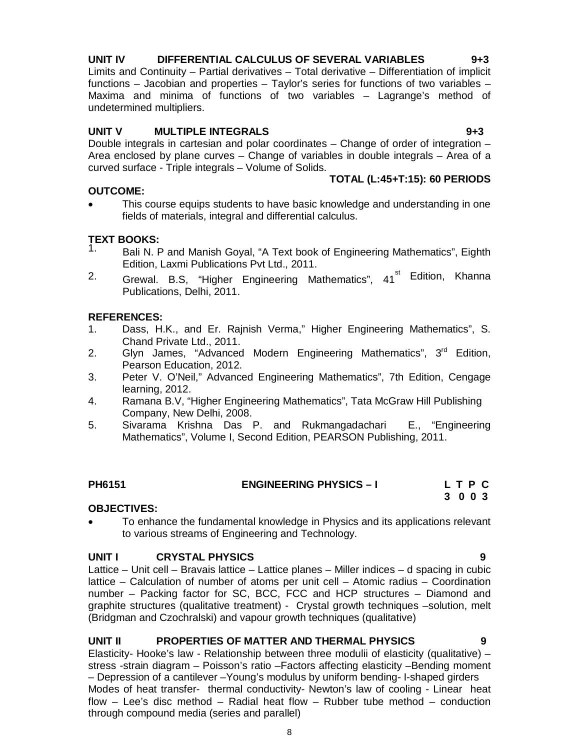**UNIT IV DIFFERENTIAL CALCULUS OF SEVERAL VARIABLES 9+3**

Limits and Continuity – Partial derivatives – Total derivative – Differentiation of implicit functions – Jacobian and properties – Taylor's series for functions of two variables – Maxima and minima of functions of two variables – Lagrange's method of undetermined multipliers.

**UNIT V MULTIPLE INTEGRALS 9+3**

Double integrals in cartesian and polar coordinates – Change of order of integration – Area enclosed by plane curves – Change of variables in double integrals – Area of a curved surface - Triple integrals – Volume of Solids.

**TOTAL (L:45+T:15): 60 PERIODS**

**OUTCOME:**

- This course equips students to have basic knowledge and understanding in one fields of materials, integral and differential calculus.

**TEXT BOOKS:**

1. Bali N. P and Manish Goyal, "A Text book of Engineering Mathematics", Eighth Edition, Laxmi Publications Pvt Ltd., 2011.
2. Grewal. B.S, "Higher Engineering Mathematics", 41st Edition, Khanna Publications, Delhi, 2011.

**REFERENCES:**

1. Dass, H.K., and Er. Rajnish Verma," Higher Engineering Mathematics", S. Chand Private Ltd., 2011.
2. Glyn James, "Advanced Modern Engineering Mathematics", 3rd Edition, Pearson Education, 2012.
3. Peter V. O'Neil," Advanced Engineering Mathematics", 7th Edition, Cengage learning, 2012.
4. Ramana B.V, "Higher Engineering Mathematics", Tata McGraw Hill Publishing Company, New Delhi, 2008.
5. Sivarama Krishna Das P. and Rukmangadachari E., "Engineering Mathematics", Volume I, Second Edition, PEARSON Publishing, 2011.

## PH6151 ENGINEERING PHYSICS – I

| L | T | P | C |
|---|---|---|---|
| 3 | 0 | 0 | 3 |

**OBJECTIVES:**

- To enhance the fundamental knowledge in Physics and its applications relevant to various streams of Engineering and Technology.

**UNIT I CRYSTAL PHYSICS 9**

Lattice – Unit cell – Bravais lattice – Lattice planes – Miller indices – d spacing in cubic lattice – Calculation of number of atoms per unit cell – Atomic radius – Coordination number – Packing factor for SC, BCC, FCC and HCP structures – Diamond and graphite structures (qualitative treatment) - Crystal growth techniques –solution, melt (Bridgman and Czochralski) and vapour growth techniques (qualitative)

**UNIT II PROPERTIES OF MATTER AND THERMAL PHYSICS 9**

Elasticity- Hooke's law - Relationship between three modulii of elasticity (qualitative) – stress -strain diagram – Poisson's ratio –Factors affecting elasticity –Bending moment – Depression of a cantilever –Young's modulus by uniform bending- I-shaped girders

Modes of heat transfer- thermal conductivity- Newton's law of cooling - Linear heat flow – Lee's disc method – Radial heat flow – Rubber tube method – conduction through compound media (series and parallel)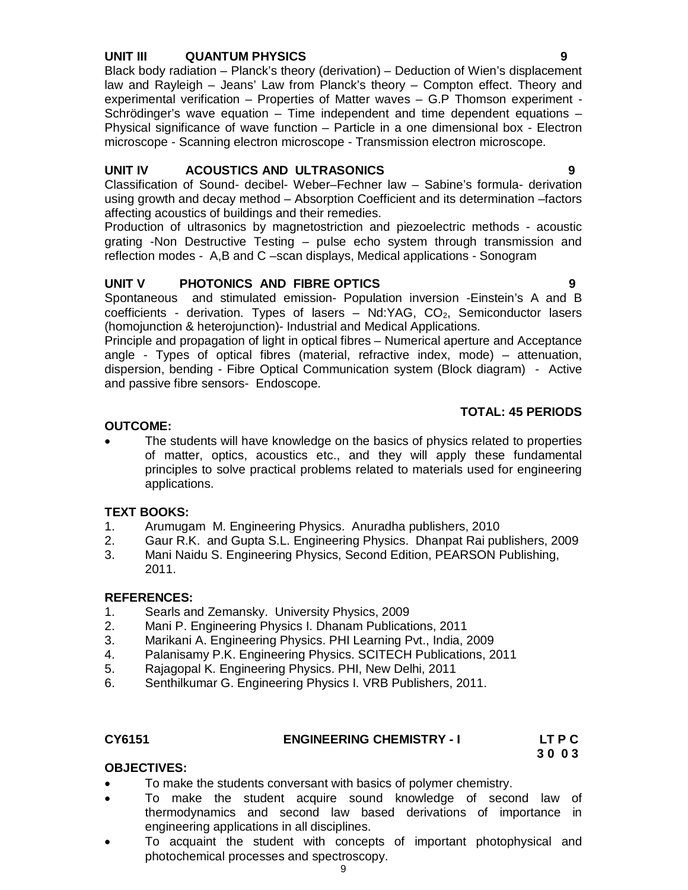**UNIT III QUANTUM PHYSICS 9**

Black body radiation – Planck's theory (derivation) – Deduction of Wien's displacement law and Rayleigh – Jeans' Law from Planck's theory – Compton effect. Theory and experimental verification – Properties of Matter waves – G.P Thomson experiment - Schrödinger's wave equation – Time independent and time dependent equations – Physical significance of wave function – Particle in a one dimensional box - Electron microscope - Scanning electron microscope - Transmission electron microscope.

**UNIT IV ACOUSTICS AND ULTRASONICS 9**

Classification of Sound- decibel- Weber–Fechner law – Sabine's formula- derivation using growth and decay method – Absorption Coefficient and its determination –factors affecting acoustics of buildings and their remedies.

Production of ultrasonics by magnetostriction and piezoelectric methods - acoustic grating -Non Destructive Testing – pulse echo system through transmission and reflection modes - A,B and C –scan displays, Medical applications - Sonogram

**UNIT V PHOTONICS AND FIBRE OPTICS 9**

Spontaneous and stimulated emission- Population inversion -Einstein's A and B coefficients - derivation. Types of lasers – Nd:YAG, $CO_2$, Semiconductor lasers (homojunction & heterojunction)- Industrial and Medical Applications.

Principle and propagation of light in optical fibres – Numerical aperture and Acceptance angle - Types of optical fibres (material, refractive index, mode) – attenuation, dispersion, bending - Fibre Optical Communication system (Block diagram) - Active and passive fibre sensors- Endoscope.

**TOTAL: 45 PERIODS**

**OUTCOME:**

- The students will have knowledge on the basics of physics related to properties of matter, optics, acoustics etc., and they will apply these fundamental principles to solve practical problems related to materials used for engineering applications.

**TEXT BOOKS:**

1. Arumugam M. Engineering Physics. Anuradha publishers, 2010
2. Gaur R.K. and Gupta S.L. Engineering Physics. Dhanpat Rai publishers, 2009
3. Mani Naidu S. Engineering Physics, Second Edition, PEARSON Publishing, 2011.

**REFERENCES:**

1. Searls and Zemansky. University Physics, 2009
2. Mani P. Engineering Physics I. Dhanam Publications, 2011
3. Marikani A. Engineering Physics. PHI Learning Pvt., India, 2009
4. Palanisamy P.K. Engineering Physics. SCITECH Publications, 2011
5. Rajagopal K. Engineering Physics. PHI, New Delhi, 2011
6. Senthilkumar G. Engineering Physics I. VRB Publishers, 2011.

**CY6151 ENGINEERING CHEMISTRY - I LT P C**
**3 0 0 3**

**OBJECTIVES:**

- To make the students conversant with basics of polymer chemistry.
- To make the student acquire sound knowledge of second law of thermodynamics and second law based derivations of importance in engineering applications in all disciplines.
- To acquaint the student with concepts of important photophysical and photochemical processes and spectroscopy.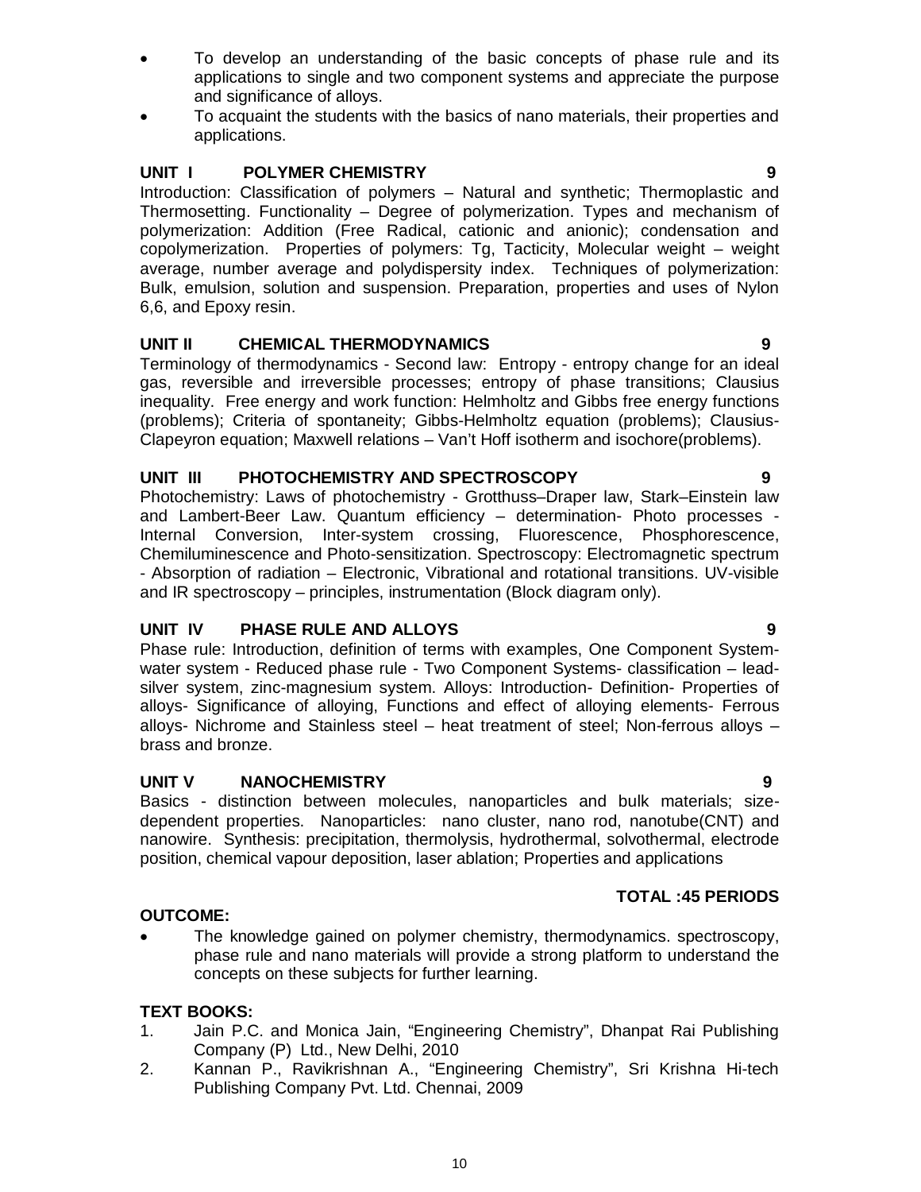- To develop an understanding of the basic concepts of phase rule and its applications to single and two component systems and appreciate the purpose and significance of alloys.
- To acquaint the students with the basics of nano materials, their properties and applications.

**UNIT I POLYMER CHEMISTRY 9**

Introduction: Classification of polymers – Natural and synthetic; Thermoplastic and Thermosetting. Functionality – Degree of polymerization. Types and mechanism of polymerization: Addition (Free Radical, cationic and anionic); condensation and copolymerization. Properties of polymers: Tg, Tacticity, Molecular weight – weight average, number average and polydispersity index. Techniques of polymerization: Bulk, emulsion, solution and suspension. Preparation, properties and uses of Nylon 6,6, and Epoxy resin.

**UNIT II CHEMICAL THERMODYNAMICS 9**

Terminology of thermodynamics - Second law: Entropy - entropy change for an ideal gas, reversible and irreversible processes; entropy of phase transitions; Clausius inequality. Free energy and work function: Helmholtz and Gibbs free energy functions (problems); Criteria of spontaneity; Gibbs-Helmholtz equation (problems); Clausius-Clapeyron equation; Maxwell relations – Van't Hoff isotherm and isochore(problems).

**UNIT III PHOTOCHEMISTRY AND SPECTROSCOPY 9**

Photochemistry: Laws of photochemistry - Grotthuss–Draper law, Stark–Einstein law and Lambert-Beer Law. Quantum efficiency – determination- Photo processes - Internal Conversion, Inter-system crossing, Fluorescence, Phosphorescence, Chemiluminescence and Photo-sensitization. Spectroscopy: Electromagnetic spectrum - Absorption of radiation – Electronic, Vibrational and rotational transitions. UV-visible and IR spectroscopy – principles, instrumentation (Block diagram only).

**UNIT IV PHASE RULE AND ALLOYS 9**

Phase rule: Introduction, definition of terms with examples, One Component System- water system - Reduced phase rule - Two Component Systems- classification – lead-silver system, zinc-magnesium system. Alloys: Introduction- Definition- Properties of alloys- Significance of alloying, Functions and effect of alloying elements- Ferrous alloys- Nichrome and Stainless steel – heat treatment of steel; Non-ferrous alloys – brass and bronze.

**UNIT V NANOCHEMISTRY 9**

Basics - distinction between molecules, nanoparticles and bulk materials; size-dependent properties. Nanoparticles: nano cluster, nano rod, nanotube(CNT) and nanowire. Synthesis: precipitation, thermolysis, hydrothermal, solvothermal, electrode position, chemical vapour deposition, laser ablation; Properties and applications

**TOTAL :45 PERIODS**

**OUTCOME:**

- The knowledge gained on polymer chemistry, thermodynamics. spectroscopy, phase rule and nano materials will provide a strong platform to understand the concepts on these subjects for further learning.

**TEXT BOOKS:**

1. Jain P.C. and Monica Jain, "Engineering Chemistry", Dhanpat Rai Publishing Company (P) Ltd., New Delhi, 2010
2. Kannan P., Ravikrishnan A., "Engineering Chemistry", Sri Krishna Hi-tech Publishing Company Pvt. Ltd. Chennai, 2009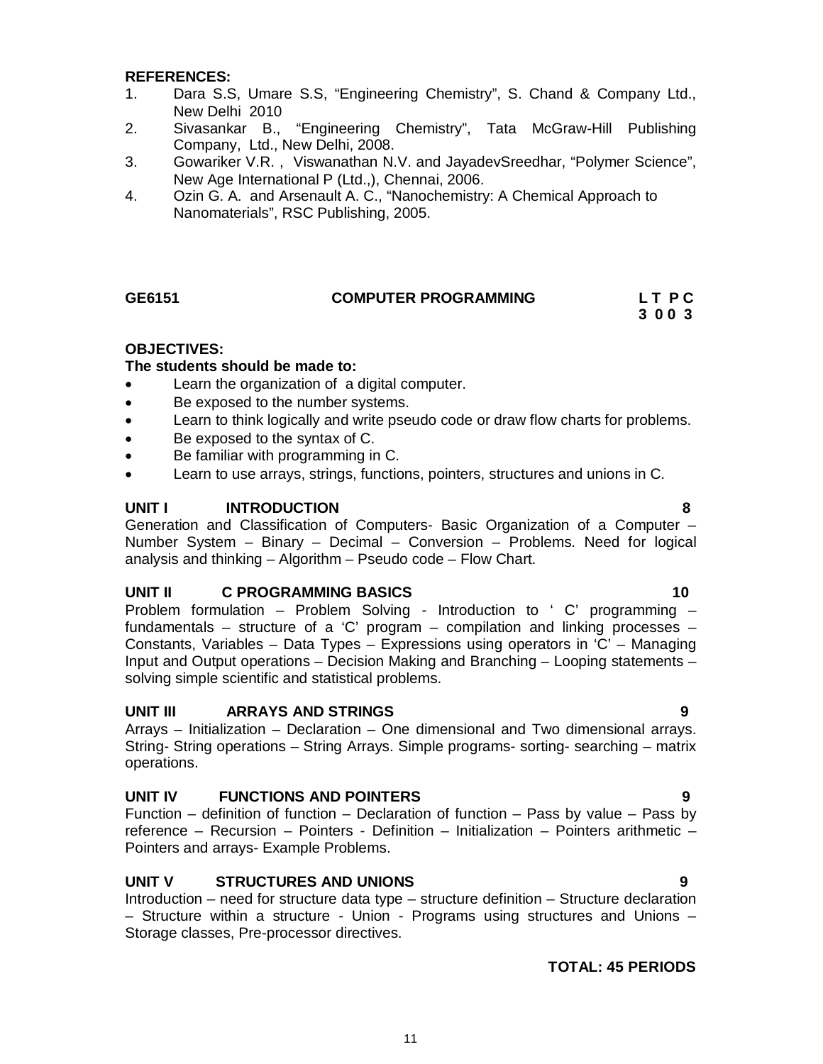**REFERENCES:**

1. Dara S.S, Umare S.S, "Engineering Chemistry", S. Chand & Company Ltd., New Delhi 2010
2. Sivasankar B., "Engineering Chemistry", Tata McGraw-Hill Publishing Company, Ltd., New Delhi, 2008.
3. Gowariker V.R. , Viswanathan N.V. and JayadevSreedhar, "Polymer Science", New Age International P (Ltd.,), Chennai, 2006.
4. Ozin G. A. and Arsenault A. C., "Nanochemistry: A Chemical Approach to Nanomaterials", RSC Publishing, 2005.

## GE6151 COMPUTER PROGRAMMING

**L T P C**
**3 0 0 3**

**OBJECTIVES:**

**The students should be made to:**

- Learn the organization of a digital computer.
- Be exposed to the number systems.
- Learn to think logically and write pseudo code or draw flow charts for problems.
- Be exposed to the syntax of C.
- Be familiar with programming in C.
- Learn to use arrays, strings, functions, pointers, structures and unions in C.

### UNIT I INTRODUCTION 8

Generation and Classification of Computers- Basic Organization of a Computer – Number System – Binary – Decimal – Conversion – Problems. Need for logical analysis and thinking – Algorithm – Pseudo code – Flow Chart.

### UNIT II C PROGRAMMING BASICS 10

Problem formulation – Problem Solving - Introduction to ' C' programming – fundamentals – structure of a 'C' program – compilation and linking processes – Constants, Variables – Data Types – Expressions using operators in 'C' – Managing Input and Output operations – Decision Making and Branching – Looping statements – solving simple scientific and statistical problems.

### UNIT III ARRAYS AND STRINGS 9

Arrays – Initialization – Declaration – One dimensional and Two dimensional arrays. String- String operations – String Arrays. Simple programs- sorting- searching – matrix operations.

### UNIT IV FUNCTIONS AND POINTERS 9

Function – definition of function – Declaration of function – Pass by value – Pass by reference – Recursion – Pointers - Definition – Initialization – Pointers arithmetic – Pointers and arrays- Example Problems.

### UNIT V STRUCTURES AND UNIONS 9

Introduction – need for structure data type – structure definition – Structure declaration – Structure within a structure - Union - Programs using structures and Unions – Storage classes, Pre-processor directives.

**TOTAL: 45 PERIODS**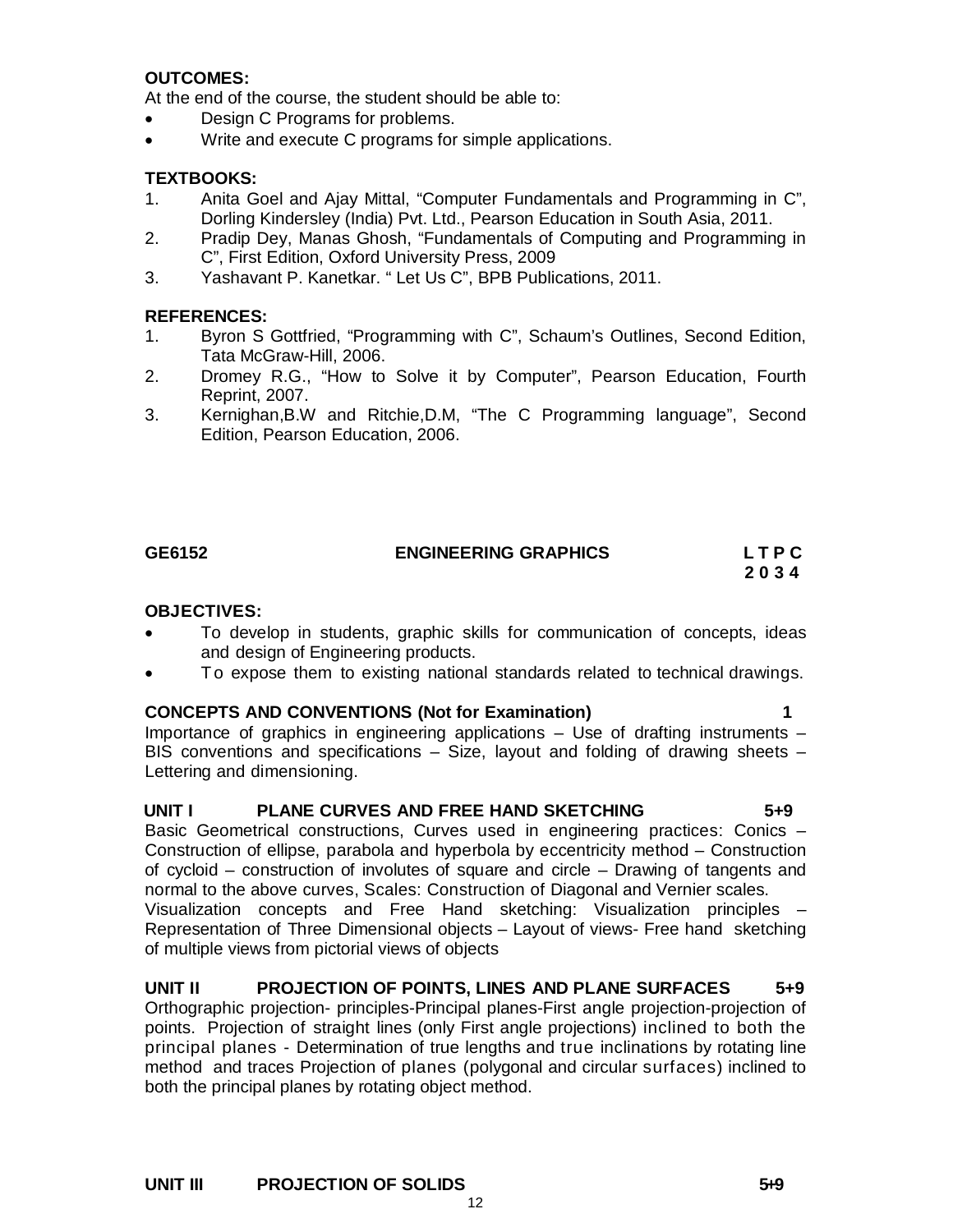**OUTCOMES:**

At the end of the course, the student should be able to:

- Design C Programs for problems.
- Write and execute C programs for simple applications.

**TEXTBOOKS:**

1. Anita Goel and Ajay Mittal, "Computer Fundamentals and Programming in C", Dorling Kindersley (India) Pvt. Ltd., Pearson Education in South Asia, 2011.
2. Pradip Dey, Manas Ghosh, "Fundamentals of Computing and Programming in C", First Edition, Oxford University Press, 2009
3. Yashavant P. Kanetkar. " Let Us C", BPB Publications, 2011.

**REFERENCES:**

1. Byron S Gottfried, "Programming with C", Schaum's Outlines, Second Edition, Tata McGraw-Hill, 2006.
2. Dromey R.G., "How to Solve it by Computer", Pearson Education, Fourth Reprint, 2007.
3. Kernighan,B.W and Ritchie,D.M, "The C Programming language", Second Edition, Pearson Education, 2006.

## GE6152 ENGINEERING GRAPHICS

**L T P C**
**2 0 3 4**

**OBJECTIVES:**

- To develop in students, graphic skills for communication of concepts, ideas and design of Engineering products.
- To expose them to existing national standards related to technical drawings.

**CONCEPTS AND CONVENTIONS (Not for Examination) 1**

Importance of graphics in engineering applications – Use of drafting instruments – BIS conventions and specifications – Size, layout and folding of drawing sheets – Lettering and dimensioning.

**UNIT I PLANE CURVES AND FREE HAND SKETCHING 5+9**

Basic Geometrical constructions, Curves used in engineering practices: Conics – Construction of ellipse, parabola and hyperbola by eccentricity method – Construction of cycloid – construction of involutes of square and circle – Drawing of tangents and normal to the above curves, Scales: Construction of Diagonal and Vernier scales.
Visualization concepts and Free Hand sketching: Visualization principles – Representation of Three Dimensional objects – Layout of views- Free hand sketching of multiple views from pictorial views of objects

**UNIT II PROJECTION OF POINTS, LINES AND PLANE SURFACES 5+9**

Orthographic projection- principles-Principal planes-First angle projection-projection of points. Projection of straight lines (only First angle projections) inclined to both the principal planes - Determination of true lengths and true inclinations by rotating line method and traces Projection of planes (polygonal and circular surfaces) inclined to both the principal planes by rotating object method.

**UNIT III PROJECTION OF SOLIDS 5+9**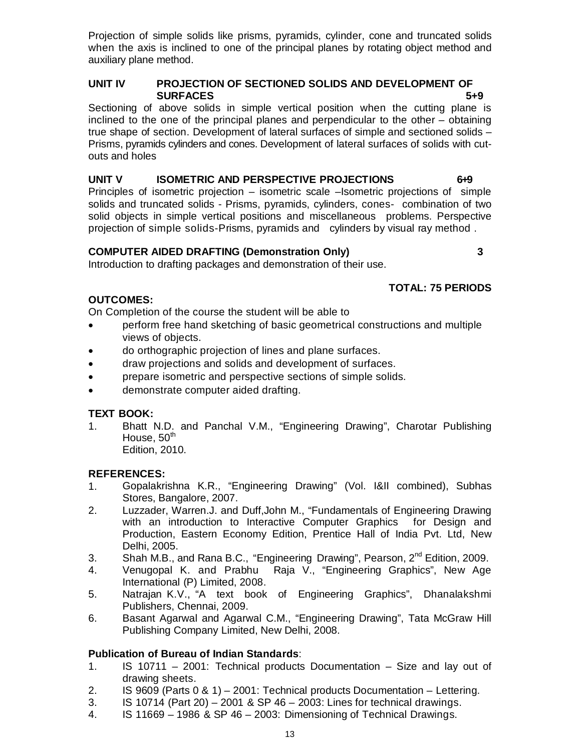Projection of simple solids like prisms, pyramids, cylinder, cone and truncated solids when the axis is inclined to one of the principal planes by rotating object method and auxiliary plane method.

**UNIT IV PROJECTION OF SECTIONED SOLIDS AND DEVELOPMENT OF SURFACES 5+9**

Sectioning of above solids in simple vertical position when the cutting plane is inclined to the one of the principal planes and perpendicular to the other – obtaining true shape of section. Development of lateral surfaces of simple and sectioned solids – Prisms, pyramids cylinders and cones. Development of lateral surfaces of solids with cut-outs and holes

**UNIT V ISOMETRIC AND PERSPECTIVE PROJECTIONS 6+9**

Principles of isometric projection – isometric scale –Isometric projections of simple solids and truncated solids - Prisms, pyramids, cylinders, cones- combination of two solid objects in simple vertical positions and miscellaneous problems. Perspective projection of simple solids-Prisms, pyramids and cylinders by visual ray method .

**COMPUTER AIDED DRAFTING (Demonstration Only) 3**

Introduction to drafting packages and demonstration of their use.

**TOTAL: 75 PERIODS**

**OUTCOMES:**

On Completion of the course the student will be able to

- perform free hand sketching of basic geometrical constructions and multiple views of objects.
- do orthographic projection of lines and plane surfaces.
- draw projections and solids and development of surfaces.
- prepare isometric and perspective sections of simple solids.
- demonstrate computer aided drafting.

**TEXT BOOK:**

1. Bhatt N.D. and Panchal V.M., "Engineering Drawing", Charotar Publishing House, 50th Edition, 2010.

**REFERENCES:**

1. Gopalakrishna K.R., "Engineering Drawing" (Vol. I&II combined), Subhas Stores, Bangalore, 2007.
2. Luzzader, Warren.J. and Duff,John M., "Fundamentals of Engineering Drawing with an introduction to Interactive Computer Graphics for Design and Production, Eastern Economy Edition, Prentice Hall of India Pvt. Ltd, New Delhi, 2005.
3. Shah M.B., and Rana B.C., "Engineering Drawing", Pearson, 2nd Edition, 2009.
4. Venugopal K. and Prabhu Raja V., "Engineering Graphics", New Age International (P) Limited, 2008.
5. Natrajan K.V., "A text book of Engineering Graphics", Dhanalakshmi Publishers, Chennai, 2009.
6. Basant Agarwal and Agarwal C.M., "Engineering Drawing", Tata McGraw Hill Publishing Company Limited, New Delhi, 2008.

**Publication of Bureau of Indian Standards**:

1. IS 10711 – 2001: Technical products Documentation – Size and lay out of drawing sheets.
2. IS 9609 (Parts 0 & 1) – 2001: Technical products Documentation – Lettering.
3. IS 10714 (Part 20) – 2001 & SP 46 – 2003: Lines for technical drawings.
4. IS 11669 – 1986 & SP 46 – 2003: Dimensioning of Technical Drawings.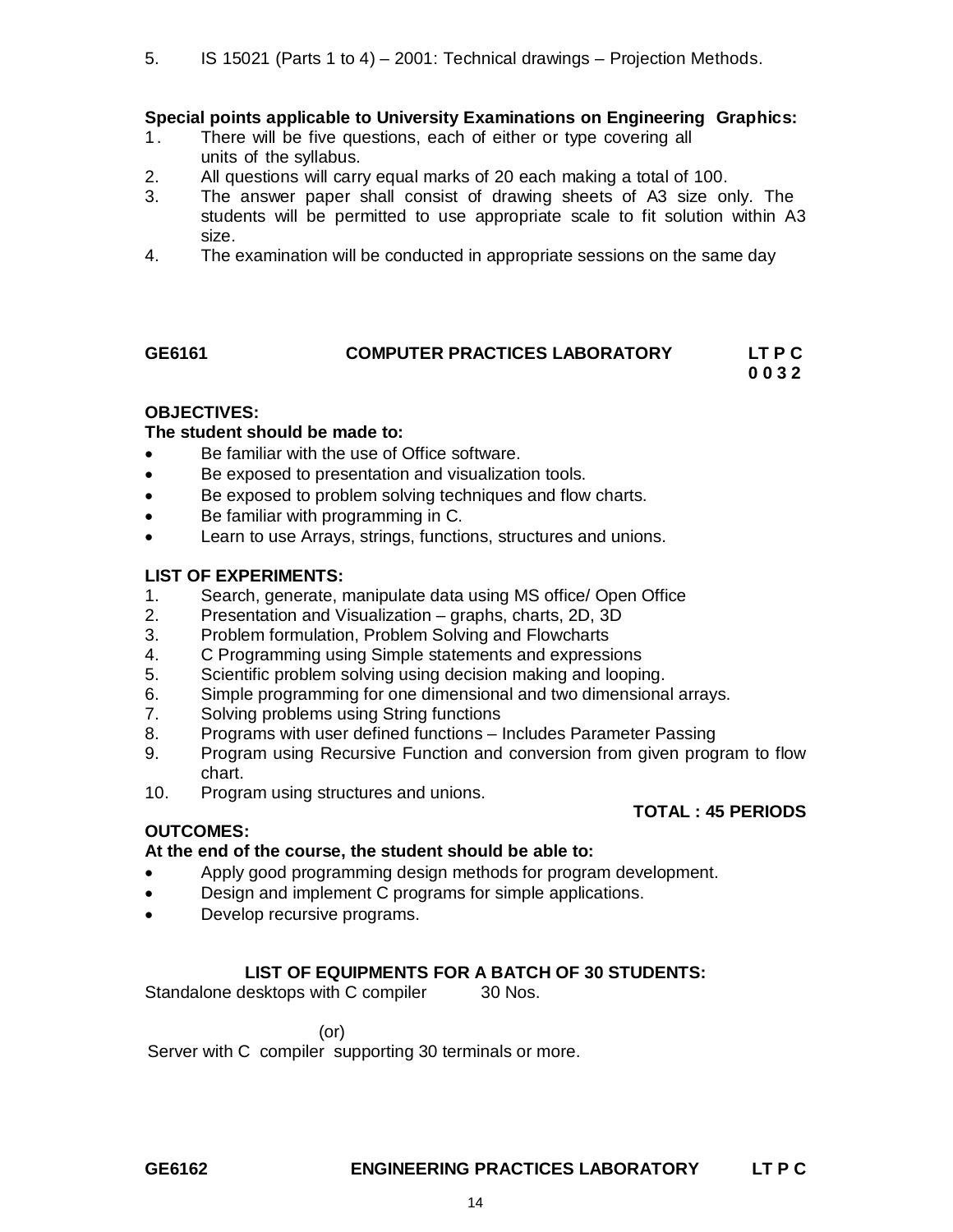5. IS 15021 (Parts 1 to 4) – 2001: Technical drawings – Projection Methods.

**Special points applicable to University Examinations on Engineering Graphics:**

1. There will be five questions, each of either or type covering all units of the syllabus.
2. All questions will carry equal marks of 20 each making a total of 100.
3. The answer paper shall consist of drawing sheets of A3 size only. The students will be permitted to use appropriate scale to fit solution within A3 size.
4. The examination will be conducted in appropriate sessions on the same day

## GE6161 COMPUTER PRACTICES LABORATORY

**LT P C**
**0 0 3 2**

**OBJECTIVES:**

**The student should be made to:**

- Be familiar with the use of Office software.
- Be exposed to presentation and visualization tools.
- Be exposed to problem solving techniques and flow charts.
- Be familiar with programming in C.
- Learn to use Arrays, strings, functions, structures and unions.

**LIST OF EXPERIMENTS:**

1. Search, generate, manipulate data using MS office/ Open Office
2. Presentation and Visualization – graphs, charts, 2D, 3D
3. Problem formulation, Problem Solving and Flowcharts
4. C Programming using Simple statements and expressions
5. Scientific problem solving using decision making and looping.
6. Simple programming for one dimensional and two dimensional arrays.
7. Solving problems using String functions
8. Programs with user defined functions – Includes Parameter Passing
9. Program using Recursive Function and conversion from given program to flow chart.
10. Program using structures and unions.

**TOTAL : 45 PERIODS**

**OUTCOMES:**

**At the end of the course, the student should be able to:**

- Apply good programming design methods for program development.
- Design and implement C programs for simple applications.
- Develop recursive programs.

**LIST OF EQUIPMENTS FOR A BATCH OF 30 STUDENTS:**

Standalone desktops with C compiler 30 Nos.

(or)

Server with C compiler supporting 30 terminals or more.

## GE6162 ENGINEERING PRACTICES LABORATORY

**LT P C**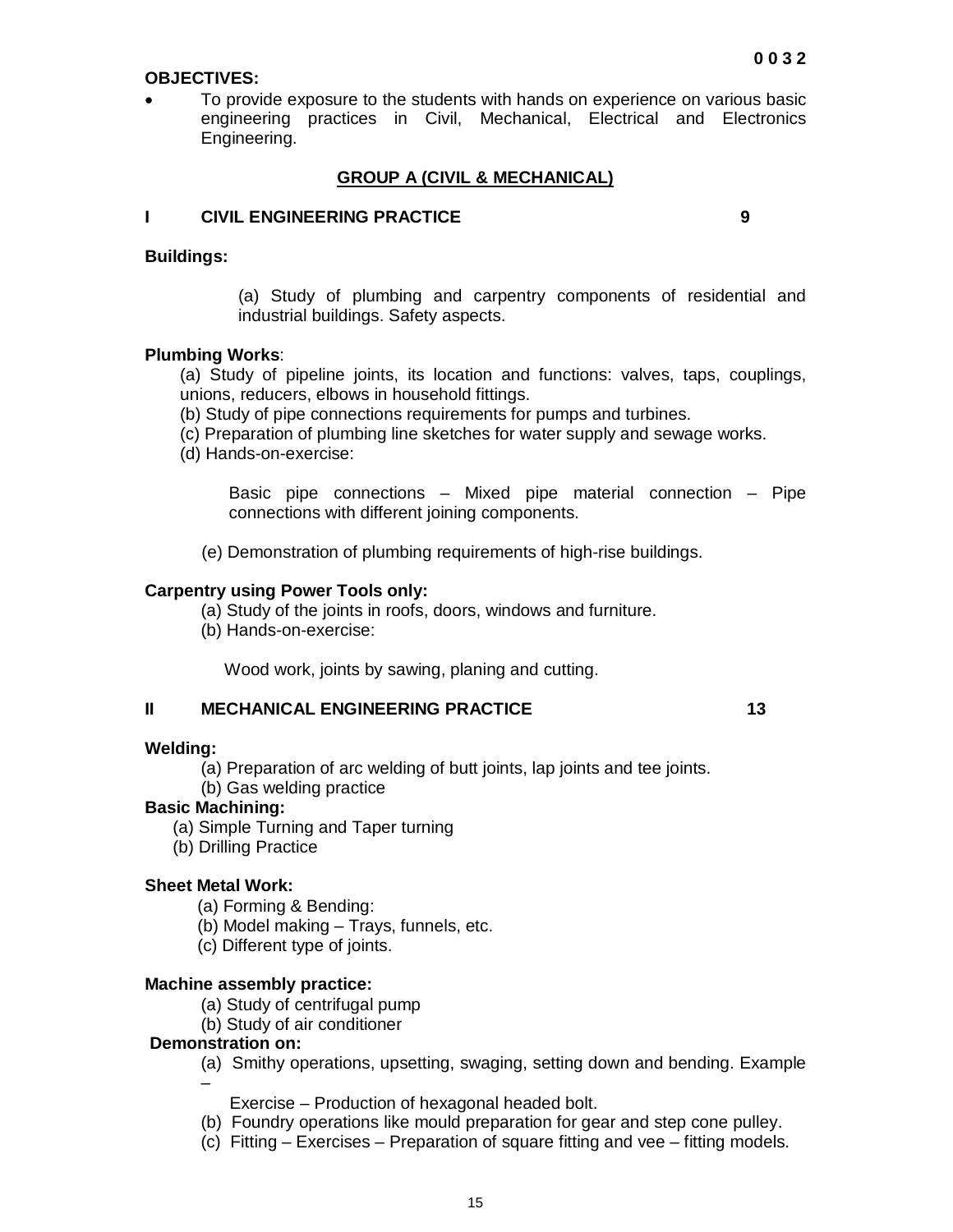**0 0 3 2**

**OBJECTIVES:**

- To provide exposure to the students with hands on experience on various basic engineering practices in Civil, Mechanical, Electrical and Electronics Engineering.

## GROUP A (CIVIL & MECHANICAL)

### I CIVIL ENGINEERING PRACTICE 9

**Buildings:**

(a) Study of plumbing and carpentry components of residential and industrial buildings. Safety aspects.

**Plumbing Works**:

(a) Study of pipeline joints, its location and functions: valves, taps, couplings, unions, reducers, elbows in household fittings.
(b) Study of pipe connections requirements for pumps and turbines.
(c) Preparation of plumbing line sketches for water supply and sewage works.
(d) Hands-on-exercise:

Basic pipe connections – Mixed pipe material connection – Pipe connections with different joining components.

(e) Demonstration of plumbing requirements of high-rise buildings.

**Carpentry using Power Tools only:**

(a) Study of the joints in roofs, doors, windows and furniture.
(b) Hands-on-exercise:

Wood work, joints by sawing, planing and cutting.

### II MECHANICAL ENGINEERING PRACTICE 13

**Welding:**

(a) Preparation of arc welding of butt joints, lap joints and tee joints.
(b) Gas welding practice

**Basic Machining:**

(a) Simple Turning and Taper turning
(b) Drilling Practice

**Sheet Metal Work:**

(a) Forming & Bending:
(b) Model making – Trays, funnels, etc.
(c) Different type of joints.

**Machine assembly practice:**

(a) Study of centrifugal pump
(b) Study of air conditioner

**Demonstration on:**

(a) Smithy operations, upsetting, swaging, setting down and bending. Example –

Exercise – Production of hexagonal headed bolt.

(b) Foundry operations like mould preparation for gear and step cone pulley.
(c) Fitting – Exercises – Preparation of square fitting and vee – fitting models.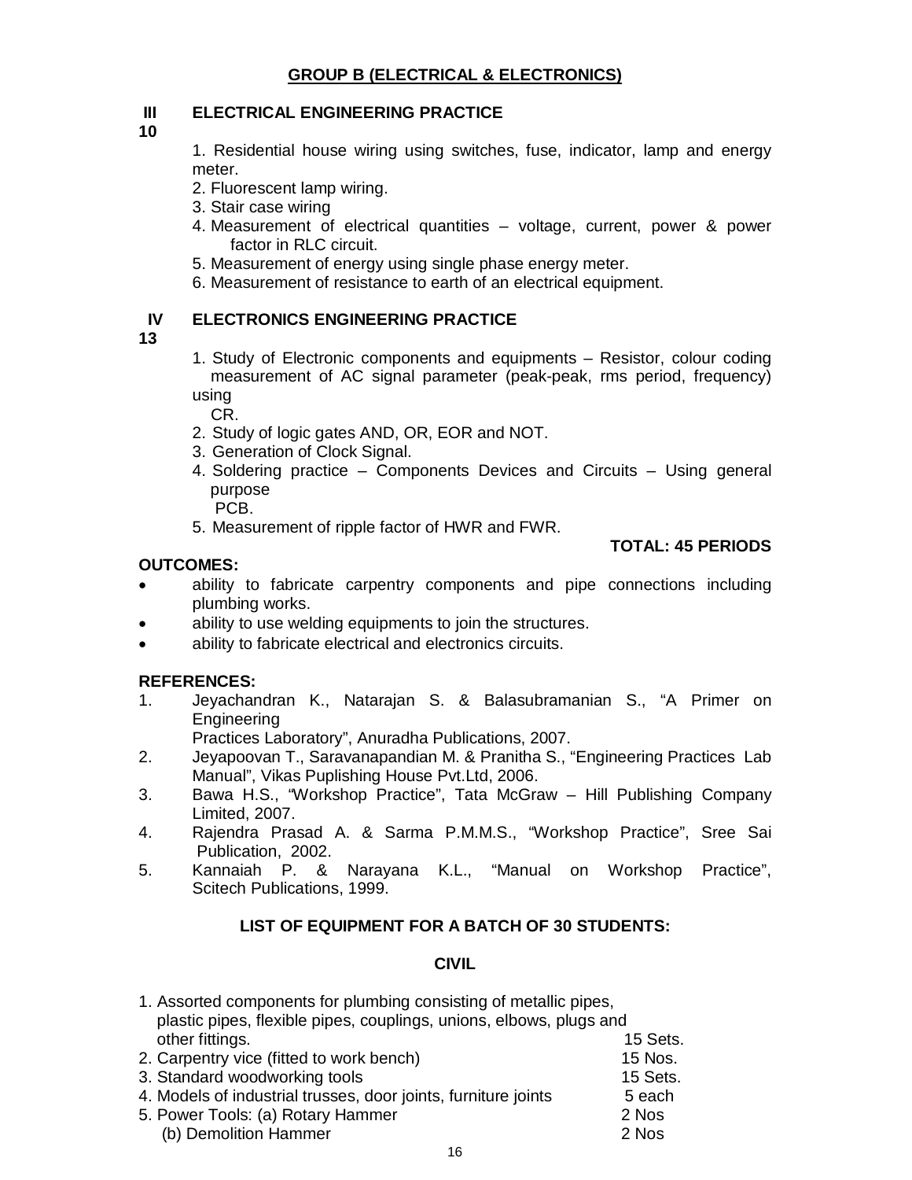## GROUP B (ELECTRICAL & ELECTRONICS)

**III ELECTRICAL ENGINEERING PRACTICE**

**10**

1. Residential house wiring using switches, fuse, indicator, lamp and energy meter.
2. Fluorescent lamp wiring.
3. Stair case wiring
4. Measurement of electrical quantities – voltage, current, power & power factor in RLC circuit.
5. Measurement of energy using single phase energy meter.
6. Measurement of resistance to earth of an electrical equipment.

**IV ELECTRONICS ENGINEERING PRACTICE**

**13**

1. Study of Electronic components and equipments – Resistor, colour coding measurement of AC signal parameter (peak-peak, rms period, frequency) using CR.
2. Study of logic gates AND, OR, EOR and NOT.
3. Generation of Clock Signal.
4. Soldering practice – Components Devices and Circuits – Using general purpose PCB.
5. Measurement of ripple factor of HWR and FWR.

**TOTAL: 45 PERIODS**

**OUTCOMES:**

- ability to fabricate carpentry components and pipe connections including plumbing works.
- ability to use welding equipments to join the structures.
- ability to fabricate electrical and electronics circuits.

**REFERENCES:**

1. Jeyachandran K., Natarajan S. & Balasubramanian S., "A Primer on Engineering Practices Laboratory", Anuradha Publications, 2007.
2. Jeyapoovan T., Saravanapandian M. & Pranitha S., "Engineering Practices Lab Manual", Vikas Puplishing House Pvt.Ltd, 2006.
3. Bawa H.S., "Workshop Practice", Tata McGraw – Hill Publishing Company Limited, 2007.
4. Rajendra Prasad A. & Sarma P.M.M.S., "Workshop Practice", Sree Sai Publication, 2002.
5. Kannaiah P. & Narayana K.L., "Manual on Workshop Practice", Scitech Publications, 1999.

**LIST OF EQUIPMENT FOR A BATCH OF 30 STUDENTS:**

**CIVIL**

| | |
|---|---|
| 1. Assorted components for plumbing consisting of metallic pipes, plastic pipes, flexible pipes, couplings, unions, elbows, plugs and other fittings. | 15 Sets. |
| 2. Carpentry vice (fitted to work bench) | 15 Nos. |
| 3. Standard woodworking tools | 15 Sets. |
| 4. Models of industrial trusses, door joints, furniture joints | 5 each |
| 5. Power Tools: (a) Rotary Hammer | 2 Nos |
| (b) Demolition Hammer | 2 Nos |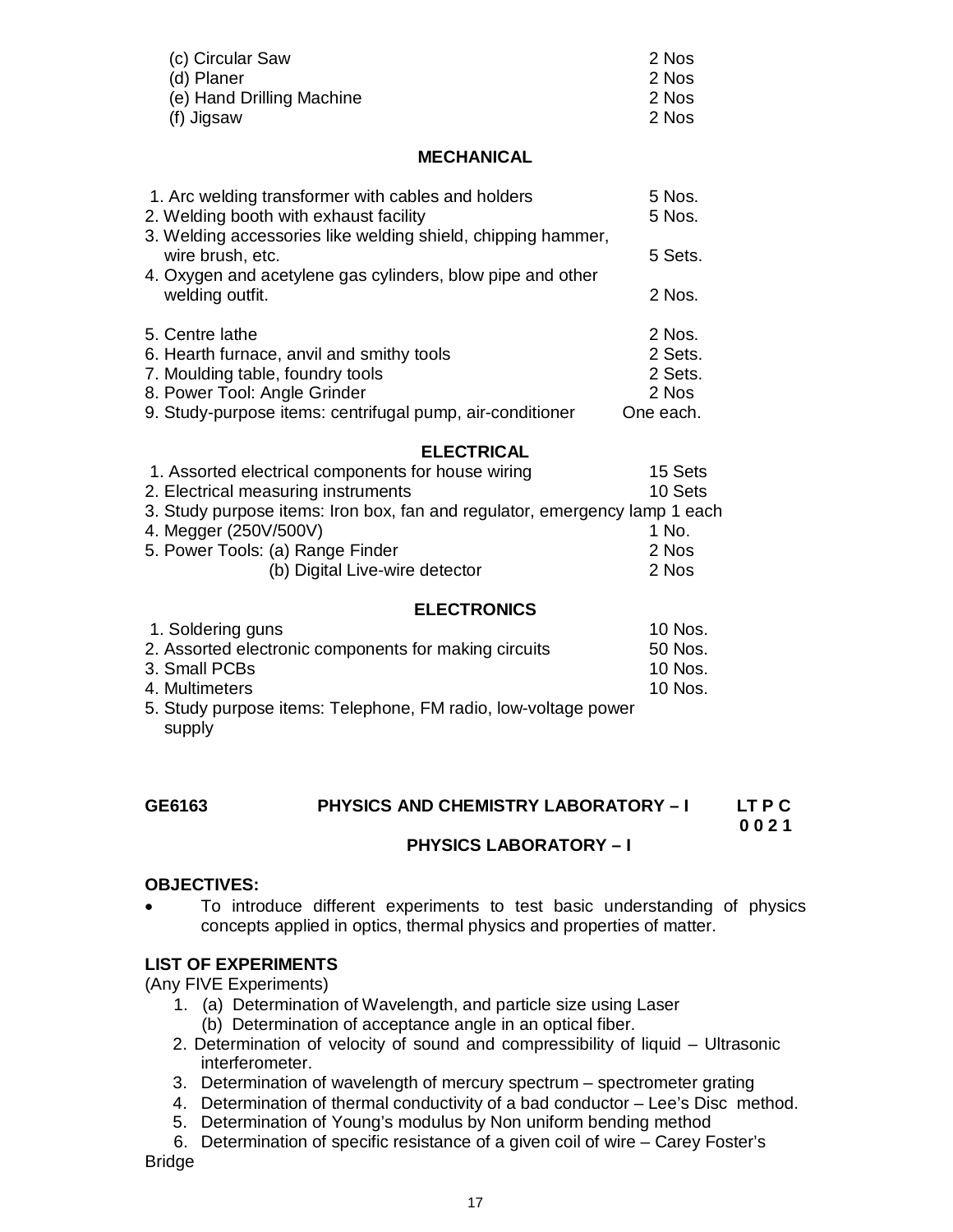| | |
|---|---|
| (c) Circular Saw | 2 Nos |
| (d) Planer | 2 Nos |
| (e) Hand Drilling Machine | 2 Nos |
| (f) Jigsaw | 2 Nos |

**MECHANICAL**

| | |
|---|---|
| 1. Arc welding transformer with cables and holders | 5 Nos. |
| 2. Welding booth with exhaust facility | 5 Nos. |
| 3. Welding accessories like welding shield, chipping hammer, wire brush, etc. | 5 Sets. |
| 4. Oxygen and acetylene gas cylinders, blow pipe and other welding outfit. | 2 Nos. |
| 5. Centre lathe | 2 Nos. |
| 6. Hearth furnace, anvil and smithy tools | 2 Sets. |
| 7. Moulding table, foundry tools | 2 Sets. |
| 8. Power Tool: Angle Grinder | 2 Nos |
| 9. Study-purpose items: centrifugal pump, air-conditioner | One each. |

**ELECTRICAL**

| | |
|---|---|
| 1. Assorted electrical components for house wiring | 15 Sets |
| 2. Electrical measuring instruments | 10 Sets |
| 3. Study purpose items: Iron box, fan and regulator, emergency lamp | 1 each |
| 4. Megger (250V/500V) | 1 No. |
| 5. Power Tools: (a) Range Finder | 2 Nos |
| (b) Digital Live-wire detector | 2 Nos |

**ELECTRONICS**

| | |
|---|---|
| 1. Soldering guns | 10 Nos. |
| 2. Assorted electronic components for making circuits | 50 Nos. |
| 3. Small PCBs | 10 Nos. |
| 4. Multimeters | 10 Nos. |
| 5. Study purpose items: Telephone, FM radio, low-voltage power supply | |

## GE6163 PHYSICS AND CHEMISTRY LABORATORY – I

**L T P C**
**0 0 2 1**

### PHYSICS LABORATORY – I

**OBJECTIVES:**

- To introduce different experiments to test basic understanding of physics concepts applied in optics, thermal physics and properties of matter.

**LIST OF EXPERIMENTS**

(Any FIVE Experiments)

1. (a) Determination of Wavelength, and particle size using Laser
   (b) Determination of acceptance angle in an optical fiber.
2. Determination of velocity of sound and compressibility of liquid – Ultrasonic interferometer.
3. Determination of wavelength of mercury spectrum – spectrometer grating
4. Determination of thermal conductivity of a bad conductor – Lee's Disc method.
5. Determination of Young's modulus by Non uniform bending method
6. Determination of specific resistance of a given coil of wire – Carey Foster's Bridge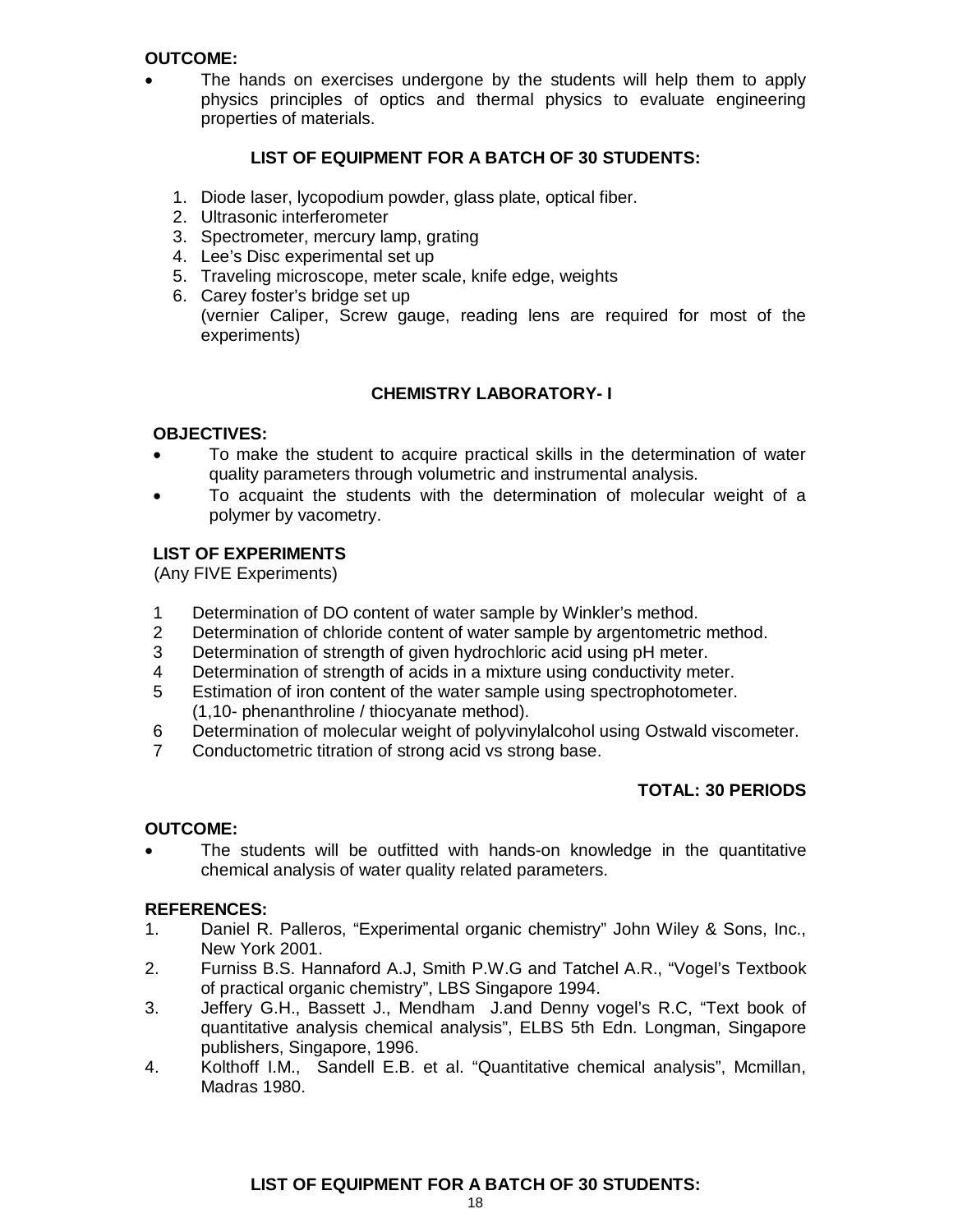**OUTCOME:**

- The hands on exercises undergone by the students will help them to apply physics principles of optics and thermal physics to evaluate engineering properties of materials.

**LIST OF EQUIPMENT FOR A BATCH OF 30 STUDENTS:**

1. Diode laser, lycopodium powder, glass plate, optical fiber.
2. Ultrasonic interferometer
3. Spectrometer, mercury lamp, grating
4. Lee's Disc experimental set up
5. Traveling microscope, meter scale, knife edge, weights
6. Carey foster's bridge set up
   (vernier Caliper, Screw gauge, reading lens are required for most of the experiments)

## CHEMISTRY LABORATORY- I

**OBJECTIVES:**

- To make the student to acquire practical skills in the determination of water quality parameters through volumetric and instrumental analysis.
- To acquaint the students with the determination of molecular weight of a polymer by vacometry.

**LIST OF EXPERIMENTS**
(Any FIVE Experiments)

1 Determination of DO content of water sample by Winkler's method.
2 Determination of chloride content of water sample by argentometric method.
3 Determination of strength of given hydrochloric acid using pH meter.
4 Determination of strength of acids in a mixture using conductivity meter.
5 Estimation of iron content of the water sample using spectrophotometer. (1,10- phenanthroline / thiocyanate method).
6 Determination of molecular weight of polyvinylalcohol using Ostwald viscometer.
7 Conductometric titration of strong acid vs strong base.

**TOTAL: 30 PERIODS**

**OUTCOME:**

- The students will be outfitted with hands-on knowledge in the quantitative chemical analysis of water quality related parameters.

**REFERENCES:**

1. Daniel R. Palleros, "Experimental organic chemistry" John Wiley & Sons, Inc., New York 2001.
2. Furniss B.S. Hannaford A.J, Smith P.W.G and Tatchel A.R., "Vogel's Textbook of practical organic chemistry", LBS Singapore 1994.
3. Jeffery G.H., Bassett J., Mendham J.and Denny vogel's R.C, "Text book of quantitative analysis chemical analysis", ELBS 5th Edn. Longman, Singapore publishers, Singapore, 1996.
4. Kolthoff I.M., Sandell E.B. et al. "Quantitative chemical analysis", Mcmillan, Madras 1980.

**LIST OF EQUIPMENT FOR A BATCH OF 30 STUDENTS:**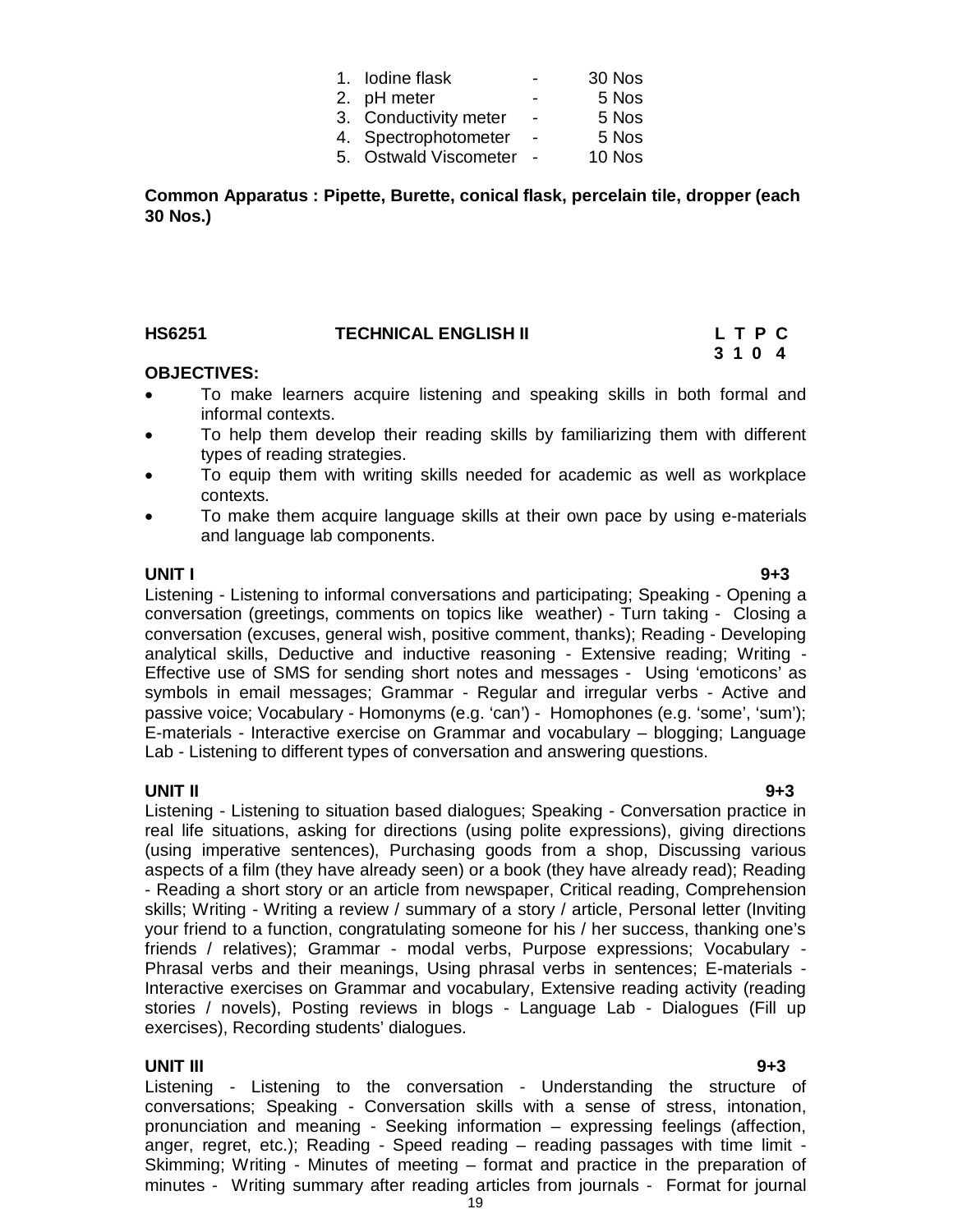1. Iodine flask - 30 Nos
2. pH meter - 5 Nos
3. Conductivity meter - 5 Nos
4. Spectrophotometer - 5 Nos
5. Ostwald Viscometer - 10 Nos

**Common Apparatus : Pipette, Burette, conical flask, percelain tile, dropper (each 30 Nos.)**

## HS6251 TECHNICAL ENGLISH II

**L T P C**
**3 1 0 4**

**OBJECTIVES:**

- To make learners acquire listening and speaking skills in both formal and informal contexts.
- To help them develop their reading skills by familiarizing them with different types of reading strategies.
- To equip them with writing skills needed for academic as well as workplace contexts.
- To make them acquire language skills at their own pace by using e-materials and language lab components.

**UNIT I** **9+3**

Listening - Listening to informal conversations and participating; Speaking - Opening a conversation (greetings, comments on topics like weather) - Turn taking - Closing a conversation (excuses, general wish, positive comment, thanks); Reading - Developing analytical skills, Deductive and inductive reasoning - Extensive reading; Writing - Effective use of SMS for sending short notes and messages - Using 'emoticons' as symbols in email messages; Grammar - Regular and irregular verbs - Active and passive voice; Vocabulary - Homonyms (e.g. 'can') - Homophones (e.g. 'some', 'sum'); E-materials - Interactive exercise on Grammar and vocabulary – blogging; Language Lab - Listening to different types of conversation and answering questions.

**UNIT II** **9+3**

Listening - Listening to situation based dialogues; Speaking - Conversation practice in real life situations, asking for directions (using polite expressions), giving directions (using imperative sentences), Purchasing goods from a shop, Discussing various aspects of a film (they have already seen) or a book (they have already read); Reading - Reading a short story or an article from newspaper, Critical reading, Comprehension skills; Writing - Writing a review / summary of a story / article, Personal letter (Inviting your friend to a function, congratulating someone for his / her success, thanking one's friends / relatives); Grammar - modal verbs, Purpose expressions; Vocabulary - Phrasal verbs and their meanings, Using phrasal verbs in sentences; E-materials - Interactive exercises on Grammar and vocabulary, Extensive reading activity (reading stories / novels), Posting reviews in blogs - Language Lab - Dialogues (Fill up exercises), Recording students' dialogues.

**UNIT III** **9+3**

Listening - Listening to the conversation - Understanding the structure of conversations; Speaking - Conversation skills with a sense of stress, intonation, pronunciation and meaning - Seeking information – expressing feelings (affection, anger, regret, etc.); Reading - Speed reading – reading passages with time limit - Skimming; Writing - Minutes of meeting – format and practice in the preparation of minutes - Writing summary after reading articles from journals - Format for journal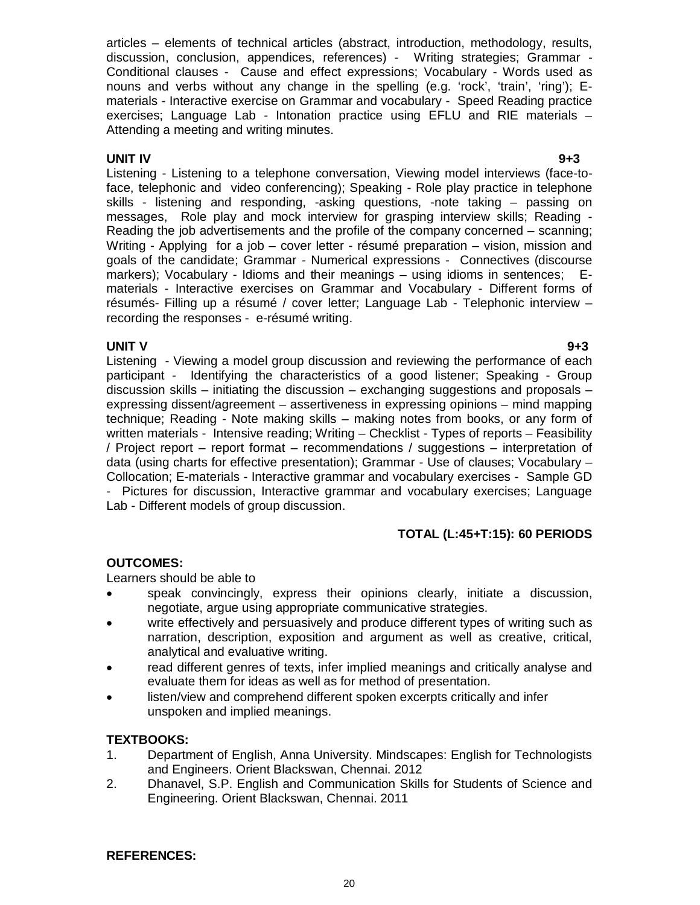articles – elements of technical articles (abstract, introduction, methodology, results, discussion, conclusion, appendices, references) - Writing strategies; Grammar - Conditional clauses - Cause and effect expressions; Vocabulary - Words used as nouns and verbs without any change in the spelling (e.g. 'rock', 'train', 'ring'); E-materials - Interactive exercise on Grammar and vocabulary - Speed Reading practice exercises; Language Lab - Intonation practice using EFLU and RIE materials – Attending a meeting and writing minutes.

**UNIT IV** **9+3**

Listening - Listening to a telephone conversation, Viewing model interviews (face-to-face, telephonic and video conferencing); Speaking - Role play practice in telephone skills - listening and responding, -asking questions, -note taking – passing on messages, Role play and mock interview for grasping interview skills; Reading - Reading the job advertisements and the profile of the company concerned – scanning; Writing - Applying for a job – cover letter - résumé preparation – vision, mission and goals of the candidate; Grammar - Numerical expressions - Connectives (discourse markers); Vocabulary - Idioms and their meanings – using idioms in sentences; E-materials - Interactive exercises on Grammar and Vocabulary - Different forms of résumés- Filling up a résumé / cover letter; Language Lab - Telephonic interview – recording the responses - e-résumé writing.

**UNIT V** **9+3**

Listening - Viewing a model group discussion and reviewing the performance of each participant - Identifying the characteristics of a good listener; Speaking - Group discussion skills – initiating the discussion – exchanging suggestions and proposals – expressing dissent/agreement – assertiveness in expressing opinions – mind mapping technique; Reading - Note making skills – making notes from books, or any form of written materials - Intensive reading; Writing – Checklist - Types of reports – Feasibility / Project report – report format – recommendations / suggestions – interpretation of data (using charts for effective presentation); Grammar - Use of clauses; Vocabulary – Collocation; E-materials - Interactive grammar and vocabulary exercises - Sample GD - Pictures for discussion, Interactive grammar and vocabulary exercises; Language Lab - Different models of group discussion.

**TOTAL (L:45+T:15): 60 PERIODS**

**OUTCOMES:**

Learners should be able to

- speak convincingly, express their opinions clearly, initiate a discussion, negotiate, argue using appropriate communicative strategies.
- write effectively and persuasively and produce different types of writing such as narration, description, exposition and argument as well as creative, critical, analytical and evaluative writing.
- read different genres of texts, infer implied meanings and critically analyse and evaluate them for ideas as well as for method of presentation.
- listen/view and comprehend different spoken excerpts critically and infer unspoken and implied meanings.

**TEXTBOOKS:**

1. Department of English, Anna University. Mindscapes: English for Technologists and Engineers. Orient Blackswan, Chennai. 2012
2. Dhanavel, S.P. English and Communication Skills for Students of Science and Engineering. Orient Blackswan, Chennai. 2011

**REFERENCES:**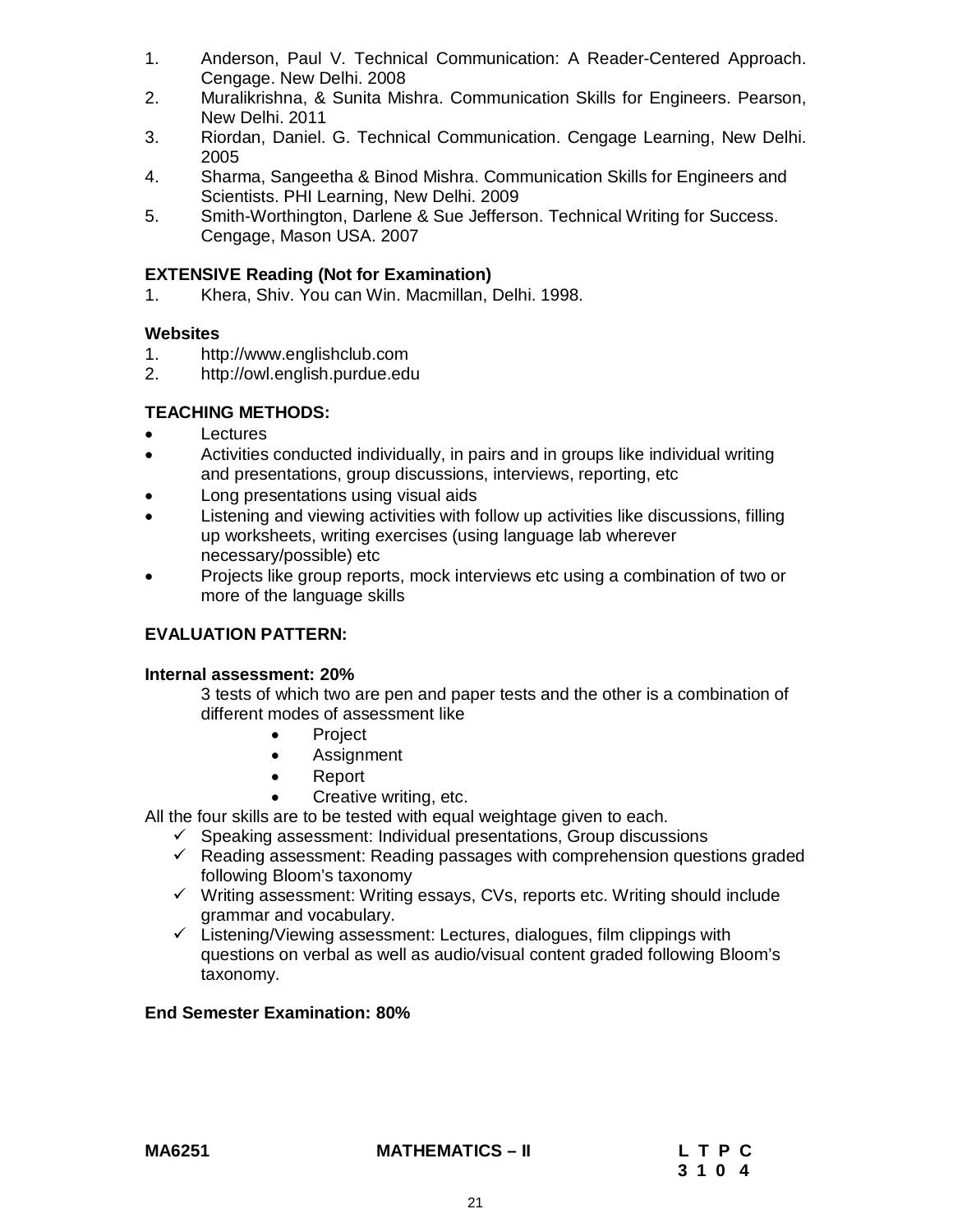1. Anderson, Paul V. Technical Communication: A Reader-Centered Approach. Cengage. New Delhi. 2008
2. Muralikrishna, & Sunita Mishra. Communication Skills for Engineers. Pearson, New Delhi. 2011
3. Riordan, Daniel. G. Technical Communication. Cengage Learning, New Delhi. 2005
4. Sharma, Sangeetha & Binod Mishra. Communication Skills for Engineers and Scientists. PHI Learning, New Delhi. 2009
5. Smith-Worthington, Darlene & Sue Jefferson. Technical Writing for Success. Cengage, Mason USA. 2007

**EXTENSIVE Reading (Not for Examination)**

1. Khera, Shiv. You can Win. Macmillan, Delhi. 1998.

**Websites**

1. http://www.englishclub.com
2. http://owl.english.purdue.edu

**TEACHING METHODS:**

- Lectures
- Activities conducted individually, in pairs and in groups like individual writing and presentations, group discussions, interviews, reporting, etc
- Long presentations using visual aids
- Listening and viewing activities with follow up activities like discussions, filling up worksheets, writing exercises (using language lab wherever necessary/possible) etc
- Projects like group reports, mock interviews etc using a combination of two or more of the language skills

**EVALUATION PATTERN:**

**Internal assessment: 20%**

3 tests of which two are pen and paper tests and the other is a combination of different modes of assessment like

- Project
- Assignment
- Report
- Creative writing, etc.

All the four skills are to be tested with equal weightage given to each.

- ✓ Speaking assessment: Individual presentations, Group discussions
- ✓ Reading assessment: Reading passages with comprehension questions graded following Bloom's taxonomy
- ✓ Writing assessment: Writing essays, CVs, reports etc. Writing should include grammar and vocabulary.
- ✓ Listening/Viewing assessment: Lectures, dialogues, film clippings with questions on verbal as well as audio/visual content graded following Bloom's taxonomy.

**End Semester Examination: 80%**

| MA6251 | MATHEMATICS – II | L T P C |
|---|---|---|
| | | 3 1 0 4 |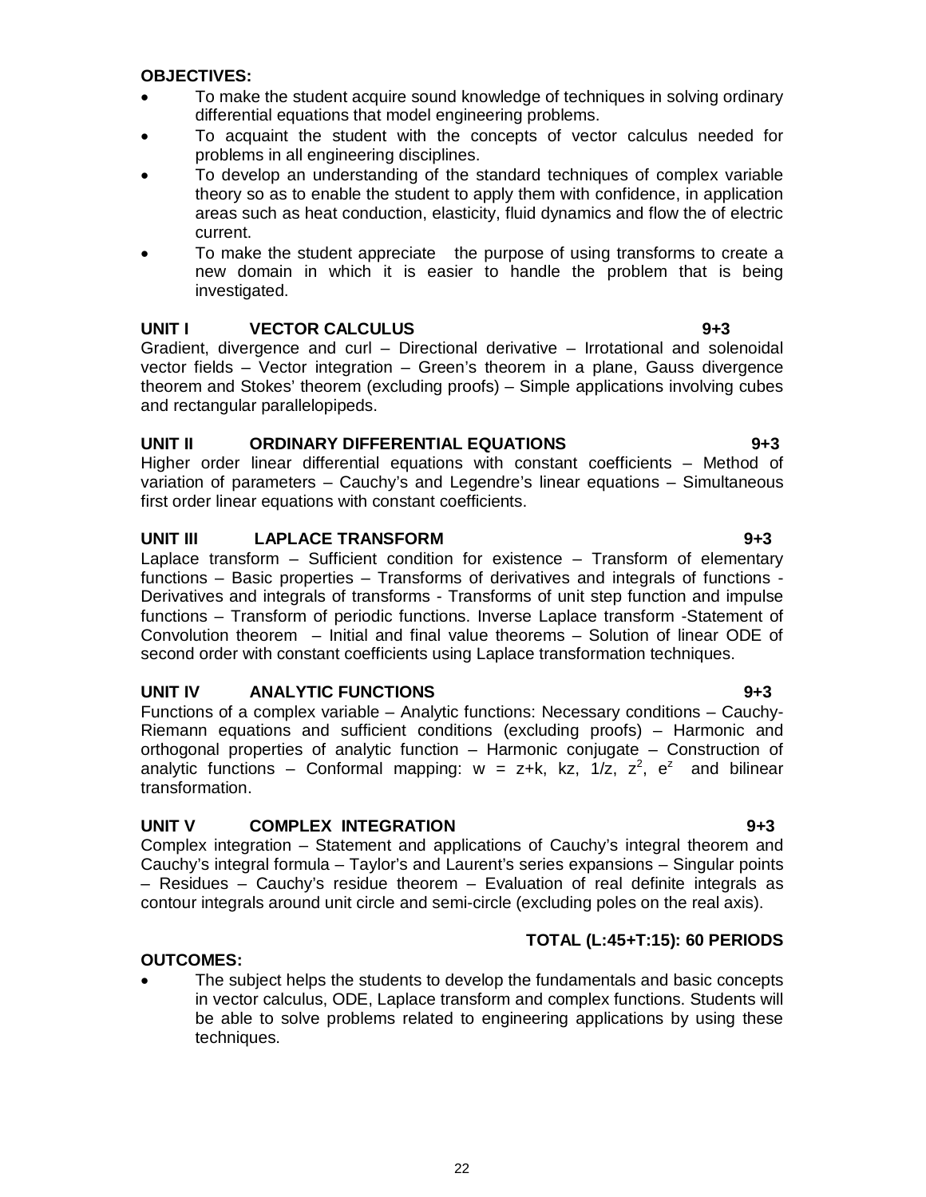**OBJECTIVES:**

- To make the student acquire sound knowledge of techniques in solving ordinary differential equations that model engineering problems.
- To acquaint the student with the concepts of vector calculus needed for problems in all engineering disciplines.
- To develop an understanding of the standard techniques of complex variable theory so as to enable the student to apply them with confidence, in application areas such as heat conduction, elasticity, fluid dynamics and flow the of electric current.
- To make the student appreciate the purpose of using transforms to create a new domain in which it is easier to handle the problem that is being investigated.

**UNIT I VECTOR CALCULUS 9+3**

Gradient, divergence and curl – Directional derivative – Irrotational and solenoidal vector fields – Vector integration – Green's theorem in a plane, Gauss divergence theorem and Stokes' theorem (excluding proofs) – Simple applications involving cubes and rectangular parallelopipeds.

**UNIT II ORDINARY DIFFERENTIAL EQUATIONS 9+3**

Higher order linear differential equations with constant coefficients – Method of variation of parameters – Cauchy's and Legendre's linear equations – Simultaneous first order linear equations with constant coefficients.

**UNIT III LAPLACE TRANSFORM 9+3**

Laplace transform – Sufficient condition for existence – Transform of elementary functions – Basic properties – Transforms of derivatives and integrals of functions - Derivatives and integrals of transforms - Transforms of unit step function and impulse functions – Transform of periodic functions. Inverse Laplace transform -Statement of Convolution theorem – Initial and final value theorems – Solution of linear ODE of second order with constant coefficients using Laplace transformation techniques.

**UNIT IV ANALYTIC FUNCTIONS 9+3**

Functions of a complex variable – Analytic functions: Necessary conditions – Cauchy-Riemann equations and sufficient conditions (excluding proofs) – Harmonic and orthogonal properties of analytic function – Harmonic conjugate – Construction of analytic functions – Conformal mapping: $w = z+k$, $kz$, $1/z$, $z^2$, $e^z$ and bilinear transformation.

**UNIT V COMPLEX INTEGRATION 9+3**

Complex integration – Statement and applications of Cauchy's integral theorem and Cauchy's integral formula – Taylor's and Laurent's series expansions – Singular points – Residues – Cauchy's residue theorem – Evaluation of real definite integrals as contour integrals around unit circle and semi-circle (excluding poles on the real axis).

**TOTAL (L:45+T:15): 60 PERIODS**

**OUTCOMES:**

- The subject helps the students to develop the fundamentals and basic concepts in vector calculus, ODE, Laplace transform and complex functions. Students will be able to solve problems related to engineering applications by using these techniques.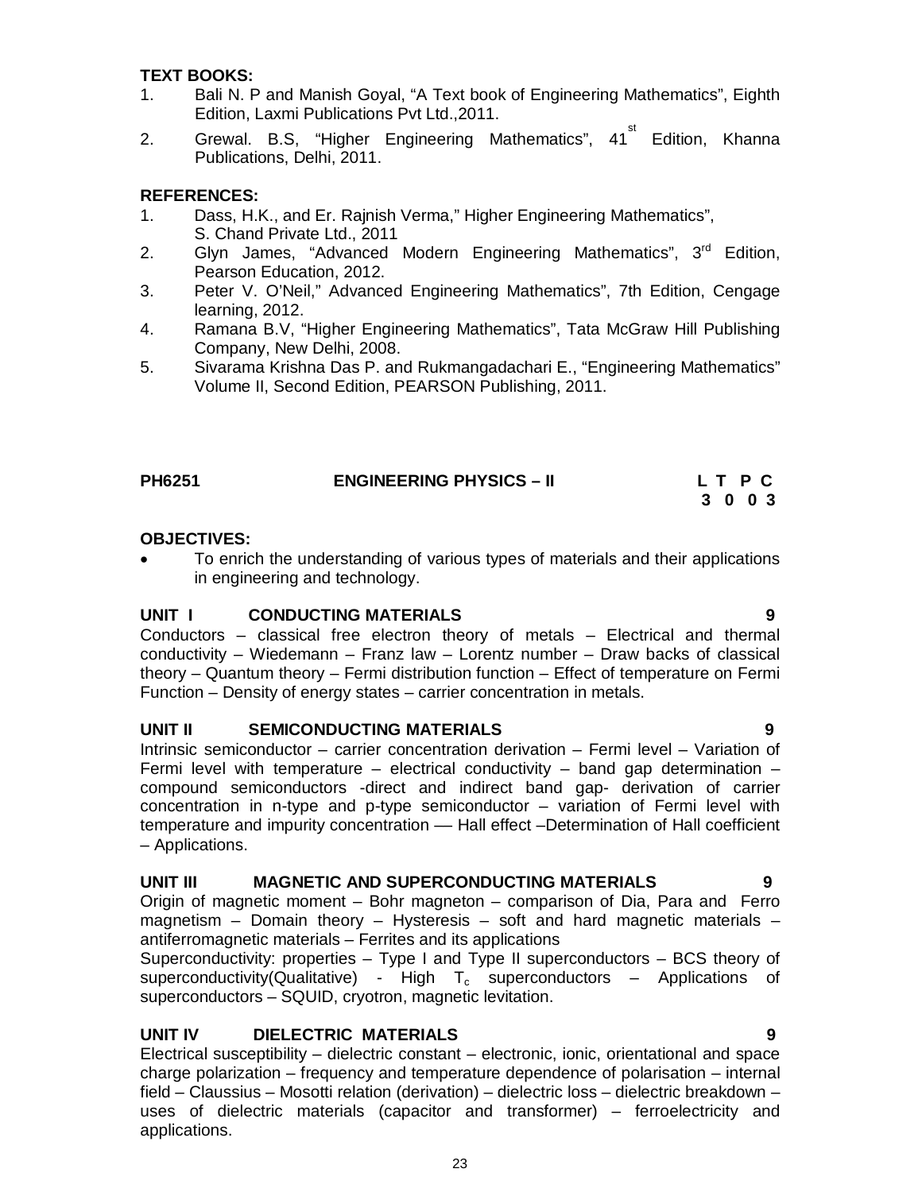**TEXT BOOKS:**

1. Bali N. P and Manish Goyal, "A Text book of Engineering Mathematics", Eighth Edition, Laxmi Publications Pvt Ltd.,2011.
2. Grewal. B.S, "Higher Engineering Mathematics", 41st Edition, Khanna Publications, Delhi, 2011.

**REFERENCES:**

1. Dass, H.K., and Er. Rajnish Verma," Higher Engineering Mathematics", S. Chand Private Ltd., 2011
2. Glyn James, "Advanced Modern Engineering Mathematics", 3rd Edition, Pearson Education, 2012.
3. Peter V. O'Neil," Advanced Engineering Mathematics", 7th Edition, Cengage learning, 2012.
4. Ramana B.V, "Higher Engineering Mathematics", Tata McGraw Hill Publishing Company, New Delhi, 2008.
5. Sivarama Krishna Das P. and Rukmangadachari E., "Engineering Mathematics" Volume II, Second Edition, PEARSON Publishing, 2011.

## PH6251 ENGINEERING PHYSICS – II

| L | T | P | C |
|---|---|---|---|
| 3 | 0 | 0 | 3 |

**OBJECTIVES:**

- To enrich the understanding of various types of materials and their applications in engineering and technology.

### UNIT I CONDUCTING MATERIALS 9

Conductors – classical free electron theory of metals – Electrical and thermal conductivity – Wiedemann – Franz law – Lorentz number – Draw backs of classical theory – Quantum theory – Fermi distribution function – Effect of temperature on Fermi Function – Density of energy states – carrier concentration in metals.

### UNIT II SEMICONDUCTING MATERIALS 9

Intrinsic semiconductor – carrier concentration derivation – Fermi level – Variation of Fermi level with temperature – electrical conductivity – band gap determination – compound semiconductors -direct and indirect band gap- derivation of carrier concentration in n-type and p-type semiconductor – variation of Fermi level with temperature and impurity concentration –– Hall effect –Determination of Hall coefficient – Applications.

### UNIT III MAGNETIC AND SUPERCONDUCTING MATERIALS 9

Origin of magnetic moment – Bohr magneton – comparison of Dia, Para and Ferro magnetism – Domain theory – Hysteresis – soft and hard magnetic materials – antiferromagnetic materials – Ferrites and its applications

Superconductivity: properties – Type I and Type II superconductors – BCS theory of superconductivity(Qualitative) - High $T_c$ superconductors – Applications of superconductors – SQUID, cryotron, magnetic levitation.

### UNIT IV DIELECTRIC MATERIALS 9

Electrical susceptibility – dielectric constant – electronic, ionic, orientational and space charge polarization – frequency and temperature dependence of polarisation – internal field – Claussius – Mosotti relation (derivation) – dielectric loss – dielectric breakdown – uses of dielectric materials (capacitor and transformer) – ferroelectricity and applications.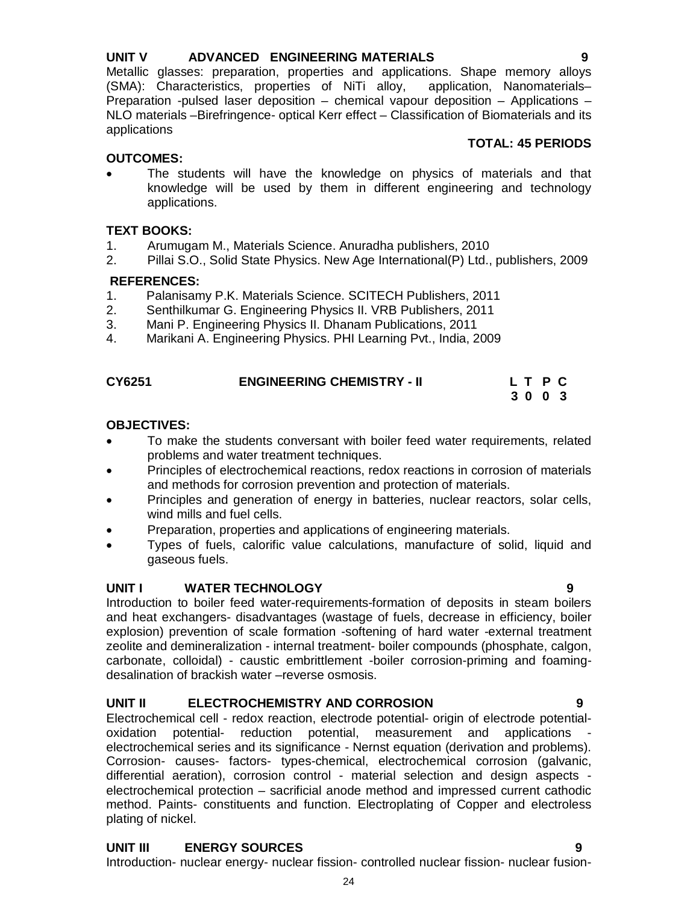**UNIT V ADVANCED ENGINEERING MATERIALS 9**

Metallic glasses: preparation, properties and applications. Shape memory alloys (SMA): Characteristics, properties of NiTi alloy, application, Nanomaterials– Preparation -pulsed laser deposition – chemical vapour deposition – Applications – NLO materials –Birefringence- optical Kerr effect – Classification of Biomaterials and its applications

**TOTAL: 45 PERIODS**

**OUTCOMES:**

- The students will have the knowledge on physics of materials and that knowledge will be used by them in different engineering and technology applications.

**TEXT BOOKS:**

1. Arumugam M., Materials Science. Anuradha publishers, 2010
2. Pillai S.O., Solid State Physics. New Age International(P) Ltd., publishers, 2009

**REFERENCES:**

1. Palanisamy P.K. Materials Science. SCITECH Publishers, 2011
2. Senthilkumar G. Engineering Physics II. VRB Publishers, 2011
3. Mani P. Engineering Physics II. Dhanam Publications, 2011
4. Marikani A. Engineering Physics. PHI Learning Pvt., India, 2009

## CY6251 ENGINEERING CHEMISTRY - II

| L | T | P | C |
|---|---|---|---|
| 3 | 0 | 0 | 3 |

**OBJECTIVES:**

- To make the students conversant with boiler feed water requirements, related problems and water treatment techniques.
- Principles of electrochemical reactions, redox reactions in corrosion of materials and methods for corrosion prevention and protection of materials.
- Principles and generation of energy in batteries, nuclear reactors, solar cells, wind mills and fuel cells.
- Preparation, properties and applications of engineering materials.
- Types of fuels, calorific value calculations, manufacture of solid, liquid and gaseous fuels.

**UNIT I WATER TECHNOLOGY 9**

Introduction to boiler feed water-requirements-formation of deposits in steam boilers and heat exchangers- disadvantages (wastage of fuels, decrease in efficiency, boiler explosion) prevention of scale formation -softening of hard water -external treatment zeolite and demineralization - internal treatment- boiler compounds (phosphate, calgon, carbonate, colloidal) - caustic embrittlement -boiler corrosion-priming and foaming- desalination of brackish water –reverse osmosis.

**UNIT II ELECTROCHEMISTRY AND CORROSION 9**

Electrochemical cell - redox reaction, electrode potential- origin of electrode potential- oxidation potential- reduction potential, measurement and applications - electrochemical series and its significance - Nernst equation (derivation and problems). Corrosion- causes- factors- types-chemical, electrochemical corrosion (galvanic, differential aeration), corrosion control - material selection and design aspects - electrochemical protection – sacrificial anode method and impressed current cathodic method. Paints- constituents and function. Electroplating of Copper and electroless plating of nickel.

**UNIT III ENERGY SOURCES 9**

Introduction- nuclear energy- nuclear fission- controlled nuclear fission- nuclear fusion-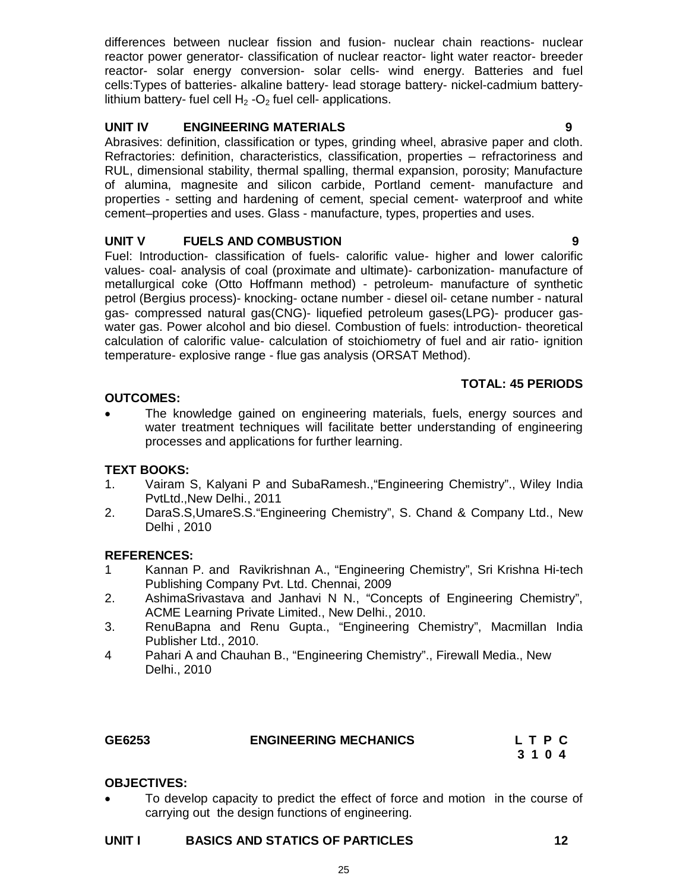differences between nuclear fission and fusion- nuclear chain reactions- nuclear reactor power generator- classification of nuclear reactor- light water reactor- breeder reactor- solar energy conversion- solar cells- wind energy. Batteries and fuel cells:Types of batteries- alkaline battery- lead storage battery- nickel-cadmium battery- lithium battery- fuel cell $H_2$ -$O_2$ fuel cell- applications.

**UNIT IV ENGINEERING MATERIALS 9**

Abrasives: definition, classification or types, grinding wheel, abrasive paper and cloth. Refractories: definition, characteristics, classification, properties – refractoriness and RUL, dimensional stability, thermal spalling, thermal expansion, porosity; Manufacture of alumina, magnesite and silicon carbide, Portland cement- manufacture and properties - setting and hardening of cement, special cement- waterproof and white cement–properties and uses. Glass - manufacture, types, properties and uses.

**UNIT V FUELS AND COMBUSTION 9**

Fuel: Introduction- classification of fuels- calorific value- higher and lower calorific values- coal- analysis of coal (proximate and ultimate)- carbonization- manufacture of metallurgical coke (Otto Hoffmann method) - petroleum- manufacture of synthetic petrol (Bergius process)- knocking- octane number - diesel oil- cetane number - natural gas- compressed natural gas(CNG)- liquefied petroleum gases(LPG)- producer gas- water gas. Power alcohol and bio diesel. Combustion of fuels: introduction- theoretical calculation of calorific value- calculation of stoichiometry of fuel and air ratio- ignition temperature- explosive range - flue gas analysis (ORSAT Method).

**TOTAL: 45 PERIODS**

**OUTCOMES:**

- The knowledge gained on engineering materials, fuels, energy sources and water treatment techniques will facilitate better understanding of engineering processes and applications for further learning.

**TEXT BOOKS:**

1. Vairam S, Kalyani P and SubaRamesh.,"Engineering Chemistry"., Wiley India PvtLtd.,New Delhi., 2011
2. DaraS.S,UmareS.S."Engineering Chemistry", S. Chand & Company Ltd., New Delhi , 2010

**REFERENCES:**

1. Kannan P. and Ravikrishnan A., "Engineering Chemistry", Sri Krishna Hi-tech Publishing Company Pvt. Ltd. Chennai, 2009
2. AshimaSrivastava and Janhavi N N., "Concepts of Engineering Chemistry", ACME Learning Private Limited., New Delhi., 2010.
3. RenuBapna and Renu Gupta., "Engineering Chemistry", Macmillan India Publisher Ltd., 2010.
4. Pahari A and Chauhan B., "Engineering Chemistry"., Firewall Media., New Delhi., 2010

**GE6253 ENGINEERING MECHANICS**

| L | T | P | C |
|---|---|---|---|
| 3 | 1 | 0 | 4 |

**OBJECTIVES:**

- To develop capacity to predict the effect of force and motion in the course of carrying out the design functions of engineering.

**UNIT I BASICS AND STATICS OF PARTICLES 12**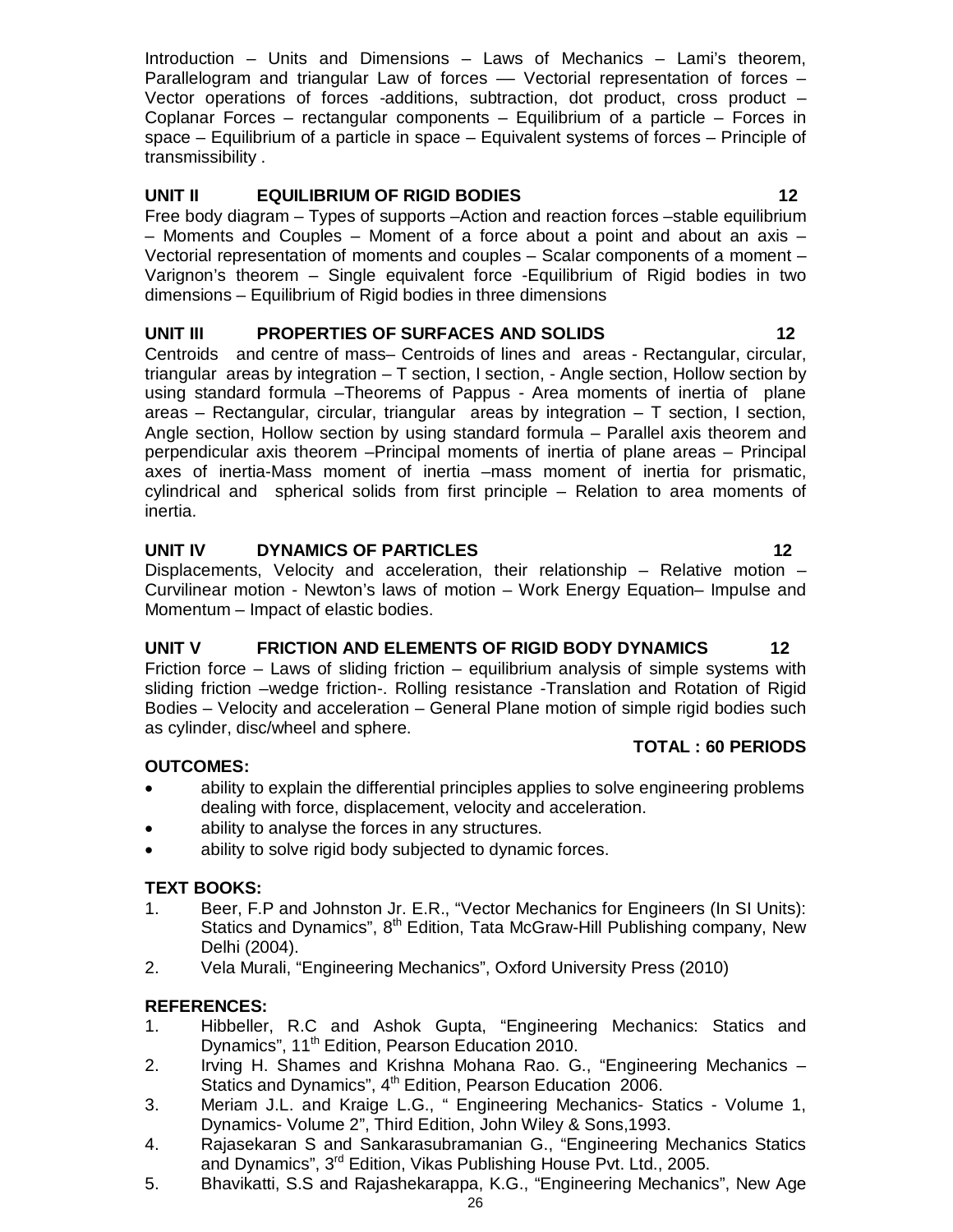Introduction – Units and Dimensions – Laws of Mechanics – Lami's theorem, Parallelogram and triangular Law of forces –– Vectorial representation of forces – Vector operations of forces -additions, subtraction, dot product, cross product – Coplanar Forces – rectangular components – Equilibrium of a particle – Forces in space – Equilibrium of a particle in space – Equivalent systems of forces – Principle of transmissibility .

**UNIT II EQUILIBRIUM OF RIGID BODIES 12**

Free body diagram – Types of supports –Action and reaction forces –stable equilibrium – Moments and Couples – Moment of a force about a point and about an axis – Vectorial representation of moments and couples – Scalar components of a moment – Varignon's theorem – Single equivalent force -Equilibrium of Rigid bodies in two dimensions – Equilibrium of Rigid bodies in three dimensions

**UNIT III PROPERTIES OF SURFACES AND SOLIDS 12**

Centroids and centre of mass– Centroids of lines and areas - Rectangular, circular, triangular areas by integration – T section, I section, - Angle section, Hollow section by using standard formula –Theorems of Pappus - Area moments of inertia of plane areas – Rectangular, circular, triangular areas by integration – T section, I section, Angle section, Hollow section by using standard formula – Parallel axis theorem and perpendicular axis theorem –Principal moments of inertia of plane areas – Principal axes of inertia-Mass moment of inertia –mass moment of inertia for prismatic, cylindrical and spherical solids from first principle – Relation to area moments of inertia.

**UNIT IV DYNAMICS OF PARTICLES 12**

Displacements, Velocity and acceleration, their relationship – Relative motion – Curvilinear motion - Newton's laws of motion – Work Energy Equation– Impulse and Momentum – Impact of elastic bodies.

**UNIT V FRICTION AND ELEMENTS OF RIGID BODY DYNAMICS 12**

Friction force – Laws of sliding friction – equilibrium analysis of simple systems with sliding friction –wedge friction-. Rolling resistance -Translation and Rotation of Rigid Bodies – Velocity and acceleration – General Plane motion of simple rigid bodies such as cylinder, disc/wheel and sphere.

**TOTAL : 60 PERIODS**

**OUTCOMES:**

- ability to explain the differential principles applies to solve engineering problems dealing with force, displacement, velocity and acceleration.
- ability to analyse the forces in any structures.
- ability to solve rigid body subjected to dynamic forces.

**TEXT BOOKS:**

1. Beer, F.P and Johnston Jr. E.R., "Vector Mechanics for Engineers (In SI Units): Statics and Dynamics", 8th Edition, Tata McGraw-Hill Publishing company, New Delhi (2004).
2. Vela Murali, "Engineering Mechanics", Oxford University Press (2010)

**REFERENCES:**

1. Hibbeller, R.C and Ashok Gupta, "Engineering Mechanics: Statics and Dynamics", 11th Edition, Pearson Education 2010.
2. Irving H. Shames and Krishna Mohana Rao. G., "Engineering Mechanics – Statics and Dynamics", 4th Edition, Pearson Education 2006.
3. Meriam J.L. and Kraige L.G., " Engineering Mechanics- Statics - Volume 1, Dynamics- Volume 2", Third Edition, John Wiley & Sons,1993.
4. Rajasekaran S and Sankarasubramanian G., "Engineering Mechanics Statics and Dynamics", 3rd Edition, Vikas Publishing House Pvt. Ltd., 2005.
5. Bhavikatti, S.S and Rajashekarappa, K.G., "Engineering Mechanics", New Age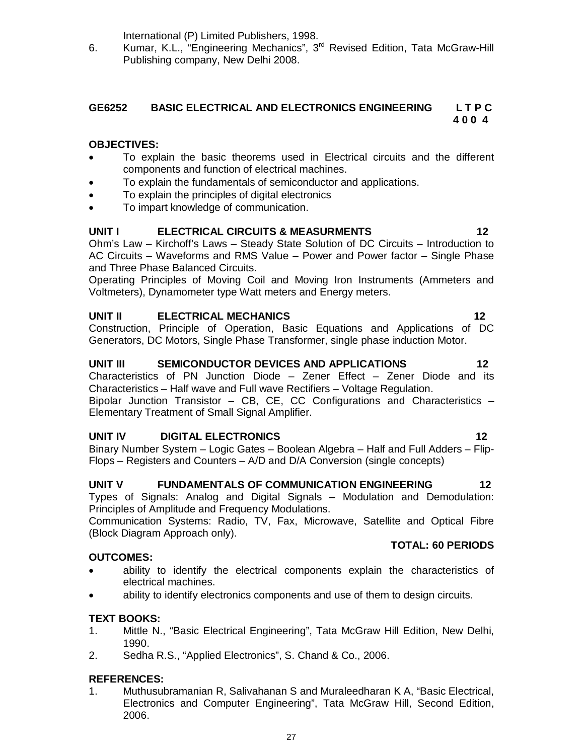International (P) Limited Publishers, 1998.

6. Kumar, K.L., "Engineering Mechanics", 3rd Revised Edition, Tata McGraw-Hill Publishing company, New Delhi 2008.

## GE6252 BASIC ELECTRICAL AND ELECTRONICS ENGINEERING

**L T P C**
**4 0 0 4**

**OBJECTIVES:**

- To explain the basic theorems used in Electrical circuits and the different components and function of electrical machines.
- To explain the fundamentals of semiconductor and applications.
- To explain the principles of digital electronics
- To impart knowledge of communication.

**UNIT I ELECTRICAL CIRCUITS & MEASURMENTS 12**

Ohm's Law – Kirchoff's Laws – Steady State Solution of DC Circuits – Introduction to AC Circuits – Waveforms and RMS Value – Power and Power factor – Single Phase and Three Phase Balanced Circuits.

Operating Principles of Moving Coil and Moving Iron Instruments (Ammeters and Voltmeters), Dynamometer type Watt meters and Energy meters.

**UNIT II ELECTRICAL MECHANICS 12**

Construction, Principle of Operation, Basic Equations and Applications of DC Generators, DC Motors, Single Phase Transformer, single phase induction Motor.

**UNIT III SEMICONDUCTOR DEVICES AND APPLICATIONS 12**

Characteristics of PN Junction Diode – Zener Effect – Zener Diode and its Characteristics – Half wave and Full wave Rectifiers – Voltage Regulation.

Bipolar Junction Transistor – CB, CE, CC Configurations and Characteristics – Elementary Treatment of Small Signal Amplifier.

**UNIT IV DIGITAL ELECTRONICS 12**

Binary Number System – Logic Gates – Boolean Algebra – Half and Full Adders – Flip-Flops – Registers and Counters – A/D and D/A Conversion (single concepts)

**UNIT V FUNDAMENTALS OF COMMUNICATION ENGINEERING 12**

Types of Signals: Analog and Digital Signals – Modulation and Demodulation: Principles of Amplitude and Frequency Modulations.

Communication Systems: Radio, TV, Fax, Microwave, Satellite and Optical Fibre (Block Diagram Approach only).

**TOTAL: 60 PERIODS**

**OUTCOMES:**

- ability to identify the electrical components explain the characteristics of electrical machines.
- ability to identify electronics components and use of them to design circuits.

**TEXT BOOKS:**

1. Mittle N., "Basic Electrical Engineering", Tata McGraw Hill Edition, New Delhi, 1990.
2. Sedha R.S., "Applied Electronics", S. Chand & Co., 2006.

**REFERENCES:**

1. Muthusubramanian R, Salivahanan S and Muraleedharan K A, "Basic Electrical, Electronics and Computer Engineering", Tata McGraw Hill, Second Edition, 2006.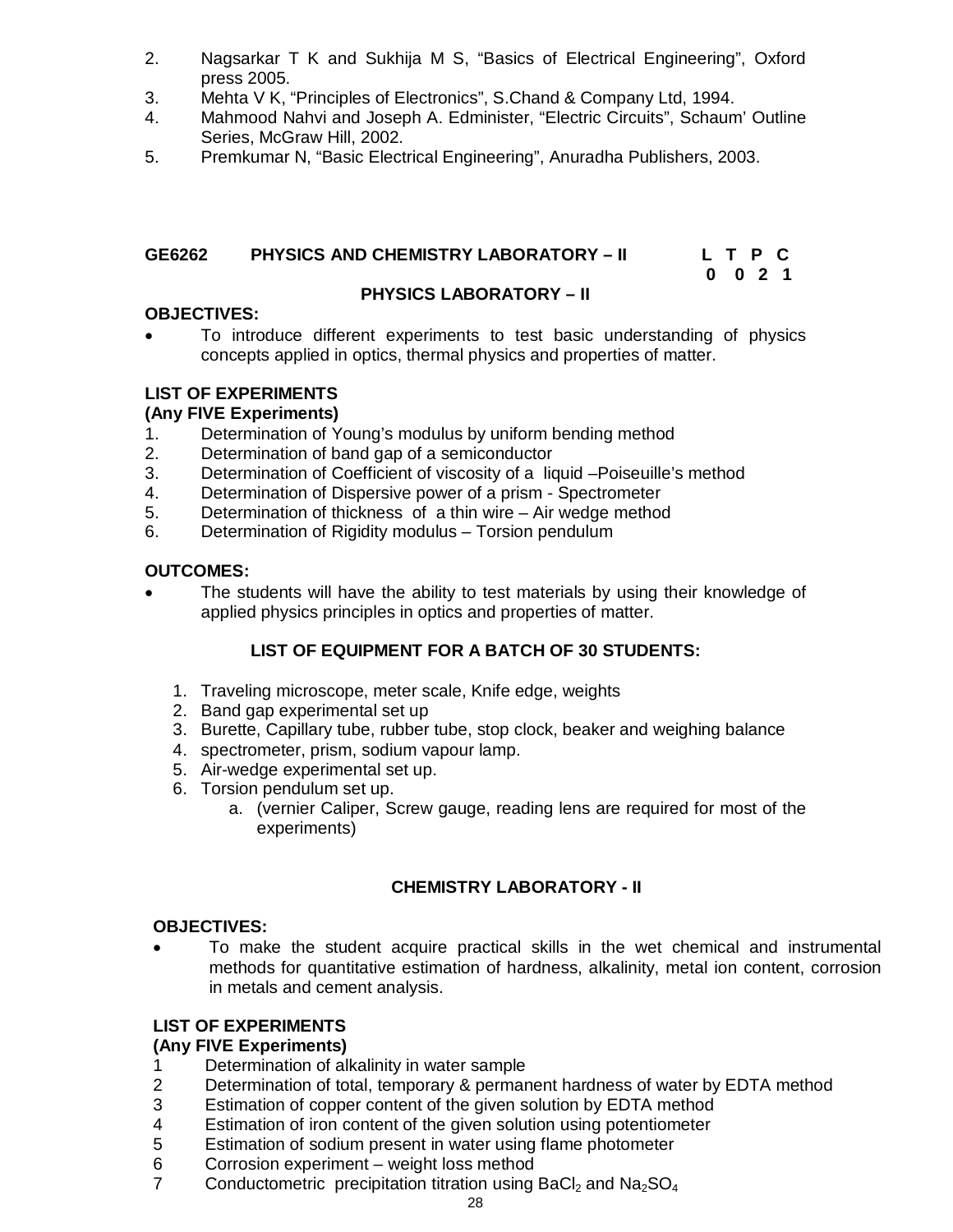2. Nagsarkar T K and Sukhija M S, "Basics of Electrical Engineering", Oxford press 2005.
3. Mehta V K, "Principles of Electronics", S.Chand & Company Ltd, 1994.
4. Mahmood Nahvi and Joseph A. Edminister, "Electric Circuits", Schaum' Outline Series, McGraw Hill, 2002.
5. Premkumar N, "Basic Electrical Engineering", Anuradha Publishers, 2003.

## GE6262 PHYSICS AND CHEMISTRY LABORATORY – II

| L | T | P | C |
|---|---|---|---|
| 0 | 0 | 2 | 1 |

### PHYSICS LABORATORY – II

**OBJECTIVES:**

- To introduce different experiments to test basic understanding of physics concepts applied in optics, thermal physics and properties of matter.

**LIST OF EXPERIMENTS**
**(Any FIVE Experiments)**

1. Determination of Young's modulus by uniform bending method
2. Determination of band gap of a semiconductor
3. Determination of Coefficient of viscosity of a liquid –Poiseuille's method
4. Determination of Dispersive power of a prism - Spectrometer
5. Determination of thickness of a thin wire – Air wedge method
6. Determination of Rigidity modulus – Torsion pendulum

**OUTCOMES:**

- The students will have the ability to test materials by using their knowledge of applied physics principles in optics and properties of matter.

**LIST OF EQUIPMENT FOR A BATCH OF 30 STUDENTS:**

1. Traveling microscope, meter scale, Knife edge, weights
2. Band gap experimental set up
3. Burette, Capillary tube, rubber tube, stop clock, beaker and weighing balance
4. spectrometer, prism, sodium vapour lamp.
5. Air-wedge experimental set up.
6. Torsion pendulum set up.
    a. (vernier Caliper, Screw gauge, reading lens are required for most of the experiments)

### CHEMISTRY LABORATORY - II

**OBJECTIVES:**

- To make the student acquire practical skills in the wet chemical and instrumental methods for quantitative estimation of hardness, alkalinity, metal ion content, corrosion in metals and cement analysis.

**LIST OF EXPERIMENTS**
**(Any FIVE Experiments)**

1. Determination of alkalinity in water sample
2. Determination of total, temporary & permanent hardness of water by EDTA method
3. Estimation of copper content of the given solution by EDTA method
4. Estimation of iron content of the given solution using potentiometer
5. Estimation of sodium present in water using flame photometer
6. Corrosion experiment – weight loss method
7. Conductometric precipitation titration using $BaCl_2$ and $Na_2SO_4$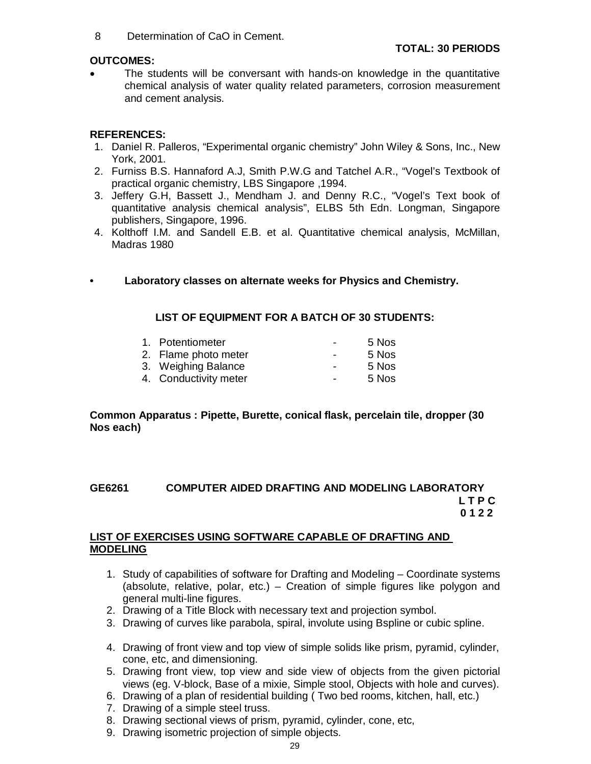8 Determination of CaO in Cement.

**TOTAL: 30 PERIODS**

**OUTCOMES:**

- The students will be conversant with hands-on knowledge in the quantitative chemical analysis of water quality related parameters, corrosion measurement and cement analysis.

**REFERENCES:**

1. Daniel R. Palleros, "Experimental organic chemistry" John Wiley & Sons, Inc., New York, 2001.
2. Furniss B.S. Hannaford A.J, Smith P.W.G and Tatchel A.R., "Vogel's Textbook of practical organic chemistry, LBS Singapore ,1994.
3. Jeffery G.H, Bassett J., Mendham J. and Denny R.C., "Vogel's Text book of quantitative analysis chemical analysis", ELBS 5th Edn. Longman, Singapore publishers, Singapore, 1996.
4. Kolthoff I.M. and Sandell E.B. et al. Quantitative chemical analysis, McMillan, Madras 1980

- **Laboratory classes on alternate weeks for Physics and Chemistry.**

**LIST OF EQUIPMENT FOR A BATCH OF 30 STUDENTS:**

1. Potentiometer - 5 Nos
2. Flame photo meter - 5 Nos
3. Weighing Balance - 5 Nos
4. Conductivity meter - 5 Nos

**Common Apparatus : Pipette, Burette, conical flask, percelain tile, dropper (30 Nos each)**

## GE6261 COMPUTER AIDED DRAFTING AND MODELING LABORATORY

**L T P C**
**0 1 2 2**

**<u>LIST OF EXERCISES USING SOFTWARE CAPABLE OF DRAFTING AND MODELING</u>**

1. Study of capabilities of software for Drafting and Modeling – Coordinate systems (absolute, relative, polar, etc.) – Creation of simple figures like polygon and general multi-line figures.
2. Drawing of a Title Block with necessary text and projection symbol.
3. Drawing of curves like parabola, spiral, involute using Bspline or cubic spline.
4. Drawing of front view and top view of simple solids like prism, pyramid, cylinder, cone, etc, and dimensioning.
5. Drawing front view, top view and side view of objects from the given pictorial views (eg. V-block, Base of a mixie, Simple stool, Objects with hole and curves).
6. Drawing of a plan of residential building ( Two bed rooms, kitchen, hall, etc.)
7. Drawing of a simple steel truss.
8. Drawing sectional views of prism, pyramid, cylinder, cone, etc,
9. Drawing isometric projection of simple objects.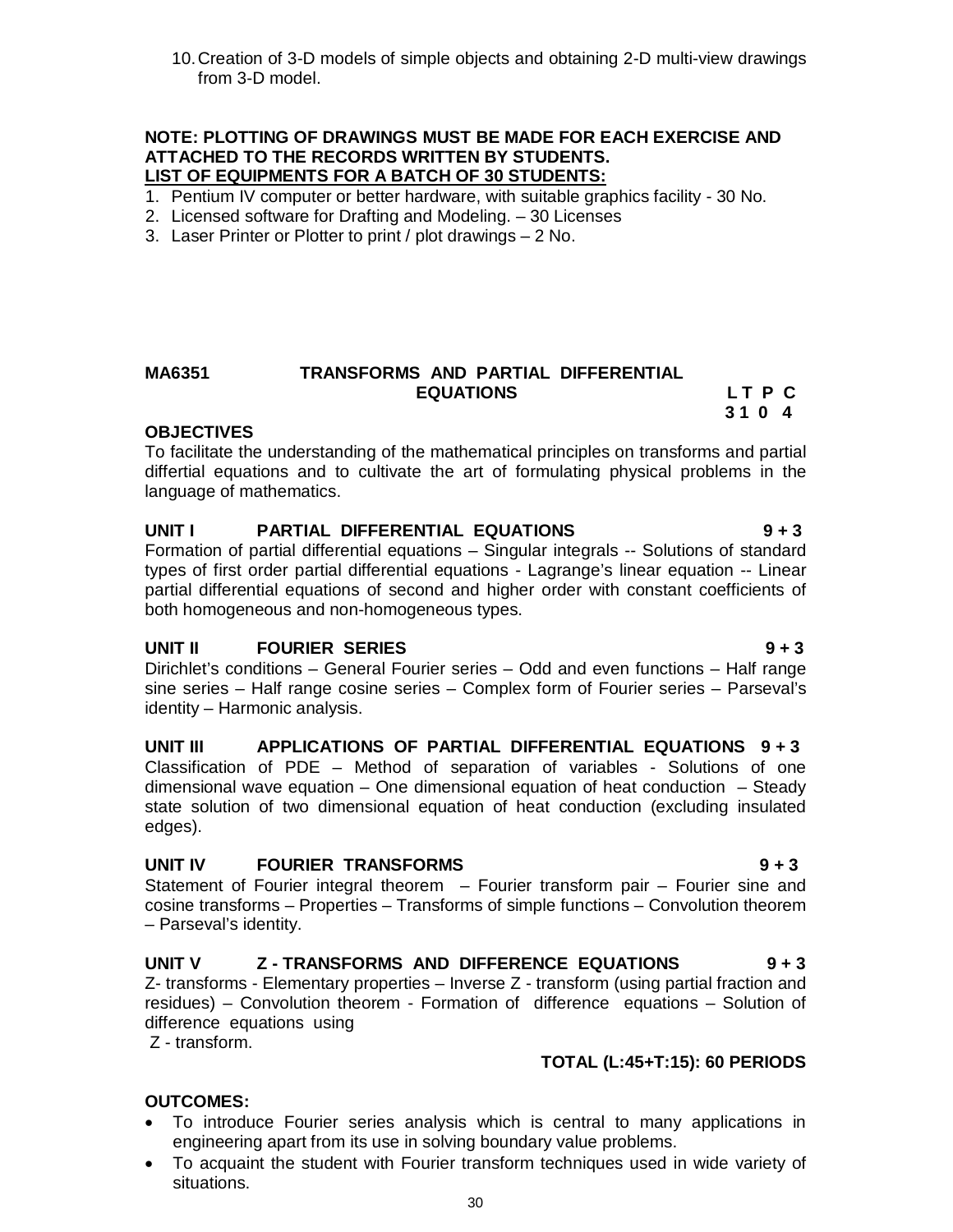10. Creation of 3-D models of simple objects and obtaining 2-D multi-view drawings from 3-D model.

**NOTE: PLOTTING OF DRAWINGS MUST BE MADE FOR EACH EXERCISE AND ATTACHED TO THE RECORDS WRITTEN BY STUDENTS.**

**LIST OF EQUIPMENTS FOR A BATCH OF 30 STUDENTS:**

1. Pentium IV computer or better hardware, with suitable graphics facility - 30 No.
2. Licensed software for Drafting and Modeling. – 30 Licenses
3. Laser Printer or Plotter to print / plot drawings – 2 No.

## MA6351 TRANSFORMS AND PARTIAL DIFFERENTIAL EQUATIONS

| L | T | P | C |
|---|---|---|---|
| 3 | 1 | 0 | 4 |

**OBJECTIVES**

To facilitate the understanding of the mathematical principles on transforms and partial differtial equations and to cultivate the art of formulating physical problems in the language of mathematics.

**UNIT I PARTIAL DIFFERENTIAL EQUATIONS 9 + 3**

Formation of partial differential equations – Singular integrals -- Solutions of standard types of first order partial differential equations - Lagrange's linear equation -- Linear partial differential equations of second and higher order with constant coefficients of both homogeneous and non-homogeneous types.

**UNIT II FOURIER SERIES 9 + 3**

Dirichlet's conditions – General Fourier series – Odd and even functions – Half range sine series – Half range cosine series – Complex form of Fourier series – Parseval's identity – Harmonic analysis.

**UNIT III APPLICATIONS OF PARTIAL DIFFERENTIAL EQUATIONS 9 + 3**

Classification of PDE – Method of separation of variables - Solutions of one dimensional wave equation – One dimensional equation of heat conduction – Steady state solution of two dimensional equation of heat conduction (excluding insulated edges).

**UNIT IV FOURIER TRANSFORMS 9 + 3**

Statement of Fourier integral theorem – Fourier transform pair – Fourier sine and cosine transforms – Properties – Transforms of simple functions – Convolution theorem – Parseval's identity.

**UNIT V Z - TRANSFORMS AND DIFFERENCE EQUATIONS 9 + 3**

Z- transforms - Elementary properties – Inverse Z - transform (using partial fraction and residues) – Convolution theorem - Formation of difference equations – Solution of difference equations using Z - transform.

**TOTAL (L:45+T:15): 60 PERIODS**

**OUTCOMES:**

- To introduce Fourier series analysis which is central to many applications in engineering apart from its use in solving boundary value problems.
- To acquaint the student with Fourier transform techniques used in wide variety of situations.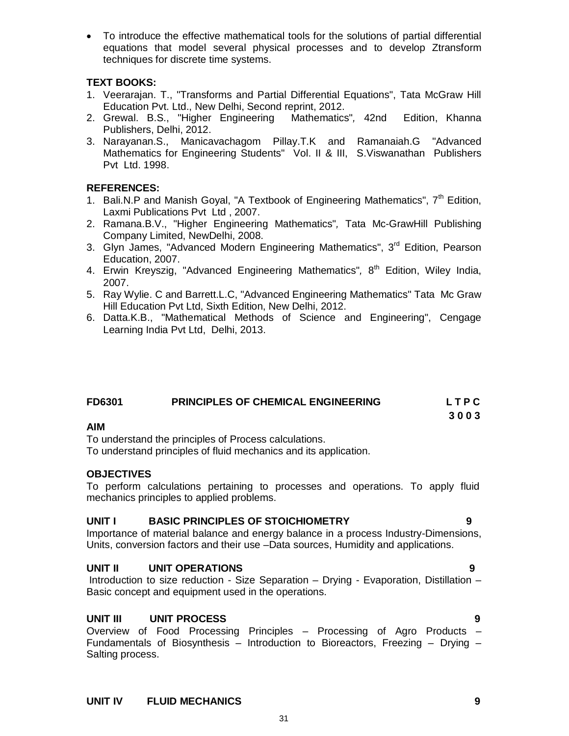- To introduce the effective mathematical tools for the solutions of partial differential equations that model several physical processes and to develop Ztransform techniques for discrete time systems.

**TEXT BOOKS:**

1. Veerarajan. T., "Transforms and Partial Differential Equations", Tata McGraw Hill Education Pvt. Ltd., New Delhi, Second reprint, 2012.
2. Grewal. B.S., "Higher Engineering Mathematics", 42nd Edition, Khanna Publishers, Delhi, 2012.
3. Narayanan.S., Manicavachagom Pillay.T.K and Ramanaiah.G "Advanced Mathematics for Engineering Students" Vol. II & III, S.Viswanathan Publishers Pvt Ltd. 1998.

**REFERENCES:**

1. Bali.N.P and Manish Goyal, "A Textbook of Engineering Mathematics", 7th Edition, Laxmi Publications Pvt Ltd , 2007.
2. Ramana.B.V., "Higher Engineering Mathematics", Tata Mc-GrawHill Publishing Company Limited, NewDelhi, 2008.
3. Glyn James, "Advanced Modern Engineering Mathematics", 3rd Edition, Pearson Education, 2007.
4. Erwin Kreyszig, "Advanced Engineering Mathematics", 8th Edition, Wiley India, 2007.
5. Ray Wylie. C and Barrett.L.C, "Advanced Engineering Mathematics" Tata Mc Graw Hill Education Pvt Ltd, Sixth Edition, New Delhi, 2012.
6. Datta.K.B., "Mathematical Methods of Science and Engineering", Cengage Learning India Pvt Ltd, Delhi, 2013.

## FD6301 PRINCIPLES OF CHEMICAL ENGINEERING

**L T P C**
**3 0 0 3**

**AIM**

To understand the principles of Process calculations.
To understand principles of fluid mechanics and its application.

**OBJECTIVES**

To perform calculations pertaining to processes and operations. To apply fluid mechanics principles to applied problems.

**UNIT I BASIC PRINCIPLES OF STOICHIOMETRY 9**

Importance of material balance and energy balance in a process Industry-Dimensions, Units, conversion factors and their use –Data sources, Humidity and applications.

**UNIT II UNIT OPERATIONS 9**

Introduction to size reduction - Size Separation – Drying - Evaporation, Distillation – Basic concept and equipment used in the operations.

**UNIT III UNIT PROCESS 9**

Overview of Food Processing Principles – Processing of Agro Products – Fundamentals of Biosynthesis – Introduction to Bioreactors, Freezing – Drying – Salting process.

**UNIT IV FLUID MECHANICS 9**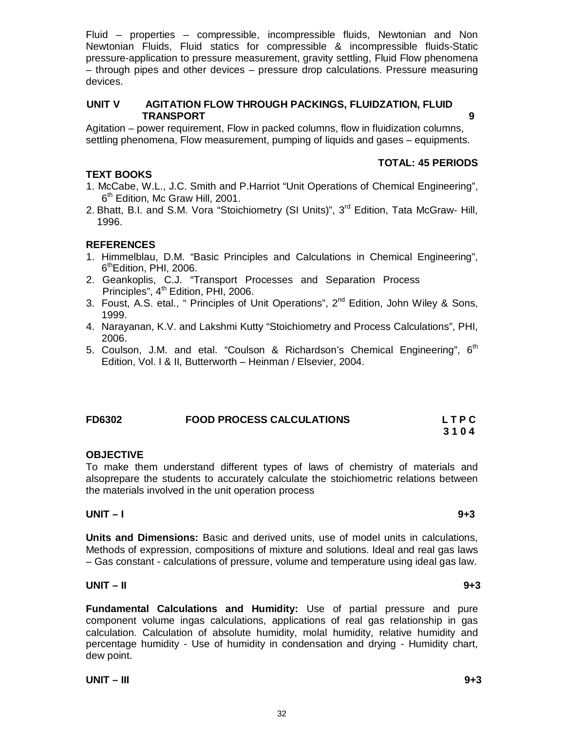Fluid – properties – compressible, incompressible fluids, Newtonian and Non Newtonian Fluids, Fluid statics for compressible & incompressible fluids-Static pressure-application to pressure measurement, gravity settling, Fluid Flow phenomena – through pipes and other devices – pressure drop calculations. Pressure measuring devices.

**UNIT V AGITATION FLOW THROUGH PACKINGS, FLUIDZATION, FLUID TRANSPORT 9**

Agitation – power requirement, Flow in packed columns, flow in fluidization columns, settling phenomena, Flow measurement, pumping of liquids and gases – equipments.

**TOTAL: 45 PERIODS**

**TEXT BOOKS**

1. McCabe, W.L., J.C. Smith and P.Harriot “Unit Operations of Chemical Engineering”, 6th Edition, Mc Graw Hill, 2001.
2. Bhatt, B.I. and S.M. Vora “Stoichiometry (SI Units)”, 3rd Edition, Tata McGraw- Hill, 1996.

**REFERENCES**

1. Himmelblau, D.M. “Basic Principles and Calculations in Chemical Engineering”, 6thEdition, PHI, 2006.
2. Geankoplis, C.J. “Transport Processes and Separation Process Principles”, 4th Edition, PHI, 2006.
3. Foust, A.S. etal., “ Principles of Unit Operations”, 2nd Edition, John Wiley & Sons, 1999.
4. Narayanan, K.V. and Lakshmi Kutty “Stoichiometry and Process Calculations”, PHI, 2006.
5. Coulson, J.M. and etal. “Coulson & Richardson’s Chemical Engineering”, 6th Edition, Vol. I & II, Butterworth – Heinman / Elsevier, 2004.

**FD6302 FOOD PROCESS CALCULATIONS L T P C**
**3 1 0 4**

**OBJECTIVE**

To make them understand different types of laws of chemistry of materials and alsoprepare the students to accurately calculate the stoichiometric relations between the materials involved in the unit operation process

**UNIT – I 9+3**

**Units and Dimensions:** Basic and derived units, use of model units in calculations, Methods of expression, compositions of mixture and solutions. Ideal and real gas laws – Gas constant - calculations of pressure, volume and temperature using ideal gas law.

**UNIT – II 9+3**

**Fundamental Calculations and Humidity:** Use of partial pressure and pure component volume ingas calculations, applications of real gas relationship in gas calculation. Calculation of absolute humidity, molal humidity, relative humidity and percentage humidity - Use of humidity in condensation and drying - Humidity chart, dew point.

**UNIT – III 9+3**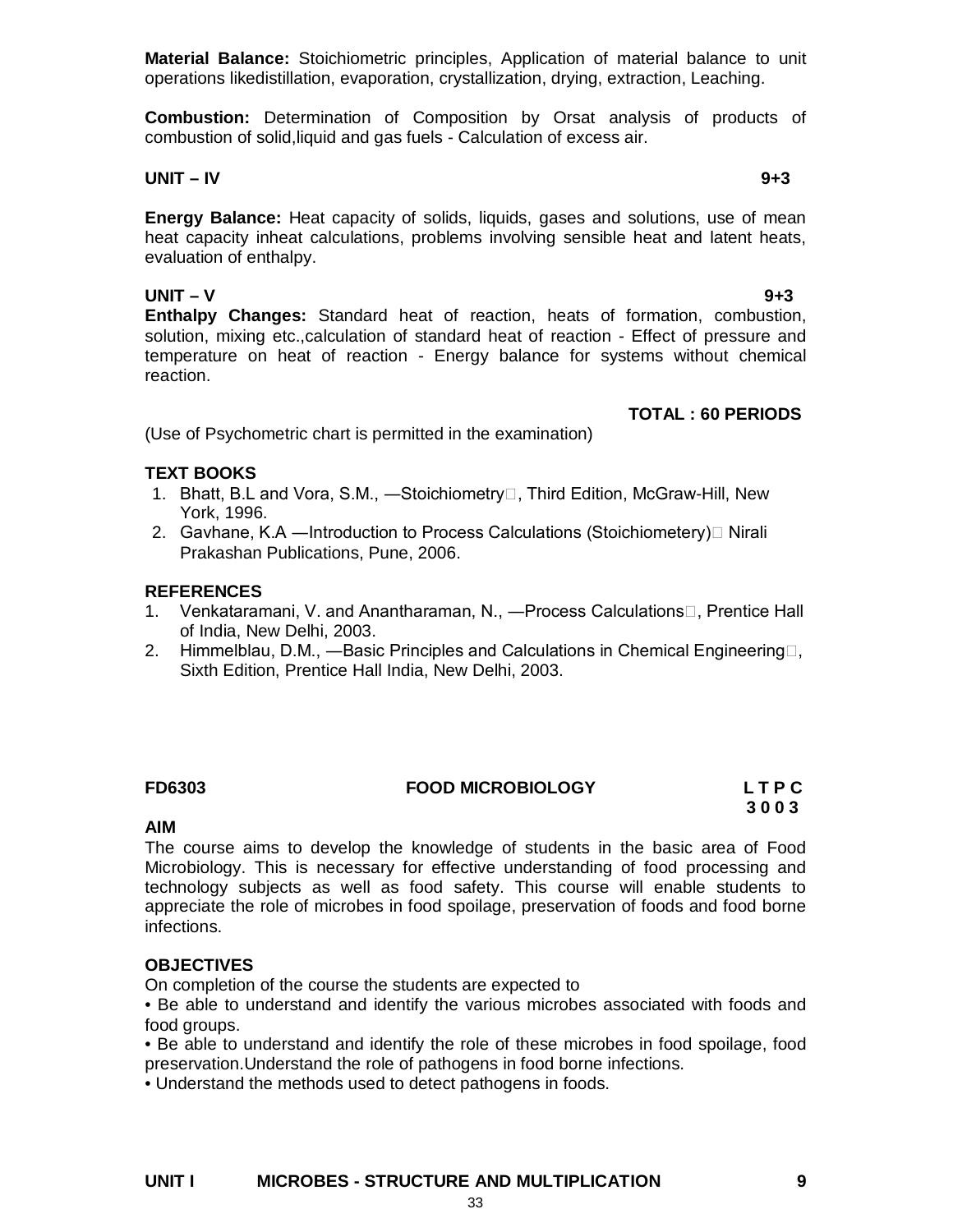**Material Balance:** Stoichiometric principles, Application of material balance to unit operations likedistillation, evaporation, crystallization, drying, extraction, Leaching.

**Combustion:** Determination of Composition by Orsat analysis of products of combustion of solid,liquid and gas fuels - Calculation of excess air.

**UNIT – IV 9+3**

**Energy Balance:** Heat capacity of solids, liquids, gases and solutions, use of mean heat capacity inheat calculations, problems involving sensible heat and latent heats, evaluation of enthalpy.

**UNIT – V 9+3**

**Enthalpy Changes:** Standard heat of reaction, heats of formation, combustion, solution, mixing etc.,calculation of standard heat of reaction - Effect of pressure and temperature on heat of reaction - Energy balance for systems without chemical reaction.

**TOTAL : 60 PERIODS**

(Use of Psychometric chart is permitted in the examination)

**TEXT BOOKS**

1. Bhatt, B.L and Vora, S.M., ―Stoichiometry, Third Edition, McGraw-Hill, New York, 1996.
2. Gavhane, K.A ―Introduction to Process Calculations (Stoichiometery) Nirali Prakashan Publications, Pune, 2006.

**REFERENCES**

1. Venkataramani, V. and Anantharaman, N., ―Process Calculations, Prentice Hall of India, New Delhi, 2003.
2. Himmelblau, D.M., ―Basic Principles and Calculations in Chemical Engineering, Sixth Edition, Prentice Hall India, New Delhi, 2003.

**FD6303 FOOD MICROBIOLOGY L T P C**
**3 0 0 3**

**AIM**

The course aims to develop the knowledge of students in the basic area of Food Microbiology. This is necessary for effective understanding of food processing and technology subjects as well as food safety. This course will enable students to appreciate the role of microbes in food spoilage, preservation of foods and food borne infections.

**OBJECTIVES**

On completion of the course the students are expected to

- Be able to understand and identify the various microbes associated with foods and food groups.
- Be able to understand and identify the role of these microbes in food spoilage, food preservation.Understand the role of pathogens in food borne infections.
- Understand the methods used to detect pathogens in foods.

**UNIT I MICROBES - STRUCTURE AND MULTIPLICATION 9**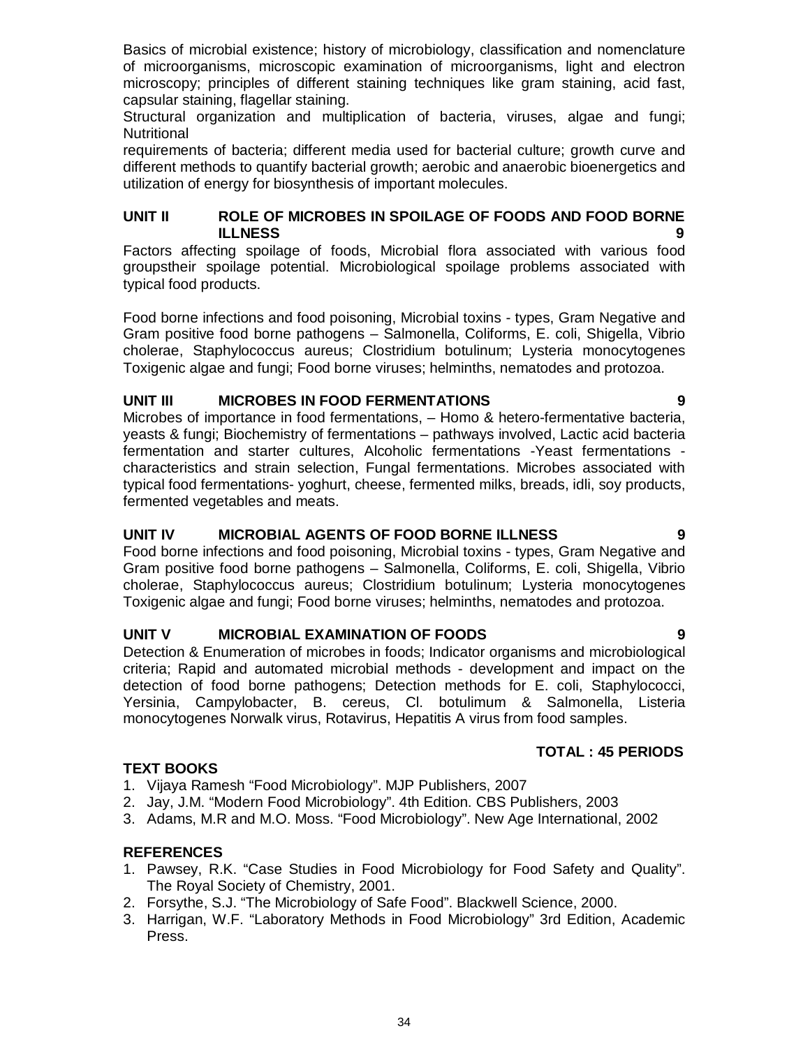Basics of microbial existence; history of microbiology, classification and nomenclature of microorganisms, microscopic examination of microorganisms, light and electron microscopy; principles of different staining techniques like gram staining, acid fast, capsular staining, flagellar staining.

Structural organization and multiplication of bacteria, viruses, algae and fungi; Nutritional

requirements of bacteria; different media used for bacterial culture; growth curve and different methods to quantify bacterial growth; aerobic and anaerobic bioenergetics and utilization of energy for biosynthesis of important molecules.

### UNIT II ROLE OF MICROBES IN SPOILAGE OF FOODS AND FOOD BORNE ILLNESS 9

Factors affecting spoilage of foods, Microbial flora associated with various food groupstheir spoilage potential. Microbiological spoilage problems associated with typical food products.

Food borne infections and food poisoning, Microbial toxins - types, Gram Negative and Gram positive food borne pathogens – Salmonella, Coliforms, E. coli, Shigella, Vibrio cholerae, Staphylococcus aureus; Clostridium botulinum; Lysteria monocytogenes Toxigenic algae and fungi; Food borne viruses; helminths, nematodes and protozoa.

### UNIT III MICROBES IN FOOD FERMENTATIONS 9

Microbes of importance in food fermentations, – Homo & hetero-fermentative bacteria, yeasts & fungi; Biochemistry of fermentations – pathways involved, Lactic acid bacteria fermentation and starter cultures, Alcoholic fermentations -Yeast fermentations - characteristics and strain selection, Fungal fermentations. Microbes associated with typical food fermentations- yoghurt, cheese, fermented milks, breads, idli, soy products, fermented vegetables and meats.

### UNIT IV MICROBIAL AGENTS OF FOOD BORNE ILLNESS 9

Food borne infections and food poisoning, Microbial toxins - types, Gram Negative and Gram positive food borne pathogens – Salmonella, Coliforms, E. coli, Shigella, Vibrio cholerae, Staphylococcus aureus; Clostridium botulinum; Lysteria monocytogenes Toxigenic algae and fungi; Food borne viruses; helminths, nematodes and protozoa.

### UNIT V MICROBIAL EXAMINATION OF FOODS 9

Detection & Enumeration of microbes in foods; Indicator organisms and microbiological criteria; Rapid and automated microbial methods - development and impact on the detection of food borne pathogens; Detection methods for E. coli, Staphylococci, Yersinia, Campylobacter, B. cereus, Cl. botulimum & Salmonella, Listeria monocytogenes Norwalk virus, Rotavirus, Hepatitis A virus from food samples.

**TOTAL : 45 PERIODS**

### TEXT BOOKS

1. Vijaya Ramesh “Food Microbiology”. MJP Publishers, 2007
2. Jay, J.M. “Modern Food Microbiology”. 4th Edition. CBS Publishers, 2003
3. Adams, M.R and M.O. Moss. “Food Microbiology”. New Age International, 2002

### REFERENCES

1. Pawsey, R.K. “Case Studies in Food Microbiology for Food Safety and Quality”. The Royal Society of Chemistry, 2001.
2. Forsythe, S.J. “The Microbiology of Safe Food”. Blackwell Science, 2000.
3. Harrigan, W.F. “Laboratory Methods in Food Microbiology” 3rd Edition, Academic Press.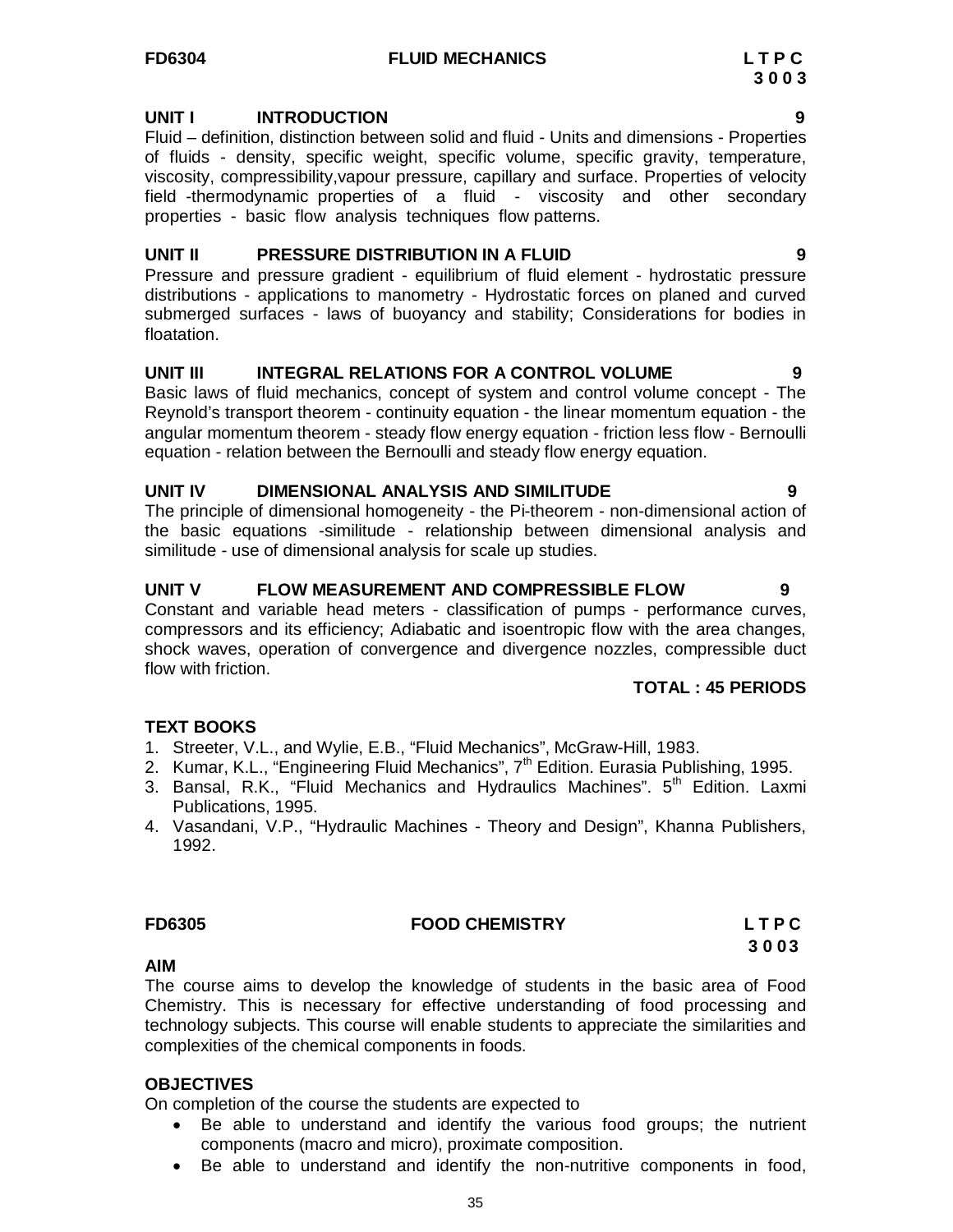**FD6304 FLUID MECHANICS L T P C**
**3 0 0 3**

**UNIT I INTRODUCTION 9**

Fluid – definition, distinction between solid and fluid - Units and dimensions - Properties of fluids - density, specific weight, specific volume, specific gravity, temperature, viscosity, compressibility,vapour pressure, capillary and surface. Properties of velocity field -thermodynamic properties of a fluid - viscosity and other secondary properties - basic flow analysis techniques flow patterns.

**UNIT II PRESSURE DISTRIBUTION IN A FLUID 9**

Pressure and pressure gradient - equilibrium of fluid element - hydrostatic pressure distributions - applications to manometry - Hydrostatic forces on planed and curved submerged surfaces - laws of buoyancy and stability; Considerations for bodies in floatation.

**UNIT III INTEGRAL RELATIONS FOR A CONTROL VOLUME 9**

Basic laws of fluid mechanics, concept of system and control volume concept - The Reynold's transport theorem - continuity equation - the linear momentum equation - the angular momentum theorem - steady flow energy equation - friction less flow - Bernoulli equation - relation between the Bernoulli and steady flow energy equation.

**UNIT IV DIMENSIONAL ANALYSIS AND SIMILITUDE 9**

The principle of dimensional homogeneity - the Pi-theorem - non-dimensional action of the basic equations -similitude - relationship between dimensional analysis and similitude - use of dimensional analysis for scale up studies.

**UNIT V FLOW MEASUREMENT AND COMPRESSIBLE FLOW 9**

Constant and variable head meters - classification of pumps - performance curves, compressors and its efficiency; Adiabatic and isoentropic flow with the area changes, shock waves, operation of convergence and divergence nozzles, compressible duct flow with friction.

**TOTAL : 45 PERIODS**

**TEXT BOOKS**

1. Streeter, V.L., and Wylie, E.B., "Fluid Mechanics", McGraw-Hill, 1983.
2. Kumar, K.L., "Engineering Fluid Mechanics", 7th Edition. Eurasia Publishing, 1995.
3. Bansal, R.K., "Fluid Mechanics and Hydraulics Machines". 5th Edition. Laxmi Publications, 1995.
4. Vasandani, V.P., "Hydraulic Machines - Theory and Design", Khanna Publishers, 1992.

**FD6305 FOOD CHEMISTRY L T P C**
**3 0 0 3**

**AIM**

The course aims to develop the knowledge of students in the basic area of Food Chemistry. This is necessary for effective understanding of food processing and technology subjects. This course will enable students to appreciate the similarities and complexities of the chemical components in foods.

**OBJECTIVES**

On completion of the course the students are expected to

- Be able to understand and identify the various food groups; the nutrient components (macro and micro), proximate composition.
- Be able to understand and identify the non-nutritive components in food,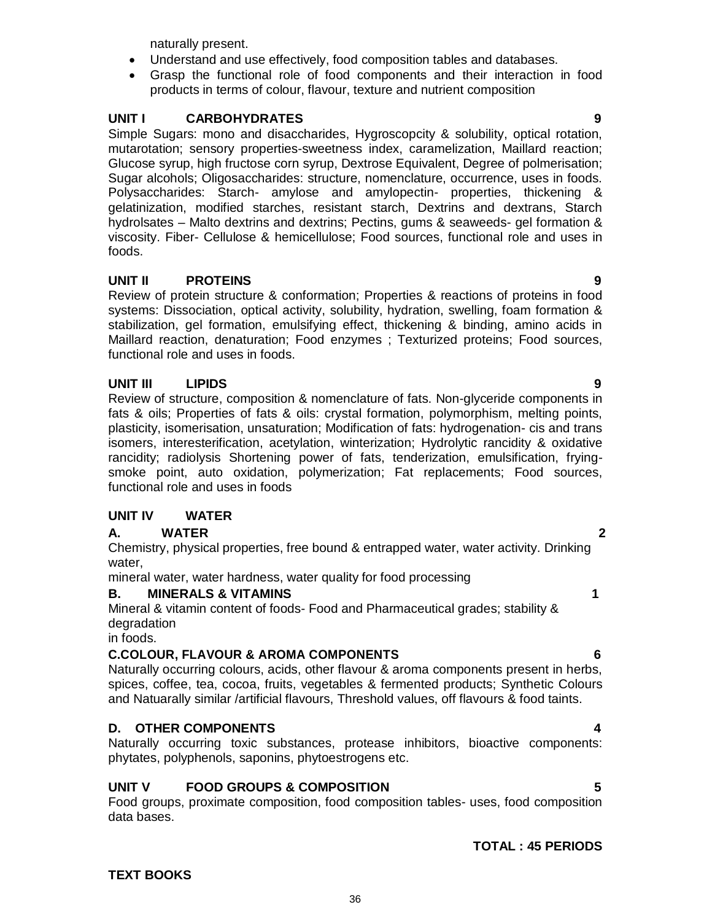naturally present.

- Understand and use effectively, food composition tables and databases.
- Grasp the functional role of food components and their interaction in food products in terms of colour, flavour, texture and nutrient composition

**UNIT I CARBOHYDRATES 9**

Simple Sugars: mono and disaccharides, Hygroscopcity & solubility, optical rotation, mutarotation; sensory properties-sweetness index, caramelization, Maillard reaction; Glucose syrup, high fructose corn syrup, Dextrose Equivalent, Degree of polmerisation; Sugar alcohols; Oligosaccharides: structure, nomenclature, occurrence, uses in foods. Polysaccharides: Starch- amylose and amylopectin- properties, thickening & gelatinization, modified starches, resistant starch, Dextrins and dextrans, Starch hydrolsates – Malto dextrins and dextrins; Pectins, gums & seaweeds- gel formation & viscosity. Fiber- Cellulose & hemicellulose; Food sources, functional role and uses in foods.

**UNIT II PROTEINS 9**

Review of protein structure & conformation; Properties & reactions of proteins in food systems: Dissociation, optical activity, solubility, hydration, swelling, foam formation & stabilization, gel formation, emulsifying effect, thickening & binding, amino acids in Maillard reaction, denaturation; Food enzymes ; Texturized proteins; Food sources, functional role and uses in foods.

**UNIT III LIPIDS 9**

Review of structure, composition & nomenclature of fats. Non-glyceride components in fats & oils; Properties of fats & oils: crystal formation, polymorphism, melting points, plasticity, isomerisation, unsaturation; Modification of fats: hydrogenation- cis and trans isomers, interesterification, acetylation, winterization; Hydrolytic rancidity & oxidative rancidity; radiolysis Shortening power of fats, tenderization, emulsification, frying-smoke point, auto oxidation, polymerization; Fat replacements; Food sources, functional role and uses in foods

**UNIT IV WATER**

**A. WATER 2**

Chemistry, physical properties, free bound & entrapped water, water activity. Drinking water,
mineral water, water hardness, water quality for food processing

**B. MINERALS & VITAMINS 1**

Mineral & vitamin content of foods- Food and Pharmaceutical grades; stability & degradation
in foods.

**C.COLOUR, FLAVOUR & AROMA COMPONENTS 6**

Naturally occurring colours, acids, other flavour & aroma components present in herbs, spices, coffee, tea, cocoa, fruits, vegetables & fermented products; Synthetic Colours and Natuarally similar /artificial flavours, Threshold values, off flavours & food taints.

**D. OTHER COMPONENTS 4**

Naturally occurring toxic substances, protease inhibitors, bioactive components: phytates, polyphenols, saponins, phytoestrogens etc.

**UNIT V FOOD GROUPS & COMPOSITION 5**

Food groups, proximate composition, food composition tables- uses, food composition data bases.

**TOTAL : 45 PERIODS**

**TEXT BOOKS**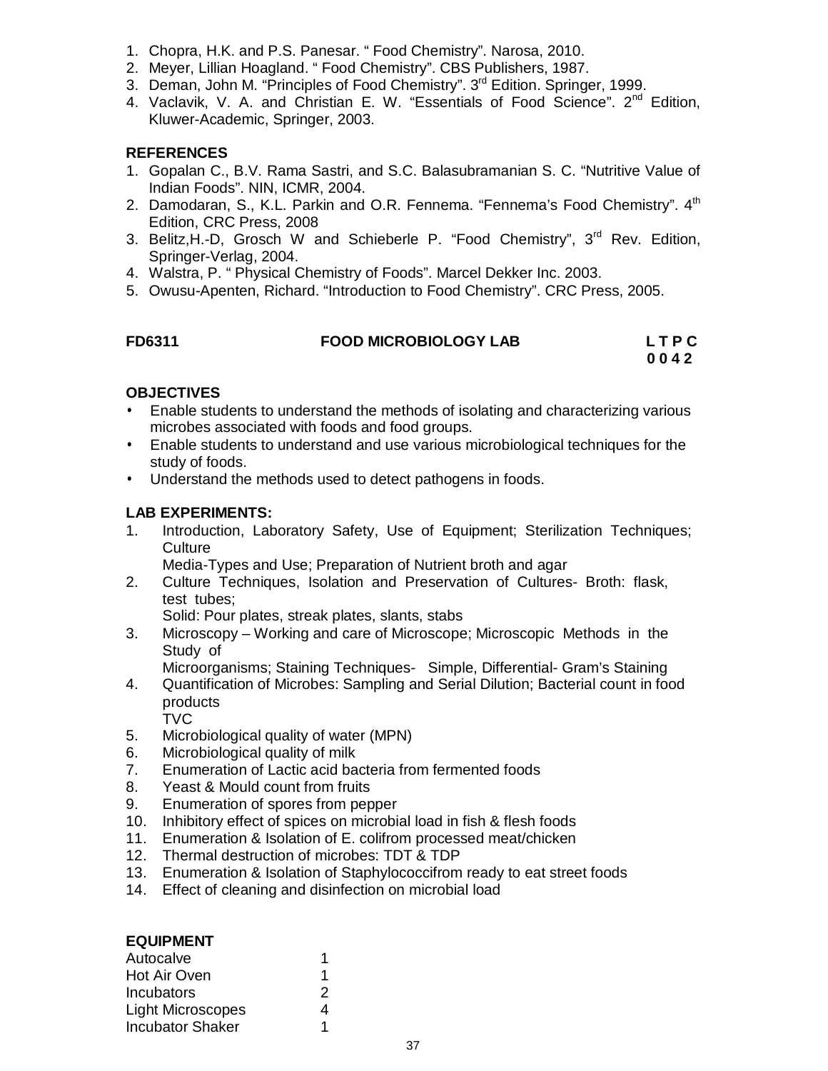1. Chopra, H.K. and P.S. Panesar. " Food Chemistry". Narosa, 2010.
2. Meyer, Lillian Hoagland. " Food Chemistry". CBS Publishers, 1987.
3. Deman, John M. "Principles of Food Chemistry". 3rd Edition. Springer, 1999.
4. Vaclavik, V. A. and Christian E. W. "Essentials of Food Science". 2nd Edition, Kluwer-Academic, Springer, 2003.

**REFERENCES**

1. Gopalan C., B.V. Rama Sastri, and S.C. Balasubramanian S. C. "Nutritive Value of Indian Foods". NIN, ICMR, 2004.
2. Damodaran, S., K.L. Parkin and O.R. Fennema. "Fennema's Food Chemistry". 4th Edition, CRC Press, 2008
3. Belitz,H.-D, Grosch W and Schieberle P. "Food Chemistry", 3rd Rev. Edition, Springer-Verlag, 2004.
4. Walstra, P. " Physical Chemistry of Foods". Marcel Dekker Inc. 2003.
5. Owusu-Apenten, Richard. "Introduction to Food Chemistry". CRC Press, 2005.

**FD6311 FOOD MICROBIOLOGY LAB L T P C**
**0 0 4 2**

**OBJECTIVES**

- Enable students to understand the methods of isolating and characterizing various microbes associated with foods and food groups.
- Enable students to understand and use various microbiological techniques for the study of foods.
- Understand the methods used to detect pathogens in foods.

**LAB EXPERIMENTS:**

1. Introduction, Laboratory Safety, Use of Equipment; Sterilization Techniques; Culture
   Media-Types and Use; Preparation of Nutrient broth and agar
2. Culture Techniques, Isolation and Preservation of Cultures- Broth: flask, test tubes;
   Solid: Pour plates, streak plates, slants, stabs
3. Microscopy – Working and care of Microscope; Microscopic Methods in the Study of
   Microorganisms; Staining Techniques- Simple, Differential- Gram's Staining
4. Quantification of Microbes: Sampling and Serial Dilution; Bacterial count in food products
   TVC
5. Microbiological quality of water (MPN)
6. Microbiological quality of milk
7. Enumeration of Lactic acid bacteria from fermented foods
8. Yeast & Mould count from fruits
9. Enumeration of spores from pepper
10. Inhibitory effect of spices on microbial load in fish & flesh foods
11. Enumeration & Isolation of E. colifrom processed meat/chicken
12. Thermal destruction of microbes: TDT & TDP
13. Enumeration & Isolation of Staphylococcifrom ready to eat street foods
14. Effect of cleaning and disinfection on microbial load

**EQUIPMENT**

| | |
|---|---|
| Autocalve | 1 |
| Hot Air Oven | 1 |
| Incubators | 2 |
| Light Microscopes | 4 |
| Incubator Shaker | 1 |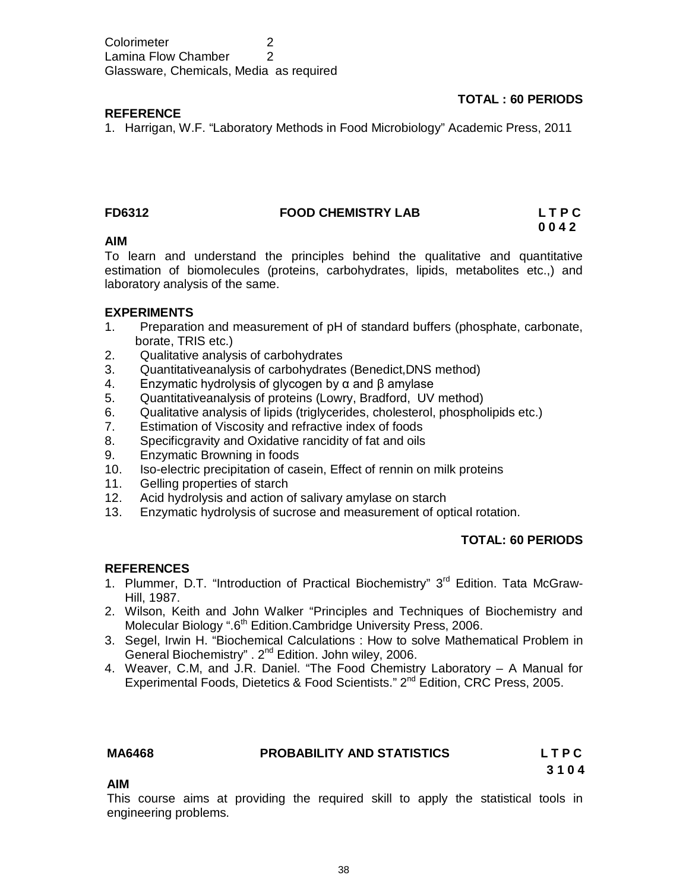Colorimeter 2
Lamina Flow Chamber 2
Glassware, Chemicals, Media as required

**TOTAL : 60 PERIODS**

**REFERENCE**

1. Harrigan, W.F. "Laboratory Methods in Food Microbiology" Academic Press, 2011

## FD6312 FOOD CHEMISTRY LAB

**L T P C**
**0 0 4 2**

**AIM**

To learn and understand the principles behind the qualitative and quantitative estimation of biomolecules (proteins, carbohydrates, lipids, metabolites etc.,) and laboratory analysis of the same.

**EXPERIMENTS**

1. Preparation and measurement of pH of standard buffers (phosphate, carbonate, borate, TRIS etc.)
2. Qualitative analysis of carbohydrates
3. Quantitativeanalysis of carbohydrates (Benedict,DNS method)
4. Enzymatic hydrolysis of glycogen by α and β amylase
5. Quantitativeanalysis of proteins (Lowry, Bradford, UV method)
6. Qualitative analysis of lipids (triglycerides, cholesterol, phospholipids etc.)
7. Estimation of Viscosity and refractive index of foods
8. Specificgravity and Oxidative rancidity of fat and oils
9. Enzymatic Browning in foods
10. Iso-electric precipitation of casein, Effect of rennin on milk proteins
11. Gelling properties of starch
12. Acid hydrolysis and action of salivary amylase on starch
13. Enzymatic hydrolysis of sucrose and measurement of optical rotation.

**TOTAL: 60 PERIODS**

**REFERENCES**

1. Plummer, D.T. "Introduction of Practical Biochemistry" 3rd Edition. Tata McGraw-Hill, 1987.
2. Wilson, Keith and John Walker "Principles and Techniques of Biochemistry and Molecular Biology ".6th Edition.Cambridge University Press, 2006.
3. Segel, Irwin H. "Biochemical Calculations : How to solve Mathematical Problem in General Biochemistry" . 2nd Edition. John wiley, 2006.
4. Weaver, C.M, and J.R. Daniel. "The Food Chemistry Laboratory – A Manual for Experimental Foods, Dietetics & Food Scientists." 2nd Edition, CRC Press, 2005.

## MA6468 PROBABILITY AND STATISTICS

**L T P C**
**3 1 0 4**

**AIM**

This course aims at providing the required skill to apply the statistical tools in engineering problems.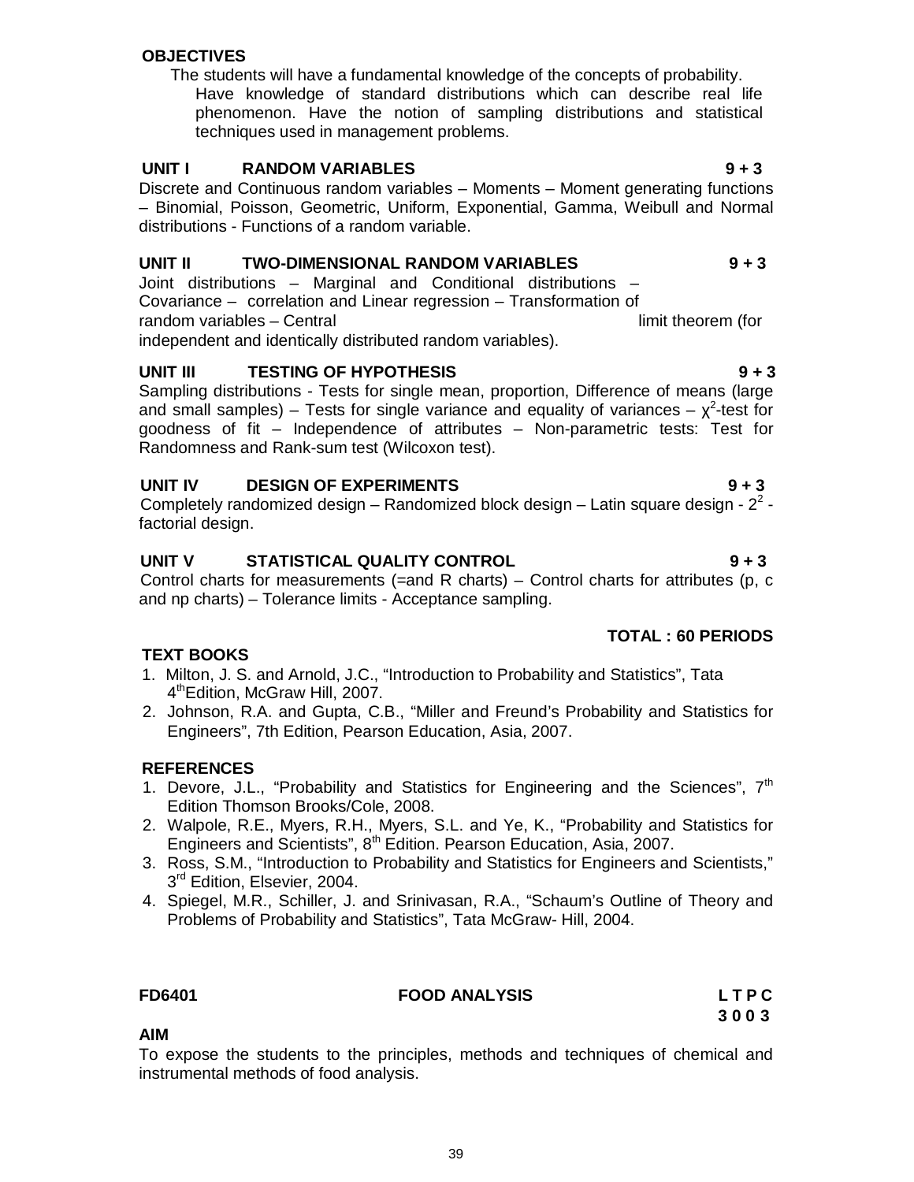**OBJECTIVES**

The students will have a fundamental knowledge of the concepts of probability. Have knowledge of standard distributions which can describe real life phenomenon. Have the notion of sampling distributions and statistical techniques used in management problems.

**UNIT I RANDOM VARIABLES 9 + 3**

Discrete and Continuous random variables – Moments – Moment generating functions – Binomial, Poisson, Geometric, Uniform, Exponential, Gamma, Weibull and Normal distributions - Functions of a random variable.

**UNIT II TWO-DIMENSIONAL RANDOM VARIABLES 9 + 3**

Joint distributions – Marginal and Conditional distributions – Covariance – correlation and Linear regression – Transformation of random variables – Central limit theorem (for independent and identically distributed random variables).

**UNIT III TESTING OF HYPOTHESIS 9 + 3**

Sampling distributions - Tests for single mean, proportion, Difference of means (large and small samples) – Tests for single variance and equality of variances – $\chi^2$-test for goodness of fit – Independence of attributes – Non-parametric tests: Test for Randomness and Rank-sum test (Wilcoxon test).

**UNIT IV DESIGN OF EXPERIMENTS 9 + 3**

Completely randomized design – Randomized block design – Latin square design - $2^2$ - factorial design.

**UNIT V STATISTICAL QUALITY CONTROL 9 + 3**

Control charts for measurements (=and R charts) – Control charts for attributes (p, c and np charts) – Tolerance limits - Acceptance sampling.

**TOTAL : 60 PERIODS**

**TEXT BOOKS**

1. Milton, J. S. and Arnold, J.C., "Introduction to Probability and Statistics", Tata 4th Edition, McGraw Hill, 2007.
2. Johnson, R.A. and Gupta, C.B., "Miller and Freund's Probability and Statistics for Engineers", 7th Edition, Pearson Education, Asia, 2007.

**REFERENCES**

1. Devore, J.L., "Probability and Statistics for Engineering and the Sciences", 7th Edition Thomson Brooks/Cole, 2008.
2. Walpole, R.E., Myers, R.H., Myers, S.L. and Ye, K., "Probability and Statistics for Engineers and Scientists", 8th Edition. Pearson Education, Asia, 2007.
3. Ross, S.M., "Introduction to Probability and Statistics for Engineers and Scientists," 3rd Edition, Elsevier, 2004.
4. Spiegel, M.R., Schiller, J. and Srinivasan, R.A., "Schaum's Outline of Theory and Problems of Probability and Statistics", Tata McGraw- Hill, 2004.

**FD6401 FOOD ANALYSIS L T P C**
**3 0 0 3**

**AIM**

To expose the students to the principles, methods and techniques of chemical and instrumental methods of food analysis.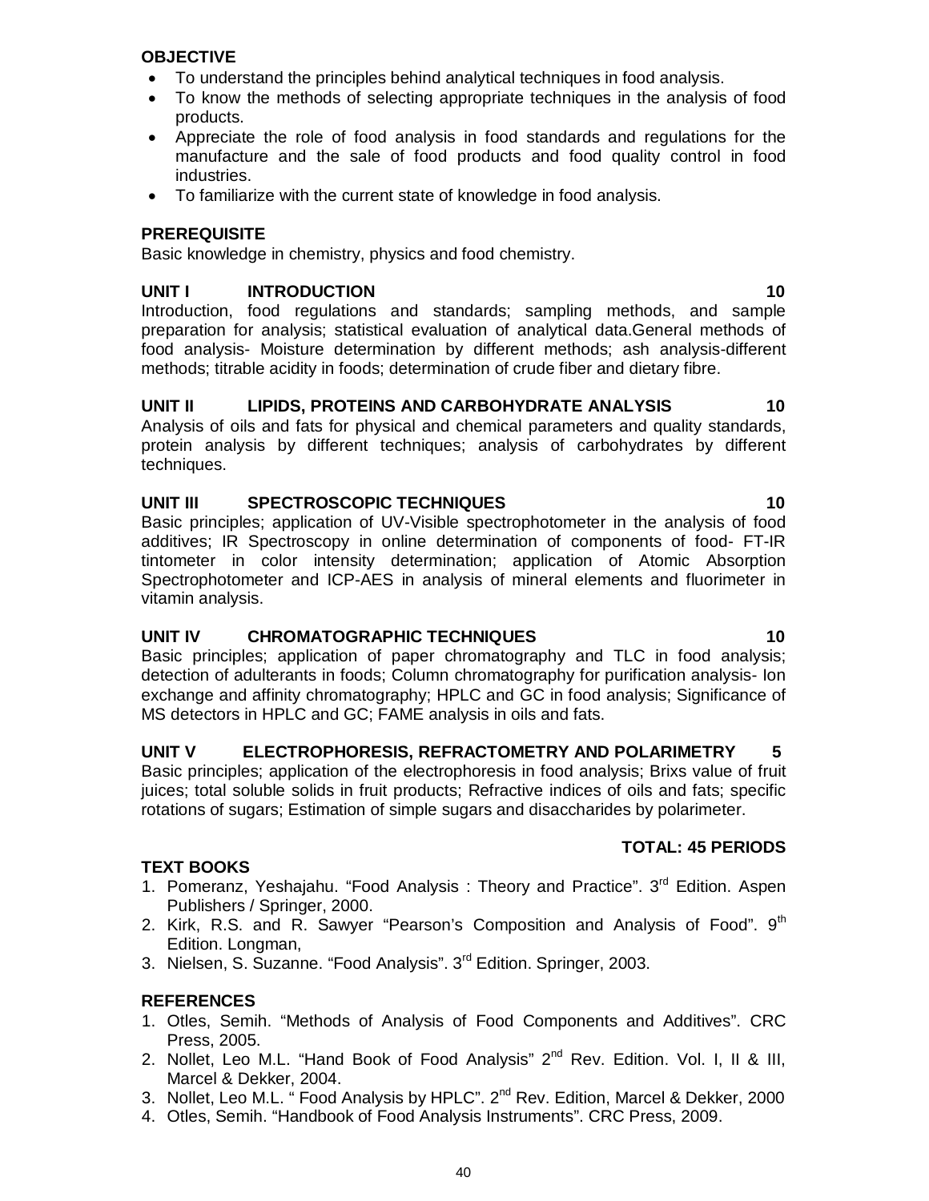**OBJECTIVE**

- To understand the principles behind analytical techniques in food analysis.
- To know the methods of selecting appropriate techniques in the analysis of food products.
- Appreciate the role of food analysis in food standards and regulations for the manufacture and the sale of food products and food quality control in food industries.
- To familiarize with the current state of knowledge in food analysis.

**PREREQUISITE**

Basic knowledge in chemistry, physics and food chemistry.

**UNIT I INTRODUCTION 10**

Introduction, food regulations and standards; sampling methods, and sample preparation for analysis; statistical evaluation of analytical data.General methods of food analysis- Moisture determination by different methods; ash analysis-different methods; titrable acidity in foods; determination of crude fiber and dietary fibre.

**UNIT II LIPIDS, PROTEINS AND CARBOHYDRATE ANALYSIS 10**

Analysis of oils and fats for physical and chemical parameters and quality standards, protein analysis by different techniques; analysis of carbohydrates by different techniques.

**UNIT III SPECTROSCOPIC TECHNIQUES 10**

Basic principles; application of UV-Visible spectrophotometer in the analysis of food additives; IR Spectroscopy in online determination of components of food- FT-IR tintometer in color intensity determination; application of Atomic Absorption Spectrophotometer and ICP-AES in analysis of mineral elements and fluorimeter in vitamin analysis.

**UNIT IV CHROMATOGRAPHIC TECHNIQUES 10**

Basic principles; application of paper chromatography and TLC in food analysis; detection of adulterants in foods; Column chromatography for purification analysis- Ion exchange and affinity chromatography; HPLC and GC in food analysis; Significance of MS detectors in HPLC and GC; FAME analysis in oils and fats.

**UNIT V ELECTROPHORESIS, REFRACTOMETRY AND POLARIMETRY 5**

Basic principles; application of the electrophoresis in food analysis; Brixs value of fruit juices; total soluble solids in fruit products; Refractive indices of oils and fats; specific rotations of sugars; Estimation of simple sugars and disaccharides by polarimeter.

**TOTAL: 45 PERIODS**

**TEXT BOOKS**

1. Pomeranz, Yeshajahu. "Food Analysis : Theory and Practice". 3rd Edition. Aspen Publishers / Springer, 2000.
2. Kirk, R.S. and R. Sawyer "Pearson's Composition and Analysis of Food". 9th Edition. Longman,
3. Nielsen, S. Suzanne. "Food Analysis". 3rd Edition. Springer, 2003.

**REFERENCES**

1. Otles, Semih. "Methods of Analysis of Food Components and Additives". CRC Press, 2005.
2. Nollet, Leo M.L. "Hand Book of Food Analysis" 2nd Rev. Edition. Vol. I, II & III, Marcel & Dekker, 2004.
3. Nollet, Leo M.L. " Food Analysis by HPLC". 2nd Rev. Edition, Marcel & Dekker, 2000
4. Otles, Semih. "Handbook of Food Analysis Instruments". CRC Press, 2009.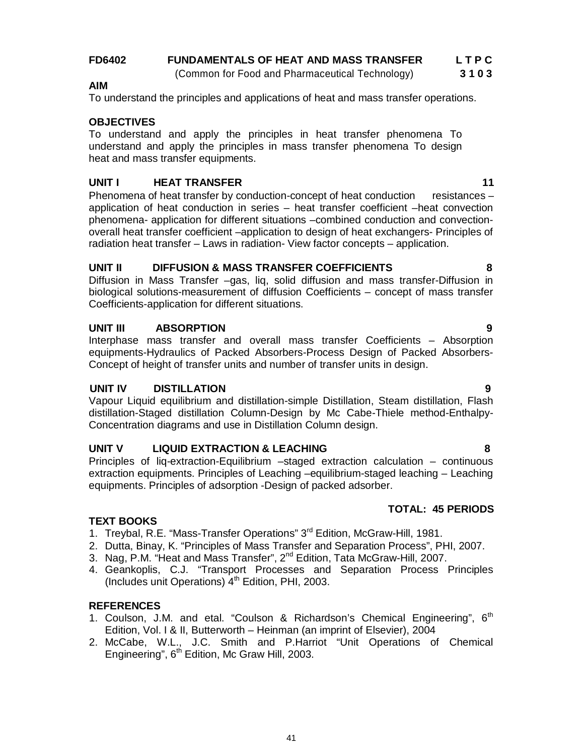**FD6402 FUNDAMENTALS OF HEAT AND MASS TRANSFER** **L T P C**

(Common for Food and Pharmaceutical Technology) **3 1 0 3**

**AIM**

To understand the principles and applications of heat and mass transfer operations.

**OBJECTIVES**

To understand and apply the principles in heat transfer phenomena To understand and apply the principles in mass transfer phenomena To design heat and mass transfer equipments.

**UNIT I HEAT TRANSFER 11**

Phenomena of heat transfer by conduction-concept of heat conduction resistances – application of heat conduction in series – heat transfer coefficient –heat convection phenomena- application for different situations –combined conduction and convection-overall heat transfer coefficient –application to design of heat exchangers- Principles of radiation heat transfer – Laws in radiation- View factor concepts – application.

**UNIT II DIFFUSION & MASS TRANSFER COEFFICIENTS 8**

Diffusion in Mass Transfer –gas, liq, solid diffusion and mass transfer-Diffusion in biological solutions-measurement of diffusion Coefficients – concept of mass transfer Coefficients-application for different situations.

**UNIT III ABSORPTION 9**

Interphase mass transfer and overall mass transfer Coefficients – Absorption equipments-Hydraulics of Packed Absorbers-Process Design of Packed Absorbers-Concept of height of transfer units and number of transfer units in design.

**UNIT IV DISTILLATION 9**

Vapour Liquid equilibrium and distillation-simple Distillation, Steam distillation, Flash distillation-Staged distillation Column-Design by Mc Cabe-Thiele method-Enthalpy-Concentration diagrams and use in Distillation Column design.

**UNIT V LIQUID EXTRACTION & LEACHING 8**

Principles of liq-extraction-Equilibrium –staged extraction calculation – continuous extraction equipments. Principles of Leaching –equilibrium-staged leaching – Leaching equipments. Principles of adsorption -Design of packed adsorber.

**TOTAL: 45 PERIODS**

**TEXT BOOKS**

1. Treybal, R.E. "Mass-Transfer Operations" 3rd Edition, McGraw-Hill, 1981.
2. Dutta, Binay, K. "Principles of Mass Transfer and Separation Process", PHI, 2007.
3. Nag, P.M. "Heat and Mass Transfer", 2nd Edition, Tata McGraw-Hill, 2007.
4. Geankoplis, C.J. "Transport Processes and Separation Process Principles (Includes unit Operations) 4th Edition, PHI, 2003.

**REFERENCES**

1. Coulson, J.M. and etal. "Coulson & Richardson's Chemical Engineering", 6th Edition, Vol. I & II, Butterworth – Heinman (an imprint of Elsevier), 2004
2. McCabe, W.L., J.C. Smith and P.Harriot "Unit Operations of Chemical Engineering", 6th Edition, Mc Graw Hill, 2003.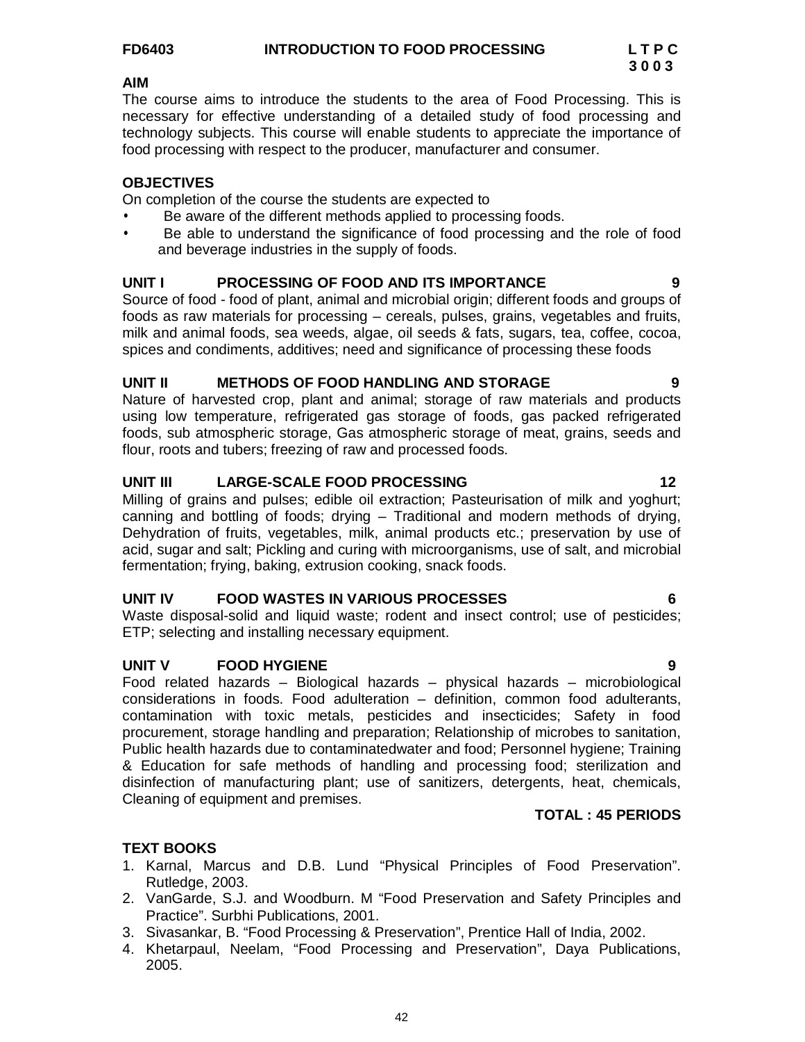**FD6403 INTRODUCTION TO FOOD PROCESSING**

**L T P C**
**3 0 0 3**

**AIM**

The course aims to introduce the students to the area of Food Processing. This is necessary for effective understanding of a detailed study of food processing and technology subjects. This course will enable students to appreciate the importance of food processing with respect to the producer, manufacturer and consumer.

**OBJECTIVES**

On completion of the course the students are expected to

- Be aware of the different methods applied to processing foods.
- Be able to understand the significance of food processing and the role of food and beverage industries in the supply of foods.

**UNIT I PROCESSING OF FOOD AND ITS IMPORTANCE 9**

Source of food - food of plant, animal and microbial origin; different foods and groups of foods as raw materials for processing – cereals, pulses, grains, vegetables and fruits, milk and animal foods, sea weeds, algae, oil seeds & fats, sugars, tea, coffee, cocoa, spices and condiments, additives; need and significance of processing these foods

**UNIT II METHODS OF FOOD HANDLING AND STORAGE 9**

Nature of harvested crop, plant and animal; storage of raw materials and products using low temperature, refrigerated gas storage of foods, gas packed refrigerated foods, sub atmospheric storage, Gas atmospheric storage of meat, grains, seeds and flour, roots and tubers; freezing of raw and processed foods.

**UNIT III LARGE-SCALE FOOD PROCESSING 12**

Milling of grains and pulses; edible oil extraction; Pasteurisation of milk and yoghurt; canning and bottling of foods; drying – Traditional and modern methods of drying, Dehydration of fruits, vegetables, milk, animal products etc.; preservation by use of acid, sugar and salt; Pickling and curing with microorganisms, use of salt, and microbial fermentation; frying, baking, extrusion cooking, snack foods.

**UNIT IV FOOD WASTES IN VARIOUS PROCESSES 6**

Waste disposal-solid and liquid waste; rodent and insect control; use of pesticides; ETP; selecting and installing necessary equipment.

**UNIT V FOOD HYGIENE 9**

Food related hazards – Biological hazards – physical hazards – microbiological considerations in foods. Food adulteration – definition, common food adulterants, contamination with toxic metals, pesticides and insecticides; Safety in food procurement, storage handling and preparation; Relationship of microbes to sanitation, Public health hazards due to contaminatedwater and food; Personnel hygiene; Training & Education for safe methods of handling and processing food; sterilization and disinfection of manufacturing plant; use of sanitizers, detergents, heat, chemicals, Cleaning of equipment and premises.

**TOTAL : 45 PERIODS**

**TEXT BOOKS**

1. Karnal, Marcus and D.B. Lund "Physical Principles of Food Preservation". Rutledge, 2003.
2. VanGarde, S.J. and Woodburn. M "Food Preservation and Safety Principles and Practice". Surbhi Publications, 2001.
3. Sivasankar, B. "Food Processing & Preservation", Prentice Hall of India, 2002.
4. Khetarpaul, Neelam, "Food Processing and Preservation", Daya Publications, 2005.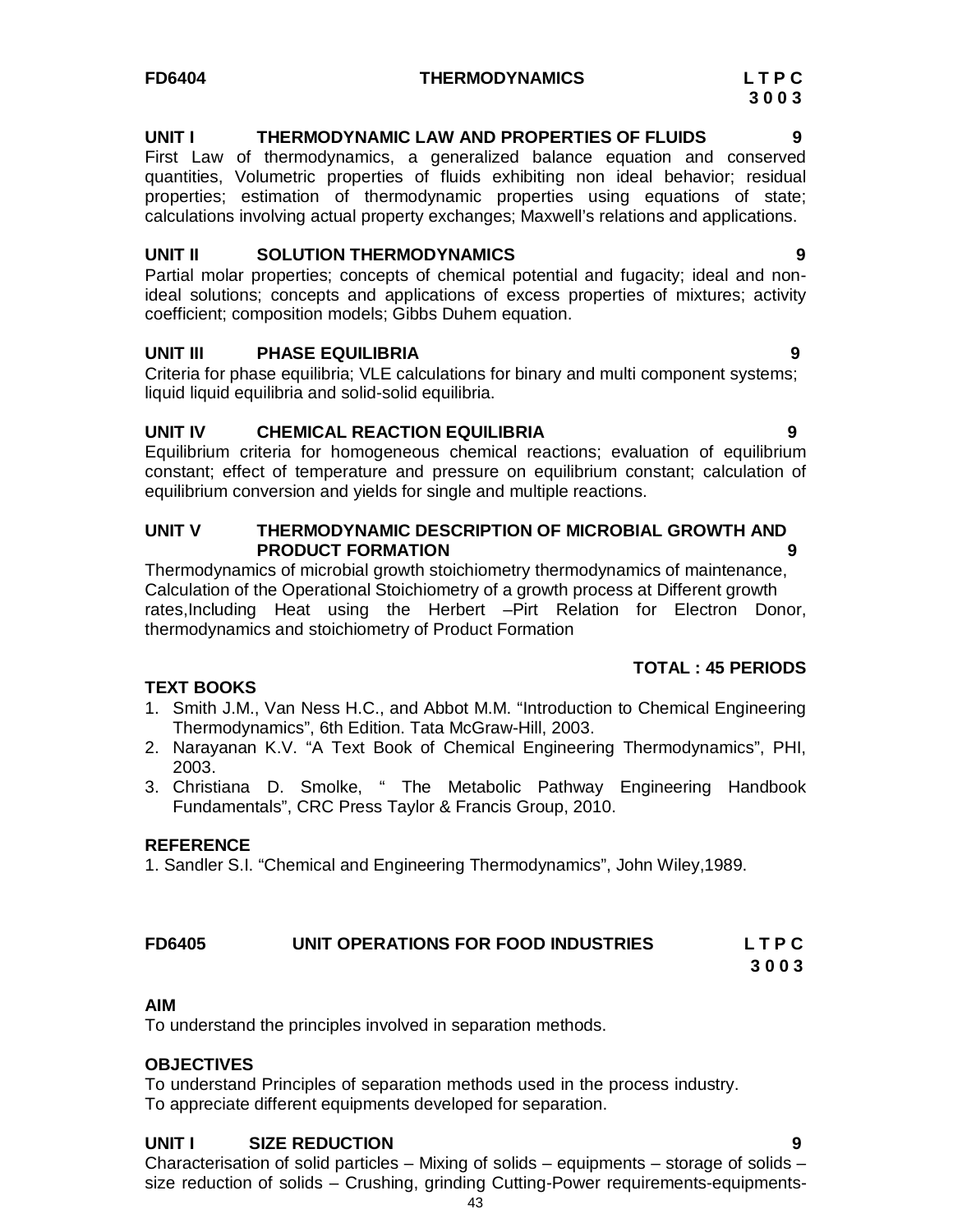**FD6404 THERMODYNAMICS L T P C**
**3 0 0 3**

**UNIT I THERMODYNAMIC LAW AND PROPERTIES OF FLUIDS 9**

First Law of thermodynamics, a generalized balance equation and conserved quantities, Volumetric properties of fluids exhibiting non ideal behavior; residual properties; estimation of thermodynamic properties using equations of state; calculations involving actual property exchanges; Maxwell's relations and applications.

**UNIT II SOLUTION THERMODYNAMICS 9**

Partial molar properties; concepts of chemical potential and fugacity; ideal and non-ideal solutions; concepts and applications of excess properties of mixtures; activity coefficient; composition models; Gibbs Duhem equation.

**UNIT III PHASE EQUILIBRIA 9**

Criteria for phase equilibria; VLE calculations for binary and multi component systems; liquid liquid equilibria and solid-solid equilibria.

**UNIT IV CHEMICAL REACTION EQUILIBRIA 9**

Equilibrium criteria for homogeneous chemical reactions; evaluation of equilibrium constant; effect of temperature and pressure on equilibrium constant; calculation of equilibrium conversion and yields for single and multiple reactions.

**UNIT V THERMODYNAMIC DESCRIPTION OF MICROBIAL GROWTH AND PRODUCT FORMATION 9**

Thermodynamics of microbial growth stoichiometry thermodynamics of maintenance, Calculation of the Operational Stoichiometry of a growth process at Different growth rates,Including Heat using the Herbert –Pirt Relation for Electron Donor, thermodynamics and stoichiometry of Product Formation

**TOTAL : 45 PERIODS**

**TEXT BOOKS**

1. Smith J.M., Van Ness H.C., and Abbot M.M. "Introduction to Chemical Engineering Thermodynamics", 6th Edition. Tata McGraw-Hill, 2003.
2. Narayanan K.V. "A Text Book of Chemical Engineering Thermodynamics", PHI, 2003.
3. Christiana D. Smolke, " The Metabolic Pathway Engineering Handbook Fundamentals", CRC Press Taylor & Francis Group, 2010.

**REFERENCE**

1. Sandler S.I. "Chemical and Engineering Thermodynamics", John Wiley,1989.

**FD6405 UNIT OPERATIONS FOR FOOD INDUSTRIES L T P C**
**3 0 0 3**

**AIM**

To understand the principles involved in separation methods.

**OBJECTIVES**

To understand Principles of separation methods used in the process industry.
To appreciate different equipments developed for separation.

**UNIT I SIZE REDUCTION 9**

Characterisation of solid particles – Mixing of solids – equipments – storage of solids – size reduction of solids – Crushing, grinding Cutting-Power requirements-equipments-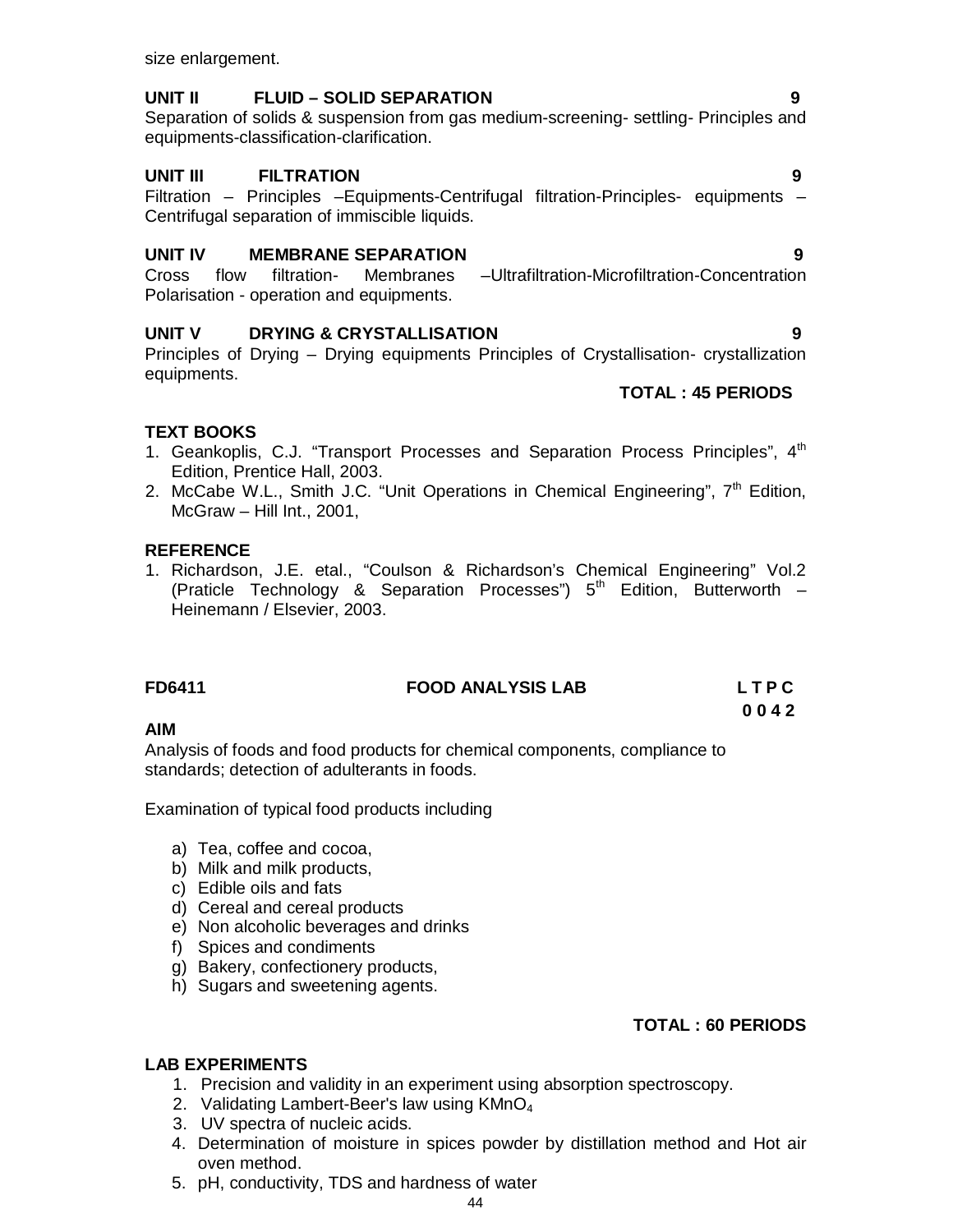size enlargement.

**UNIT II FLUID – SOLID SEPARATION 9**

Separation of solids & suspension from gas medium-screening- settling- Principles and equipments-classification-clarification.

**UNIT III FILTRATION 9**

Filtration – Principles –Equipments-Centrifugal filtration-Principles- equipments – Centrifugal separation of immiscible liquids.

**UNIT IV MEMBRANE SEPARATION 9**

Cross flow filtration- Membranes –Ultrafiltration-Microfiltration-Concentration Polarisation - operation and equipments.

**UNIT V DRYING & CRYSTALLISATION 9**

Principles of Drying – Drying equipments Principles of Crystallisation- crystallization equipments.

**TOTAL : 45 PERIODS**

**TEXT BOOKS**

1. Geankoplis, C.J. "Transport Processes and Separation Process Principles", 4th Edition, Prentice Hall, 2003.
2. McCabe W.L., Smith J.C. "Unit Operations in Chemical Engineering", 7th Edition, McGraw – Hill Int., 2001,

**REFERENCE**

1. Richardson, J.E. etal., "Coulson & Richardson's Chemical Engineering" Vol.2 (Praticle Technology & Separation Processes") 5th Edition, Butterworth – Heinemann / Elsevier, 2003.

**FD6411 FOOD ANALYSIS LAB L T P C**
**0 0 4 2**

**AIM**

Analysis of foods and food products for chemical components, compliance to standards; detection of adulterants in foods.

Examination of typical food products including

a) Tea, coffee and cocoa,
b) Milk and milk products,
c) Edible oils and fats
d) Cereal and cereal products
e) Non alcoholic beverages and drinks
f) Spices and condiments
g) Bakery, confectionery products,
h) Sugars and sweetening agents.

**TOTAL : 60 PERIODS**

**LAB EXPERIMENTS**

1. Precision and validity in an experiment using absorption spectroscopy.
2. Validating Lambert-Beer's law using $KMnO_4$
3. UV spectra of nucleic acids.
4. Determination of moisture in spices powder by distillation method and Hot air oven method.
5. pH, conductivity, TDS and hardness of water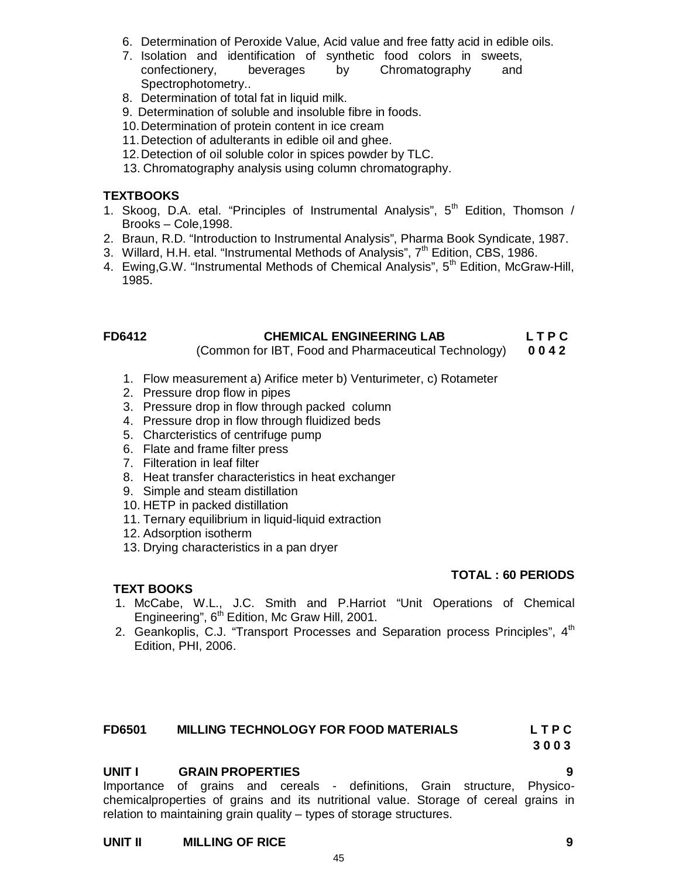6. Determination of Peroxide Value, Acid value and free fatty acid in edible oils.
7. Isolation and identification of synthetic food colors in sweets, confectionery, beverages by Chromatography and Spectrophotometry..
8. Determination of total fat in liquid milk.
9. Determination of soluble and insoluble fibre in foods.
10. Determination of protein content in ice cream
11. Detection of adulterants in edible oil and ghee.
12. Detection of oil soluble color in spices powder by TLC.
13. Chromatography analysis using column chromatography.

**TEXTBOOKS**

1. Skoog, D.A. etal. "Principles of Instrumental Analysis", 5th Edition, Thomson / Brooks – Cole,1998.
2. Braun, R.D. "Introduction to Instrumental Analysis", Pharma Book Syndicate, 1987.
3. Willard, H.H. etal. "Instrumental Methods of Analysis", 7th Edition, CBS, 1986.
4. Ewing,G.W. "Instrumental Methods of Chemical Analysis", 5th Edition, McGraw-Hill, 1985.

## FD6412 CHEMICAL ENGINEERING LAB — L T P C 0 0 4 2

(Common for IBT, Food and Pharmaceutical Technology)

1. Flow measurement a) Arifice meter b) Venturimeter, c) Rotameter
2. Pressure drop flow in pipes
3. Pressure drop in flow through packed column
4. Pressure drop in flow through fluidized beds
5. Charcteristics of centrifuge pump
6. Flate and frame filter press
7. Filteration in leaf filter
8. Heat transfer characteristics in heat exchanger
9. Simple and steam distillation
10. HETP in packed distillation
11. Ternary equilibrium in liquid-liquid extraction
12. Adsorption isotherm
13. Drying characteristics in a pan dryer

**TOTAL : 60 PERIODS**

**TEXT BOOKS**

1. McCabe, W.L., J.C. Smith and P.Harriot "Unit Operations of Chemical Engineering", 6th Edition, Mc Graw Hill, 2001.
2. Geankoplis, C.J. "Transport Processes and Separation process Principles", 4th Edition, PHI, 2006.

## FD6501 MILLING TECHNOLOGY FOR FOOD MATERIALS — L T P C 3 0 0 3

**UNIT I GRAIN PROPERTIES — 9**

Importance of grains and cereals - definitions, Grain structure, Physico-chemicalproperties of grains and its nutritional value. Storage of cereal grains in relation to maintaining grain quality – types of storage structures.

**UNIT II MILLING OF RICE — 9**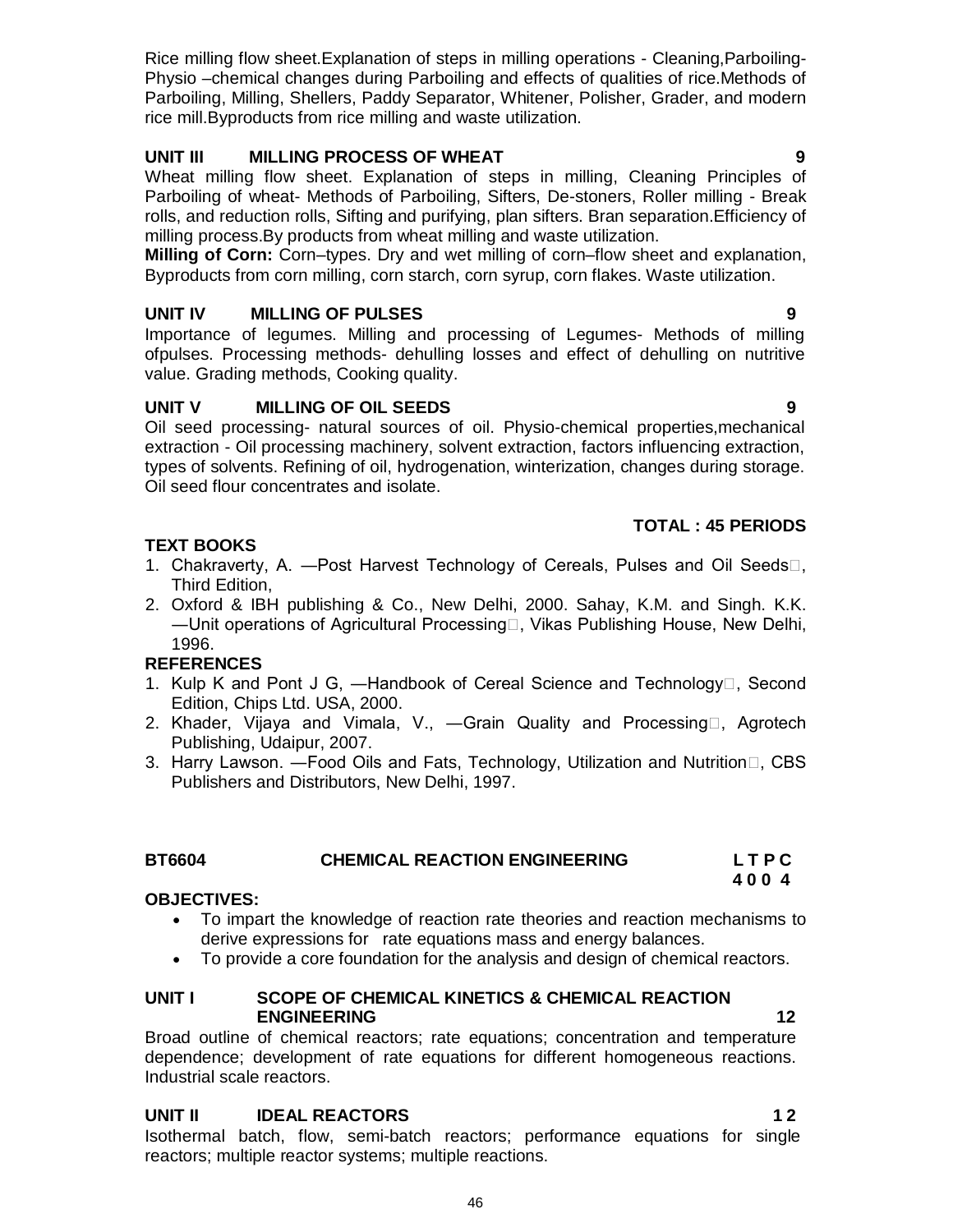Rice milling flow sheet.Explanation of steps in milling operations - Cleaning,Parboiling-Physio –chemical changes during Parboiling and effects of qualities of rice.Methods of Parboiling, Milling, Shellers, Paddy Separator, Whitener, Polisher, Grader, and modern rice mill.Byproducts from rice milling and waste utilization.

**UNIT III MILLING PROCESS OF WHEAT 9**

Wheat milling flow sheet. Explanation of steps in milling, Cleaning Principles of Parboiling of wheat- Methods of Parboiling, Sifters, De-stoners, Roller milling - Break rolls, and reduction rolls, Sifting and purifying, plan sifters. Bran separation.Efficiency of milling process.By products from wheat milling and waste utilization.

**Milling of Corn:** Corn–types. Dry and wet milling of corn–flow sheet and explanation, Byproducts from corn milling, corn starch, corn syrup, corn flakes. Waste utilization.

**UNIT IV MILLING OF PULSES 9**

Importance of legumes. Milling and processing of Legumes- Methods of milling ofpulses. Processing methods- dehulling losses and effect of dehulling on nutritive value. Grading methods, Cooking quality.

**UNIT V MILLING OF OIL SEEDS 9**

Oil seed processing- natural sources of oil. Physio-chemical properties,mechanical extraction - Oil processing machinery, solvent extraction, factors influencing extraction, types of solvents. Refining of oil, hydrogenation, winterization, changes during storage. Oil seed flour concentrates and isolate.

**TOTAL : 45 PERIODS**

**TEXT BOOKS**

1. Chakraverty, A. ―Post Harvest Technology of Cereals, Pulses and Oil Seeds, Third Edition,
2. Oxford & IBH publishing & Co., New Delhi, 2000. Sahay, K.M. and Singh. K.K. ―Unit operations of Agricultural Processing, Vikas Publishing House, New Delhi, 1996.

**REFERENCES**

1. Kulp K and Pont J G, ―Handbook of Cereal Science and Technology, Second Edition, Chips Ltd. USA, 2000.
2. Khader, Vijaya and Vimala, V., ―Grain Quality and Processing, Agrotech Publishing, Udaipur, 2007.
3. Harry Lawson. ―Food Oils and Fats, Technology, Utilization and Nutrition, CBS Publishers and Distributors, New Delhi, 1997.

## BT6604 CHEMICAL REACTION ENGINEERING

**L T P C**
**4 0 0 4**

**OBJECTIVES:**

- To impart the knowledge of reaction rate theories and reaction mechanisms to derive expressions for rate equations mass and energy balances.
- To provide a core foundation for the analysis and design of chemical reactors.

**UNIT I SCOPE OF CHEMICAL KINETICS & CHEMICAL REACTION ENGINEERING 12**

Broad outline of chemical reactors; rate equations; concentration and temperature dependence; development of rate equations for different homogeneous reactions. Industrial scale reactors.

**UNIT II IDEAL REACTORS 12**

Isothermal batch, flow, semi-batch reactors; performance equations for single reactors; multiple reactor systems; multiple reactions.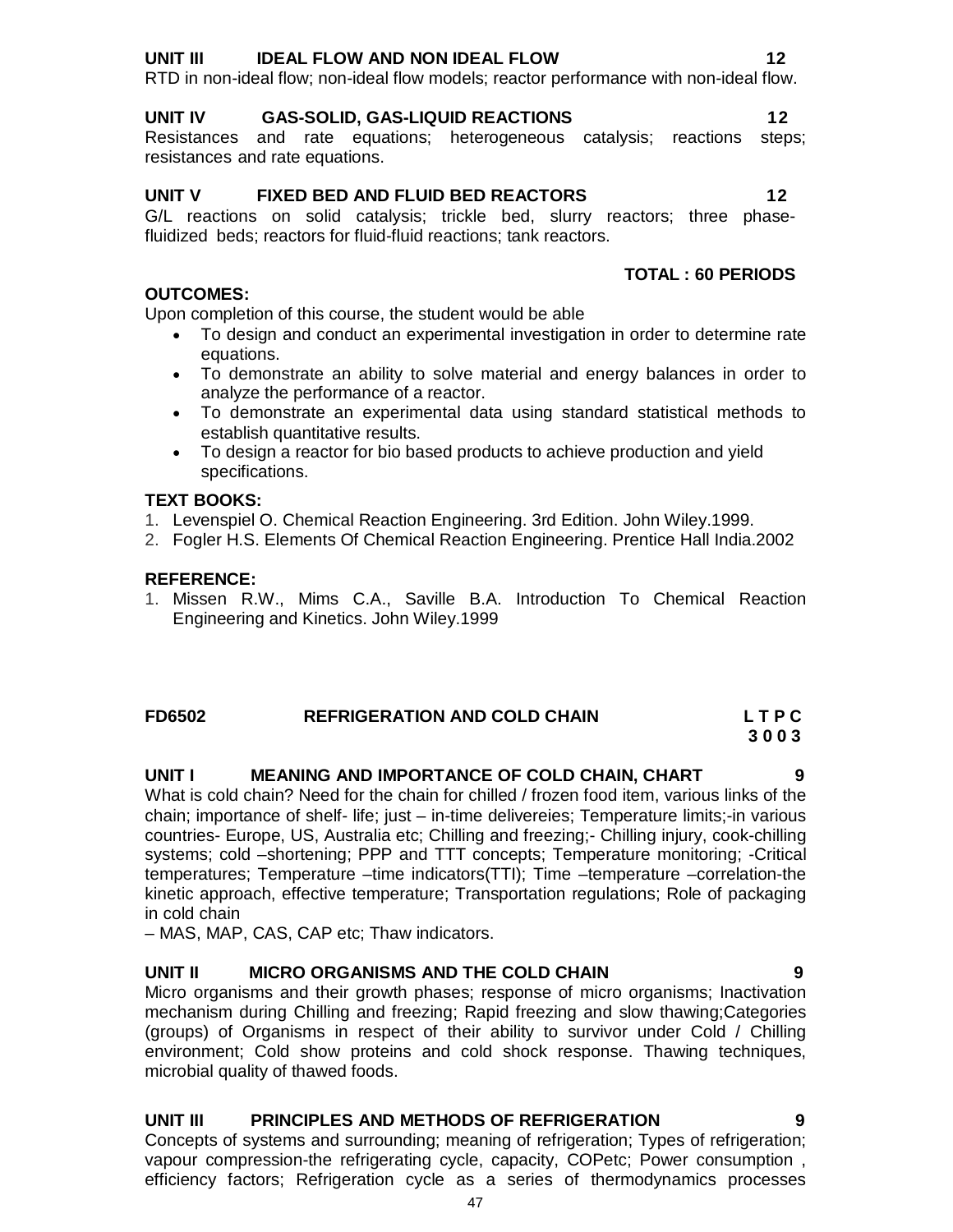**UNIT III IDEAL FLOW AND NON IDEAL FLOW 12**

RTD in non-ideal flow; non-ideal flow models; reactor performance with non-ideal flow.

**UNIT IV GAS-SOLID, GAS-LIQUID REACTIONS 12**

Resistances and rate equations; heterogeneous catalysis; reactions steps; resistances and rate equations.

**UNIT V FIXED BED AND FLUID BED REACTORS 12**

G/L reactions on solid catalysis; trickle bed, slurry reactors; three phase-fluidized beds; reactors for fluid-fluid reactions; tank reactors.

**TOTAL : 60 PERIODS**

**OUTCOMES:**

Upon completion of this course, the student would be able

- To design and conduct an experimental investigation in order to determine rate equations.
- To demonstrate an ability to solve material and energy balances in order to analyze the performance of a reactor.
- To demonstrate an experimental data using standard statistical methods to establish quantitative results.
- To design a reactor for bio based products to achieve production and yield specifications.

**TEXT BOOKS:**

1. Levenspiel O. Chemical Reaction Engineering. 3rd Edition. John Wiley.1999.
2. Fogler H.S. Elements Of Chemical Reaction Engineering. Prentice Hall India.2002

**REFERENCE:**

1. Missen R.W., Mims C.A., Saville B.A. Introduction To Chemical Reaction Engineering and Kinetics. John Wiley.1999

## FD6502 REFRIGERATION AND COLD CHAIN

**L T P C**
**3 0 0 3**

**UNIT I MEANING AND IMPORTANCE OF COLD CHAIN, CHART 9**

What is cold chain? Need for the chain for chilled / frozen food item, various links of the chain; importance of shelf- life; just – in-time delivereies; Temperature limits;-in various countries- Europe, US, Australia etc; Chilling and freezing;- Chilling injury, cook-chilling systems; cold –shortening; PPP and TTT concepts; Temperature monitoring; -Critical temperatures; Temperature –time indicators(TTI); Time –temperature –correlation-the kinetic approach, effective temperature; Transportation regulations; Role of packaging in cold chain

– MAS, MAP, CAS, CAP etc; Thaw indicators.

**UNIT II MICRO ORGANISMS AND THE COLD CHAIN 9**

Micro organisms and their growth phases; response of micro organisms; Inactivation mechanism during Chilling and freezing; Rapid freezing and slow thawing;Categories (groups) of Organisms in respect of their ability to survivor under Cold / Chilling environment; Cold show proteins and cold shock response. Thawing techniques, microbial quality of thawed foods.

**UNIT III PRINCIPLES AND METHODS OF REFRIGERATION 9**

Concepts of systems and surrounding; meaning of refrigeration; Types of refrigeration; vapour compression-the refrigerating cycle, capacity, COPetc; Power consumption , efficiency factors; Refrigeration cycle as a series of thermodynamics processes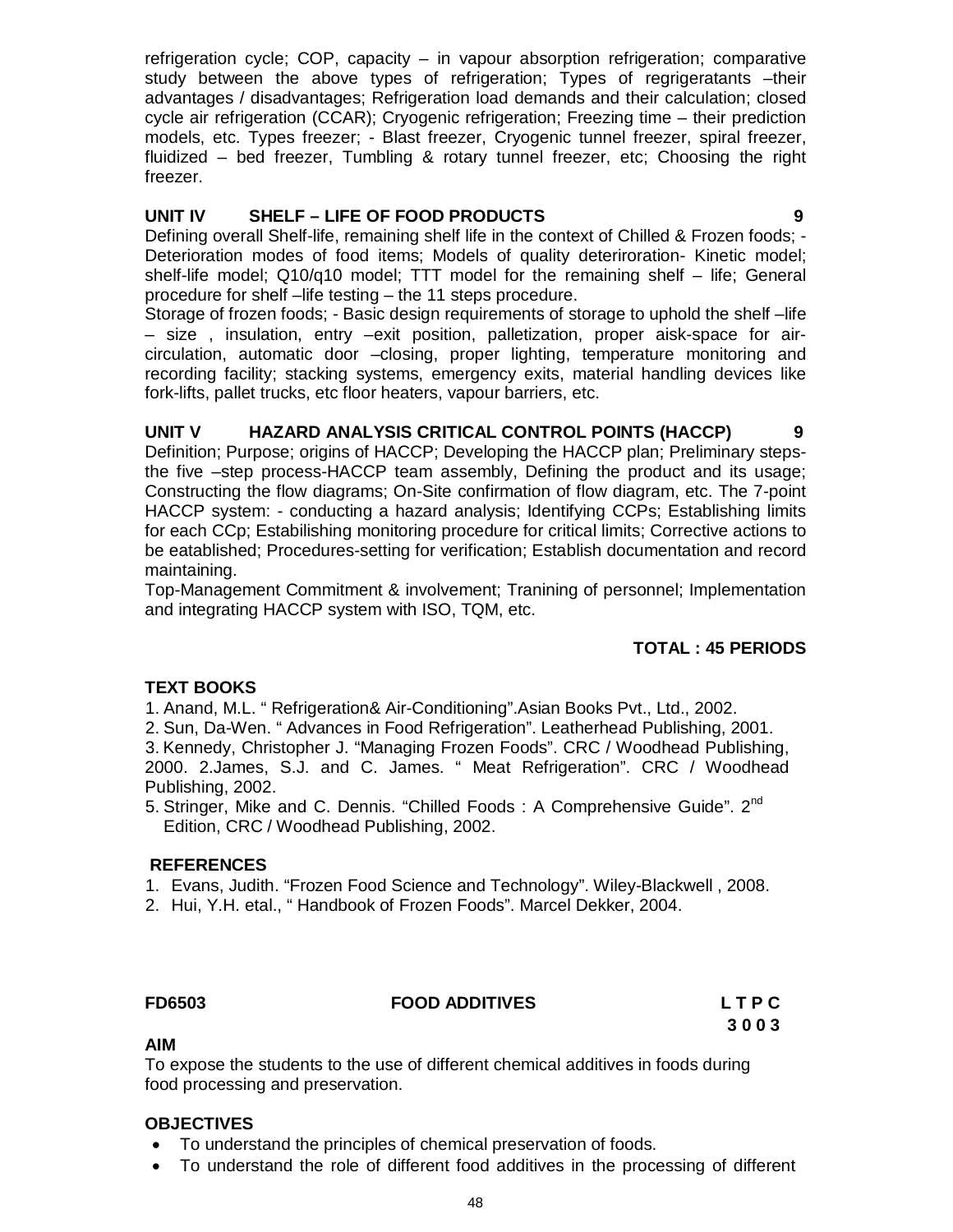refrigeration cycle; COP, capacity – in vapour absorption refrigeration; comparative study between the above types of refrigeration; Types of regrigeratants –their advantages / disadvantages; Refrigeration load demands and their calculation; closed cycle air refrigeration (CCAR); Cryogenic refrigeration; Freezing time – their prediction models, etc. Types freezer; - Blast freezer, Cryogenic tunnel freezer, spiral freezer, fluidized – bed freezer, Tumbling & rotary tunnel freezer, etc; Choosing the right freezer.

**UNIT IV SHELF – LIFE OF FOOD PRODUCTS 9**

Defining overall Shelf-life, remaining shelf life in the context of Chilled & Frozen foods; - Deterioration modes of food items; Models of quality deteriroration- Kinetic model; shelf-life model; Q10/q10 model; TTT model for the remaining shelf – life; General procedure for shelf –life testing – the 11 steps procedure.

Storage of frozen foods; - Basic design requirements of storage to uphold the shelf –life – size , insulation, entry –exit position, palletization, proper aisk-space for air-circulation, automatic door –closing, proper lighting, temperature monitoring and recording facility; stacking systems, emergency exits, material handling devices like fork-lifts, pallet trucks, etc floor heaters, vapour barriers, etc.

**UNIT V HAZARD ANALYSIS CRITICAL CONTROL POINTS (HACCP) 9**

Definition; Purpose; origins of HACCP; Developing the HACCP plan; Preliminary steps-the five –step process-HACCP team assembly, Defining the product and its usage; Constructing the flow diagrams; On-Site confirmation of flow diagram, etc. The 7-point HACCP system: - conducting a hazard analysis; Identifying CCPs; Establishing limits for each CCp; Estabilishing monitoring procedure for critical limits; Corrective actions to be eatablished; Procedures-setting for verification; Establish documentation and record maintaining.

Top-Management Commitment & involvement; Tranining of personnel; Implementation and integrating HACCP system with ISO, TQM, etc.

**TOTAL : 45 PERIODS**

**TEXT BOOKS**

1. Anand, M.L. " Refrigeration& Air-Conditioning".Asian Books Pvt., Ltd., 2002.
2. Sun, Da-Wen. " Advances in Food Refrigeration". Leatherhead Publishing, 2001.
3. Kennedy, Christopher J. "Managing Frozen Foods". CRC / Woodhead Publishing, 2000. 2.James, S.J. and C. James. " Meat Refrigeration". CRC / Woodhead Publishing, 2002.
5. Stringer, Mike and C. Dennis. "Chilled Foods : A Comprehensive Guide". 2nd Edition, CRC / Woodhead Publishing, 2002.

**REFERENCES**

1. Evans, Judith. "Frozen Food Science and Technology". Wiley-Blackwell , 2008.
2. Hui, Y.H. etal., " Handbook of Frozen Foods". Marcel Dekker, 2004.

**FD6503 FOOD ADDITIVES L T P C**
**3 0 0 3**

**AIM**

To expose the students to the use of different chemical additives in foods during food processing and preservation.

**OBJECTIVES**

- To understand the principles of chemical preservation of foods.
- To understand the role of different food additives in the processing of different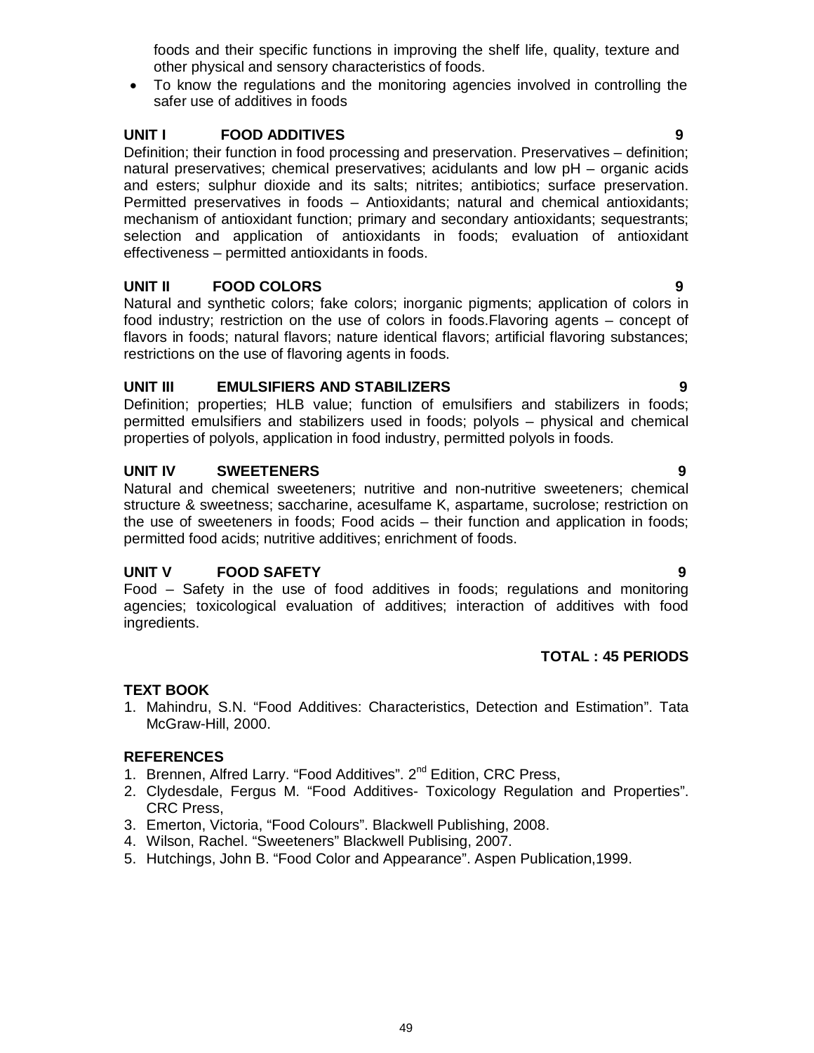foods and their specific functions in improving the shelf life, quality, texture and other physical and sensory characteristics of foods.

- To know the regulations and the monitoring agencies involved in controlling the safer use of additives in foods

**UNIT I FOOD ADDITIVES 9**

Definition; their function in food processing and preservation. Preservatives – definition; natural preservatives; chemical preservatives; acidulants and low pH – organic acids and esters; sulphur dioxide and its salts; nitrites; antibiotics; surface preservation. Permitted preservatives in foods – Antioxidants; natural and chemical antioxidants; mechanism of antioxidant function; primary and secondary antioxidants; sequestrants; selection and application of antioxidants in foods; evaluation of antioxidant effectiveness – permitted antioxidants in foods.

**UNIT II FOOD COLORS 9**

Natural and synthetic colors; fake colors; inorganic pigments; application of colors in food industry; restriction on the use of colors in foods.Flavoring agents – concept of flavors in foods; natural flavors; nature identical flavors; artificial flavoring substances; restrictions on the use of flavoring agents in foods.

**UNIT III EMULSIFIERS AND STABILIZERS 9**

Definition; properties; HLB value; function of emulsifiers and stabilizers in foods; permitted emulsifiers and stabilizers used in foods; polyols – physical and chemical properties of polyols, application in food industry, permitted polyols in foods.

**UNIT IV SWEETENERS 9**

Natural and chemical sweeteners; nutritive and non-nutritive sweeteners; chemical structure & sweetness; saccharine, acesulfame K, aspartame, sucrolose; restriction on the use of sweeteners in foods; Food acids – their function and application in foods; permitted food acids; nutritive additives; enrichment of foods.

**UNIT V FOOD SAFETY 9**

Food – Safety in the use of food additives in foods; regulations and monitoring agencies; toxicological evaluation of additives; interaction of additives with food ingredients.

**TOTAL : 45 PERIODS**

**TEXT BOOK**

1. Mahindru, S.N. "Food Additives: Characteristics, Detection and Estimation". Tata McGraw-Hill, 2000.

**REFERENCES**

1. Brennen, Alfred Larry. "Food Additives". 2nd Edition, CRC Press,
2. Clydesdale, Fergus M. "Food Additives- Toxicology Regulation and Properties". CRC Press,
3. Emerton, Victoria, "Food Colours". Blackwell Publishing, 2008.
4. Wilson, Rachel. "Sweeteners" Blackwell Publising, 2007.
5. Hutchings, John B. "Food Color and Appearance". Aspen Publication,1999.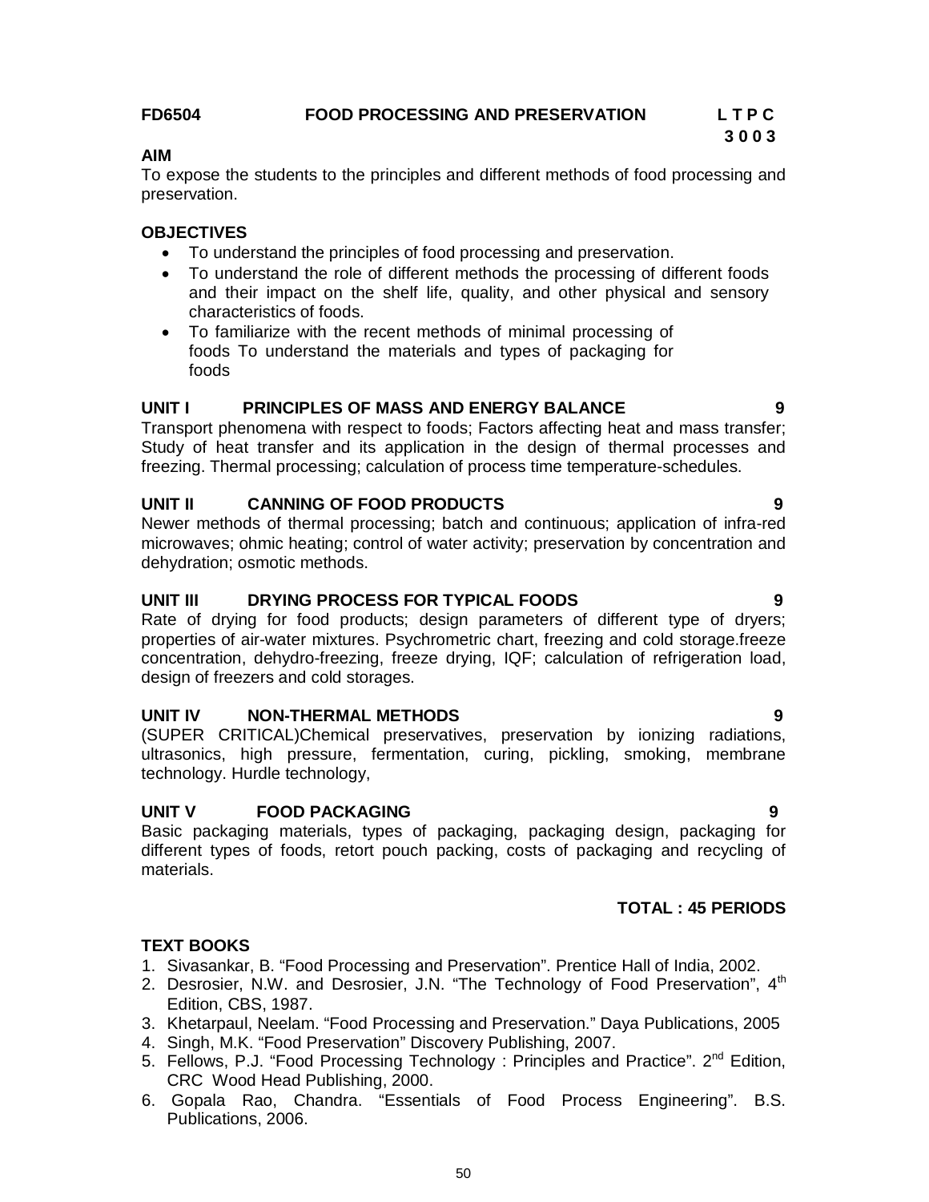**FD6504 FOOD PROCESSING AND PRESERVATION L T P C**
**3 0 0 3**

**AIM**

To expose the students to the principles and different methods of food processing and preservation.

**OBJECTIVES**

- To understand the principles of food processing and preservation.
- To understand the role of different methods the processing of different foods and their impact on the shelf life, quality, and other physical and sensory characteristics of foods.
- To familiarize with the recent methods of minimal processing of foods To understand the materials and types of packaging for foods

**UNIT I PRINCIPLES OF MASS AND ENERGY BALANCE 9**

Transport phenomena with respect to foods; Factors affecting heat and mass transfer; Study of heat transfer and its application in the design of thermal processes and freezing. Thermal processing; calculation of process time temperature-schedules.

**UNIT II CANNING OF FOOD PRODUCTS 9**

Newer methods of thermal processing; batch and continuous; application of infra-red microwaves; ohmic heating; control of water activity; preservation by concentration and dehydration; osmotic methods.

**UNIT III DRYING PROCESS FOR TYPICAL FOODS 9**

Rate of drying for food products; design parameters of different type of dryers; properties of air-water mixtures. Psychrometric chart, freezing and cold storage.freeze concentration, dehydro-freezing, freeze drying, IQF; calculation of refrigeration load, design of freezers and cold storages.

**UNIT IV NON-THERMAL METHODS 9**

(SUPER CRITICAL)Chemical preservatives, preservation by ionizing radiations, ultrasonics, high pressure, fermentation, curing, pickling, smoking, membrane technology. Hurdle technology,

**UNIT V FOOD PACKAGING 9**

Basic packaging materials, types of packaging, packaging design, packaging for different types of foods, retort pouch packing, costs of packaging and recycling of materials.

**TOTAL : 45 PERIODS**

**TEXT BOOKS**

1. Sivasankar, B. "Food Processing and Preservation". Prentice Hall of India, 2002.
2. Desrosier, N.W. and Desrosier, J.N. "The Technology of Food Preservation", 4th Edition, CBS, 1987.
3. Khetarpaul, Neelam. "Food Processing and Preservation." Daya Publications, 2005
4. Singh, M.K. "Food Preservation" Discovery Publishing, 2007.
5. Fellows, P.J. "Food Processing Technology : Principles and Practice". 2nd Edition, CRC Wood Head Publishing, 2000.
6. Gopala Rao, Chandra. "Essentials of Food Process Engineering". B.S. Publications, 2006.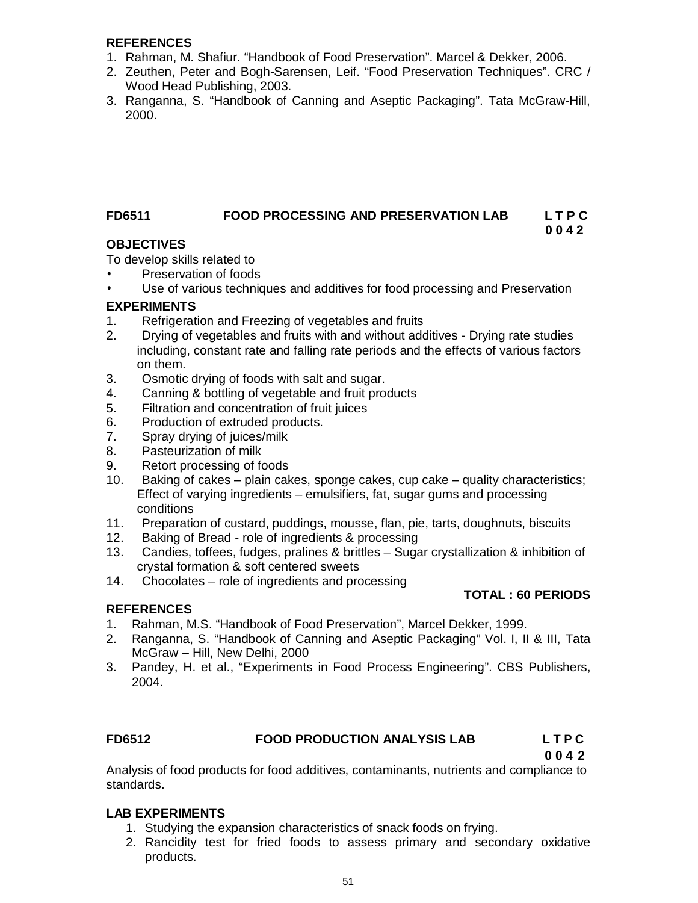**REFERENCES**

1. Rahman, M. Shafiur. "Handbook of Food Preservation". Marcel & Dekker, 2006.
2. Zeuthen, Peter and Bogh-Sarensen, Leif. "Food Preservation Techniques". CRC / Wood Head Publishing, 2003.
3. Ranganna, S. "Handbook of Canning and Aseptic Packaging". Tata McGraw-Hill, 2000.

## FD6511 FOOD PROCESSING AND PRESERVATION LAB L T P C 0 0 4 2

**OBJECTIVES**

To develop skills related to

- Preservation of foods
- Use of various techniques and additives for food processing and Preservation

**EXPERIMENTS**

1. Refrigeration and Freezing of vegetables and fruits
2. Drying of vegetables and fruits with and without additives - Drying rate studies including, constant rate and falling rate periods and the effects of various factors on them.
3. Osmotic drying of foods with salt and sugar.
4. Canning & bottling of vegetable and fruit products
5. Filtration and concentration of fruit juices
6. Production of extruded products.
7. Spray drying of juices/milk
8. Pasteurization of milk
9. Retort processing of foods
10. Baking of cakes – plain cakes, sponge cakes, cup cake – quality characteristics; Effect of varying ingredients – emulsifiers, fat, sugar gums and processing conditions
11. Preparation of custard, puddings, mousse, flan, pie, tarts, doughnuts, biscuits
12. Baking of Bread - role of ingredients & processing
13. Candies, toffees, fudges, pralines & brittles – Sugar crystallization & inhibition of crystal formation & soft centered sweets
14. Chocolates – role of ingredients and processing

**TOTAL : 60 PERIODS**

**REFERENCES**

1. Rahman, M.S. "Handbook of Food Preservation", Marcel Dekker, 1999.
2. Ranganna, S. "Handbook of Canning and Aseptic Packaging" Vol. I, II & III, Tata McGraw – Hill, New Delhi, 2000
3. Pandey, H. et al., "Experiments in Food Process Engineering". CBS Publishers, 2004.

## FD6512 FOOD PRODUCTION ANALYSIS LAB L T P C 0 0 4 2

Analysis of food products for food additives, contaminants, nutrients and compliance to standards.

**LAB EXPERIMENTS**

1. Studying the expansion characteristics of snack foods on frying.
2. Rancidity test for fried foods to assess primary and secondary oxidative products.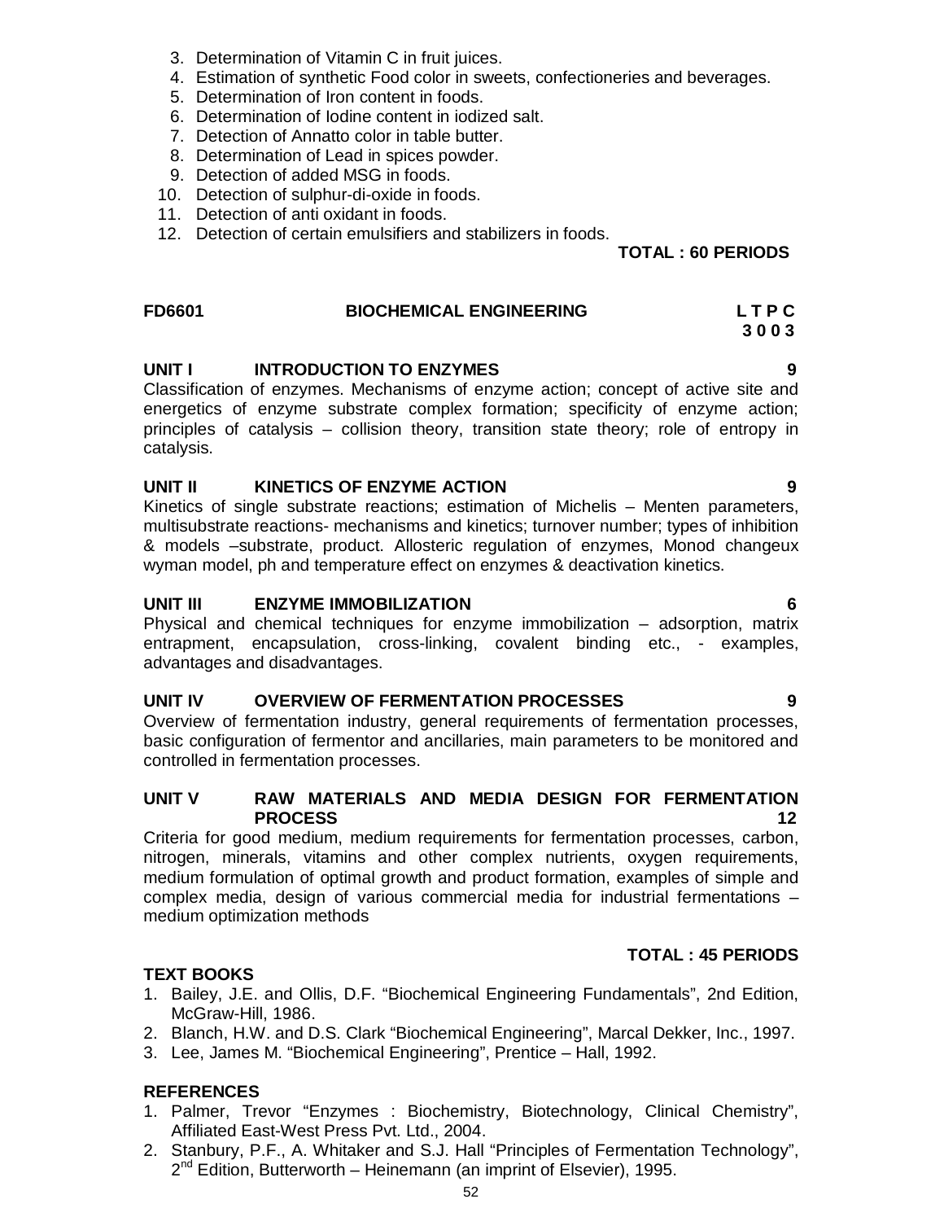3. Determination of Vitamin C in fruit juices.
4. Estimation of synthetic Food color in sweets, confectioneries and beverages.
5. Determination of Iron content in foods.
6. Determination of Iodine content in iodized salt.
7. Detection of Annatto color in table butter.
8. Determination of Lead in spices powder.
9. Detection of added MSG in foods.
10. Detection of sulphur-di-oxide in foods.
11. Detection of anti oxidant in foods.
12. Detection of certain emulsifiers and stabilizers in foods.

**TOTAL : 60 PERIODS**

## FD6601 BIOCHEMICAL ENGINEERING

**L T P C**
**3 0 0 3**

### UNIT I INTRODUCTION TO ENZYMES 9

Classification of enzymes. Mechanisms of enzyme action; concept of active site and energetics of enzyme substrate complex formation; specificity of enzyme action; principles of catalysis – collision theory, transition state theory; role of entropy in catalysis.

### UNIT II KINETICS OF ENZYME ACTION 9

Kinetics of single substrate reactions; estimation of Michelis – Menten parameters, multisubstrate reactions- mechanisms and kinetics; turnover number; types of inhibition & models –substrate, product. Allosteric regulation of enzymes, Monod changeux wyman model, ph and temperature effect on enzymes & deactivation kinetics.

### UNIT III ENZYME IMMOBILIZATION 6

Physical and chemical techniques for enzyme immobilization – adsorption, matrix entrapment, encapsulation, cross-linking, covalent binding etc., - examples, advantages and disadvantages.

### UNIT IV OVERVIEW OF FERMENTATION PROCESSES 9

Overview of fermentation industry, general requirements of fermentation processes, basic configuration of fermentor and ancillaries, main parameters to be monitored and controlled in fermentation processes.

### UNIT V RAW MATERIALS AND MEDIA DESIGN FOR FERMENTATION PROCESS 12

Criteria for good medium, medium requirements for fermentation processes, carbon, nitrogen, minerals, vitamins and other complex nutrients, oxygen requirements, medium formulation of optimal growth and product formation, examples of simple and complex media, design of various commercial media for industrial fermentations – medium optimization methods

**TOTAL : 45 PERIODS**

### TEXT BOOKS

1. Bailey, J.E. and Ollis, D.F. "Biochemical Engineering Fundamentals", 2nd Edition, McGraw-Hill, 1986.
2. Blanch, H.W. and D.S. Clark "Biochemical Engineering", Marcal Dekker, Inc., 1997.
3. Lee, James M. "Biochemical Engineering", Prentice – Hall, 1992.

### REFERENCES

1. Palmer, Trevor "Enzymes : Biochemistry, Biotechnology, Clinical Chemistry", Affiliated East-West Press Pvt. Ltd., 2004.
2. Stanbury, P.F., A. Whitaker and S.J. Hall "Principles of Fermentation Technology", 2nd Edition, Butterworth – Heinemann (an imprint of Elsevier), 1995.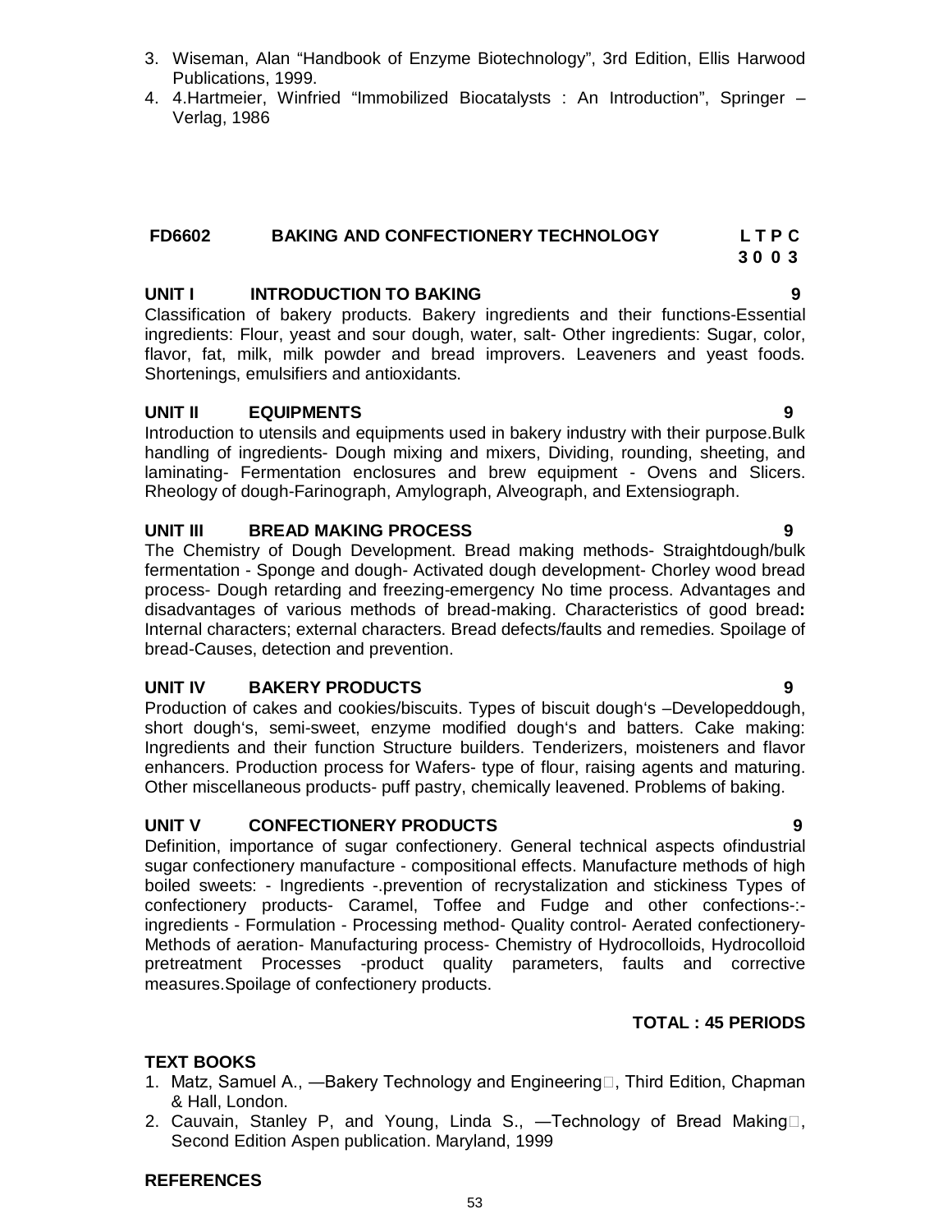3. Wiseman, Alan "Handbook of Enzyme Biotechnology", 3rd Edition, Ellis Harwood Publications, 1999.
4. 4.Hartmeier, Winfried "Immobilized Biocatalysts : An Introduction", Springer – Verlag, 1986

## FD6602 BAKING AND CONFECTIONERY TECHNOLOGY

**L T P C**
**3 0 0 3**

### UNIT I INTRODUCTION TO BAKING 9

Classification of bakery products. Bakery ingredients and their functions-Essential ingredients: Flour, yeast and sour dough, water, salt- Other ingredients: Sugar, color, flavor, fat, milk, milk powder and bread improvers. Leaveners and yeast foods. Shortenings, emulsifiers and antioxidants.

### UNIT II EQUIPMENTS 9

Introduction to utensils and equipments used in bakery industry with their purpose.Bulk handling of ingredients- Dough mixing and mixers, Dividing, rounding, sheeting, and laminating- Fermentation enclosures and brew equipment - Ovens and Slicers. Rheology of dough-Farinograph, Amylograph, Alveograph, and Extensiograph.

### UNIT III BREAD MAKING PROCESS 9

The Chemistry of Dough Development. Bread making methods- Straightdough/bulk fermentation - Sponge and dough- Activated dough development- Chorley wood bread process- Dough retarding and freezing-emergency No time process. Advantages and disadvantages of various methods of bread-making. Characteristics of good bread**:** Internal characters; external characters. Bread defects/faults and remedies. Spoilage of bread-Causes, detection and prevention.

### UNIT IV BAKERY PRODUCTS 9

Production of cakes and cookies/biscuits. Types of biscuit dough's –Developeddough, short dough's, semi-sweet, enzyme modified dough's and batters. Cake making: Ingredients and their function Structure builders. Tenderizers, moisteners and flavor enhancers. Production process for Wafers- type of flour, raising agents and maturing. Other miscellaneous products- puff pastry, chemically leavened. Problems of baking.

### UNIT V CONFECTIONERY PRODUCTS 9

Definition, importance of sugar confectionery. General technical aspects ofindustrial sugar confectionery manufacture - compositional effects. Manufacture methods of high boiled sweets: - Ingredients -.prevention of recrystalization and stickiness Types of confectionery products- Caramel, Toffee and Fudge and other confections-:- ingredients - Formulation - Processing method- Quality control- Aerated confectionery- Methods of aeration- Manufacturing process- Chemistry of Hydrocolloids, Hydrocolloid pretreatment Processes -product quality parameters, faults and corrective measures.Spoilage of confectionery products.

**TOTAL : 45 PERIODS**

### TEXT BOOKS

1. Matz, Samuel A., ―Bakery Technology and Engineering, Third Edition, Chapman & Hall, London.
2. Cauvain, Stanley P, and Young, Linda S., ―Technology of Bread Making, Second Edition Aspen publication. Maryland, 1999

### REFERENCES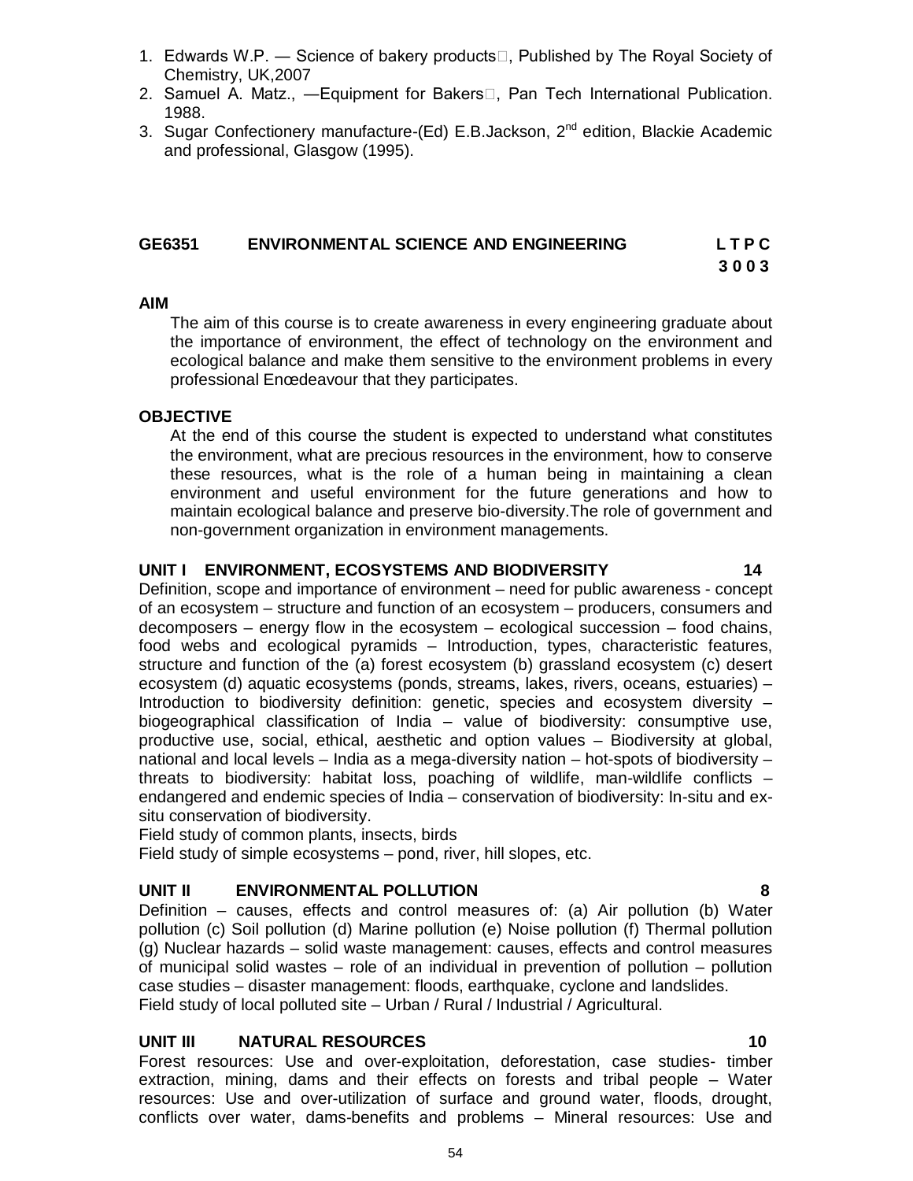1. Edwards W.P. — Science of bakery products, Published by The Royal Society of Chemistry, UK,2007
2. Samuel A. Matz., —Equipment for Bakers, Pan Tech International Publication. 1988.
3. Sugar Confectionery manufacture-(Ed) E.B.Jackson, 2nd edition, Blackie Academic and professional, Glasgow (1995).

## GE6351 ENVIRONMENTAL SCIENCE AND ENGINEERING — L T P C 3 0 0 3

**AIM**

The aim of this course is to create awareness in every engineering graduate about the importance of environment, the effect of technology on the environment and ecological balance and make them sensitive to the environment problems in every professional Enœdeavour that they participates.

**OBJECTIVE**

At the end of this course the student is expected to understand what constitutes the environment, what are precious resources in the environment, how to conserve these resources, what is the role of a human being in maintaining a clean environment and useful environment for the future generations and how to maintain ecological balance and preserve bio-diversity.The role of government and non-government organization in environment managements.

**UNIT I ENVIRONMENT, ECOSYSTEMS AND BIODIVERSITY — 14**

Definition, scope and importance of environment – need for public awareness - concept of an ecosystem – structure and function of an ecosystem – producers, consumers and decomposers – energy flow in the ecosystem – ecological succession – food chains, food webs and ecological pyramids – Introduction, types, characteristic features, structure and function of the (a) forest ecosystem (b) grassland ecosystem (c) desert ecosystem (d) aquatic ecosystems (ponds, streams, lakes, rivers, oceans, estuaries) – Introduction to biodiversity definition: genetic, species and ecosystem diversity – biogeographical classification of India – value of biodiversity: consumptive use, productive use, social, ethical, aesthetic and option values – Biodiversity at global, national and local levels – India as a mega-diversity nation – hot-spots of biodiversity – threats to biodiversity: habitat loss, poaching of wildlife, man-wildlife conflicts – endangered and endemic species of India – conservation of biodiversity: In-situ and ex-situ conservation of biodiversity.
Field study of common plants, insects, birds
Field study of simple ecosystems – pond, river, hill slopes, etc.

**UNIT II ENVIRONMENTAL POLLUTION — 8**

Definition – causes, effects and control measures of: (a) Air pollution (b) Water pollution (c) Soil pollution (d) Marine pollution (e) Noise pollution (f) Thermal pollution (g) Nuclear hazards – solid waste management: causes, effects and control measures of municipal solid wastes – role of an individual in prevention of pollution – pollution case studies – disaster management: floods, earthquake, cyclone and landslides.
Field study of local polluted site – Urban / Rural / Industrial / Agricultural.

**UNIT III NATURAL RESOURCES — 10**

Forest resources: Use and over-exploitation, deforestation, case studies- timber extraction, mining, dams and their effects on forests and tribal people – Water resources: Use and over-utilization of surface and ground water, floods, drought, conflicts over water, dams-benefits and problems – Mineral resources: Use and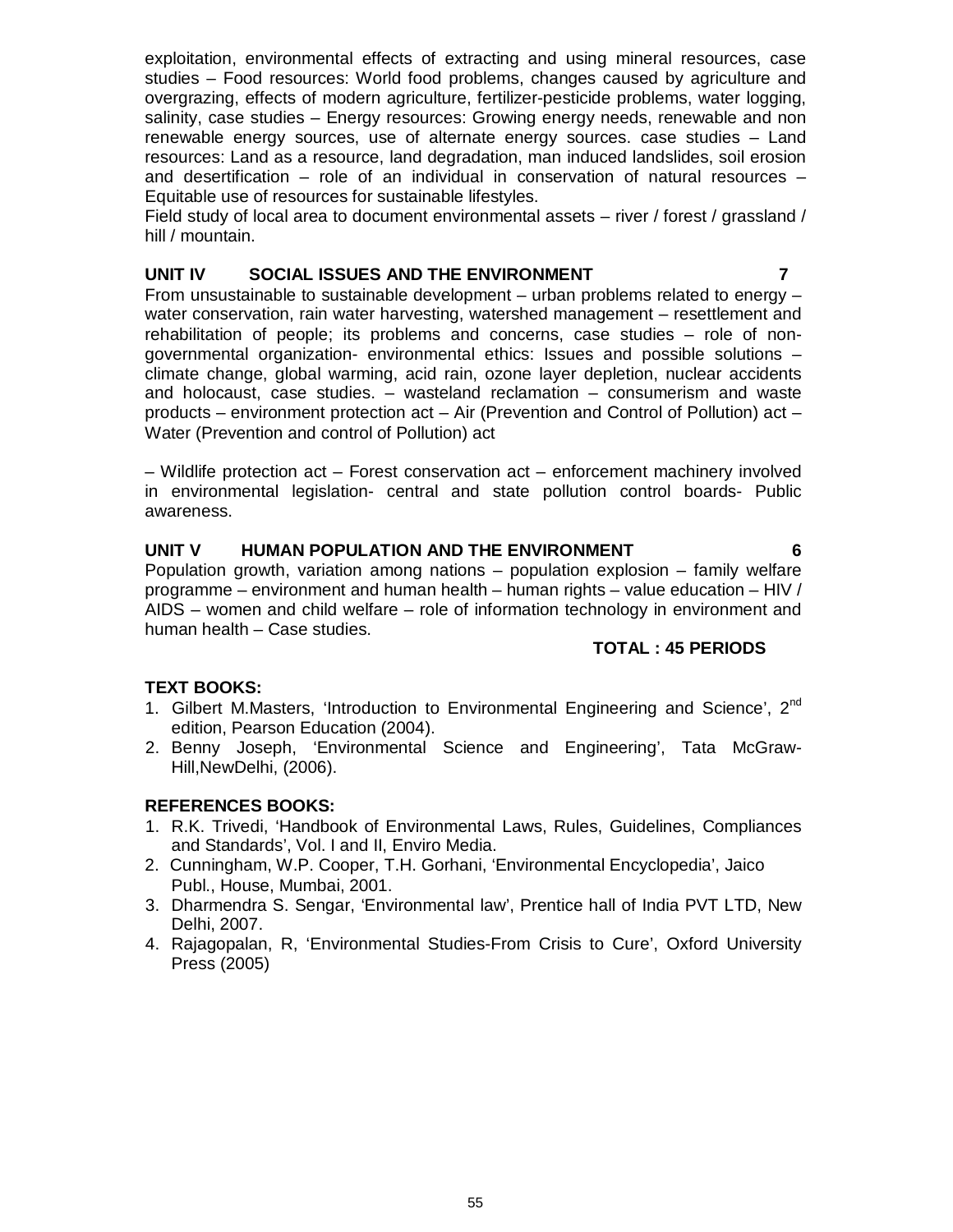exploitation, environmental effects of extracting and using mineral resources, case studies – Food resources: World food problems, changes caused by agriculture and overgrazing, effects of modern agriculture, fertilizer-pesticide problems, water logging, salinity, case studies – Energy resources: Growing energy needs, renewable and non renewable energy sources, use of alternate energy sources. case studies – Land resources: Land as a resource, land degradation, man induced landslides, soil erosion and desertification – role of an individual in conservation of natural resources – Equitable use of resources for sustainable lifestyles.

Field study of local area to document environmental assets – river / forest / grassland / hill / mountain.

**UNIT IV SOCIAL ISSUES AND THE ENVIRONMENT 7**

From unsustainable to sustainable development – urban problems related to energy – water conservation, rain water harvesting, watershed management – resettlement and rehabilitation of people; its problems and concerns, case studies – role of non-governmental organization- environmental ethics: Issues and possible solutions – climate change, global warming, acid rain, ozone layer depletion, nuclear accidents and holocaust, case studies. – wasteland reclamation – consumerism and waste products – environment protection act – Air (Prevention and Control of Pollution) act – Water (Prevention and control of Pollution) act

– Wildlife protection act – Forest conservation act – enforcement machinery involved in environmental legislation- central and state pollution control boards- Public awareness.

**UNIT V HUMAN POPULATION AND THE ENVIRONMENT 6**

Population growth, variation among nations – population explosion – family welfare programme – environment and human health – human rights – value education – HIV / AIDS – women and child welfare – role of information technology in environment and human health – Case studies.

**TOTAL : 45 PERIODS**

**TEXT BOOKS:**

1. Gilbert M.Masters, 'Introduction to Environmental Engineering and Science', 2nd edition, Pearson Education (2004).
2. Benny Joseph, 'Environmental Science and Engineering', Tata McGraw-Hill,NewDelhi, (2006).

**REFERENCES BOOKS:**

1. R.K. Trivedi, 'Handbook of Environmental Laws, Rules, Guidelines, Compliances and Standards', Vol. I and II, Enviro Media.
2. Cunningham, W.P. Cooper, T.H. Gorhani, 'Environmental Encyclopedia', Jaico Publ., House, Mumbai, 2001.
3. Dharmendra S. Sengar, 'Environmental law', Prentice hall of India PVT LTD, New Delhi, 2007.
4. Rajagopalan, R, 'Environmental Studies-From Crisis to Cure', Oxford University Press (2005)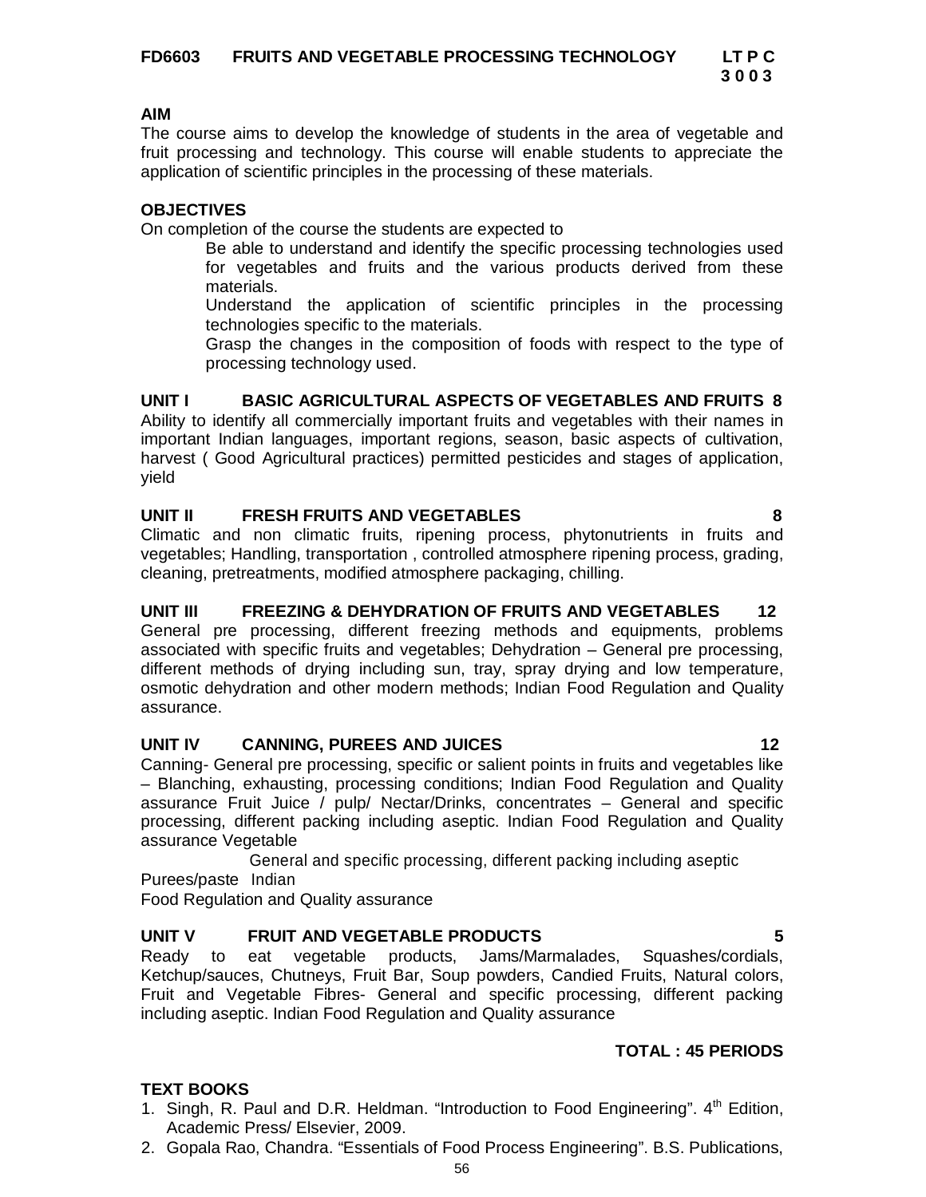**FD6603 FRUITS AND VEGETABLE PROCESSING TECHNOLOGY** **LT P C**
**3 0 0 3**

**AIM**

The course aims to develop the knowledge of students in the area of vegetable and fruit processing and technology. This course will enable students to appreciate the application of scientific principles in the processing of these materials.

**OBJECTIVES**

On completion of the course the students are expected to

- Be able to understand and identify the specific processing technologies used for vegetables and fruits and the various products derived from these materials.
- Understand the application of scientific principles in the processing technologies specific to the materials.
- Grasp the changes in the composition of foods with respect to the type of processing technology used.

**UNIT I BASIC AGRICULTURAL ASPECTS OF VEGETABLES AND FRUITS 8**

Ability to identify all commercially important fruits and vegetables with their names in important Indian languages, important regions, season, basic aspects of cultivation, harvest ( Good Agricultural practices) permitted pesticides and stages of application, yield

**UNIT II FRESH FRUITS AND VEGETABLES 8**

Climatic and non climatic fruits, ripening process, phytonutrients in fruits and vegetables; Handling, transportation , controlled atmosphere ripening process, grading, cleaning, pretreatments, modified atmosphere packaging, chilling.

**UNIT III FREEZING & DEHYDRATION OF FRUITS AND VEGETABLES 12**

General pre processing, different freezing methods and equipments, problems associated with specific fruits and vegetables; Dehydration – General pre processing, different methods of drying including sun, tray, spray drying and low temperature, osmotic dehydration and other modern methods; Indian Food Regulation and Quality assurance.

**UNIT IV CANNING, PUREES AND JUICES 12**

Canning- General pre processing, specific or salient points in fruits and vegetables like – Blanching, exhausting, processing conditions; Indian Food Regulation and Quality assurance Fruit Juice / pulp/ Nectar/Drinks, concentrates – General and specific processing, different packing including aseptic. Indian Food Regulation and Quality assurance Vegetable

General and specific processing, different packing including aseptic

Purees/paste Indian

Food Regulation and Quality assurance

**UNIT V FRUIT AND VEGETABLE PRODUCTS 5**

Ready to eat vegetable products, Jams/Marmalades, Squashes/cordials, Ketchup/sauces, Chutneys, Fruit Bar, Soup powders, Candied Fruits, Natural colors, Fruit and Vegetable Fibres- General and specific processing, different packing including aseptic. Indian Food Regulation and Quality assurance

**TOTAL : 45 PERIODS**

**TEXT BOOKS**

1. Singh, R. Paul and D.R. Heldman. "Introduction to Food Engineering". 4th Edition, Academic Press/ Elsevier, 2009.
2. Gopala Rao, Chandra. "Essentials of Food Process Engineering". B.S. Publications,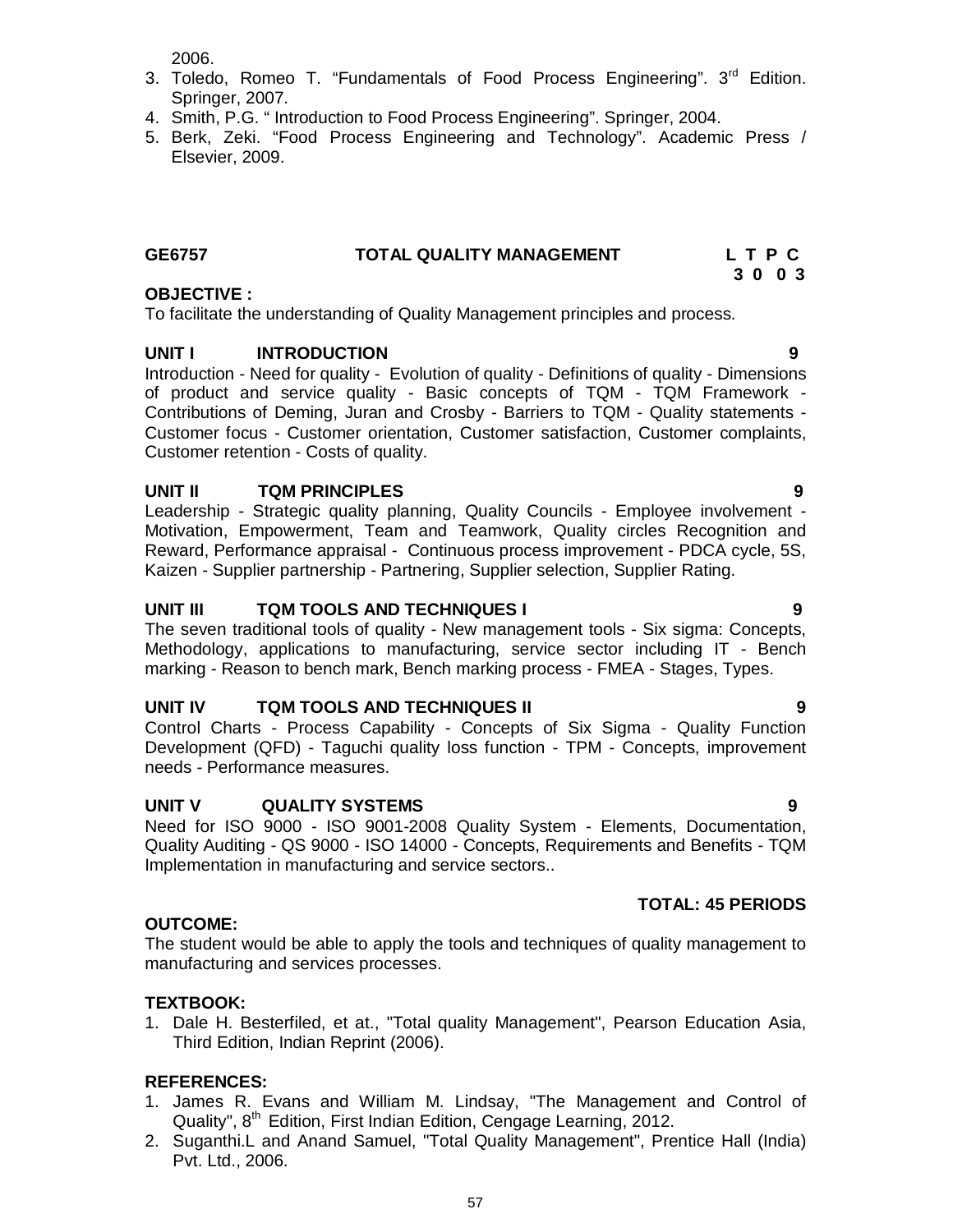2006.

3. Toledo, Romeo T. "Fundamentals of Food Process Engineering". 3rd Edition. Springer, 2007.
4. Smith, P.G. " Introduction to Food Process Engineering". Springer, 2004.
5. Berk, Zeki. "Food Process Engineering and Technology". Academic Press / Elsevier, 2009.

## GE6757 TOTAL QUALITY MANAGEMENT

| L | T | P | C |
|---|---|---|---|
| 3 | 0 | 0 | 3 |

**OBJECTIVE :**

To facilitate the understanding of Quality Management principles and process.

### UNIT I INTRODUCTION — 9

Introduction - Need for quality - Evolution of quality - Definitions of quality - Dimensions of product and service quality - Basic concepts of TQM - TQM Framework - Contributions of Deming, Juran and Crosby - Barriers to TQM - Quality statements - Customer focus - Customer orientation, Customer satisfaction, Customer complaints, Customer retention - Costs of quality.

### UNIT II TQM PRINCIPLES — 9

Leadership - Strategic quality planning, Quality Councils - Employee involvement - Motivation, Empowerment, Team and Teamwork, Quality circles Recognition and Reward, Performance appraisal - Continuous process improvement - PDCA cycle, 5S, Kaizen - Supplier partnership - Partnering, Supplier selection, Supplier Rating.

### UNIT III TQM TOOLS AND TECHNIQUES I — 9

The seven traditional tools of quality - New management tools - Six sigma: Concepts, Methodology, applications to manufacturing, service sector including IT - Bench marking - Reason to bench mark, Bench marking process - FMEA - Stages, Types.

### UNIT IV TQM TOOLS AND TECHNIQUES II — 9

Control Charts - Process Capability - Concepts of Six Sigma - Quality Function Development (QFD) - Taguchi quality loss function - TPM - Concepts, improvement needs - Performance measures.

### UNIT V QUALITY SYSTEMS — 9

Need for ISO 9000 - ISO 9001-2008 Quality System - Elements, Documentation, Quality Auditing - QS 9000 - ISO 14000 - Concepts, Requirements and Benefits - TQM Implementation in manufacturing and service sectors..

**TOTAL: 45 PERIODS**

**OUTCOME:**

The student would be able to apply the tools and techniques of quality management to manufacturing and services processes.

**TEXTBOOK:**

1. Dale H. Besterfiled, et at., "Total quality Management", Pearson Education Asia, Third Edition, Indian Reprint (2006).

**REFERENCES:**

1. James R. Evans and William M. Lindsay, "The Management and Control of Quality", 8th Edition, First Indian Edition, Cengage Learning, 2012.
2. Suganthi.L and Anand Samuel, "Total Quality Management", Prentice Hall (India) Pvt. Ltd., 2006.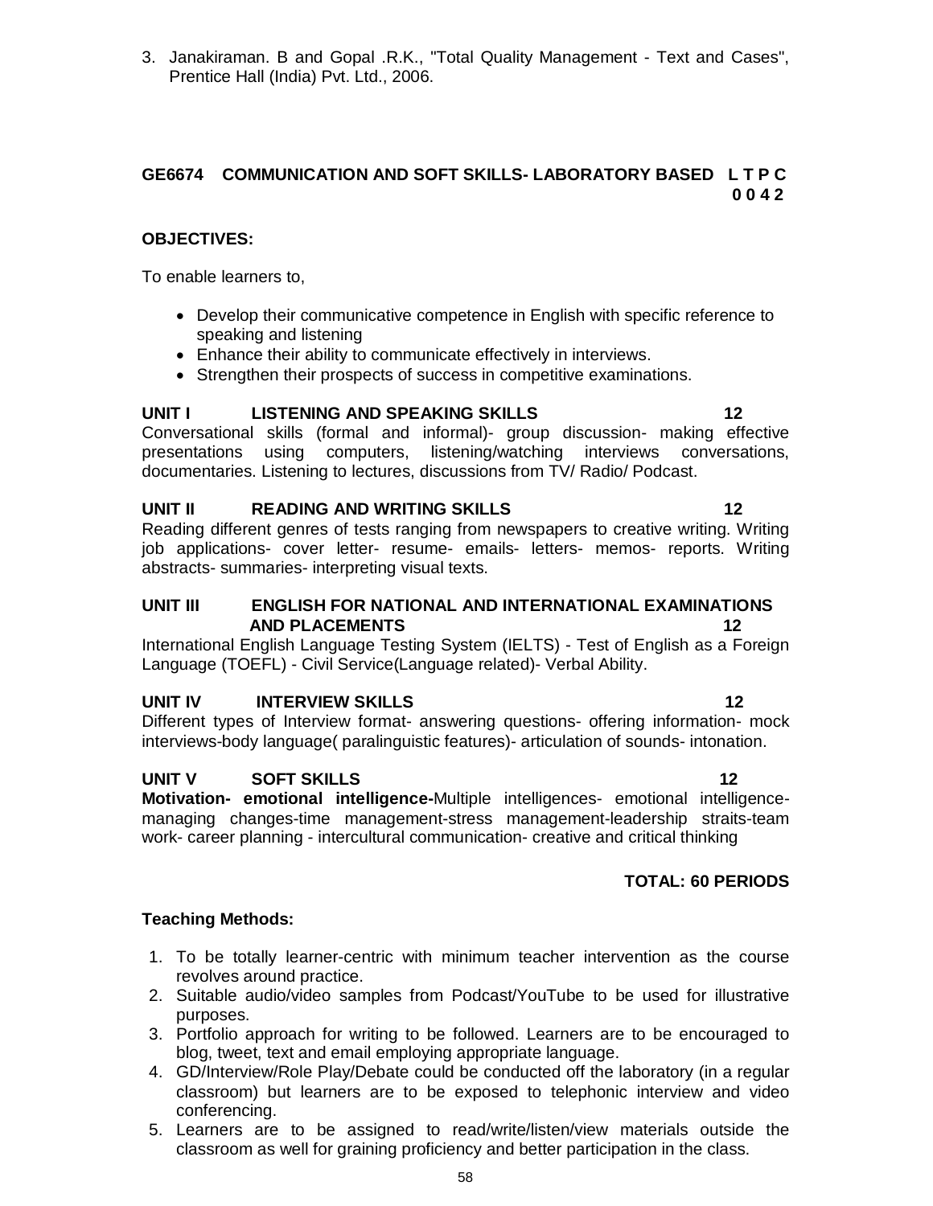3. Janakiraman. B and Gopal .R.K., "Total Quality Management - Text and Cases", Prentice Hall (India) Pvt. Ltd., 2006.

## GE6674 COMMUNICATION AND SOFT SKILLS- LABORATORY BASED L T P C 0 0 4 2

**OBJECTIVES:**

To enable learners to,

- Develop their communicative competence in English with specific reference to speaking and listening
- Enhance their ability to communicate effectively in interviews.
- Strengthen their prospects of success in competitive examinations.

**UNIT I LISTENING AND SPEAKING SKILLS 12**

Conversational skills (formal and informal)- group discussion- making effective presentations using computers, listening/watching interviews conversations, documentaries. Listening to lectures, discussions from TV/ Radio/ Podcast.

**UNIT II READING AND WRITING SKILLS 12**

Reading different genres of tests ranging from newspapers to creative writing. Writing job applications- cover letter- resume- emails- letters- memos- reports. Writing abstracts- summaries- interpreting visual texts.

**UNIT III ENGLISH FOR NATIONAL AND INTERNATIONAL EXAMINATIONS AND PLACEMENTS 12**

International English Language Testing System (IELTS) - Test of English as a Foreign Language (TOEFL) - Civil Service(Language related)- Verbal Ability.

**UNIT IV INTERVIEW SKILLS 12**

Different types of Interview format- answering questions- offering information- mock interviews-body language( paralinguistic features)- articulation of sounds- intonation.

**UNIT V SOFT SKILLS 12**

**Motivation- emotional intelligence-**Multiple intelligences- emotional intelligence- managing changes-time management-stress management-leadership straits-team work- career planning - intercultural communication- creative and critical thinking

**TOTAL: 60 PERIODS**

**Teaching Methods:**

1. To be totally learner-centric with minimum teacher intervention as the course revolves around practice.
2. Suitable audio/video samples from Podcast/YouTube to be used for illustrative purposes.
3. Portfolio approach for writing to be followed. Learners are to be encouraged to blog, tweet, text and email employing appropriate language.
4. GD/Interview/Role Play/Debate could be conducted off the laboratory (in a regular classroom) but learners are to be exposed to telephonic interview and video conferencing.
5. Learners are to be assigned to read/write/listen/view materials outside the classroom as well for graining proficiency and better participation in the class.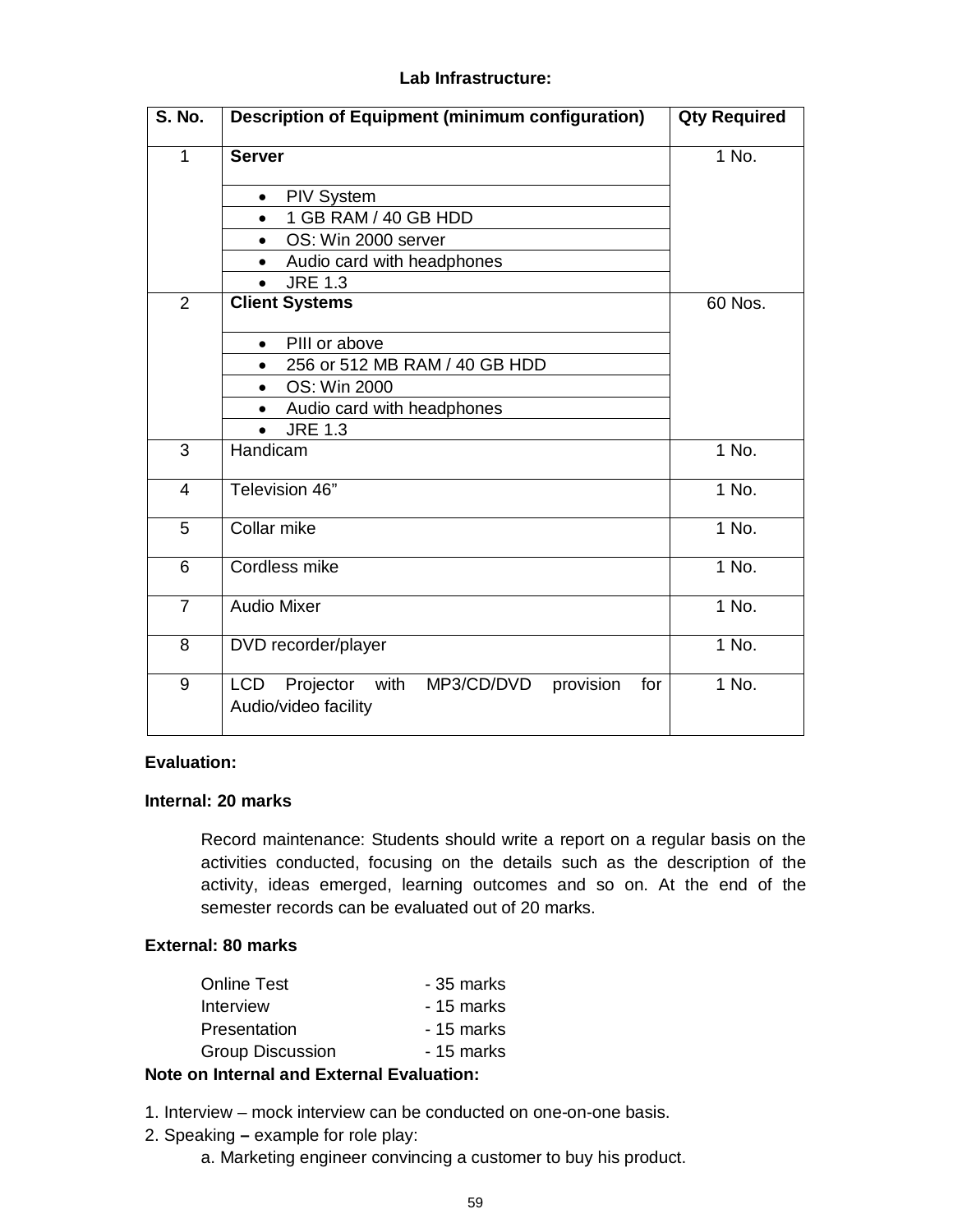**Lab Infrastructure:**

| S. No. | Description of Equipment (minimum configuration) | Qty Required |
|---|---|---|
| 1 | **Server**<br>• PIV System<br>• 1 GB RAM / 40 GB HDD<br>• OS: Win 2000 server<br>• Audio card with headphones<br>• JRE 1.3 | 1 No. |
| 2 | **Client Systems**<br>• PIII or above<br>• 256 or 512 MB RAM / 40 GB HDD<br>• OS: Win 2000<br>• Audio card with headphones<br>• JRE 1.3 | 60 Nos. |
| 3 | Handicam | 1 No. |
| 4 | Television 46” | 1 No. |
| 5 | Collar mike | 1 No. |
| 6 | Cordless mike | 1 No. |
| 7 | Audio Mixer | 1 No. |
| 8 | DVD recorder/player | 1 No. |
| 9 | LCD Projector with MP3/CD/DVD provision for Audio/video facility | 1 No. |

**Evaluation:**

**Internal: 20 marks**

Record maintenance: Students should write a report on a regular basis on the activities conducted, focusing on the details such as the description of the activity, ideas emerged, learning outcomes and so on. At the end of the semester records can be evaluated out of 20 marks.

**External: 80 marks**

Online Test - 35 marks
Interview - 15 marks
Presentation - 15 marks
Group Discussion - 15 marks

**Note on Internal and External Evaluation:**

1. Interview – mock interview can be conducted on one-on-one basis.
2. Speaking **–** example for role play:
    a. Marketing engineer convincing a customer to buy his product.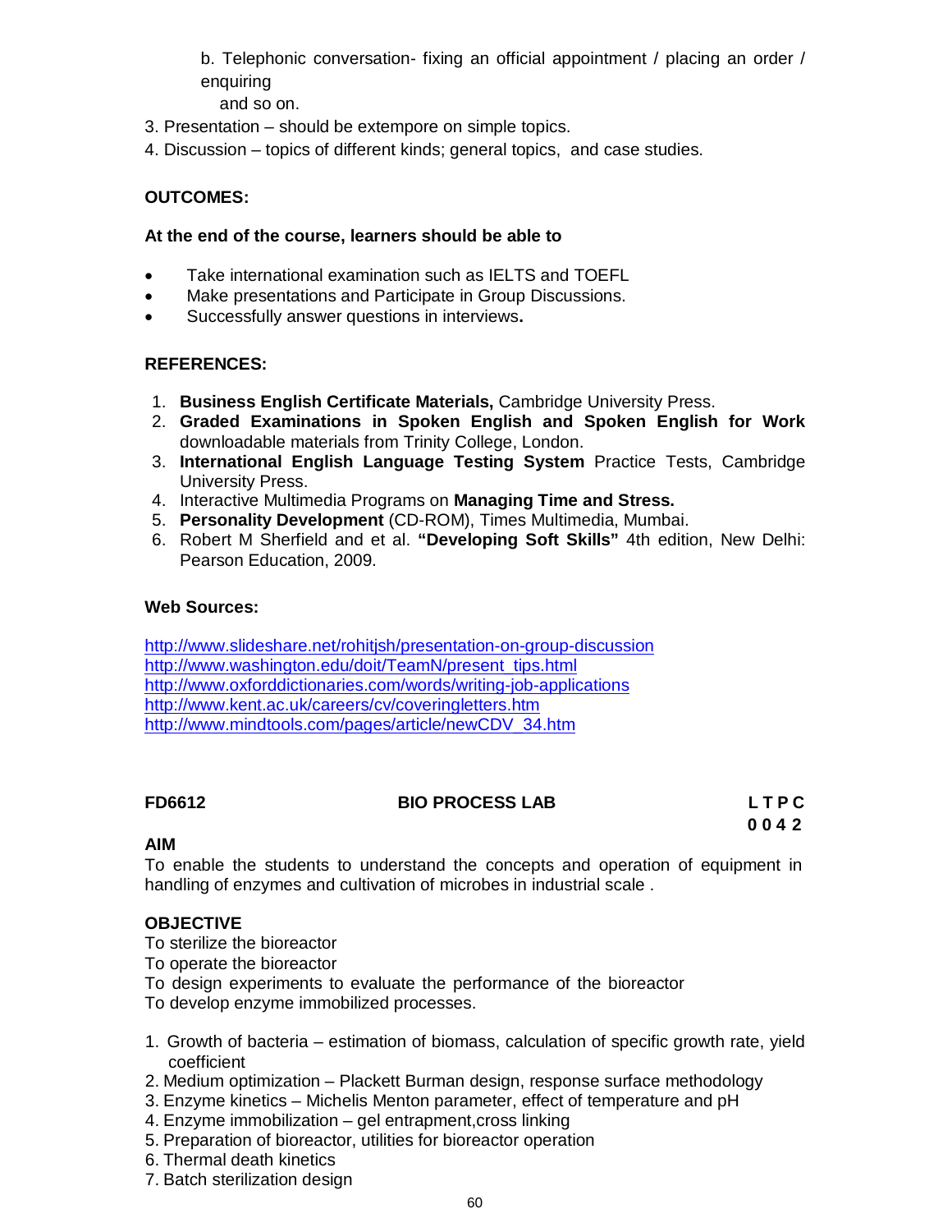b. Telephonic conversation- fixing an official appointment / placing an order / enquiring
   and so on.

3. Presentation – should be extempore on simple topics.
4. Discussion – topics of different kinds; general topics, and case studies.

**OUTCOMES:**

**At the end of the course, learners should be able to**

- Take international examination such as IELTS and TOEFL
- Make presentations and Participate in Group Discussions.
- Successfully answer questions in interviews**.**

**REFERENCES:**

1. **Business English Certificate Materials,** Cambridge University Press.
2. **Graded Examinations in Spoken English and Spoken English for Work** downloadable materials from Trinity College, London.
3. **International English Language Testing System** Practice Tests, Cambridge University Press.
4. Interactive Multimedia Programs on **Managing Time and Stress.**
5. **Personality Development** (CD-ROM), Times Multimedia, Mumbai.
6. Robert M Sherfield and et al. **"Developing Soft Skills"** 4th edition, New Delhi: Pearson Education, 2009.

**Web Sources:**

http://www.slideshare.net/rohitjsh/presentation-on-group-discussion
http://www.washington.edu/doit/TeamN/present_tips.html
http://www.oxforddictionaries.com/words/writing-job-applications
http://www.kent.ac.uk/careers/cv/coveringletters.htm
http://www.mindtools.com/pages/article/newCDV_34.htm

| **FD6612** | **BIO PROCESS LAB** | **L T P C** |
|---|---|---|
| | | **0 0 4 2** |

**AIM**

To enable the students to understand the concepts and operation of equipment in handling of enzymes and cultivation of microbes in industrial scale .

**OBJECTIVE**

To sterilize the bioreactor
To operate the bioreactor
To design experiments to evaluate the performance of the bioreactor
To develop enzyme immobilized processes.

1. Growth of bacteria – estimation of biomass, calculation of specific growth rate, yield coefficient
2. Medium optimization – Plackett Burman design, response surface methodology
3. Enzyme kinetics – Michelis Menton parameter, effect of temperature and pH
4. Enzyme immobilization – gel entrapment,cross linking
5. Preparation of bioreactor, utilities for bioreactor operation
6. Thermal death kinetics
7. Batch sterilization design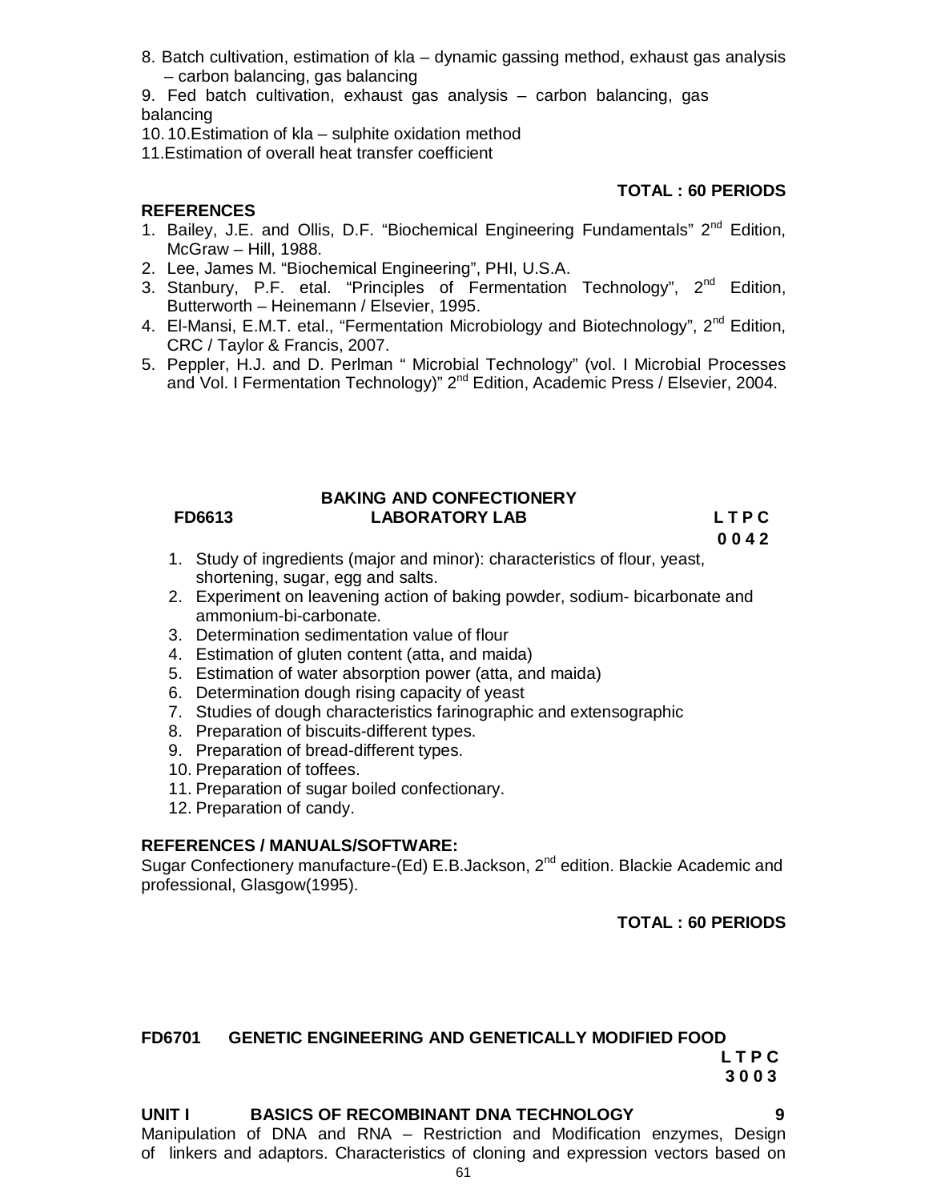8. Batch cultivation, estimation of kla – dynamic gassing method, exhaust gas analysis – carbon balancing, gas balancing
9. Fed batch cultivation, exhaust gas analysis – carbon balancing, gas balancing
10. 10.Estimation of kla – sulphite oxidation method
11. Estimation of overall heat transfer coefficient

**TOTAL : 60 PERIODS**

**REFERENCES**

1. Bailey, J.E. and Ollis, D.F. "Biochemical Engineering Fundamentals" 2nd Edition, McGraw – Hill, 1988.
2. Lee, James M. "Biochemical Engineering", PHI, U.S.A.
3. Stanbury, P.F. etal. "Principles of Fermentation Technology", 2nd Edition, Butterworth – Heinemann / Elsevier, 1995.
4. El-Mansi, E.M.T. etal., "Fermentation Microbiology and Biotechnology", 2nd Edition, CRC / Taylor & Francis, 2007.
5. Peppler, H.J. and D. Perlman " Microbial Technology" (vol. I Microbial Processes and Vol. I Fermentation Technology)" 2nd Edition, Academic Press / Elsevier, 2004.

## FD6613 BAKING AND CONFECTIONERY LABORATORY LAB

**L T P C**
**0 0 4 2**

1. Study of ingredients (major and minor): characteristics of flour, yeast, shortening, sugar, egg and salts.
2. Experiment on leavening action of baking powder, sodium- bicarbonate and ammonium-bi-carbonate.
3. Determination sedimentation value of flour
4. Estimation of gluten content (atta, and maida)
5. Estimation of water absorption power (atta, and maida)
6. Determination dough rising capacity of yeast
7. Studies of dough characteristics farinographic and extensographic
8. Preparation of biscuits-different types.
9. Preparation of bread-different types.
10. Preparation of toffees.
11. Preparation of sugar boiled confectionary.
12. Preparation of candy.

**REFERENCES / MANUALS/SOFTWARE:**

Sugar Confectionery manufacture-(Ed) E.B.Jackson, 2nd edition. Blackie Academic and professional, Glasgow(1995).

**TOTAL : 60 PERIODS**

## FD6701 GENETIC ENGINEERING AND GENETICALLY MODIFIED FOOD

**L T P C**
**3 0 0 3**

### UNIT I BASICS OF RECOMBINANT DNA TECHNOLOGY 9

Manipulation of DNA and RNA – Restriction and Modification enzymes, Design of linkers and adaptors. Characteristics of cloning and expression vectors based on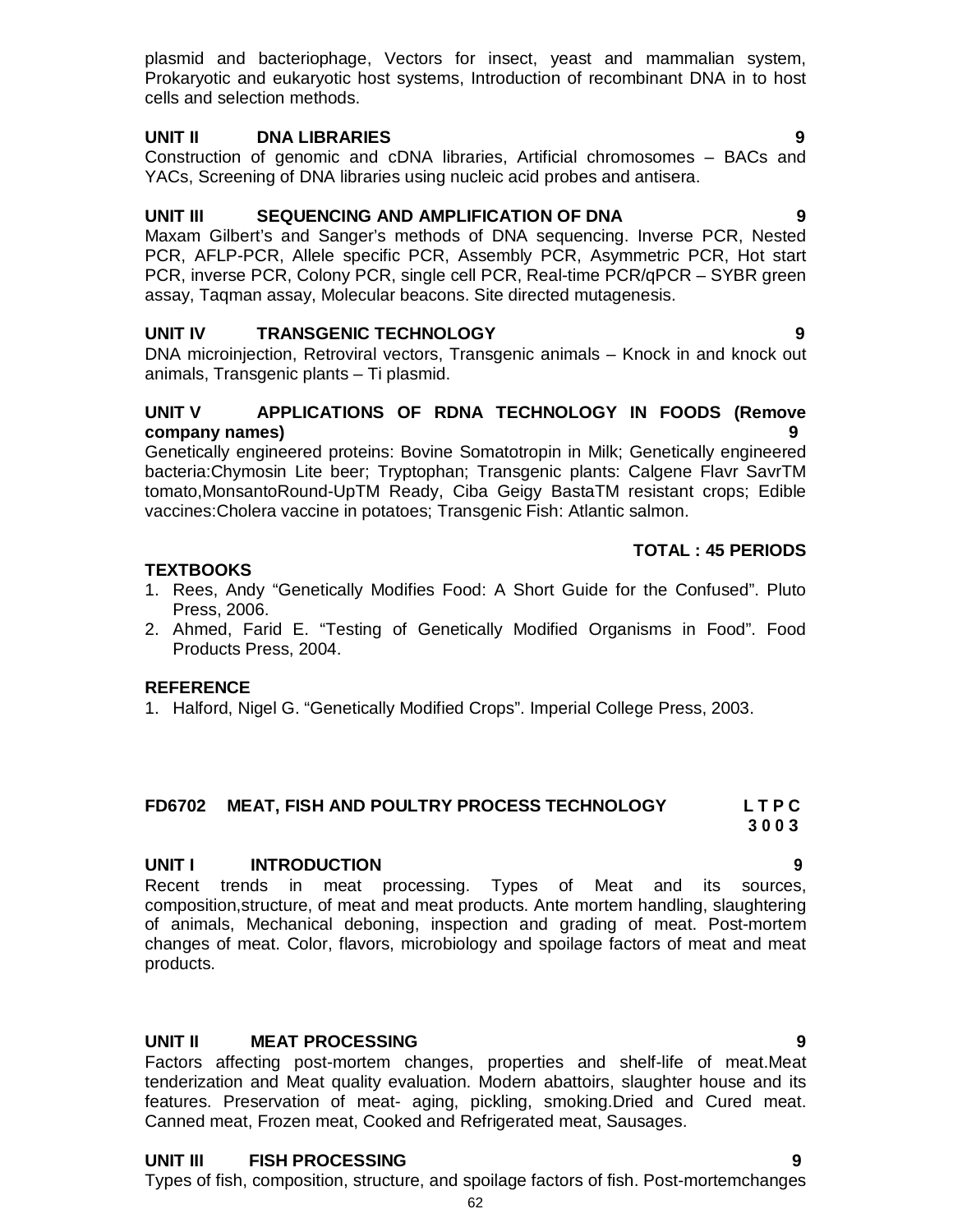plasmid and bacteriophage, Vectors for insect, yeast and mammalian system, Prokaryotic and eukaryotic host systems, Introduction of recombinant DNA in to host cells and selection methods.

### UNIT II DNA LIBRARIES 9

Construction of genomic and cDNA libraries, Artificial chromosomes – BACs and YACs, Screening of DNA libraries using nucleic acid probes and antisera.

### UNIT III SEQUENCING AND AMPLIFICATION OF DNA 9

Maxam Gilbert's and Sanger's methods of DNA sequencing. Inverse PCR, Nested PCR, AFLP-PCR, Allele specific PCR, Assembly PCR, Asymmetric PCR, Hot start PCR, inverse PCR, Colony PCR, single cell PCR, Real-time PCR/qPCR – SYBR green assay, Taqman assay, Molecular beacons. Site directed mutagenesis.

### UNIT IV TRANSGENIC TECHNOLOGY 9

DNA microinjection, Retroviral vectors, Transgenic animals – Knock in and knock out animals, Transgenic plants – Ti plasmid.

### UNIT V APPLICATIONS OF RDNA TECHNOLOGY IN FOODS (Remove company names) 9

Genetically engineered proteins: Bovine Somatotropin in Milk; Genetically engineered bacteria:Chymosin Lite beer; Tryptophan; Transgenic plants: Calgene Flavr SavrTM tomato,MonsantoRound-UpTM Ready, Ciba Geigy BastaTM resistant crops; Edible vaccines:Cholera vaccine in potatoes; Transgenic Fish: Atlantic salmon.

**TOTAL : 45 PERIODS**

**TEXTBOOKS**

1. Rees, Andy "Genetically Modifies Food: A Short Guide for the Confused". Pluto Press, 2006.
2. Ahmed, Farid E. "Testing of Genetically Modified Organisms in Food". Food Products Press, 2004.

**REFERENCE**

1. Halford, Nigel G. "Genetically Modified Crops". Imperial College Press, 2003.

## FD6702 MEAT, FISH AND POULTRY PROCESS TECHNOLOGY

| L | T | P | C |
|---|---|---|---|
| 3 | 0 | 0 | 3 |

### UNIT I INTRODUCTION 9

Recent trends in meat processing. Types of Meat and its sources, composition,structure, of meat and meat products. Ante mortem handling, slaughtering of animals, Mechanical deboning, inspection and grading of meat. Post-mortem changes of meat. Color, flavors, microbiology and spoilage factors of meat and meat products.

### UNIT II MEAT PROCESSING 9

Factors affecting post-mortem changes, properties and shelf-life of meat.Meat tenderization and Meat quality evaluation. Modern abattoirs, slaughter house and its features. Preservation of meat- aging, pickling, smoking.Dried and Cured meat. Canned meat, Frozen meat, Cooked and Refrigerated meat, Sausages.

### UNIT III FISH PROCESSING 9

Types of fish, composition, structure, and spoilage factors of fish. Post-mortemchanges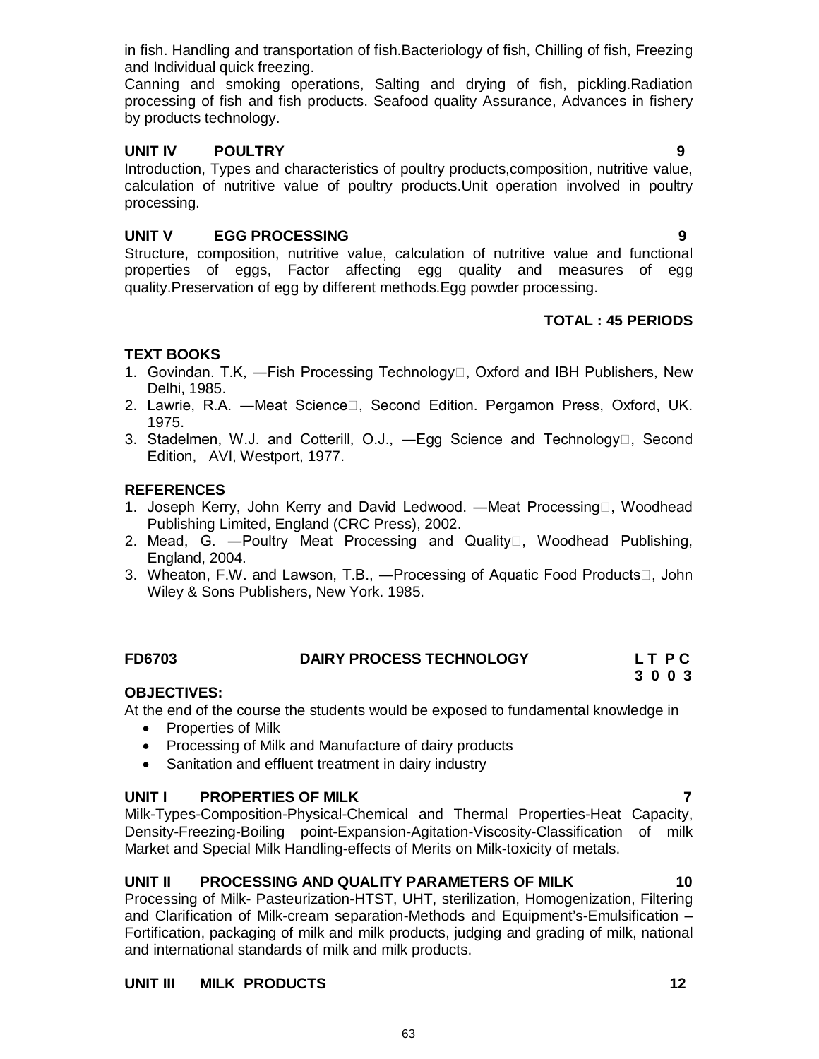in fish. Handling and transportation of fish.Bacteriology of fish, Chilling of fish, Freezing and Individual quick freezing.

Canning and smoking operations, Salting and drying of fish, pickling.Radiation processing of fish and fish products. Seafood quality Assurance, Advances in fishery by products technology.

**UNIT IV POULTRY 9**

Introduction, Types and characteristics of poultry products,composition, nutritive value, calculation of nutritive value of poultry products.Unit operation involved in poultry processing.

**UNIT V EGG PROCESSING 9**

Structure, composition, nutritive value, calculation of nutritive value and functional properties of eggs, Factor affecting egg quality and measures of egg quality.Preservation of egg by different methods.Egg powder processing.

**TOTAL : 45 PERIODS**

**TEXT BOOKS**

1. Govindan. T.K, ―Fish Processing Technology, Oxford and IBH Publishers, New Delhi, 1985.
2. Lawrie, R.A. ―Meat Science, Second Edition. Pergamon Press, Oxford, UK. 1975.
3. Stadelmen, W.J. and Cotterill, O.J., ―Egg Science and Technology, Second Edition, AVI, Westport, 1977.

**REFERENCES**

1. Joseph Kerry, John Kerry and David Ledwood. ―Meat Processing, Woodhead Publishing Limited, England (CRC Press), 2002.
2. Mead, G. ―Poultry Meat Processing and Quality, Woodhead Publishing, England, 2004.
3. Wheaton, F.W. and Lawson, T.B., ―Processing of Aquatic Food Products, John Wiley & Sons Publishers, New York. 1985.

**FD6703 DAIRY PROCESS TECHNOLOGY L T P C**
**3 0 0 3**

**OBJECTIVES:**

At the end of the course the students would be exposed to fundamental knowledge in

- Properties of Milk
- Processing of Milk and Manufacture of dairy products
- Sanitation and effluent treatment in dairy industry

**UNIT I PROPERTIES OF MILK 7**

Milk-Types-Composition-Physical-Chemical and Thermal Properties-Heat Capacity, Density-Freezing-Boiling point-Expansion-Agitation-Viscosity-Classification of milk Market and Special Milk Handling-effects of Merits on Milk-toxicity of metals.

**UNIT II PROCESSING AND QUALITY PARAMETERS OF MILK 10**

Processing of Milk- Pasteurization-HTST, UHT, sterilization, Homogenization, Filtering and Clarification of Milk-cream separation-Methods and Equipment's-Emulsification – Fortification, packaging of milk and milk products, judging and grading of milk, national and international standards of milk and milk products.

**UNIT III MILK PRODUCTS 12**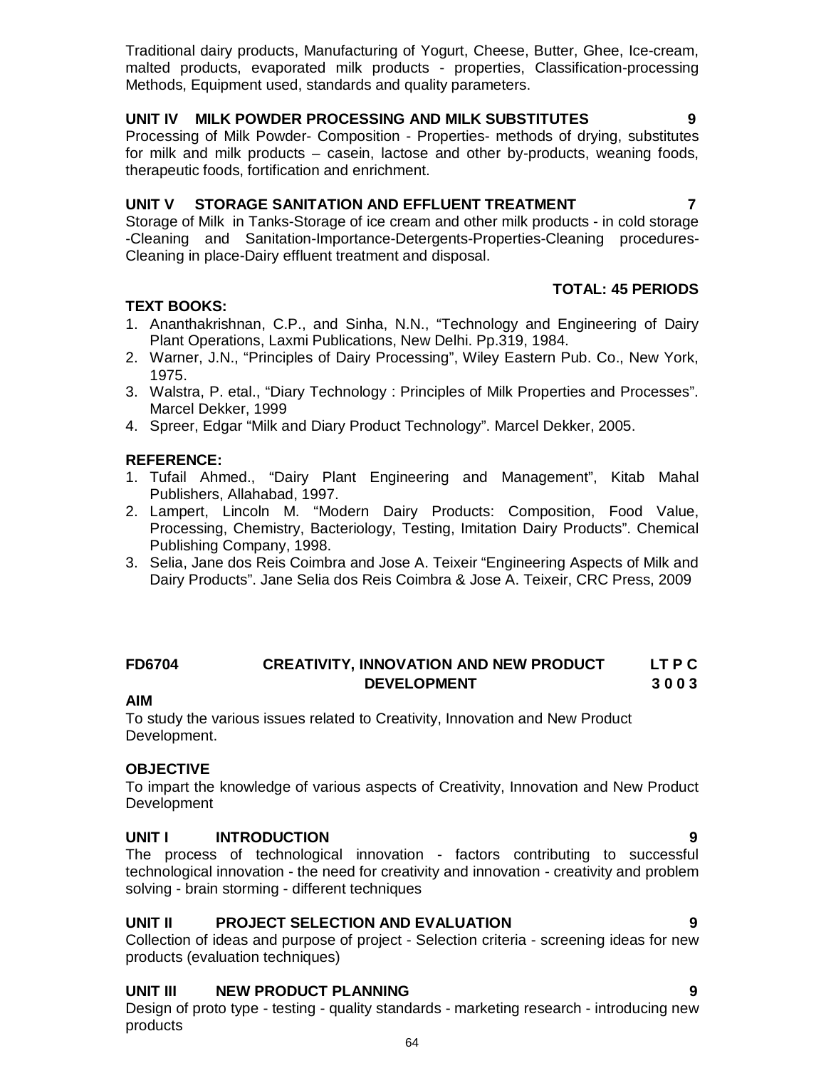Traditional dairy products, Manufacturing of Yogurt, Cheese, Butter, Ghee, Ice-cream, malted products, evaporated milk products - properties, Classification-processing Methods, Equipment used, standards and quality parameters.

**UNIT IV MILK POWDER PROCESSING AND MILK SUBSTITUTES 9**

Processing of Milk Powder- Composition - Properties- methods of drying, substitutes for milk and milk products – casein, lactose and other by-products, weaning foods, therapeutic foods, fortification and enrichment.

**UNIT V STORAGE SANITATION AND EFFLUENT TREATMENT 7**

Storage of Milk in Tanks-Storage of ice cream and other milk products - in cold storage -Cleaning and Sanitation-Importance-Detergents-Properties-Cleaning procedures-Cleaning in place-Dairy effluent treatment and disposal.

**TOTAL: 45 PERIODS**

**TEXT BOOKS:**

1. Ananthakrishnan, C.P., and Sinha, N.N., "Technology and Engineering of Dairy Plant Operations, Laxmi Publications, New Delhi. Pp.319, 1984.
2. Warner, J.N., "Principles of Dairy Processing", Wiley Eastern Pub. Co., New York, 1975.
3. Walstra, P. etal., "Diary Technology : Principles of Milk Properties and Processes". Marcel Dekker, 1999
4. Spreer, Edgar "Milk and Diary Product Technology". Marcel Dekker, 2005.

**REFERENCE:**

1. Tufail Ahmed., "Dairy Plant Engineering and Management", Kitab Mahal Publishers, Allahabad, 1997.
2. Lampert, Lincoln M. "Modern Dairy Products: Composition, Food Value, Processing, Chemistry, Bacteriology, Testing, Imitation Dairy Products". Chemical Publishing Company, 1998.
3. Selia, Jane dos Reis Coimbra and Jose A. Teixeir "Engineering Aspects of Milk and Dairy Products". Jane Selia dos Reis Coimbra & Jose A. Teixeir, CRC Press, 2009

**FD6704 CREATIVITY, INNOVATION AND NEW PRODUCT DEVELOPMENT — L T P C 3 0 0 3**

**AIM**

To study the various issues related to Creativity, Innovation and New Product Development.

**OBJECTIVE**

To impart the knowledge of various aspects of Creativity, Innovation and New Product Development

**UNIT I INTRODUCTION 9**

The process of technological innovation - factors contributing to successful technological innovation - the need for creativity and innovation - creativity and problem solving - brain storming - different techniques

**UNIT II PROJECT SELECTION AND EVALUATION 9**

Collection of ideas and purpose of project - Selection criteria - screening ideas for new products (evaluation techniques)

**UNIT III NEW PRODUCT PLANNING 9**

Design of proto type - testing - quality standards - marketing research - introducing new products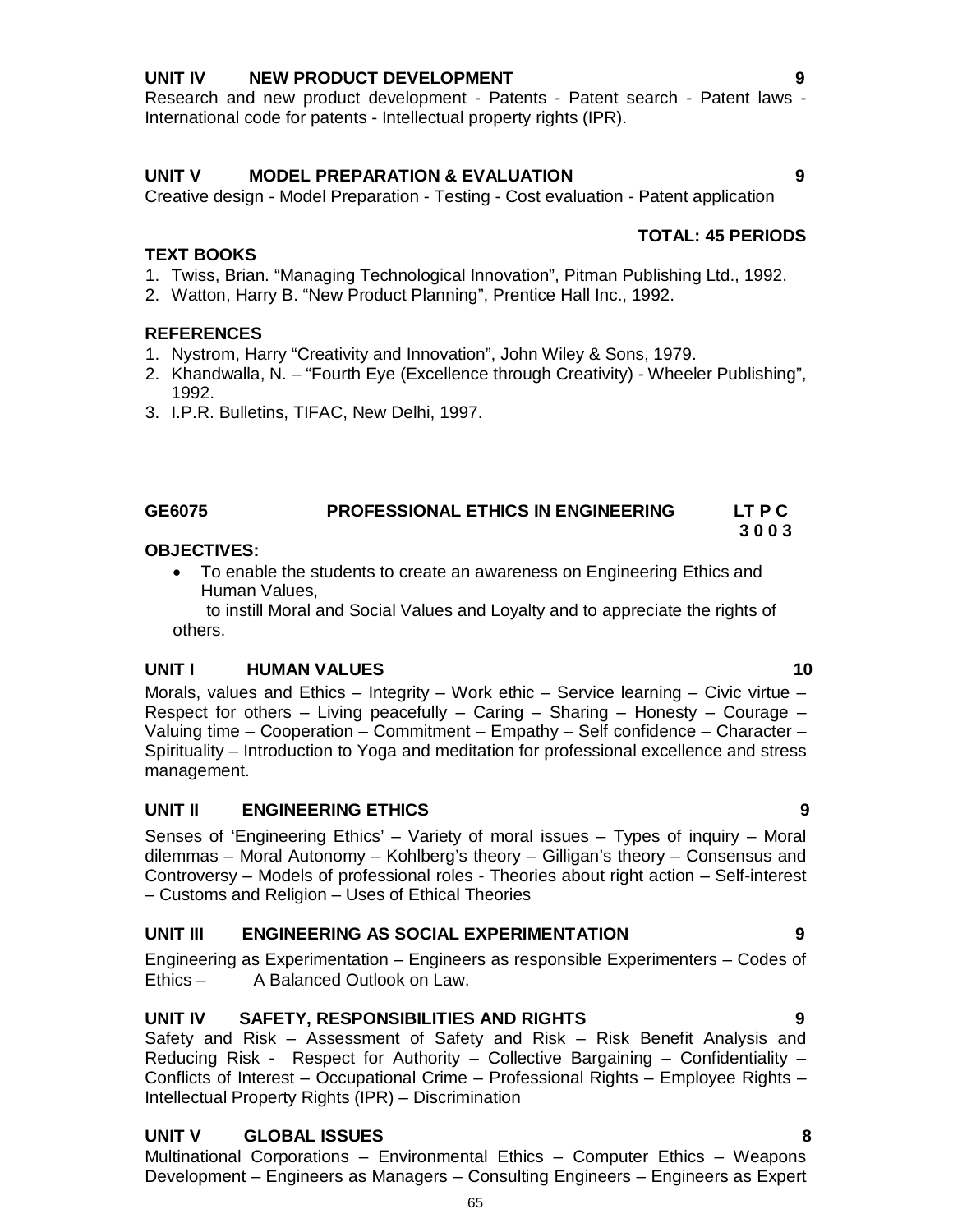**UNIT IV NEW PRODUCT DEVELOPMENT** **9**

Research and new product development - Patents - Patent search - Patent laws - International code for patents - Intellectual property rights (IPR).

**UNIT V MODEL PREPARATION & EVALUATION** **9**

Creative design - Model Preparation - Testing - Cost evaluation - Patent application

**TOTAL: 45 PERIODS**

**TEXT BOOKS**

1. Twiss, Brian. "Managing Technological Innovation", Pitman Publishing Ltd., 1992.
2. Watton, Harry B. "New Product Planning", Prentice Hall Inc., 1992.

**REFERENCES**

1. Nystrom, Harry "Creativity and Innovation", John Wiley & Sons, 1979.
2. Khandwalla, N. – "Fourth Eye (Excellence through Creativity) - Wheeler Publishing", 1992.
3. I.P.R. Bulletins, TIFAC, New Delhi, 1997.

## GE6075 PROFESSIONAL ETHICS IN ENGINEERING

**LT P C**
**3 0 0 3**

**OBJECTIVES:**

- To enable the students to create an awareness on Engineering Ethics and Human Values,

  to instill Moral and Social Values and Loyalty and to appreciate the rights of others.

**UNIT I HUMAN VALUES** **10**

Morals, values and Ethics – Integrity – Work ethic – Service learning – Civic virtue – Respect for others – Living peacefully – Caring – Sharing – Honesty – Courage – Valuing time – Cooperation – Commitment – Empathy – Self confidence – Character – Spirituality – Introduction to Yoga and meditation for professional excellence and stress management.

**UNIT II ENGINEERING ETHICS** **9**

Senses of 'Engineering Ethics' – Variety of moral issues – Types of inquiry – Moral dilemmas – Moral Autonomy – Kohlberg's theory – Gilligan's theory – Consensus and Controversy – Models of professional roles - Theories about right action – Self-interest – Customs and Religion – Uses of Ethical Theories

**UNIT III ENGINEERING AS SOCIAL EXPERIMENTATION** **9**

Engineering as Experimentation – Engineers as responsible Experimenters – Codes of Ethics – A Balanced Outlook on Law.

**UNIT IV SAFETY, RESPONSIBILITIES AND RIGHTS** **9**

Safety and Risk – Assessment of Safety and Risk – Risk Benefit Analysis and Reducing Risk - Respect for Authority – Collective Bargaining – Confidentiality – Conflicts of Interest – Occupational Crime – Professional Rights – Employee Rights – Intellectual Property Rights (IPR) – Discrimination

**UNIT V GLOBAL ISSUES** **8**

Multinational Corporations – Environmental Ethics – Computer Ethics – Weapons Development – Engineers as Managers – Consulting Engineers – Engineers as Expert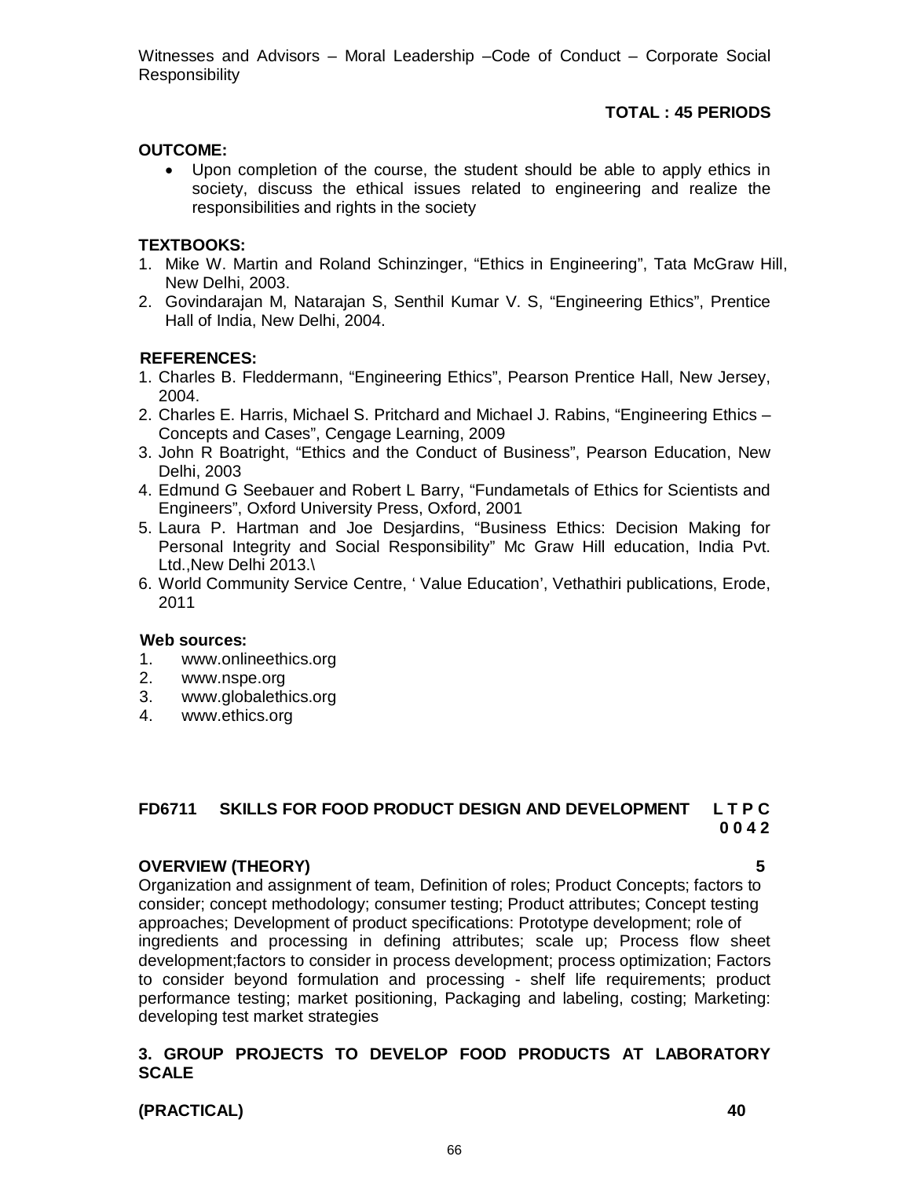Witnesses and Advisors – Moral Leadership –Code of Conduct – Corporate Social Responsibility

**TOTAL : 45 PERIODS**

**OUTCOME:**

- Upon completion of the course, the student should be able to apply ethics in society, discuss the ethical issues related to engineering and realize the responsibilities and rights in the society

**TEXTBOOKS:**

1. Mike W. Martin and Roland Schinzinger, "Ethics in Engineering", Tata McGraw Hill, New Delhi, 2003.
2. Govindarajan M, Natarajan S, Senthil Kumar V. S, "Engineering Ethics", Prentice Hall of India, New Delhi, 2004.

**REFERENCES:**

1. Charles B. Fleddermann, "Engineering Ethics", Pearson Prentice Hall, New Jersey, 2004.
2. Charles E. Harris, Michael S. Pritchard and Michael J. Rabins, "Engineering Ethics – Concepts and Cases", Cengage Learning, 2009
3. John R Boatright, "Ethics and the Conduct of Business", Pearson Education, New Delhi, 2003
4. Edmund G Seebauer and Robert L Barry, "Fundametals of Ethics for Scientists and Engineers", Oxford University Press, Oxford, 2001
5. Laura P. Hartman and Joe Desjardins, "Business Ethics: Decision Making for Personal Integrity and Social Responsibility" Mc Graw Hill education, India Pvt. Ltd.,New Delhi 2013.\
6. World Community Service Centre, ' Value Education', Vethathiri publications, Erode, 2011

**Web sources:**

1. www.onlineethics.org
2. www.nspe.org
3. www.globalethics.org
4. www.ethics.org

**FD6711 SKILLS FOR FOOD PRODUCT DESIGN AND DEVELOPMENT L T P C 0 0 4 2**

**OVERVIEW (THEORY) 5**

Organization and assignment of team, Definition of roles; Product Concepts; factors to consider; concept methodology; consumer testing; Product attributes; Concept testing approaches; Development of product specifications: Prototype development; role of ingredients and processing in defining attributes; scale up; Process flow sheet development;factors to consider in process development; process optimization; Factors to consider beyond formulation and processing - shelf life requirements; product performance testing; market positioning, Packaging and labeling, costing; Marketing: developing test market strategies

**3. GROUP PROJECTS TO DEVELOP FOOD PRODUCTS AT LABORATORY SCALE**

**(PRACTICAL) 40**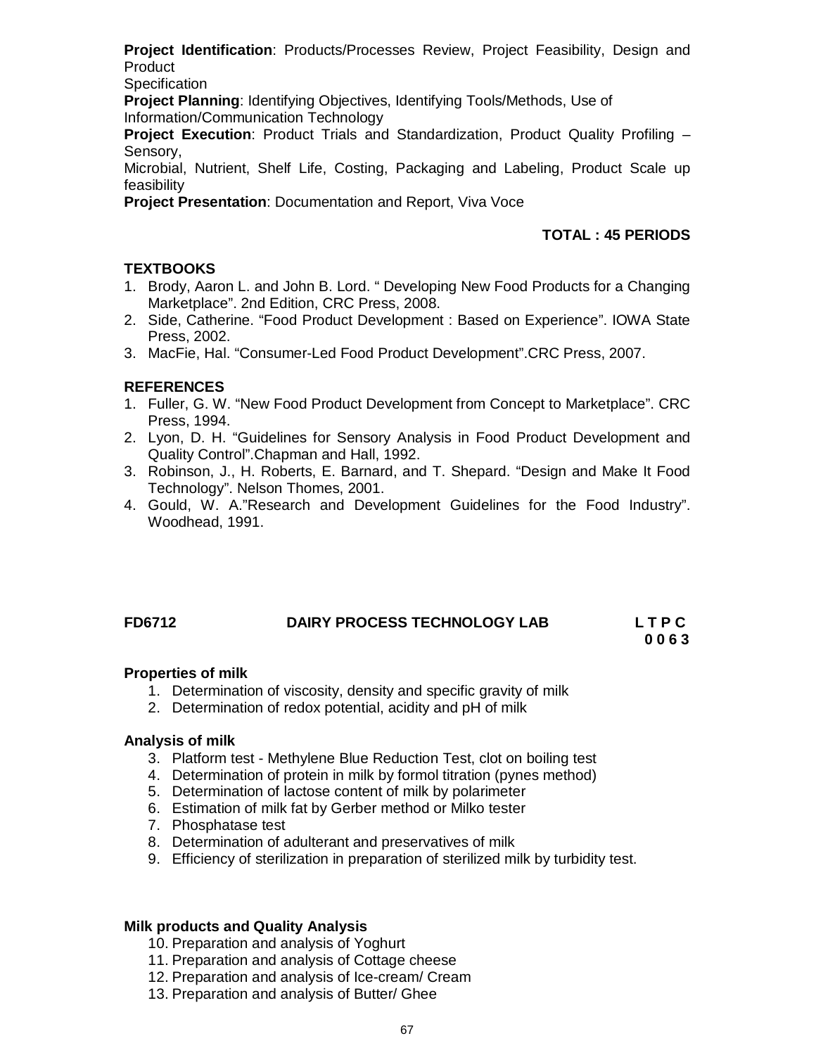**Project Identification**: Products/Processes Review, Project Feasibility, Design and Product Specification

**Project Planning**: Identifying Objectives, Identifying Tools/Methods, Use of Information/Communication Technology

**Project Execution**: Product Trials and Standardization, Product Quality Profiling – Sensory, Microbial, Nutrient, Shelf Life, Costing, Packaging and Labeling, Product Scale up feasibility

**Project Presentation**: Documentation and Report, Viva Voce

**TOTAL : 45 PERIODS**

**TEXTBOOKS**

1. Brody, Aaron L. and John B. Lord. " Developing New Food Products for a Changing Marketplace". 2nd Edition, CRC Press, 2008.
2. Side, Catherine. "Food Product Development : Based on Experience". IOWA State Press, 2002.
3. MacFie, Hal. "Consumer-Led Food Product Development".CRC Press, 2007.

**REFERENCES**

1. Fuller, G. W. "New Food Product Development from Concept to Marketplace". CRC Press, 1994.
2. Lyon, D. H. "Guidelines for Sensory Analysis in Food Product Development and Quality Control".Chapman and Hall, 1992.
3. Robinson, J., H. Roberts, E. Barnard, and T. Shepard. "Design and Make It Food Technology". Nelson Thomes, 2001.
4. Gould, W. A."Research and Development Guidelines for the Food Industry". Woodhead, 1991.

## FD6712 DAIRY PROCESS TECHNOLOGY LAB

**L T P C**
**0 0 6 3**

**Properties of milk**

1. Determination of viscosity, density and specific gravity of milk
2. Determination of redox potential, acidity and pH of milk

**Analysis of milk**

3. Platform test - Methylene Blue Reduction Test, clot on boiling test
4. Determination of protein in milk by formol titration (pynes method)
5. Determination of lactose content of milk by polarimeter
6. Estimation of milk fat by Gerber method or Milko tester
7. Phosphatase test
8. Determination of adulterant and preservatives of milk
9. Efficiency of sterilization in preparation of sterilized milk by turbidity test.

**Milk products and Quality Analysis**

10. Preparation and analysis of Yoghurt
11. Preparation and analysis of Cottage cheese
12. Preparation and analysis of Ice-cream/ Cream
13. Preparation and analysis of Butter/ Ghee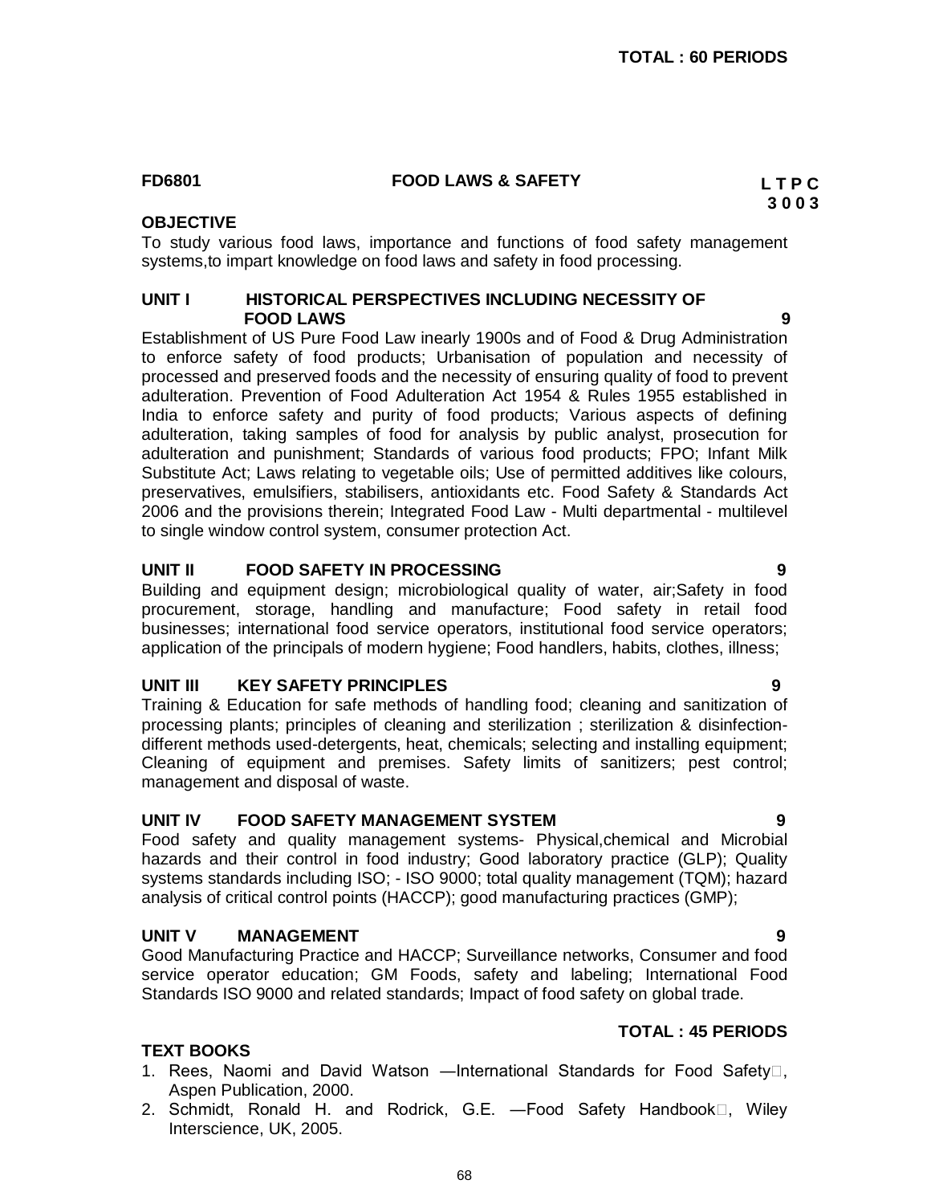**TOTAL : 60 PERIODS**

**FD6801 FOOD LAWS & SAFETY**

**L T P C**
**3 0 0 3**

**OBJECTIVE**

To study various food laws, importance and functions of food safety management systems,to impart knowledge on food laws and safety in food processing.

**UNIT I HISTORICAL PERSPECTIVES INCLUDING NECESSITY OF FOOD LAWS 9**

Establishment of US Pure Food Law inearly 1900s and of Food & Drug Administration to enforce safety of food products; Urbanisation of population and necessity of processed and preserved foods and the necessity of ensuring quality of food to prevent adulteration. Prevention of Food Adulteration Act 1954 & Rules 1955 established in India to enforce safety and purity of food products; Various aspects of defining adulteration, taking samples of food for analysis by public analyst, prosecution for adulteration and punishment; Standards of various food products; FPO; Infant Milk Substitute Act; Laws relating to vegetable oils; Use of permitted additives like colours, preservatives, emulsifiers, stabilisers, antioxidants etc. Food Safety & Standards Act 2006 and the provisions therein; Integrated Food Law - Multi departmental - multilevel to single window control system, consumer protection Act.

**UNIT II FOOD SAFETY IN PROCESSING 9**

Building and equipment design; microbiological quality of water, air;Safety in food procurement, storage, handling and manufacture; Food safety in retail food businesses; international food service operators, institutional food service operators; application of the principals of modern hygiene; Food handlers, habits, clothes, illness;

**UNIT III KEY SAFETY PRINCIPLES 9**

Training & Education for safe methods of handling food; cleaning and sanitization of processing plants; principles of cleaning and sterilization ; sterilization & disinfection-different methods used-detergents, heat, chemicals; selecting and installing equipment; Cleaning of equipment and premises. Safety limits of sanitizers; pest control; management and disposal of waste.

**UNIT IV FOOD SAFETY MANAGEMENT SYSTEM 9**

Food safety and quality management systems- Physical,chemical and Microbial hazards and their control in food industry; Good laboratory practice (GLP); Quality systems standards including ISO; - ISO 9000; total quality management (TQM); hazard analysis of critical control points (HACCP); good manufacturing practices (GMP);

**UNIT V MANAGEMENT 9**

Good Manufacturing Practice and HACCP; Surveillance networks, Consumer and food service operator education; GM Foods, safety and labeling; International Food Standards ISO 9000 and related standards; Impact of food safety on global trade.

**TOTAL : 45 PERIODS**

**TEXT BOOKS**

1. Rees, Naomi and David Watson ―International Standards for Food Safety‖, Aspen Publication, 2000.
2. Schmidt, Ronald H. and Rodrick, G.E. ―Food Safety Handbook‖, Wiley Interscience, UK, 2005.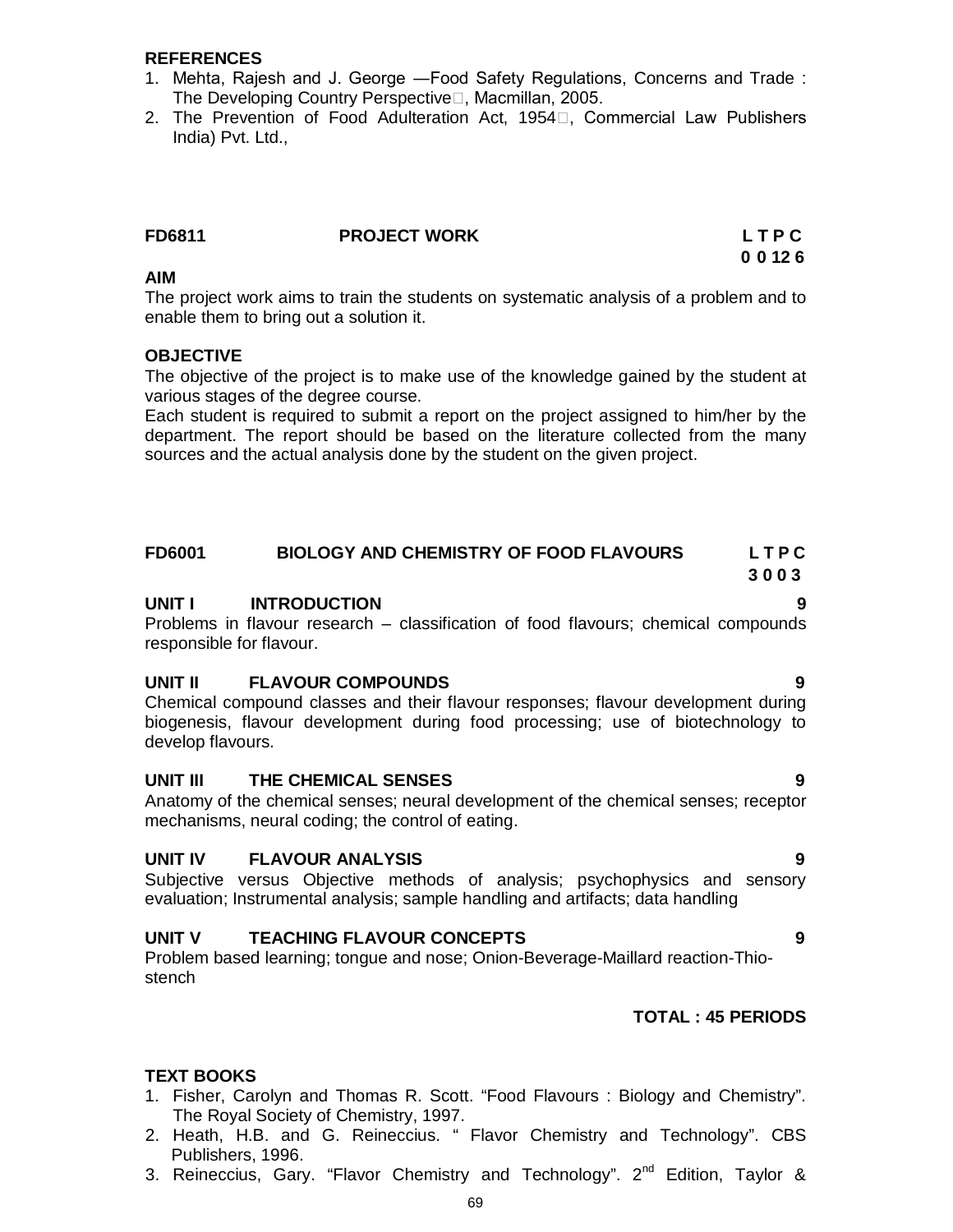**REFERENCES**

1. Mehta, Rajesh and J. George —Food Safety Regulations, Concerns and Trade : The Developing Country Perspective, Macmillan, 2005.
2. The Prevention of Food Adulteration Act, 1954, Commercial Law Publishers India) Pvt. Ltd.,

**FD6811 PROJECT WORK** **L T P C**
**0 0 12 6**

**AIM**

The project work aims to train the students on systematic analysis of a problem and to enable them to bring out a solution it.

**OBJECTIVE**

The objective of the project is to make use of the knowledge gained by the student at various stages of the degree course.

Each student is required to submit a report on the project assigned to him/her by the department. The report should be based on the literature collected from the many sources and the actual analysis done by the student on the given project.

**FD6001 BIOLOGY AND CHEMISTRY OF FOOD FLAVOURS** **L T P C**
**3 0 0 3**

**UNIT I INTRODUCTION** **9**

Problems in flavour research – classification of food flavours; chemical compounds responsible for flavour.

**UNIT II FLAVOUR COMPOUNDS** **9**

Chemical compound classes and their flavour responses; flavour development during biogenesis, flavour development during food processing; use of biotechnology to develop flavours.

**UNIT III THE CHEMICAL SENSES** **9**

Anatomy of the chemical senses; neural development of the chemical senses; receptor mechanisms, neural coding; the control of eating.

**UNIT IV FLAVOUR ANALYSIS** **9**

Subjective versus Objective methods of analysis; psychophysics and sensory evaluation; Instrumental analysis; sample handling and artifacts; data handling

**UNIT V TEACHING FLAVOUR CONCEPTS** **9**

Problem based learning; tongue and nose; Onion-Beverage-Maillard reaction-Thio-stench

**TOTAL : 45 PERIODS**

**TEXT BOOKS**

1. Fisher, Carolyn and Thomas R. Scott. "Food Flavours : Biology and Chemistry". The Royal Society of Chemistry, 1997.
2. Heath, H.B. and G. Reineccius. " Flavor Chemistry and Technology". CBS Publishers, 1996.
3. Reineccius, Gary. "Flavor Chemistry and Technology". 2nd Edition, Taylor &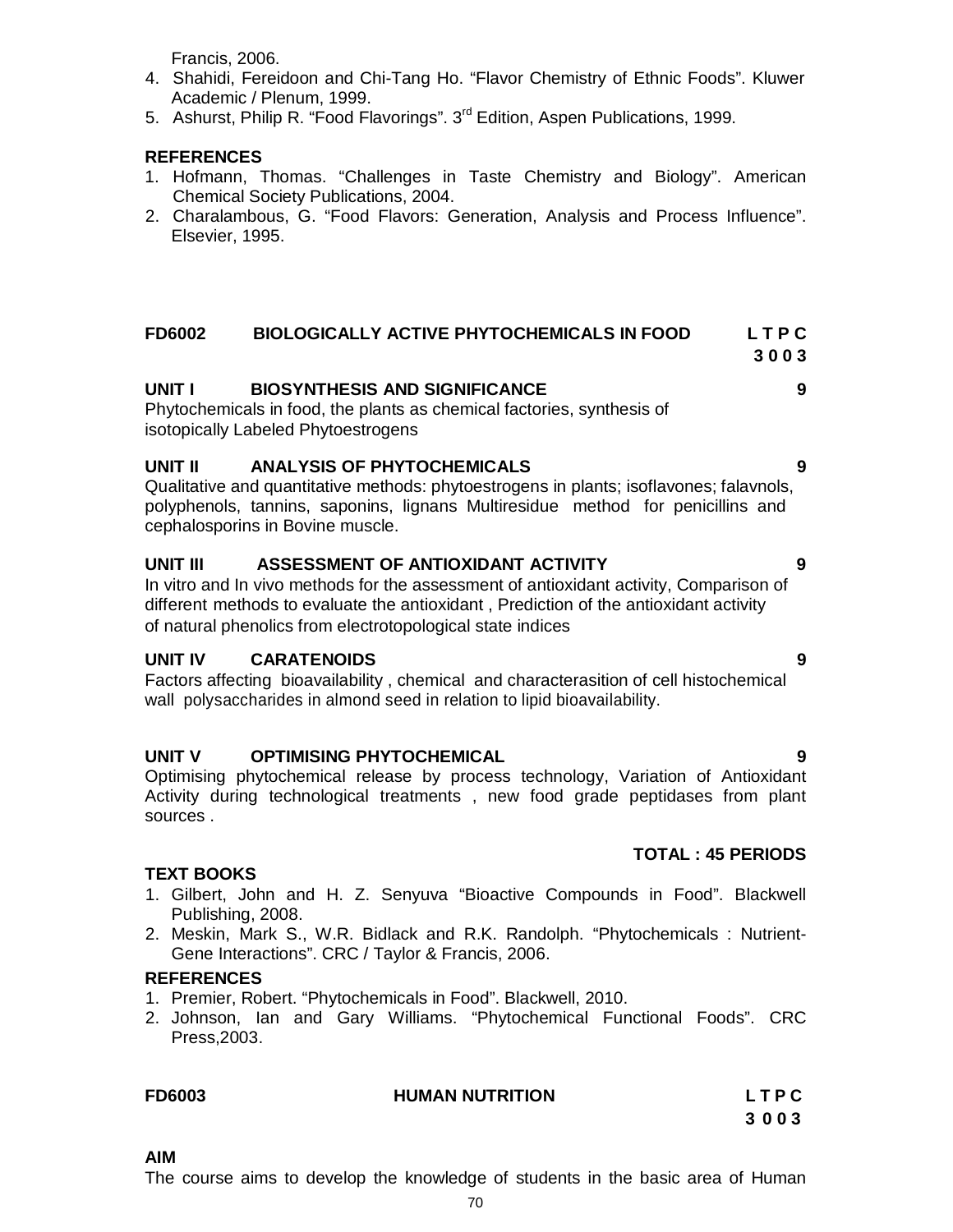Francis, 2006.

4. Shahidi, Fereidoon and Chi-Tang Ho. "Flavor Chemistry of Ethnic Foods". Kluwer Academic / Plenum, 1999.
5. Ashurst, Philip R. "Food Flavorings". 3rd Edition, Aspen Publications, 1999.

**REFERENCES**

1. Hofmann, Thomas. "Challenges in Taste Chemistry and Biology". American Chemical Society Publications, 2004.
2. Charalambous, G. "Food Flavors: Generation, Analysis and Process Influence". Elsevier, 1995.

## FD6002 BIOLOGICALLY ACTIVE PHYTOCHEMICALS IN FOOD

**L T P C**
**3 0 0 3**

### UNIT I BIOSYNTHESIS AND SIGNIFICANCE — 9

Phytochemicals in food, the plants as chemical factories, synthesis of isotopically Labeled Phytoestrogens

### UNIT II ANALYSIS OF PHYTOCHEMICALS — 9

Qualitative and quantitative methods: phytoestrogens in plants; isoflavones; falavnols, polyphenols, tannins, saponins, lignans Multiresidue method for penicillins and cephalosporins in Bovine muscle.

### UNIT III ASSESSMENT OF ANTIOXIDANT ACTIVITY — 9

In vitro and In vivo methods for the assessment of antioxidant activity, Comparison of different methods to evaluate the antioxidant , Prediction of the antioxidant activity of natural phenolics from electrotopological state indices

### UNIT IV CARATENOIDS — 9

Factors affecting bioavailability , chemical and characterasition of cell histochemical wall polysaccharides in almond seed in relation to lipid bioavailability.

### UNIT V OPTIMISING PHYTOCHEMICAL — 9

Optimising phytochemical release by process technology, Variation of Antioxidant Activity during technological treatments , new food grade peptidases from plant sources .

**TOTAL : 45 PERIODS**

**TEXT BOOKS**

1. Gilbert, John and H. Z. Senyuva "Bioactive Compounds in Food". Blackwell Publishing, 2008.
2. Meskin, Mark S., W.R. Bidlack and R.K. Randolph. "Phytochemicals : Nutrient-Gene Interactions". CRC / Taylor & Francis, 2006.

**REFERENCES**

1. Premier, Robert. "Phytochemicals in Food". Blackwell, 2010.
2. Johnson, Ian and Gary Williams. "Phytochemical Functional Foods". CRC Press,2003.

## FD6003 HUMAN NUTRITION

**L T P C**
**3 0 0 3**

**AIM**

The course aims to develop the knowledge of students in the basic area of Human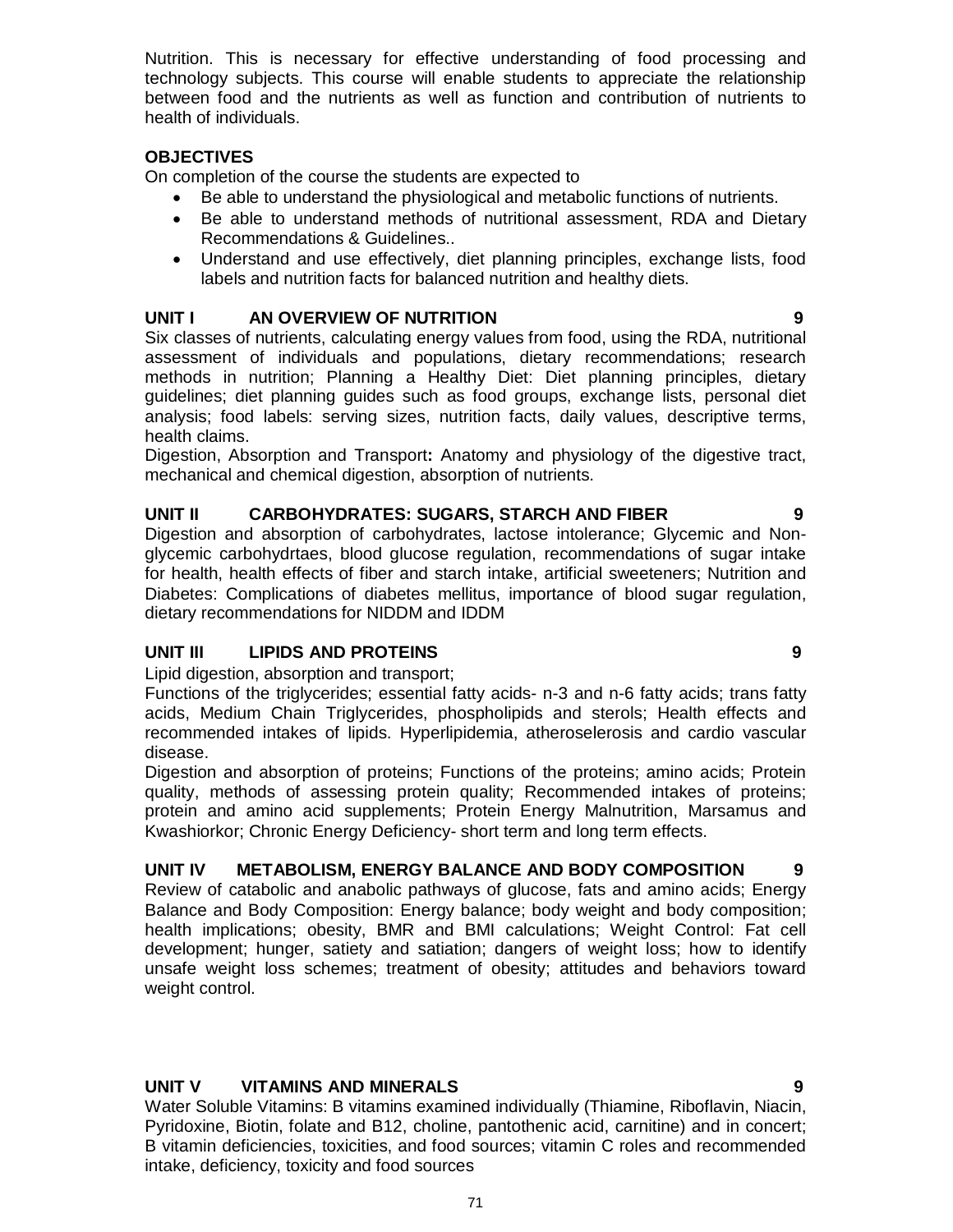Nutrition. This is necessary for effective understanding of food processing and technology subjects. This course will enable students to appreciate the relationship between food and the nutrients as well as function and contribution of nutrients to health of individuals.

**OBJECTIVES**

On completion of the course the students are expected to

- Be able to understand the physiological and metabolic functions of nutrients.
- Be able to understand methods of nutritional assessment, RDA and Dietary Recommendations & Guidelines..
- Understand and use effectively, diet planning principles, exchange lists, food labels and nutrition facts for balanced nutrition and healthy diets.

**UNIT I AN OVERVIEW OF NUTRITION 9**

Six classes of nutrients, calculating energy values from food, using the RDA, nutritional assessment of individuals and populations, dietary recommendations; research methods in nutrition; Planning a Healthy Diet: Diet planning principles, dietary guidelines; diet planning guides such as food groups, exchange lists, personal diet analysis; food labels: serving sizes, nutrition facts, daily values, descriptive terms, health claims.

Digestion, Absorption and Transport**:** Anatomy and physiology of the digestive tract, mechanical and chemical digestion, absorption of nutrients.

**UNIT II CARBOHYDRATES: SUGARS, STARCH AND FIBER 9**

Digestion and absorption of carbohydrates, lactose intolerance; Glycemic and Non-glycemic carbohydrtaes, blood glucose regulation, recommendations of sugar intake for health, health effects of fiber and starch intake, artificial sweeteners; Nutrition and Diabetes: Complications of diabetes mellitus, importance of blood sugar regulation, dietary recommendations for NIDDM and IDDM

**UNIT III LIPIDS AND PROTEINS 9**

Lipid digestion, absorption and transport;

Functions of the triglycerides; essential fatty acids- n-3 and n-6 fatty acids; trans fatty acids, Medium Chain Triglycerides, phospholipids and sterols; Health effects and recommended intakes of lipids. Hyperlipidemia, atheroselerosis and cardio vascular disease.

Digestion and absorption of proteins; Functions of the proteins; amino acids; Protein quality, methods of assessing protein quality; Recommended intakes of proteins; protein and amino acid supplements; Protein Energy Malnutrition, Marsamus and Kwashiorkor; Chronic Energy Deficiency- short term and long term effects.

**UNIT IV METABOLISM, ENERGY BALANCE AND BODY COMPOSITION 9**

Review of catabolic and anabolic pathways of glucose, fats and amino acids; Energy Balance and Body Composition: Energy balance; body weight and body composition; health implications; obesity, BMR and BMI calculations; Weight Control: Fat cell development; hunger, satiety and satiation; dangers of weight loss; how to identify unsafe weight loss schemes; treatment of obesity; attitudes and behaviors toward weight control.

**UNIT V VITAMINS AND MINERALS 9**

Water Soluble Vitamins: B vitamins examined individually (Thiamine, Riboflavin, Niacin, Pyridoxine, Biotin, folate and B12, choline, pantothenic acid, carnitine) and in concert; B vitamin deficiencies, toxicities, and food sources; vitamin C roles and recommended intake, deficiency, toxicity and food sources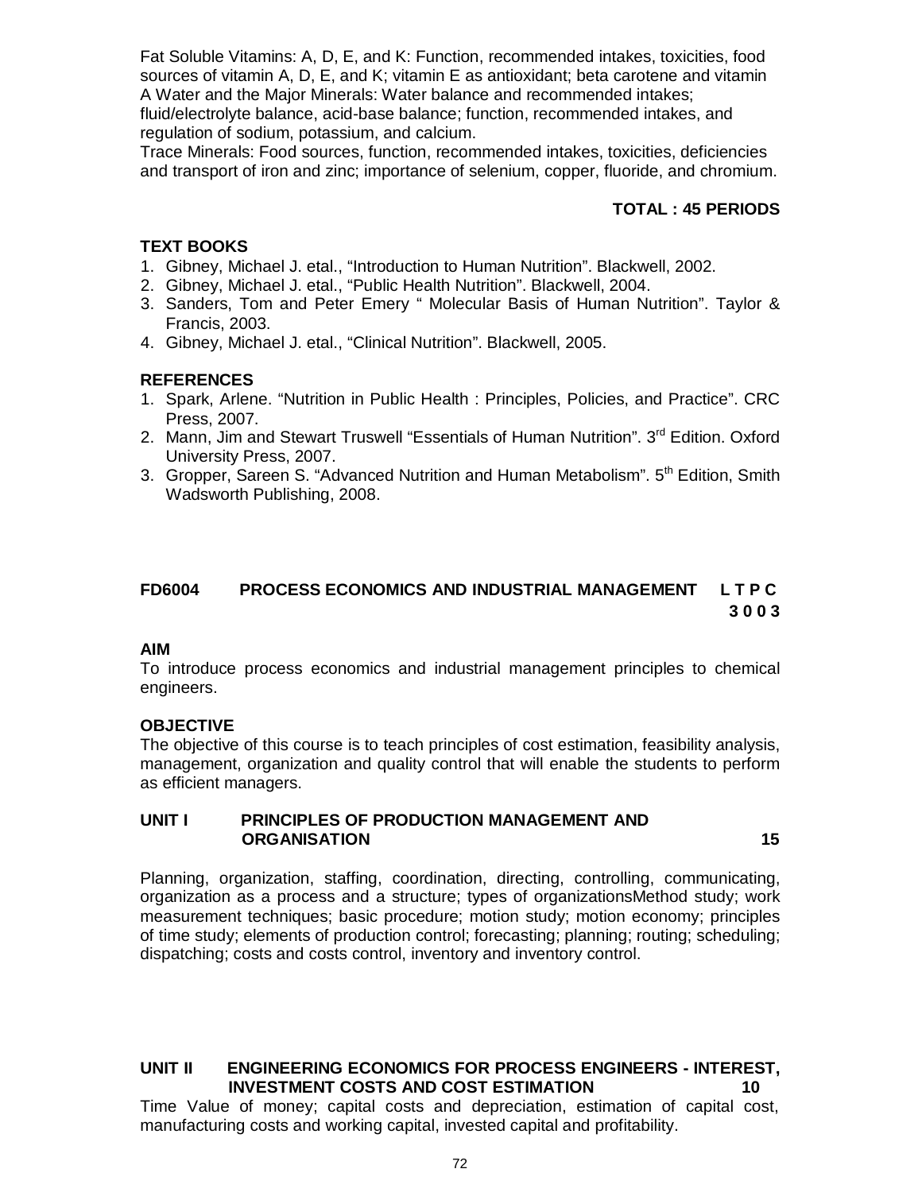Fat Soluble Vitamins: A, D, E, and K: Function, recommended intakes, toxicities, food sources of vitamin A, D, E, and K; vitamin E as antioxidant; beta carotene and vitamin A Water and the Major Minerals: Water balance and recommended intakes; fluid/electrolyte balance, acid-base balance; function, recommended intakes, and regulation of sodium, potassium, and calcium.
Trace Minerals: Food sources, function, recommended intakes, toxicities, deficiencies and transport of iron and zinc; importance of selenium, copper, fluoride, and chromium.

**TOTAL : 45 PERIODS**

**TEXT BOOKS**

1. Gibney, Michael J. etal., "Introduction to Human Nutrition". Blackwell, 2002.
2. Gibney, Michael J. etal., "Public Health Nutrition". Blackwell, 2004.
3. Sanders, Tom and Peter Emery " Molecular Basis of Human Nutrition". Taylor & Francis, 2003.
4. Gibney, Michael J. etal., "Clinical Nutrition". Blackwell, 2005.

**REFERENCES**

1. Spark, Arlene. "Nutrition in Public Health : Principles, Policies, and Practice". CRC Press, 2007.
2. Mann, Jim and Stewart Truswell "Essentials of Human Nutrition". 3rd Edition. Oxford University Press, 2007.
3. Gropper, Sareen S. "Advanced Nutrition and Human Metabolism". 5th Edition, Smith Wadsworth Publishing, 2008.

## FD6004 PROCESS ECONOMICS AND INDUSTRIAL MANAGEMENT L T P C 3 0 0 3

**AIM**

To introduce process economics and industrial management principles to chemical engineers.

**OBJECTIVE**

The objective of this course is to teach principles of cost estimation, feasibility analysis, management, organization and quality control that will enable the students to perform as efficient managers.

**UNIT I PRINCIPLES OF PRODUCTION MANAGEMENT AND ORGANISATION 15**

Planning, organization, staffing, coordination, directing, controlling, communicating, organization as a process and a structure; types of organizationsMethod study; work measurement techniques; basic procedure; motion study; motion economy; principles of time study; elements of production control; forecasting; planning; routing; scheduling; dispatching; costs and costs control, inventory and inventory control.

**UNIT II ENGINEERING ECONOMICS FOR PROCESS ENGINEERS - INTEREST, INVESTMENT COSTS AND COST ESTIMATION 10**

Time Value of money; capital costs and depreciation, estimation of capital cost, manufacturing costs and working capital, invested capital and profitability.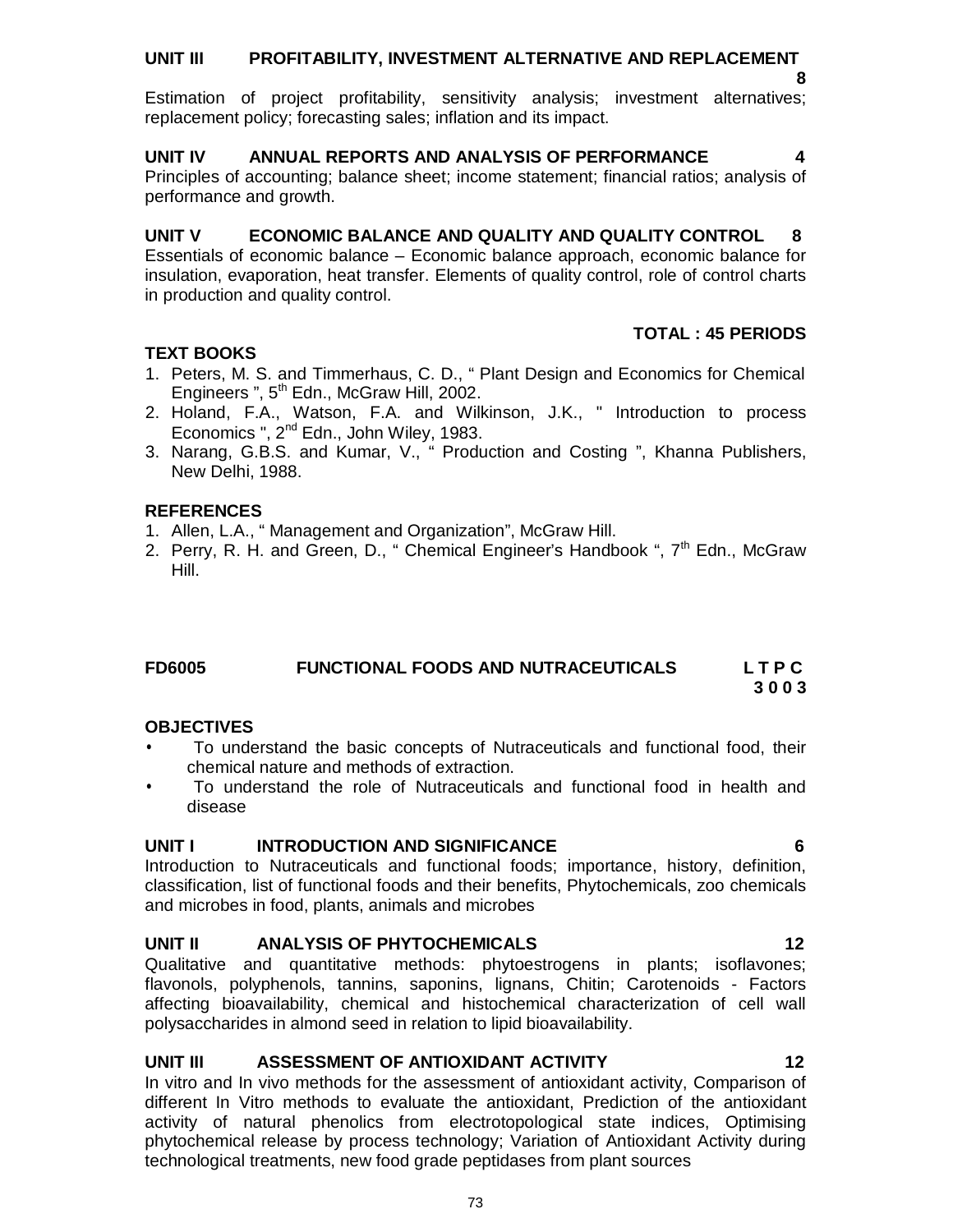**UNIT III PROFITABILITY, INVESTMENT ALTERNATIVE AND REPLACEMENT 8**

Estimation of project profitability, sensitivity analysis; investment alternatives; replacement policy; forecasting sales; inflation and its impact.

**UNIT IV ANNUAL REPORTS AND ANALYSIS OF PERFORMANCE 4**

Principles of accounting; balance sheet; income statement; financial ratios; analysis of performance and growth.

**UNIT V ECONOMIC BALANCE AND QUALITY AND QUALITY CONTROL 8**

Essentials of economic balance – Economic balance approach, economic balance for insulation, evaporation, heat transfer. Elements of quality control, role of control charts in production and quality control.

**TOTAL : 45 PERIODS**

**TEXT BOOKS**

1. Peters, M. S. and Timmerhaus, C. D., " Plant Design and Economics for Chemical Engineers ", 5th Edn., McGraw Hill, 2002.
2. Holand, F.A., Watson, F.A. and Wilkinson, J.K., " Introduction to process Economics ", 2nd Edn., John Wiley, 1983.
3. Narang, G.B.S. and Kumar, V., " Production and Costing ", Khanna Publishers, New Delhi, 1988.

**REFERENCES**

1. Allen, L.A., " Management and Organization", McGraw Hill.
2. Perry, R. H. and Green, D., " Chemical Engineer's Handbook ", 7th Edn., McGraw Hill.

## FD6005 FUNCTIONAL FOODS AND NUTRACEUTICALS

| L | T | P | C |
|---|---|---|---|
| 3 | 0 | 0 | 3 |

**OBJECTIVES**

- To understand the basic concepts of Nutraceuticals and functional food, their chemical nature and methods of extraction.
- To understand the role of Nutraceuticals and functional food in health and disease

**UNIT I INTRODUCTION AND SIGNIFICANCE 6**

Introduction to Nutraceuticals and functional foods; importance, history, definition, classification, list of functional foods and their benefits, Phytochemicals, zoo chemicals and microbes in food, plants, animals and microbes

**UNIT II ANALYSIS OF PHYTOCHEMICALS 12**

Qualitative and quantitative methods: phytoestrogens in plants; isoflavones; flavonols, polyphenols, tannins, saponins, lignans, Chitin; Carotenoids - Factors affecting bioavailability, chemical and histochemical characterization of cell wall polysaccharides in almond seed in relation to lipid bioavailability.

**UNIT III ASSESSMENT OF ANTIOXIDANT ACTIVITY 12**

In vitro and In vivo methods for the assessment of antioxidant activity, Comparison of different In Vitro methods to evaluate the antioxidant, Prediction of the antioxidant activity of natural phenolics from electrotopological state indices, Optimising phytochemical release by process technology; Variation of Antioxidant Activity during technological treatments, new food grade peptidases from plant sources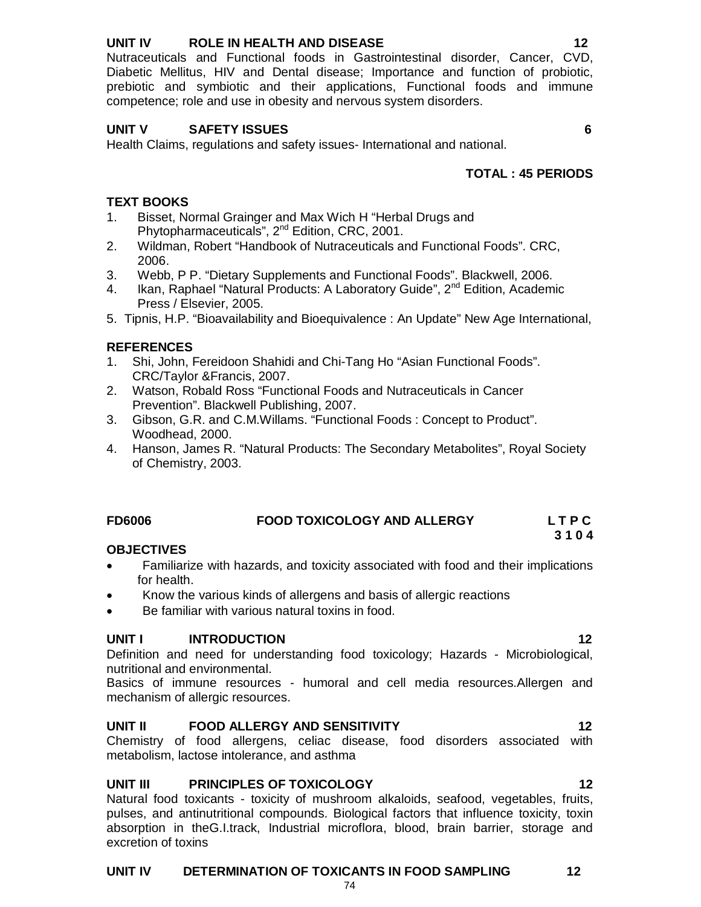**UNIT IV ROLE IN HEALTH AND DISEASE 12**

Nutraceuticals and Functional foods in Gastrointestinal disorder, Cancer, CVD, Diabetic Mellitus, HIV and Dental disease; Importance and function of probiotic, prebiotic and symbiotic and their applications, Functional foods and immune competence; role and use in obesity and nervous system disorders.

**UNIT V SAFETY ISSUES 6**

Health Claims, regulations and safety issues- International and national.

**TOTAL : 45 PERIODS**

**TEXT BOOKS**

1. Bisset, Normal Grainger and Max Wich H "Herbal Drugs and Phytopharmaceuticals", 2nd Edition, CRC, 2001.
2. Wildman, Robert "Handbook of Nutraceuticals and Functional Foods". CRC, 2006.
3. Webb, P P. "Dietary Supplements and Functional Foods". Blackwell, 2006.
4. Ikan, Raphael "Natural Products: A Laboratory Guide", 2nd Edition, Academic Press / Elsevier, 2005.
5. Tipnis, H.P. "Bioavailability and Bioequivalence : An Update" New Age International,

**REFERENCES**

1. Shi, John, Fereidoon Shahidi and Chi-Tang Ho "Asian Functional Foods". CRC/Taylor &Francis, 2007.
2. Watson, Robald Ross "Functional Foods and Nutraceuticals in Cancer Prevention". Blackwell Publishing, 2007.
3. Gibson, G.R. and C.M.Willams. "Functional Foods : Concept to Product". Woodhead, 2000.
4. Hanson, James R. "Natural Products: The Secondary Metabolites", Royal Society of Chemistry, 2003.

## FD6006 FOOD TOXICOLOGY AND ALLERGY

**L T P C**
**3 1 0 4**

**OBJECTIVES**

- Familiarize with hazards, and toxicity associated with food and their implications for health.
- Know the various kinds of allergens and basis of allergic reactions
- Be familiar with various natural toxins in food.

**UNIT I INTRODUCTION 12**

Definition and need for understanding food toxicology; Hazards - Microbiological, nutritional and environmental.

Basics of immune resources - humoral and cell media resources.Allergen and mechanism of allergic resources.

**UNIT II FOOD ALLERGY AND SENSITIVITY 12**

Chemistry of food allergens, celiac disease, food disorders associated with metabolism, lactose intolerance, and asthma

**UNIT III PRINCIPLES OF TOXICOLOGY 12**

Natural food toxicants - toxicity of mushroom alkaloids, seafood, vegetables, fruits, pulses, and antinutritional compounds. Biological factors that influence toxicity, toxin absorption in theG.I.track, Industrial microflora, blood, brain barrier, storage and excretion of toxins

**UNIT IV DETERMINATION OF TOXICANTS IN FOOD SAMPLING 12**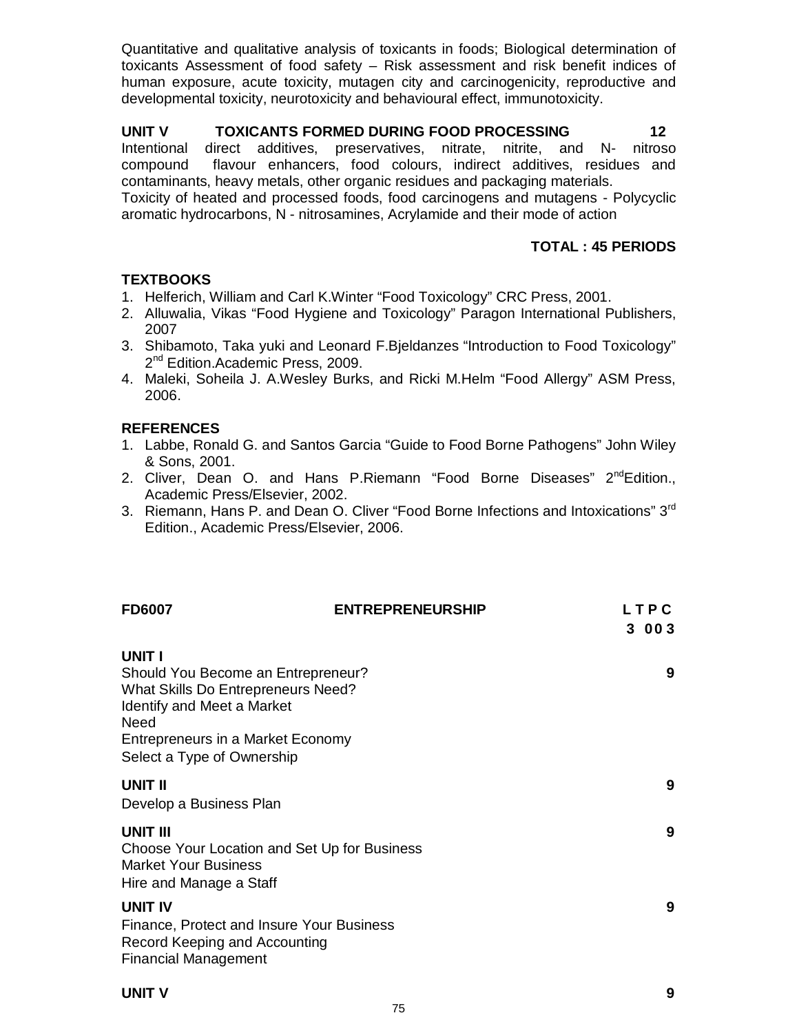Quantitative and qualitative analysis of toxicants in foods; Biological determination of toxicants Assessment of food safety – Risk assessment and risk benefit indices of human exposure, acute toxicity, mutagen city and carcinogenicity, reproductive and developmental toxicity, neurotoxicity and behavioural effect, immunotoxicity.

**UNIT V TOXICANTS FORMED DURING FOOD PROCESSING 12**

Intentional direct additives, preservatives, nitrate, nitrite, and N- nitroso compound flavour enhancers, food colours, indirect additives, residues and contaminants, heavy metals, other organic residues and packaging materials.
Toxicity of heated and processed foods, food carcinogens and mutagens - Polycyclic aromatic hydrocarbons, N - nitrosamines, Acrylamide and their mode of action

**TOTAL : 45 PERIODS**

**TEXTBOOKS**

1. Helferich, William and Carl K.Winter "Food Toxicology" CRC Press, 2001.
2. Alluwalia, Vikas "Food Hygiene and Toxicology" Paragon International Publishers, 2007
3. Shibamoto, Taka yuki and Leonard F.Bjeldanzes "Introduction to Food Toxicology" 2nd Edition.Academic Press, 2009.
4. Maleki, Soheila J. A.Wesley Burks, and Ricki M.Helm "Food Allergy" ASM Press, 2006.

**REFERENCES**

1. Labbe, Ronald G. and Santos Garcia "Guide to Food Borne Pathogens" John Wiley & Sons, 2001.
2. Cliver, Dean O. and Hans P.Riemann "Food Borne Diseases" 2ndEdition., Academic Press/Elsevier, 2002.
3. Riemann, Hans P. and Dean O. Cliver "Food Borne Infections and Intoxications" 3rd Edition., Academic Press/Elsevier, 2006.

**FD6007 ENTREPRENEURSHIP L T P C**
**3 0 0 3**

**UNIT I 9**

Should You Become an Entrepreneur?
What Skills Do Entrepreneurs Need?
Identify and Meet a Market
Need
Entrepreneurs in a Market Economy
Select a Type of Ownership

**UNIT II 9**

Develop a Business Plan

**UNIT III 9**

Choose Your Location and Set Up for Business
Market Your Business
Hire and Manage a Staff

**UNIT IV 9**

Finance, Protect and Insure Your Business
Record Keeping and Accounting
Financial Management

**UNIT V 9**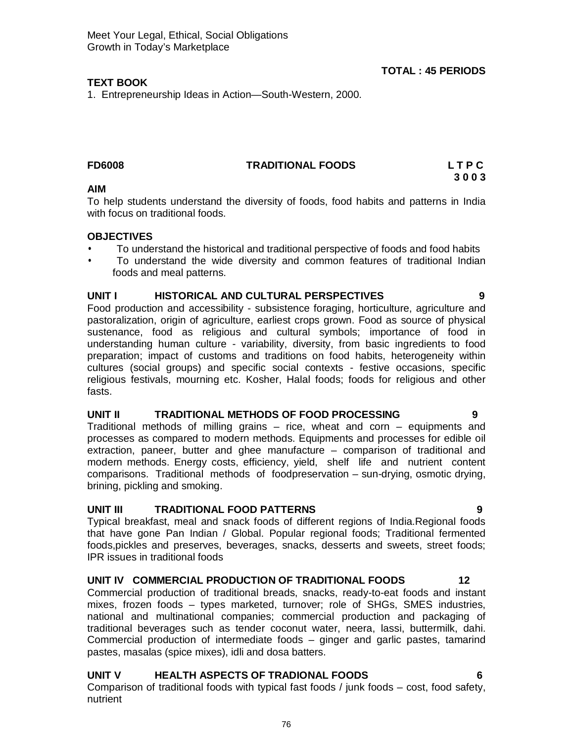Meet Your Legal, Ethical, Social Obligations
Growth in Today's Marketplace

**TOTAL : 45 PERIODS**

**TEXT BOOK**

1. Entrepreneurship Ideas in Action—South-Western, 2000.

## FD6008 TRADITIONAL FOODS

**L T P C**
**3 0 0 3**

**AIM**

To help students understand the diversity of foods, food habits and patterns in India with focus on traditional foods.

**OBJECTIVES**

- To understand the historical and traditional perspective of foods and food habits
- To understand the wide diversity and common features of traditional Indian foods and meal patterns.

**UNIT I HISTORICAL AND CULTURAL PERSPECTIVES 9**

Food production and accessibility - subsistence foraging, horticulture, agriculture and pastoralization, origin of agriculture, earliest crops grown. Food as source of physical sustenance, food as religious and cultural symbols; importance of food in understanding human culture - variability, diversity, from basic ingredients to food preparation; impact of customs and traditions on food habits, heterogeneity within cultures (social groups) and specific social contexts - festive occasions, specific religious festivals, mourning etc. Kosher, Halal foods; foods for religious and other fasts.

**UNIT II TRADITIONAL METHODS OF FOOD PROCESSING 9**

Traditional methods of milling grains – rice, wheat and corn – equipments and processes as compared to modern methods. Equipments and processes for edible oil extraction, paneer, butter and ghee manufacture – comparison of traditional and modern methods. Energy costs, efficiency, yield, shelf life and nutrient content comparisons. Traditional methods of foodpreservation – sun-drying, osmotic drying, brining, pickling and smoking.

**UNIT III TRADITIONAL FOOD PATTERNS 9**

Typical breakfast, meal and snack foods of different regions of India.Regional foods that have gone Pan Indian / Global. Popular regional foods; Traditional fermented foods,pickles and preserves, beverages, snacks, desserts and sweets, street foods; IPR issues in traditional foods

**UNIT IV COMMERCIAL PRODUCTION OF TRADITIONAL FOODS 12**

Commercial production of traditional breads, snacks, ready-to-eat foods and instant mixes, frozen foods – types marketed, turnover; role of SHGs, SMES industries, national and multinational companies; commercial production and packaging of traditional beverages such as tender coconut water, neera, lassi, buttermilk, dahi. Commercial production of intermediate foods – ginger and garlic pastes, tamarind pastes, masalas (spice mixes), idli and dosa batters.

**UNIT V HEALTH ASPECTS OF TRADIONAL FOODS 6**

Comparison of traditional foods with typical fast foods / junk foods – cost, food safety, nutrient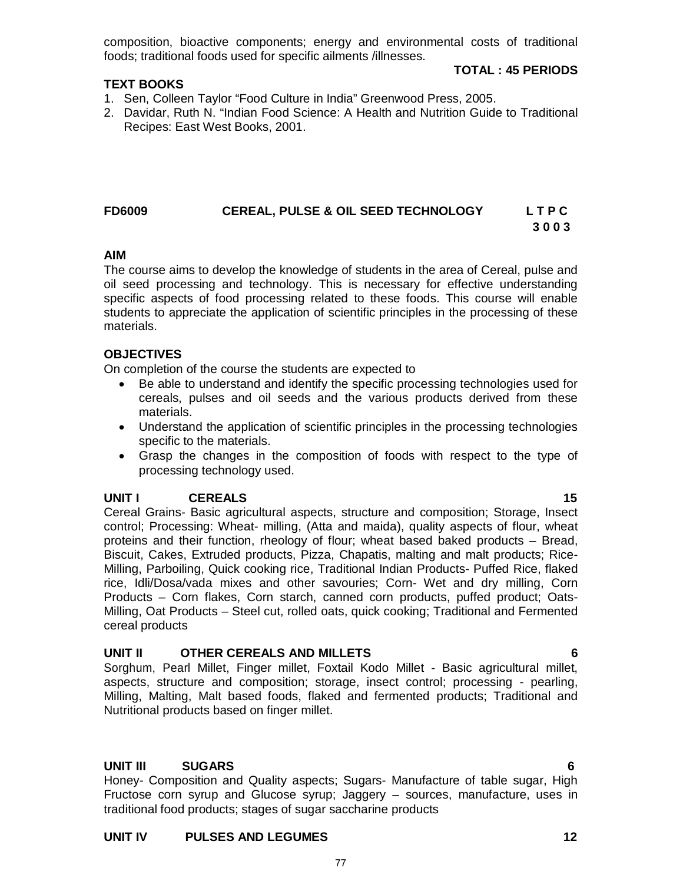composition, bioactive components; energy and environmental costs of traditional foods; traditional foods used for specific ailments /illnesses.

**TOTAL : 45 PERIODS**

**TEXT BOOKS**

1. Sen, Colleen Taylor "Food Culture in India" Greenwood Press, 2005.
2. Davidar, Ruth N. "Indian Food Science: A Health and Nutrition Guide to Traditional Recipes: East West Books, 2001.

## FD6009 CEREAL, PULSE & OIL SEED TECHNOLOGY

**L T P C**
**3 0 0 3**

**AIM**

The course aims to develop the knowledge of students in the area of Cereal, pulse and oil seed processing and technology. This is necessary for effective understanding specific aspects of food processing related to these foods. This course will enable students to appreciate the application of scientific principles in the processing of these materials.

**OBJECTIVES**

On completion of the course the students are expected to

- Be able to understand and identify the specific processing technologies used for cereals, pulses and oil seeds and the various products derived from these materials.
- Understand the application of scientific principles in the processing technologies specific to the materials.
- Grasp the changes in the composition of foods with respect to the type of processing technology used.

**UNIT I CEREALS 15**

Cereal Grains- Basic agricultural aspects, structure and composition; Storage, Insect control; Processing: Wheat- milling, (Atta and maida), quality aspects of flour, wheat proteins and their function, rheology of flour; wheat based baked products – Bread, Biscuit, Cakes, Extruded products, Pizza, Chapatis, malting and malt products; Rice- Milling, Parboiling, Quick cooking rice, Traditional Indian Products- Puffed Rice, flaked rice, Idli/Dosa/vada mixes and other savouries; Corn- Wet and dry milling, Corn Products – Corn flakes, Corn starch, canned corn products, puffed product; Oats- Milling, Oat Products – Steel cut, rolled oats, quick cooking; Traditional and Fermented cereal products

**UNIT II OTHER CEREALS AND MILLETS 6**

Sorghum, Pearl Millet, Finger millet, Foxtail Kodo Millet - Basic agricultural millet, aspects, structure and composition; storage, insect control; processing - pearling, Milling, Malting, Malt based foods, flaked and fermented products; Traditional and Nutritional products based on finger millet.

**UNIT III SUGARS 6**

Honey- Composition and Quality aspects; Sugars- Manufacture of table sugar, High Fructose corn syrup and Glucose syrup; Jaggery – sources, manufacture, uses in traditional food products; stages of sugar saccharine products

**UNIT IV PULSES AND LEGUMES 12**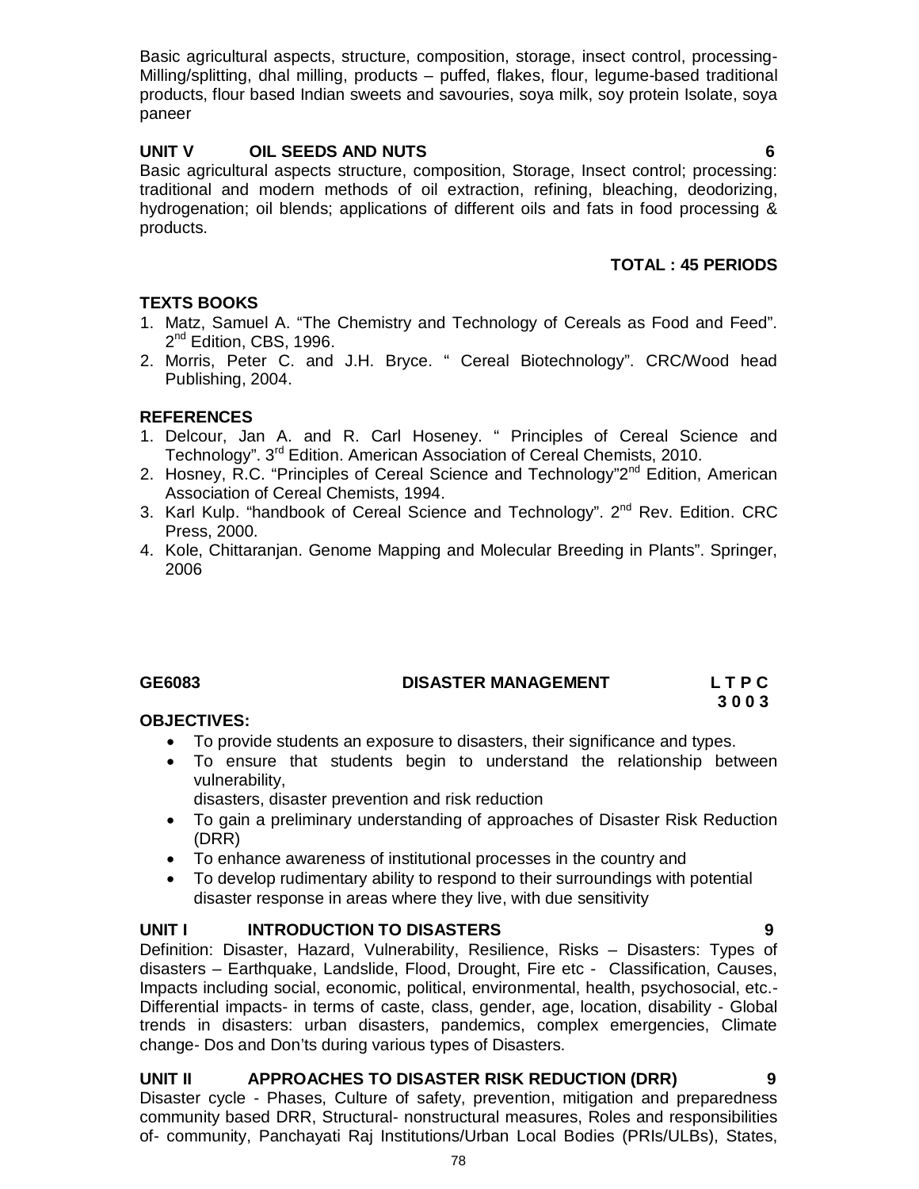Basic agricultural aspects, structure, composition, storage, insect control, processing- Milling/splitting, dhal milling, products – puffed, flakes, flour, legume-based traditional products, flour based Indian sweets and savouries, soya milk, soy protein Isolate, soya paneer

**UNIT V OIL SEEDS AND NUTS 6**

Basic agricultural aspects structure, composition, Storage, Insect control; processing: traditional and modern methods of oil extraction, refining, bleaching, deodorizing, hydrogenation; oil blends; applications of different oils and fats in food processing & products.

**TOTAL : 45 PERIODS**

**TEXTS BOOKS**

1. Matz, Samuel A. "The Chemistry and Technology of Cereals as Food and Feed". 2nd Edition, CBS, 1996.
2. Morris, Peter C. and J.H. Bryce. " Cereal Biotechnology". CRC/Wood head Publishing, 2004.

**REFERENCES**

1. Delcour, Jan A. and R. Carl Hoseney. " Principles of Cereal Science and Technology". 3rd Edition. American Association of Cereal Chemists, 2010.
2. Hosney, R.C. "Principles of Cereal Science and Technology"2nd Edition, American Association of Cereal Chemists, 1994.
3. Karl Kulp. "handbook of Cereal Science and Technology". 2nd Rev. Edition. CRC Press, 2000.
4. Kole, Chittaranjan. Genome Mapping and Molecular Breeding in Plants". Springer, 2006

## GE6083 DISASTER MANAGEMENT

**L T P C**
**3 0 0 3**

**OBJECTIVES:**

- To provide students an exposure to disasters, their significance and types.
- To ensure that students begin to understand the relationship between vulnerability,
  disasters, disaster prevention and risk reduction
- To gain a preliminary understanding of approaches of Disaster Risk Reduction (DRR)
- To enhance awareness of institutional processes in the country and
- To develop rudimentary ability to respond to their surroundings with potential disaster response in areas where they live, with due sensitivity

**UNIT I INTRODUCTION TO DISASTERS 9**

Definition: Disaster, Hazard, Vulnerability, Resilience, Risks – Disasters: Types of disasters – Earthquake, Landslide, Flood, Drought, Fire etc - Classification, Causes, Impacts including social, economic, political, environmental, health, psychosocial, etc.- Differential impacts- in terms of caste, class, gender, age, location, disability - Global trends in disasters: urban disasters, pandemics, complex emergencies, Climate change- Dos and Don'ts during various types of Disasters.

**UNIT II APPROACHES TO DISASTER RISK REDUCTION (DRR) 9**

Disaster cycle - Phases, Culture of safety, prevention, mitigation and preparedness community based DRR, Structural- nonstructural measures, Roles and responsibilities of- community, Panchayati Raj Institutions/Urban Local Bodies (PRIs/ULBs), States,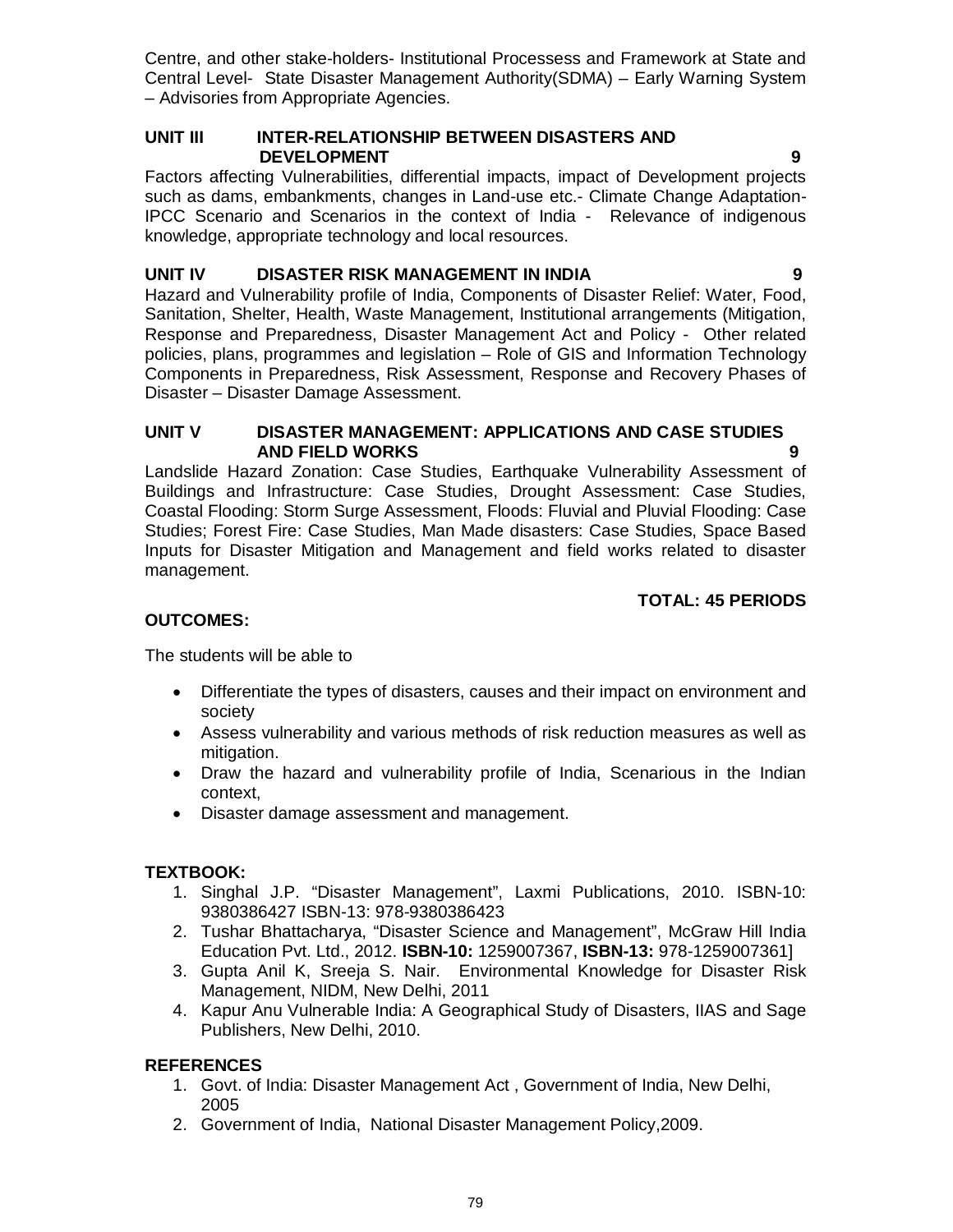Centre, and other stake-holders- Institutional Processess and Framework at State and Central Level- State Disaster Management Authority(SDMA) – Early Warning System – Advisories from Appropriate Agencies.

**UNIT III INTER-RELATIONSHIP BETWEEN DISASTERS AND DEVELOPMENT 9**

Factors affecting Vulnerabilities, differential impacts, impact of Development projects such as dams, embankments, changes in Land-use etc.- Climate Change Adaptation- IPCC Scenario and Scenarios in the context of India - Relevance of indigenous knowledge, appropriate technology and local resources.

**UNIT IV DISASTER RISK MANAGEMENT IN INDIA 9**

Hazard and Vulnerability profile of India, Components of Disaster Relief: Water, Food, Sanitation, Shelter, Health, Waste Management, Institutional arrangements (Mitigation, Response and Preparedness, Disaster Management Act and Policy - Other related policies, plans, programmes and legislation – Role of GIS and Information Technology Components in Preparedness, Risk Assessment, Response and Recovery Phases of Disaster – Disaster Damage Assessment.

**UNIT V DISASTER MANAGEMENT: APPLICATIONS AND CASE STUDIES AND FIELD WORKS 9**

Landslide Hazard Zonation: Case Studies, Earthquake Vulnerability Assessment of Buildings and Infrastructure: Case Studies, Drought Assessment: Case Studies, Coastal Flooding: Storm Surge Assessment, Floods: Fluvial and Pluvial Flooding: Case Studies; Forest Fire: Case Studies, Man Made disasters: Case Studies, Space Based Inputs for Disaster Mitigation and Management and field works related to disaster management.

**TOTAL: 45 PERIODS**

**OUTCOMES:**

The students will be able to

- Differentiate the types of disasters, causes and their impact on environment and society
- Assess vulnerability and various methods of risk reduction measures as well as mitigation.
- Draw the hazard and vulnerability profile of India, Scenarious in the Indian context,
- Disaster damage assessment and management.

**TEXTBOOK:**

1. Singhal J.P. "Disaster Management", Laxmi Publications, 2010. ISBN-10: 9380386427 ISBN-13: 978-9380386423
2. Tushar Bhattacharya, "Disaster Science and Management", McGraw Hill India Education Pvt. Ltd., 2012. **ISBN-10:** 1259007367, **ISBN-13:** 978-1259007361]
3. Gupta Anil K, Sreeja S. Nair. Environmental Knowledge for Disaster Risk Management, NIDM, New Delhi, 2011
4. Kapur Anu Vulnerable India: A Geographical Study of Disasters, IIAS and Sage Publishers, New Delhi, 2010.

**REFERENCES**

1. Govt. of India: Disaster Management Act , Government of India, New Delhi, 2005
2. Government of India, National Disaster Management Policy,2009.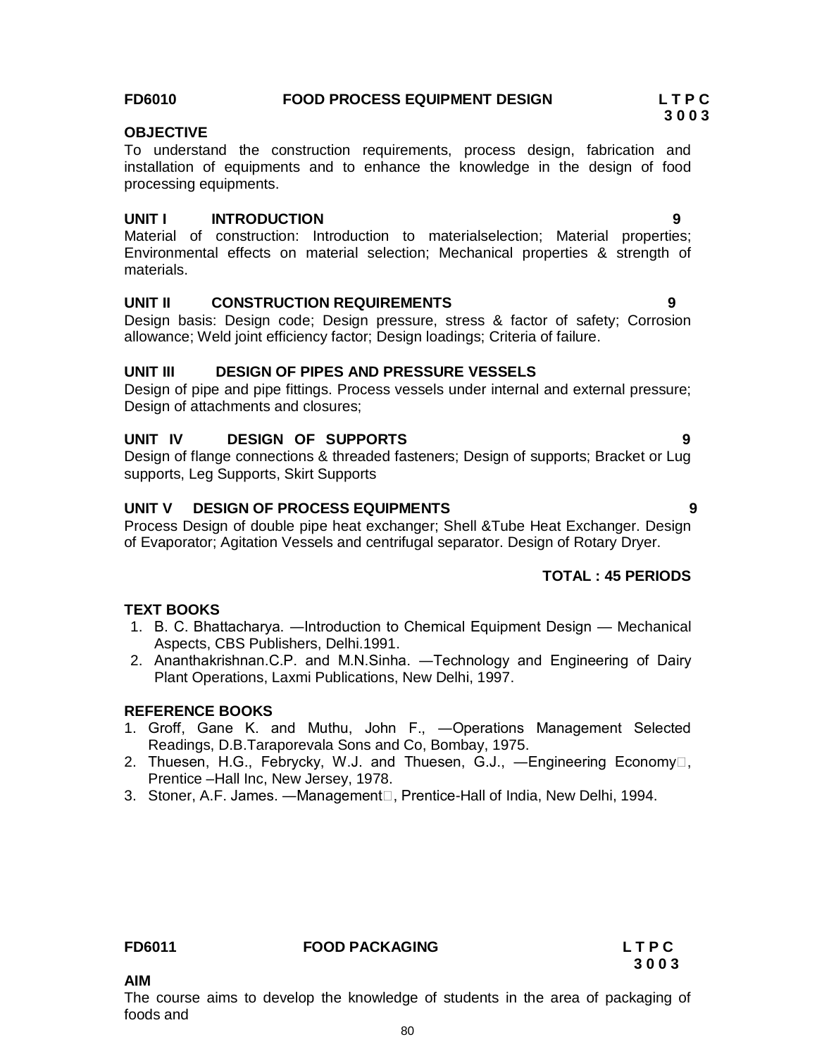## FD6010 FOOD PROCESS EQUIPMENT DESIGN

**L T P C**
**3 0 0 3**

**OBJECTIVE**

To understand the construction requirements, process design, fabrication and installation of equipments and to enhance the knowledge in the design of food processing equipments.

**UNIT I INTRODUCTION 9**

Material of construction: Introduction to materialselection; Material properties; Environmental effects on material selection; Mechanical properties & strength of materials.

**UNIT II CONSTRUCTION REQUIREMENTS 9**

Design basis: Design code; Design pressure, stress & factor of safety; Corrosion allowance; Weld joint efficiency factor; Design loadings; Criteria of failure.

**UNIT III DESIGN OF PIPES AND PRESSURE VESSELS**

Design of pipe and pipe fittings. Process vessels under internal and external pressure; Design of attachments and closures;

**UNIT IV DESIGN OF SUPPORTS 9**

Design of flange connections & threaded fasteners; Design of supports; Bracket or Lug supports, Leg Supports, Skirt Supports

**UNIT V DESIGN OF PROCESS EQUIPMENTS 9**

Process Design of double pipe heat exchanger; Shell &Tube Heat Exchanger. Design of Evaporator; Agitation Vessels and centrifugal separator. Design of Rotary Dryer.

**TOTAL : 45 PERIODS**

**TEXT BOOKS**

1. B. C. Bhattacharya. —Introduction to Chemical Equipment Design — Mechanical Aspects, CBS Publishers, Delhi.1991.
2. Ananthakrishnan.C.P. and M.N.Sinha. —Technology and Engineering of Dairy Plant Operations, Laxmi Publications, New Delhi, 1997.

**REFERENCE BOOKS**

1. Groff, Gane K. and Muthu, John F., —Operations Management Selected Readings, D.B.Taraporevala Sons and Co, Bombay, 1975.
2. Thuesen, H.G., Febrycky, W.J. and Thuesen, G.J., —Engineering Economy, Prentice –Hall Inc, New Jersey, 1978.
3. Stoner, A.F. James. —Management, Prentice-Hall of India, New Delhi, 1994.

## FD6011 FOOD PACKAGING

**L T P C**
**3 0 0 3**

**AIM**

The course aims to develop the knowledge of students in the area of packaging of foods and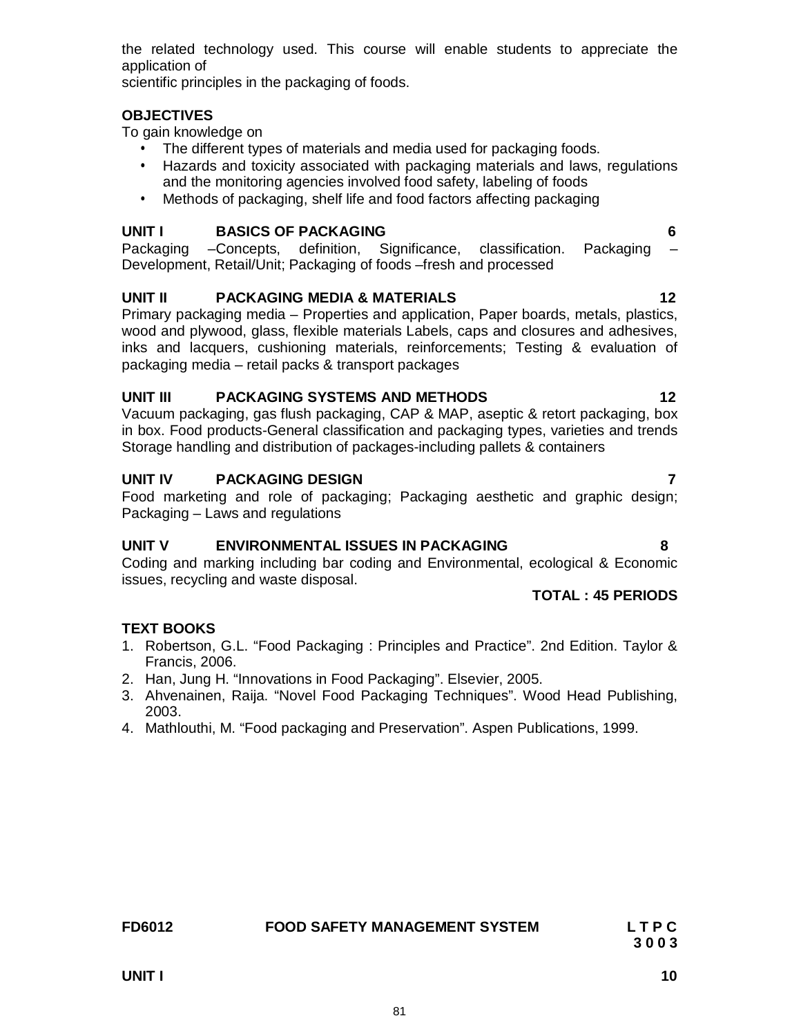the related technology used. This course will enable students to appreciate the application of
scientific principles in the packaging of foods.

**OBJECTIVES**

To gain knowledge on

- The different types of materials and media used for packaging foods.
- Hazards and toxicity associated with packaging materials and laws, regulations and the monitoring agencies involved food safety, labeling of foods
- Methods of packaging, shelf life and food factors affecting packaging

**UNIT I BASICS OF PACKAGING 6**

Packaging –Concepts, definition, Significance, classification. Packaging – Development, Retail/Unit; Packaging of foods –fresh and processed

**UNIT II PACKAGING MEDIA & MATERIALS 12**

Primary packaging media – Properties and application, Paper boards, metals, plastics, wood and plywood, glass, flexible materials Labels, caps and closures and adhesives, inks and lacquers, cushioning materials, reinforcements; Testing & evaluation of packaging media – retail packs & transport packages

**UNIT III PACKAGING SYSTEMS AND METHODS 12**

Vacuum packaging, gas flush packaging, CAP & MAP, aseptic & retort packaging, box in box. Food products-General classification and packaging types, varieties and trends Storage handling and distribution of packages-including pallets & containers

**UNIT IV PACKAGING DESIGN 7**

Food marketing and role of packaging; Packaging aesthetic and graphic design; Packaging – Laws and regulations

**UNIT V ENVIRONMENTAL ISSUES IN PACKAGING 8**

Coding and marking including bar coding and Environmental, ecological & Economic issues, recycling and waste disposal.

**TOTAL : 45 PERIODS**

**TEXT BOOKS**

1. Robertson, G.L. “Food Packaging : Principles and Practice”. 2nd Edition. Taylor & Francis, 2006.
2. Han, Jung H. “Innovations in Food Packaging”. Elsevier, 2005.
3. Ahvenainen, Raija. “Novel Food Packaging Techniques”. Wood Head Publishing, 2003.
4. Mathlouthi, M. “Food packaging and Preservation”. Aspen Publications, 1999.

**FD6012 FOOD SAFETY MANAGEMENT SYSTEM L T P C**
**3 0 0 3**

**UNIT I 10**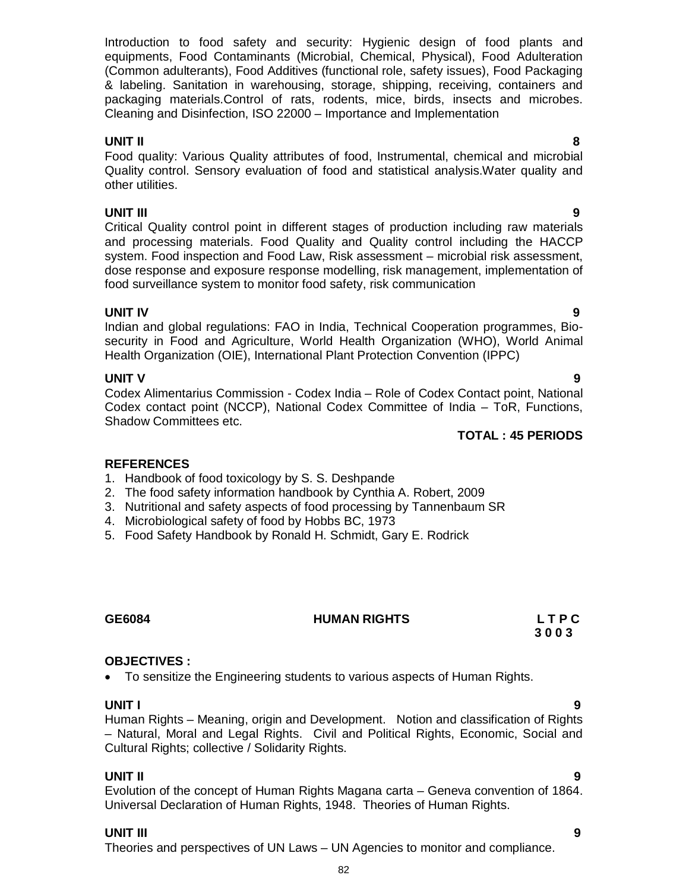Introduction to food safety and security: Hygienic design of food plants and equipments, Food Contaminants (Microbial, Chemical, Physical), Food Adulteration (Common adulterants), Food Additives (functional role, safety issues), Food Packaging & labeling. Sanitation in warehousing, storage, shipping, receiving, containers and packaging materials.Control of rats, rodents, mice, birds, insects and microbes. Cleaning and Disinfection, ISO 22000 – Importance and Implementation

**UNIT II** **8**

Food quality: Various Quality attributes of food, Instrumental, chemical and microbial Quality control. Sensory evaluation of food and statistical analysis.Water quality and other utilities.

**UNIT III** **9**

Critical Quality control point in different stages of production including raw materials and processing materials. Food Quality and Quality control including the HACCP system. Food inspection and Food Law, Risk assessment – microbial risk assessment, dose response and exposure response modelling, risk management, implementation of food surveillance system to monitor food safety, risk communication

**UNIT IV** **9**

Indian and global regulations: FAO in India, Technical Cooperation programmes, Bio-security in Food and Agriculture, World Health Organization (WHO), World Animal Health Organization (OIE), International Plant Protection Convention (IPPC)

**UNIT V** **9**

Codex Alimentarius Commission - Codex India – Role of Codex Contact point, National Codex contact point (NCCP), National Codex Committee of India – ToR, Functions, Shadow Committees etc.

**TOTAL : 45 PERIODS**

**REFERENCES**

1. Handbook of food toxicology by S. S. Deshpande
2. The food safety information handbook by Cynthia A. Robert, 2009
3. Nutritional and safety aspects of food processing by Tannenbaum SR
4. Microbiological safety of food by Hobbs BC, 1973
5. Food Safety Handbook by Ronald H. Schmidt, Gary E. Rodrick

**GE6084** **HUMAN RIGHTS** **L T P C**
**3 0 0 3**

**OBJECTIVES :**

- To sensitize the Engineering students to various aspects of Human Rights.

**UNIT I** **9**

Human Rights – Meaning, origin and Development. Notion and classification of Rights – Natural, Moral and Legal Rights. Civil and Political Rights, Economic, Social and Cultural Rights; collective / Solidarity Rights.

**UNIT II** **9**

Evolution of the concept of Human Rights Magana carta – Geneva convention of 1864. Universal Declaration of Human Rights, 1948. Theories of Human Rights.

**UNIT III** **9**

Theories and perspectives of UN Laws – UN Agencies to monitor and compliance.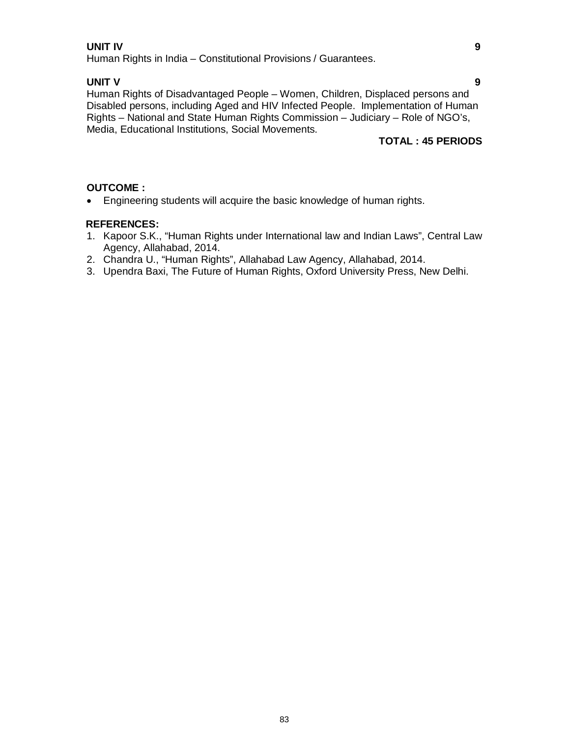**UNIT IV** **9**

Human Rights in India – Constitutional Provisions / Guarantees.

**UNIT V** **9**

Human Rights of Disadvantaged People – Women, Children, Displaced persons and Disabled persons, including Aged and HIV Infected People. Implementation of Human Rights – National and State Human Rights Commission – Judiciary – Role of NGO's, Media, Educational Institutions, Social Movements.

**TOTAL : 45 PERIODS**

**OUTCOME :**

- Engineering students will acquire the basic knowledge of human rights.

**REFERENCES:**

1. Kapoor S.K., "Human Rights under International law and Indian Laws", Central Law Agency, Allahabad, 2014.
2. Chandra U., "Human Rights", Allahabad Law Agency, Allahabad, 2014.
3. Upendra Baxi, The Future of Human Rights, Oxford University Press, New Delhi.